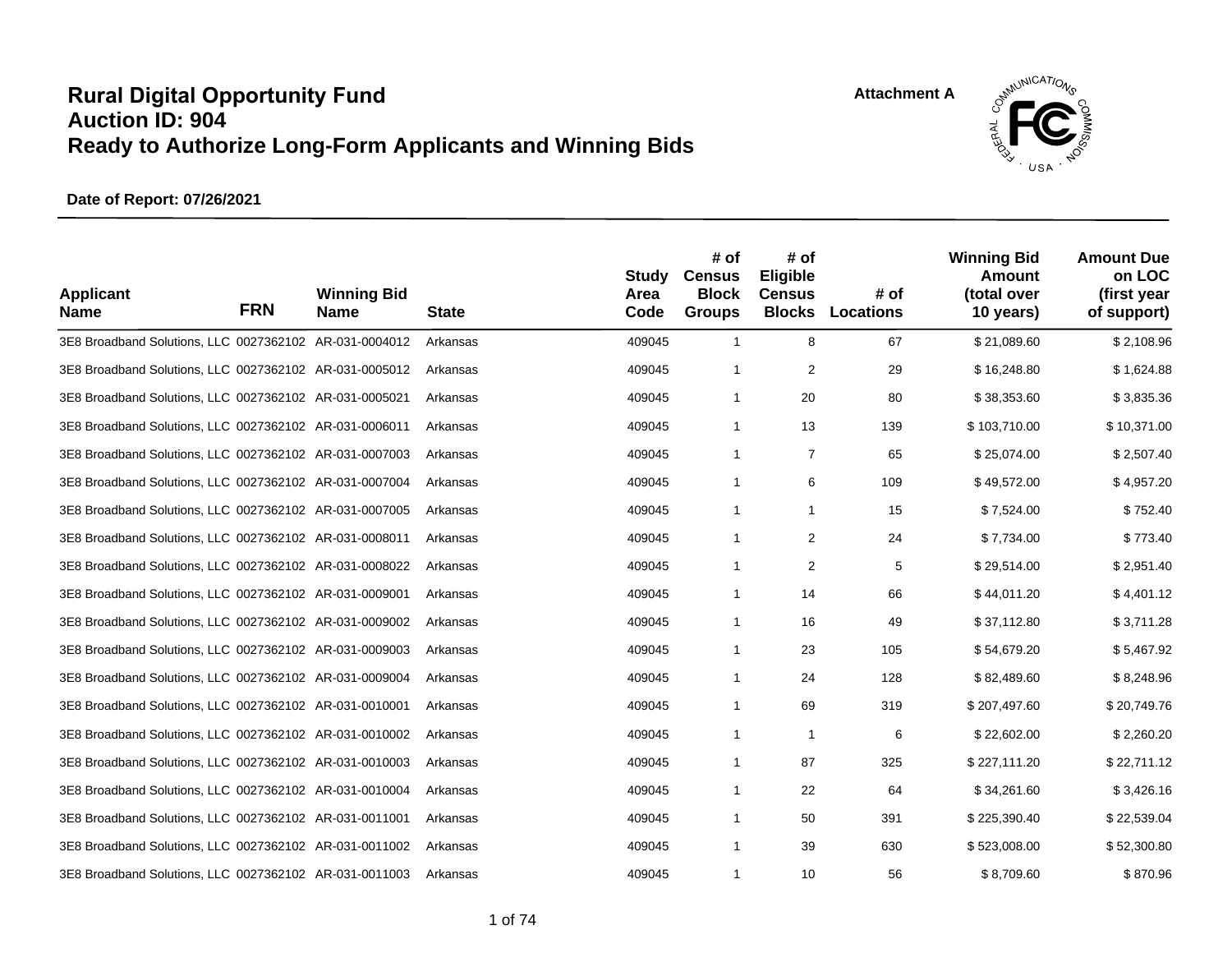# Rural Digital Opportunity Fund
# Auction ID: 904
# Ready to Authorize Long-Form Applicants and Winning Bids

**Attachment A**

**Date of Report: 07/26/2021**

| Applicant Name | FRN | Winning Bid Name | State | Study Area Code | # of Census Block Groups | # of Eligible Census Blocks | # of Locations | Winning Bid Amount (total over 10 years) | Amount Due on LOC (first year of support) |
|---|---|---|---|---|---|---|---|---|---|
| 3E8 Broadband Solutions, LLC | 0027362102 | AR-031-0004012 | Arkansas | 409045 | 1 | 8 | 67 | $ 21,089.60 | $ 2,108.96 |
| 3E8 Broadband Solutions, LLC | 0027362102 | AR-031-0005012 | Arkansas | 409045 | 1 | 2 | 29 | $ 16,248.80 | $ 1,624.88 |
| 3E8 Broadband Solutions, LLC | 0027362102 | AR-031-0005021 | Arkansas | 409045 | 1 | 20 | 80 | $ 38,353.60 | $ 3,835.36 |
| 3E8 Broadband Solutions, LLC | 0027362102 | AR-031-0006011 | Arkansas | 409045 | 1 | 13 | 139 | $ 103,710.00 | $ 10,371.00 |
| 3E8 Broadband Solutions, LLC | 0027362102 | AR-031-0007003 | Arkansas | 409045 | 1 | 7 | 65 | $ 25,074.00 | $ 2,507.40 |
| 3E8 Broadband Solutions, LLC | 0027362102 | AR-031-0007004 | Arkansas | 409045 | 1 | 6 | 109 | $ 49,572.00 | $ 4,957.20 |
| 3E8 Broadband Solutions, LLC | 0027362102 | AR-031-0007005 | Arkansas | 409045 | 1 | 1 | 15 | $ 7,524.00 | $ 752.40 |
| 3E8 Broadband Solutions, LLC | 0027362102 | AR-031-0008011 | Arkansas | 409045 | 1 | 2 | 24 | $ 7,734.00 | $ 773.40 |
| 3E8 Broadband Solutions, LLC | 0027362102 | AR-031-0008022 | Arkansas | 409045 | 1 | 2 | 5 | $ 29,514.00 | $ 2,951.40 |
| 3E8 Broadband Solutions, LLC | 0027362102 | AR-031-0009001 | Arkansas | 409045 | 1 | 14 | 66 | $ 44,011.20 | $ 4,401.12 |
| 3E8 Broadband Solutions, LLC | 0027362102 | AR-031-0009002 | Arkansas | 409045 | 1 | 16 | 49 | $ 37,112.80 | $ 3,711.28 |
| 3E8 Broadband Solutions, LLC | 0027362102 | AR-031-0009003 | Arkansas | 409045 | 1 | 23 | 105 | $ 54,679.20 | $ 5,467.92 |
| 3E8 Broadband Solutions, LLC | 0027362102 | AR-031-0009004 | Arkansas | 409045 | 1 | 24 | 128 | $ 82,489.60 | $ 8,248.96 |
| 3E8 Broadband Solutions, LLC | 0027362102 | AR-031-0010001 | Arkansas | 409045 | 1 | 69 | 319 | $ 207,497.60 | $ 20,749.76 |
| 3E8 Broadband Solutions, LLC | 0027362102 | AR-031-0010002 | Arkansas | 409045 | 1 | 1 | 6 | $ 22,602.00 | $ 2,260.20 |
| 3E8 Broadband Solutions, LLC | 0027362102 | AR-031-0010003 | Arkansas | 409045 | 1 | 87 | 325 | $ 227,111.20 | $ 22,711.12 |
| 3E8 Broadband Solutions, LLC | 0027362102 | AR-031-0010004 | Arkansas | 409045 | 1 | 22 | 64 | $ 34,261.60 | $ 3,426.16 |
| 3E8 Broadband Solutions, LLC | 0027362102 | AR-031-0011001 | Arkansas | 409045 | 1 | 50 | 391 | $ 225,390.40 | $ 22,539.04 |
| 3E8 Broadband Solutions, LLC | 0027362102 | AR-031-0011002 | Arkansas | 409045 | 1 | 39 | 630 | $ 523,008.00 | $ 52,300.80 |
| 3E8 Broadband Solutions, LLC | 0027362102 | AR-031-0011003 | Arkansas | 409045 | 1 | 10 | 56 | $ 8,709.60 | $ 870.96 |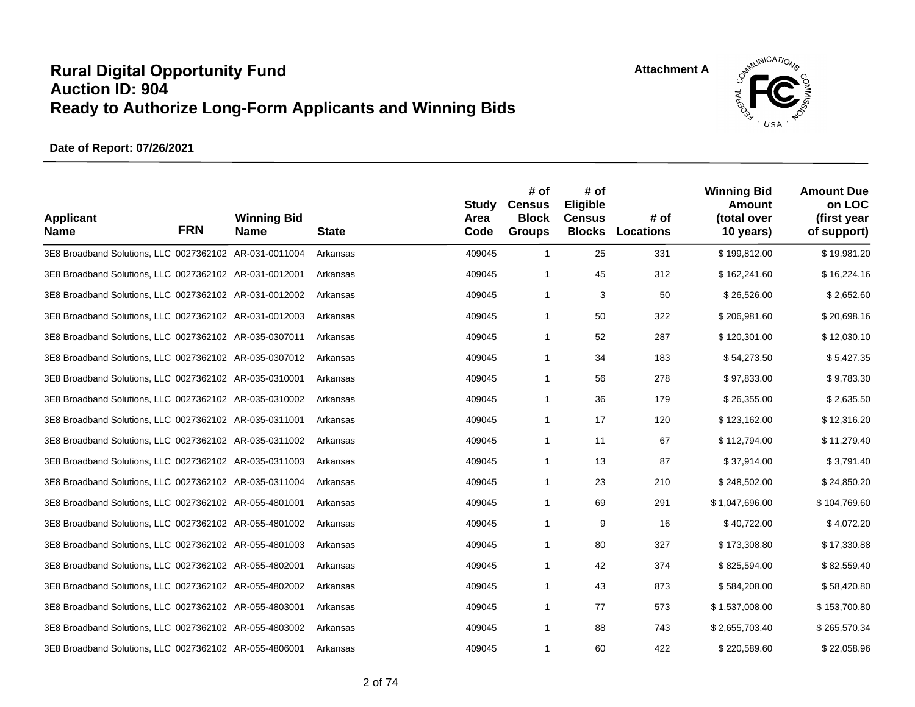# Rural Digital Opportunity Fund
# Auction ID: 904
# Ready to Authorize Long-Form Applicants and Winning Bids

Attachment A

**Date of Report: 07/26/2021**

| Applicant Name | FRN | Winning Bid Name | State | Study Area Code | # of Census Block Groups | # of Eligible Census Blocks | # of Locations | Winning Bid Amount (total over 10 years) | Amount Due on LOC (first year of support) |
|---|---|---|---|---|---|---|---|---|---|
| 3E8 Broadband Solutions, LLC | 0027362102 | AR-031-0011004 | Arkansas | 409045 | 1 | 25 | 331 | $ 199,812.00 | $ 19,981.20 |
| 3E8 Broadband Solutions, LLC | 0027362102 | AR-031-0012001 | Arkansas | 409045 | 1 | 45 | 312 | $ 162,241.60 | $ 16,224.16 |
| 3E8 Broadband Solutions, LLC | 0027362102 | AR-031-0012002 | Arkansas | 409045 | 1 | 3 | 50 | $ 26,526.00 | $ 2,652.60 |
| 3E8 Broadband Solutions, LLC | 0027362102 | AR-031-0012003 | Arkansas | 409045 | 1 | 50 | 322 | $ 206,981.60 | $ 20,698.16 |
| 3E8 Broadband Solutions, LLC | 0027362102 | AR-035-0307011 | Arkansas | 409045 | 1 | 52 | 287 | $ 120,301.00 | $ 12,030.10 |
| 3E8 Broadband Solutions, LLC | 0027362102 | AR-035-0307012 | Arkansas | 409045 | 1 | 34 | 183 | $ 54,273.50 | $ 5,427.35 |
| 3E8 Broadband Solutions, LLC | 0027362102 | AR-035-0310001 | Arkansas | 409045 | 1 | 56 | 278 | $ 97,833.00 | $ 9,783.30 |
| 3E8 Broadband Solutions, LLC | 0027362102 | AR-035-0310002 | Arkansas | 409045 | 1 | 36 | 179 | $ 26,355.00 | $ 2,635.50 |
| 3E8 Broadband Solutions, LLC | 0027362102 | AR-035-0311001 | Arkansas | 409045 | 1 | 17 | 120 | $ 123,162.00 | $ 12,316.20 |
| 3E8 Broadband Solutions, LLC | 0027362102 | AR-035-0311002 | Arkansas | 409045 | 1 | 11 | 67 | $ 112,794.00 | $ 11,279.40 |
| 3E8 Broadband Solutions, LLC | 0027362102 | AR-035-0311003 | Arkansas | 409045 | 1 | 13 | 87 | $ 37,914.00 | $ 3,791.40 |
| 3E8 Broadband Solutions, LLC | 0027362102 | AR-035-0311004 | Arkansas | 409045 | 1 | 23 | 210 | $ 248,502.00 | $ 24,850.20 |
| 3E8 Broadband Solutions, LLC | 0027362102 | AR-055-4801001 | Arkansas | 409045 | 1 | 69 | 291 | $ 1,047,696.00 | $ 104,769.60 |
| 3E8 Broadband Solutions, LLC | 0027362102 | AR-055-4801002 | Arkansas | 409045 | 1 | 9 | 16 | $ 40,722.00 | $ 4,072.20 |
| 3E8 Broadband Solutions, LLC | 0027362102 | AR-055-4801003 | Arkansas | 409045 | 1 | 80 | 327 | $ 173,308.80 | $ 17,330.88 |
| 3E8 Broadband Solutions, LLC | 0027362102 | AR-055-4802001 | Arkansas | 409045 | 1 | 42 | 374 | $ 825,594.00 | $ 82,559.40 |
| 3E8 Broadband Solutions, LLC | 0027362102 | AR-055-4802002 | Arkansas | 409045 | 1 | 43 | 873 | $ 584,208.00 | $ 58,420.80 |
| 3E8 Broadband Solutions, LLC | 0027362102 | AR-055-4803001 | Arkansas | 409045 | 1 | 77 | 573 | $ 1,537,008.00 | $ 153,700.80 |
| 3E8 Broadband Solutions, LLC | 0027362102 | AR-055-4803002 | Arkansas | 409045 | 1 | 88 | 743 | $ 2,655,703.40 | $ 265,570.34 |
| 3E8 Broadband Solutions, LLC | 0027362102 | AR-055-4806001 | Arkansas | 409045 | 1 | 60 | 422 | $ 220,589.60 | $ 22,058.96 |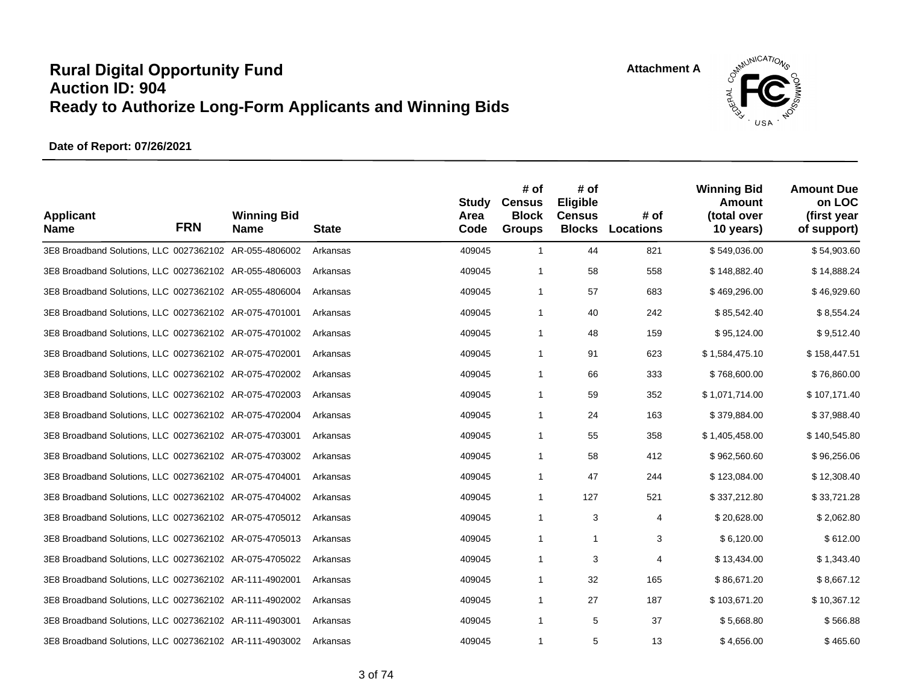# Rural Digital Opportunity Fund
# Auction ID: 904
# Ready to Authorize Long-Form Applicants and Winning Bids

Attachment A

**Date of Report: 07/26/2021**

| Applicant Name | FRN | Winning Bid Name | State | Study Area Code | # of Census Block Groups | # of Eligible Census Blocks | # of Locations | Winning Bid Amount (total over 10 years) | Amount Due on LOC (first year of support) |
|---|---|---|---|---|---|---|---|---|---|
| 3E8 Broadband Solutions, LLC | 0027362102 | AR-055-4806002 | Arkansas | 409045 | 1 | 44 | 821 | $ 549,036.00 | $ 54,903.60 |
| 3E8 Broadband Solutions, LLC | 0027362102 | AR-055-4806003 | Arkansas | 409045 | 1 | 58 | 558 | $ 148,882.40 | $ 14,888.24 |
| 3E8 Broadband Solutions, LLC | 0027362102 | AR-055-4806004 | Arkansas | 409045 | 1 | 57 | 683 | $ 469,296.00 | $ 46,929.60 |
| 3E8 Broadband Solutions, LLC | 0027362102 | AR-075-4701001 | Arkansas | 409045 | 1 | 40 | 242 | $ 85,542.40 | $ 8,554.24 |
| 3E8 Broadband Solutions, LLC | 0027362102 | AR-075-4701002 | Arkansas | 409045 | 1 | 48 | 159 | $ 95,124.00 | $ 9,512.40 |
| 3E8 Broadband Solutions, LLC | 0027362102 | AR-075-4702001 | Arkansas | 409045 | 1 | 91 | 623 | $ 1,584,475.10 | $ 158,447.51 |
| 3E8 Broadband Solutions, LLC | 0027362102 | AR-075-4702002 | Arkansas | 409045 | 1 | 66 | 333 | $ 768,600.00 | $ 76,860.00 |
| 3E8 Broadband Solutions, LLC | 0027362102 | AR-075-4702003 | Arkansas | 409045 | 1 | 59 | 352 | $ 1,071,714.00 | $ 107,171.40 |
| 3E8 Broadband Solutions, LLC | 0027362102 | AR-075-4702004 | Arkansas | 409045 | 1 | 24 | 163 | $ 379,884.00 | $ 37,988.40 |
| 3E8 Broadband Solutions, LLC | 0027362102 | AR-075-4703001 | Arkansas | 409045 | 1 | 55 | 358 | $ 1,405,458.00 | $ 140,545.80 |
| 3E8 Broadband Solutions, LLC | 0027362102 | AR-075-4703002 | Arkansas | 409045 | 1 | 58 | 412 | $ 962,560.60 | $ 96,256.06 |
| 3E8 Broadband Solutions, LLC | 0027362102 | AR-075-4704001 | Arkansas | 409045 | 1 | 47 | 244 | $ 123,084.00 | $ 12,308.40 |
| 3E8 Broadband Solutions, LLC | 0027362102 | AR-075-4704002 | Arkansas | 409045 | 1 | 127 | 521 | $ 337,212.80 | $ 33,721.28 |
| 3E8 Broadband Solutions, LLC | 0027362102 | AR-075-4705012 | Arkansas | 409045 | 1 | 3 | 4 | $ 20,628.00 | $ 2,062.80 |
| 3E8 Broadband Solutions, LLC | 0027362102 | AR-075-4705013 | Arkansas | 409045 | 1 | 1 | 3 | $ 6,120.00 | $ 612.00 |
| 3E8 Broadband Solutions, LLC | 0027362102 | AR-075-4705022 | Arkansas | 409045 | 1 | 3 | 4 | $ 13,434.00 | $ 1,343.40 |
| 3E8 Broadband Solutions, LLC | 0027362102 | AR-111-4902001 | Arkansas | 409045 | 1 | 32 | 165 | $ 86,671.20 | $ 8,667.12 |
| 3E8 Broadband Solutions, LLC | 0027362102 | AR-111-4902002 | Arkansas | 409045 | 1 | 27 | 187 | $ 103,671.20 | $ 10,367.12 |
| 3E8 Broadband Solutions, LLC | 0027362102 | AR-111-4903001 | Arkansas | 409045 | 1 | 5 | 37 | $ 5,668.80 | $ 566.88 |
| 3E8 Broadband Solutions, LLC | 0027362102 | AR-111-4903002 | Arkansas | 409045 | 1 | 5 | 13 | $ 4,656.00 | $ 465.60 |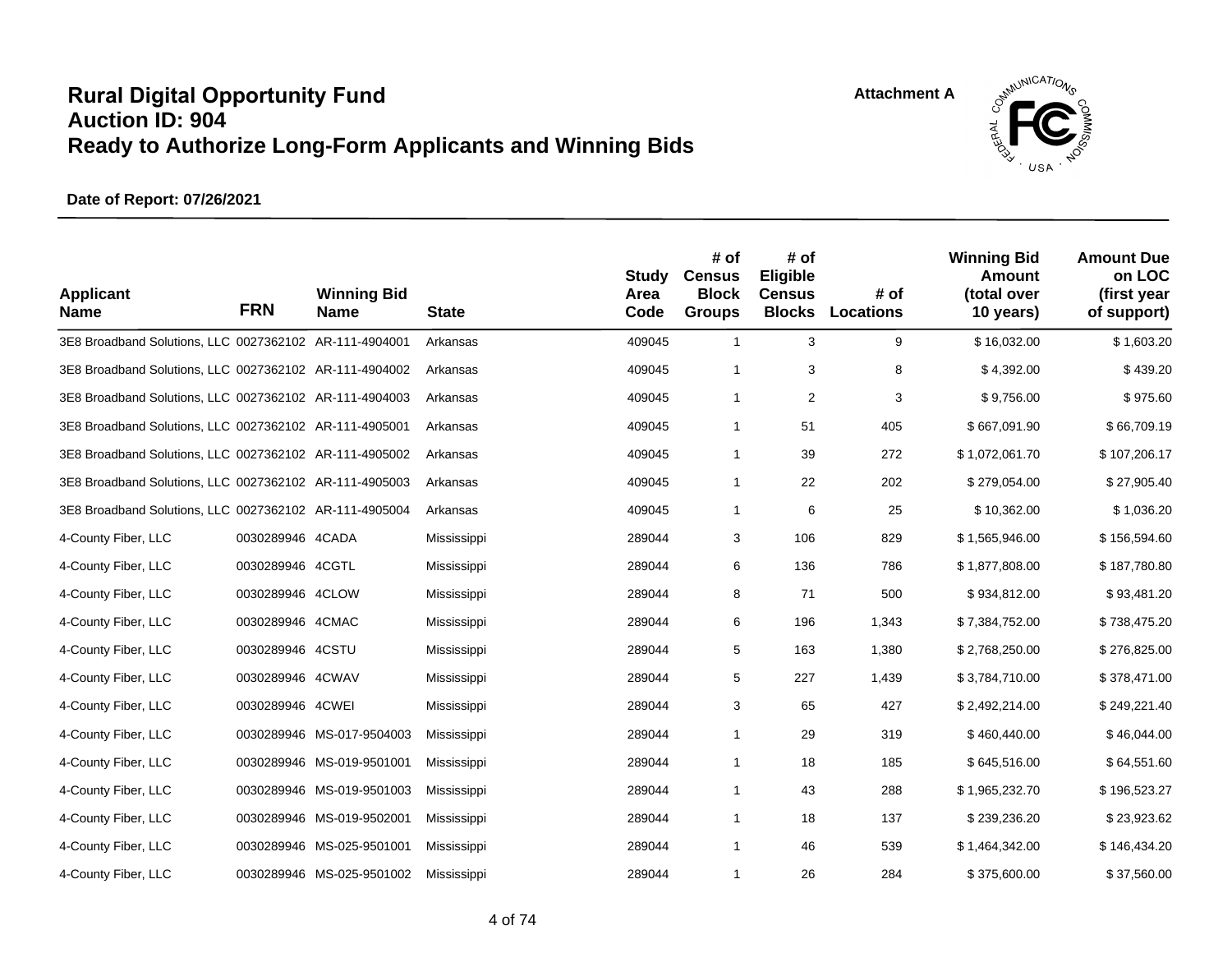# Rural Digital Opportunity Fund
# Auction ID: 904
# Ready to Authorize Long-Form Applicants and Winning Bids

Attachment A

**Date of Report: 07/26/2021**

| Applicant Name | FRN | Winning Bid Name | State | Study Area Code | # of Census Block Groups | # of Eligible Census Blocks | # of Locations | Winning Bid Amount (total over 10 years) | Amount Due on LOC (first year of support) |
|---|---|---|---|---|---|---|---|---|---|
| 3E8 Broadband Solutions, LLC | 0027362102 | AR-111-4904001 | Arkansas | 409045 | 1 | 3 | 9 | $ 16,032.00 | $ 1,603.20 |
| 3E8 Broadband Solutions, LLC | 0027362102 | AR-111-4904002 | Arkansas | 409045 | 1 | 3 | 8 | $ 4,392.00 | $ 439.20 |
| 3E8 Broadband Solutions, LLC | 0027362102 | AR-111-4904003 | Arkansas | 409045 | 1 | 2 | 3 | $ 9,756.00 | $ 975.60 |
| 3E8 Broadband Solutions, LLC | 0027362102 | AR-111-4905001 | Arkansas | 409045 | 1 | 51 | 405 | $ 667,091.90 | $ 66,709.19 |
| 3E8 Broadband Solutions, LLC | 0027362102 | AR-111-4905002 | Arkansas | 409045 | 1 | 39 | 272 | $ 1,072,061.70 | $ 107,206.17 |
| 3E8 Broadband Solutions, LLC | 0027362102 | AR-111-4905003 | Arkansas | 409045 | 1 | 22 | 202 | $ 279,054.00 | $ 27,905.40 |
| 3E8 Broadband Solutions, LLC | 0027362102 | AR-111-4905004 | Arkansas | 409045 | 1 | 6 | 25 | $ 10,362.00 | $ 1,036.20 |
| 4-County Fiber, LLC | 0030289946 | 4CADA | Mississippi | 289044 | 3 | 106 | 829 | $ 1,565,946.00 | $ 156,594.60 |
| 4-County Fiber, LLC | 0030289946 | 4CGTL | Mississippi | 289044 | 6 | 136 | 786 | $ 1,877,808.00 | $ 187,780.80 |
| 4-County Fiber, LLC | 0030289946 | 4CLOW | Mississippi | 289044 | 8 | 71 | 500 | $ 934,812.00 | $ 93,481.20 |
| 4-County Fiber, LLC | 0030289946 | 4CMAC | Mississippi | 289044 | 6 | 196 | 1,343 | $ 7,384,752.00 | $ 738,475.20 |
| 4-County Fiber, LLC | 0030289946 | 4CSTU | Mississippi | 289044 | 5 | 163 | 1,380 | $ 2,768,250.00 | $ 276,825.00 |
| 4-County Fiber, LLC | 0030289946 | 4CWAV | Mississippi | 289044 | 5 | 227 | 1,439 | $ 3,784,710.00 | $ 378,471.00 |
| 4-County Fiber, LLC | 0030289946 | 4CWEI | Mississippi | 289044 | 3 | 65 | 427 | $ 2,492,214.00 | $ 249,221.40 |
| 4-County Fiber, LLC | 0030289946 | MS-017-9504003 | Mississippi | 289044 | 1 | 29 | 319 | $ 460,440.00 | $ 46,044.00 |
| 4-County Fiber, LLC | 0030289946 | MS-019-9501001 | Mississippi | 289044 | 1 | 18 | 185 | $ 645,516.00 | $ 64,551.60 |
| 4-County Fiber, LLC | 0030289946 | MS-019-9501003 | Mississippi | 289044 | 1 | 43 | 288 | $ 1,965,232.70 | $ 196,523.27 |
| 4-County Fiber, LLC | 0030289946 | MS-019-9502001 | Mississippi | 289044 | 1 | 18 | 137 | $ 239,236.20 | $ 23,923.62 |
| 4-County Fiber, LLC | 0030289946 | MS-025-9501001 | Mississippi | 289044 | 1 | 46 | 539 | $ 1,464,342.00 | $ 146,434.20 |
| 4-County Fiber, LLC | 0030289946 | MS-025-9501002 | Mississippi | 289044 | 1 | 26 | 284 | $ 375,600.00 | $ 37,560.00 |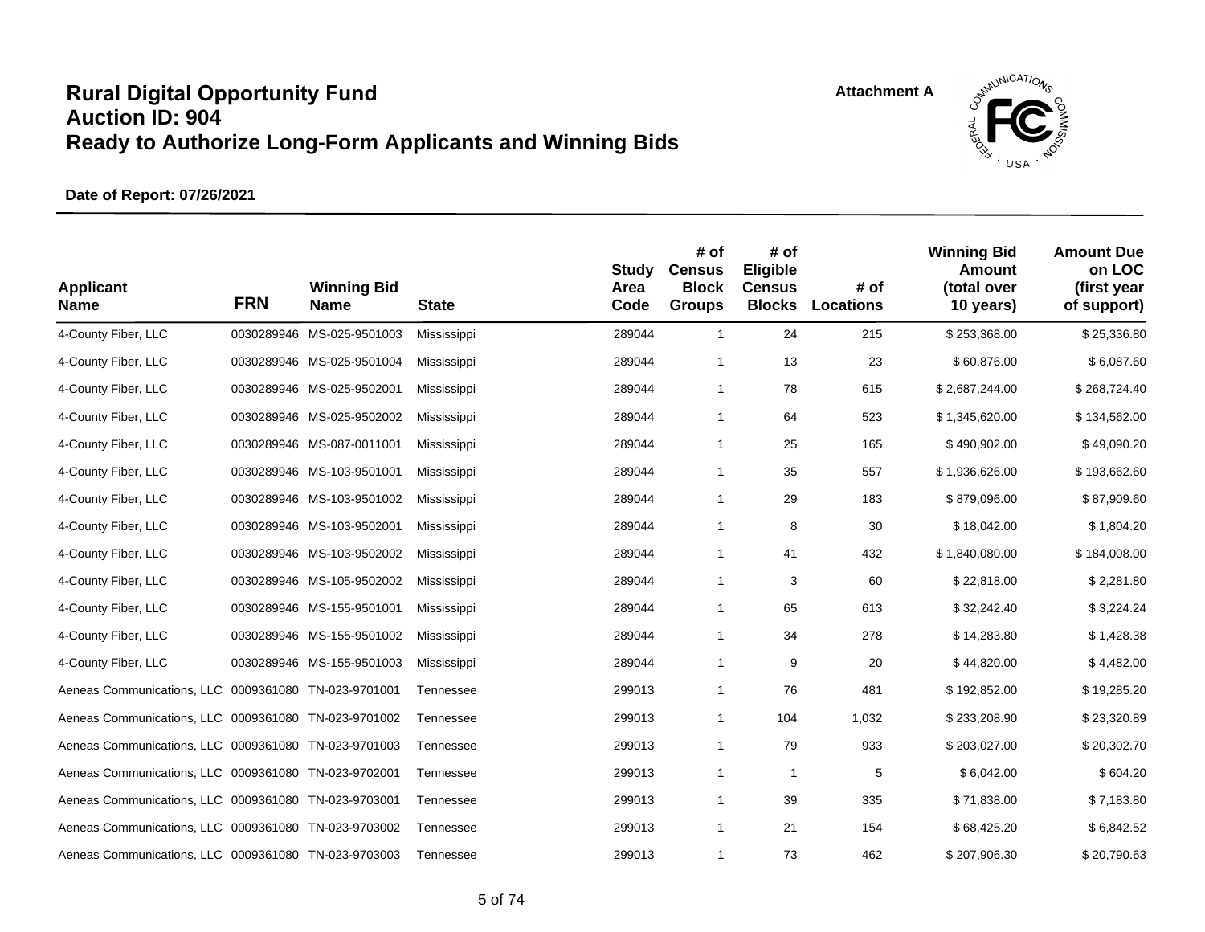# Rural Digital Opportunity Fund
# Auction ID: 904
# Ready to Authorize Long-Form Applicants and Winning Bids

Attachment A

**Date of Report: 07/26/2021**

| Applicant Name | FRN | Winning Bid Name | State | Study Area Code | # of Census Block Groups | # of Eligible Census Blocks | # of Locations | Winning Bid Amount (total over 10 years) | Amount Due on LOC (first year of support) |
|---|---|---|---|---|---|---|---|---|---|
| 4-County Fiber, LLC | 0030289946 | MS-025-9501003 | Mississippi | 289044 | 1 | 24 | 215 | $ 253,368.00 | $ 25,336.80 |
| 4-County Fiber, LLC | 0030289946 | MS-025-9501004 | Mississippi | 289044 | 1 | 13 | 23 | $ 60,876.00 | $ 6,087.60 |
| 4-County Fiber, LLC | 0030289946 | MS-025-9502001 | Mississippi | 289044 | 1 | 78 | 615 | $ 2,687,244.00 | $ 268,724.40 |
| 4-County Fiber, LLC | 0030289946 | MS-025-9502002 | Mississippi | 289044 | 1 | 64 | 523 | $ 1,345,620.00 | $ 134,562.00 |
| 4-County Fiber, LLC | 0030289946 | MS-087-0011001 | Mississippi | 289044 | 1 | 25 | 165 | $ 490,902.00 | $ 49,090.20 |
| 4-County Fiber, LLC | 0030289946 | MS-103-9501001 | Mississippi | 289044 | 1 | 35 | 557 | $ 1,936,626.00 | $ 193,662.60 |
| 4-County Fiber, LLC | 0030289946 | MS-103-9501002 | Mississippi | 289044 | 1 | 29 | 183 | $ 879,096.00 | $ 87,909.60 |
| 4-County Fiber, LLC | 0030289946 | MS-103-9502001 | Mississippi | 289044 | 1 | 8 | 30 | $ 18,042.00 | $ 1,804.20 |
| 4-County Fiber, LLC | 0030289946 | MS-103-9502002 | Mississippi | 289044 | 1 | 41 | 432 | $ 1,840,080.00 | $ 184,008.00 |
| 4-County Fiber, LLC | 0030289946 | MS-105-9502002 | Mississippi | 289044 | 1 | 3 | 60 | $ 22,818.00 | $ 2,281.80 |
| 4-County Fiber, LLC | 0030289946 | MS-155-9501001 | Mississippi | 289044 | 1 | 65 | 613 | $ 32,242.40 | $ 3,224.24 |
| 4-County Fiber, LLC | 0030289946 | MS-155-9501002 | Mississippi | 289044 | 1 | 34 | 278 | $ 14,283.80 | $ 1,428.38 |
| 4-County Fiber, LLC | 0030289946 | MS-155-9501003 | Mississippi | 289044 | 1 | 9 | 20 | $ 44,820.00 | $ 4,482.00 |
| Aeneas Communications, LLC | 0009361080 | TN-023-9701001 | Tennessee | 299013 | 1 | 76 | 481 | $ 192,852.00 | $ 19,285.20 |
| Aeneas Communications, LLC | 0009361080 | TN-023-9701002 | Tennessee | 299013 | 1 | 104 | 1,032 | $ 233,208.90 | $ 23,320.89 |
| Aeneas Communications, LLC | 0009361080 | TN-023-9701003 | Tennessee | 299013 | 1 | 79 | 933 | $ 203,027.00 | $ 20,302.70 |
| Aeneas Communications, LLC | 0009361080 | TN-023-9702001 | Tennessee | 299013 | 1 | 1 | 5 | $ 6,042.00 | $ 604.20 |
| Aeneas Communications, LLC | 0009361080 | TN-023-9703001 | Tennessee | 299013 | 1 | 39 | 335 | $ 71,838.00 | $ 7,183.80 |
| Aeneas Communications, LLC | 0009361080 | TN-023-9703002 | Tennessee | 299013 | 1 | 21 | 154 | $ 68,425.20 | $ 6,842.52 |
| Aeneas Communications, LLC | 0009361080 | TN-023-9703003 | Tennessee | 299013 | 1 | 73 | 462 | $ 207,906.30 | $ 20,790.63 |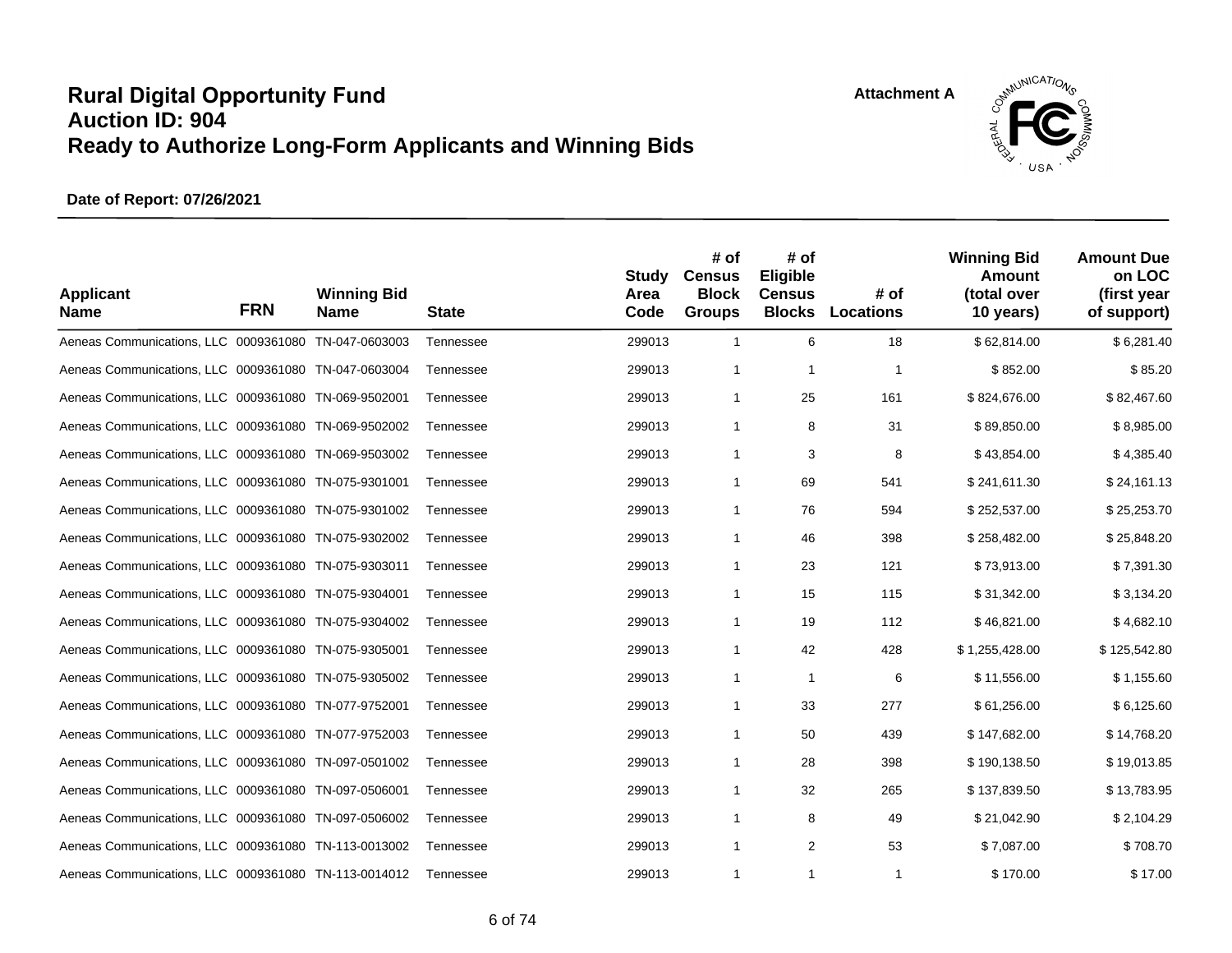# Rural Digital Opportunity Fund
# Auction ID: 904
# Ready to Authorize Long-Form Applicants and Winning Bids

Attachment A

**Date of Report: 07/26/2021**

| Applicant Name | FRN | Winning Bid Name | State | Study Area Code | # of Census Block Groups | # of Eligible Census Blocks | # of Locations | Winning Bid Amount (total over 10 years) | Amount Due on LOC (first year of support) |
|---|---|---|---|---|---|---|---|---|---|
| Aeneas Communications, LLC | 0009361080 | TN-047-0603003 | Tennessee | 299013 | 1 | 6 | 18 | $ 62,814.00 | $ 6,281.40 |
| Aeneas Communications, LLC | 0009361080 | TN-047-0603004 | Tennessee | 299013 | 1 | 1 | 1 | $ 852.00 | $ 85.20 |
| Aeneas Communications, LLC | 0009361080 | TN-069-9502001 | Tennessee | 299013 | 1 | 25 | 161 | $ 824,676.00 | $ 82,467.60 |
| Aeneas Communications, LLC | 0009361080 | TN-069-9502002 | Tennessee | 299013 | 1 | 8 | 31 | $ 89,850.00 | $ 8,985.00 |
| Aeneas Communications, LLC | 0009361080 | TN-069-9503002 | Tennessee | 299013 | 1 | 3 | 8 | $ 43,854.00 | $ 4,385.40 |
| Aeneas Communications, LLC | 0009361080 | TN-075-9301001 | Tennessee | 299013 | 1 | 69 | 541 | $ 241,611.30 | $ 24,161.13 |
| Aeneas Communications, LLC | 0009361080 | TN-075-9301002 | Tennessee | 299013 | 1 | 76 | 594 | $ 252,537.00 | $ 25,253.70 |
| Aeneas Communications, LLC | 0009361080 | TN-075-9302002 | Tennessee | 299013 | 1 | 46 | 398 | $ 258,482.00 | $ 25,848.20 |
| Aeneas Communications, LLC | 0009361080 | TN-075-9303011 | Tennessee | 299013 | 1 | 23 | 121 | $ 73,913.00 | $ 7,391.30 |
| Aeneas Communications, LLC | 0009361080 | TN-075-9304001 | Tennessee | 299013 | 1 | 15 | 115 | $ 31,342.00 | $ 3,134.20 |
| Aeneas Communications, LLC | 0009361080 | TN-075-9304002 | Tennessee | 299013 | 1 | 19 | 112 | $ 46,821.00 | $ 4,682.10 |
| Aeneas Communications, LLC | 0009361080 | TN-075-9305001 | Tennessee | 299013 | 1 | 42 | 428 | $ 1,255,428.00 | $ 125,542.80 |
| Aeneas Communications, LLC | 0009361080 | TN-075-9305002 | Tennessee | 299013 | 1 | 1 | 6 | $ 11,556.00 | $ 1,155.60 |
| Aeneas Communications, LLC | 0009361080 | TN-077-9752001 | Tennessee | 299013 | 1 | 33 | 277 | $ 61,256.00 | $ 6,125.60 |
| Aeneas Communications, LLC | 0009361080 | TN-077-9752003 | Tennessee | 299013 | 1 | 50 | 439 | $ 147,682.00 | $ 14,768.20 |
| Aeneas Communications, LLC | 0009361080 | TN-097-0501002 | Tennessee | 299013 | 1 | 28 | 398 | $ 190,138.50 | $ 19,013.85 |
| Aeneas Communications, LLC | 0009361080 | TN-097-0506001 | Tennessee | 299013 | 1 | 32 | 265 | $ 137,839.50 | $ 13,783.95 |
| Aeneas Communications, LLC | 0009361080 | TN-097-0506002 | Tennessee | 299013 | 1 | 8 | 49 | $ 21,042.90 | $ 2,104.29 |
| Aeneas Communications, LLC | 0009361080 | TN-113-0013002 | Tennessee | 299013 | 1 | 2 | 53 | $ 7,087.00 | $ 708.70 |
| Aeneas Communications, LLC | 0009361080 | TN-113-0014012 | Tennessee | 299013 | 1 | 1 | 1 | $ 170.00 | $ 17.00 |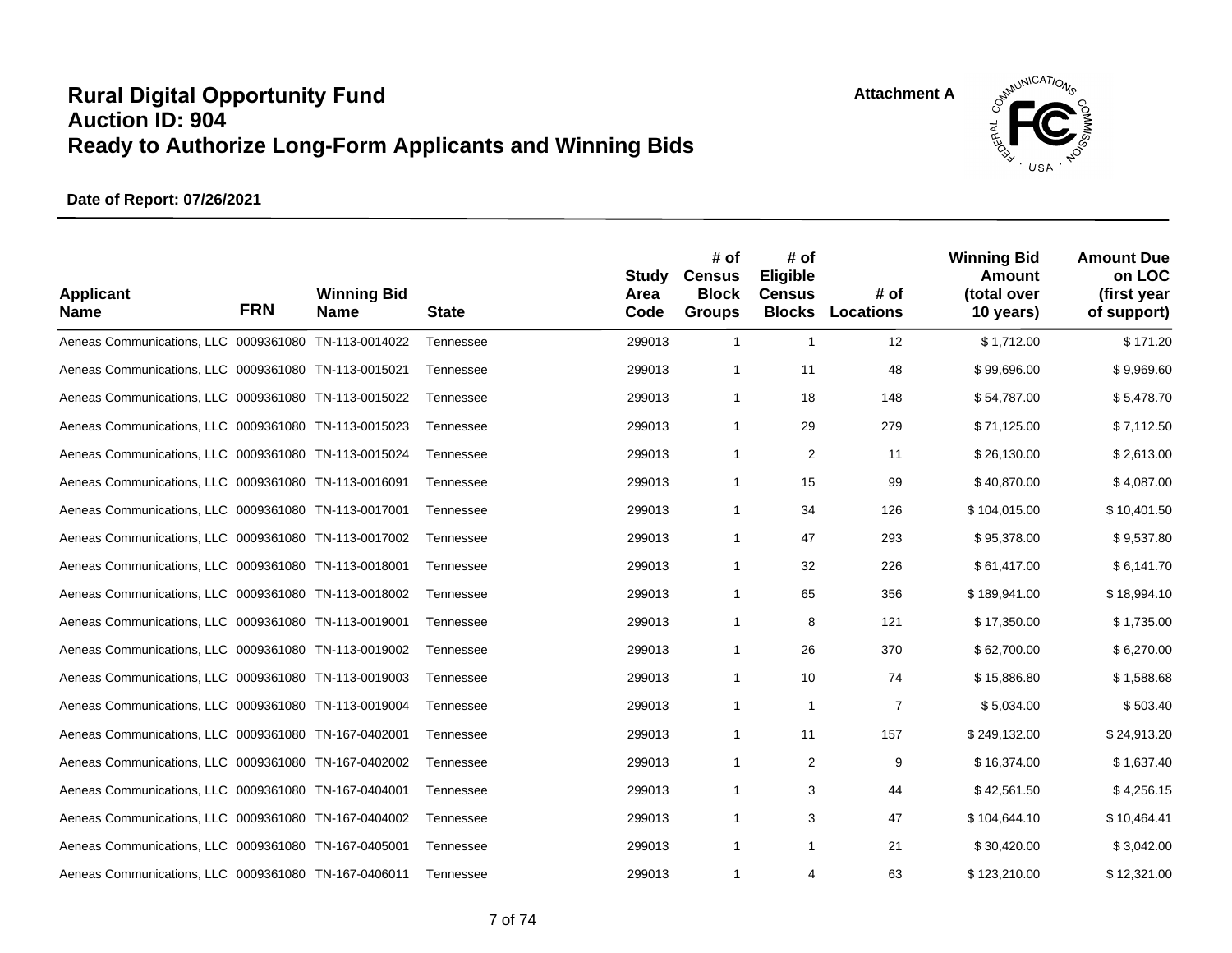# Rural Digital Opportunity Fund
## Auction ID: 904
## Ready to Authorize Long-Form Applicants and Winning Bids

Attachment A

**Date of Report: 07/26/2021**

| Applicant Name | FRN | Winning Bid Name | State | Study Area Code | # of Census Block Groups | # of Eligible Census Blocks | # of Locations | Winning Bid Amount (total over 10 years) | Amount Due on LOC (first year of support) |
|---|---|---|---|---|---|---|---|---|---|
| Aeneas Communications, LLC | 0009361080 | TN-113-0014022 | Tennessee | 299013 | 1 | 1 | 12 | $ 1,712.00 | $ 171.20 |
| Aeneas Communications, LLC | 0009361080 | TN-113-0015021 | Tennessee | 299013 | 1 | 11 | 48 | $ 99,696.00 | $ 9,969.60 |
| Aeneas Communications, LLC | 0009361080 | TN-113-0015022 | Tennessee | 299013 | 1 | 18 | 148 | $ 54,787.00 | $ 5,478.70 |
| Aeneas Communications, LLC | 0009361080 | TN-113-0015023 | Tennessee | 299013 | 1 | 29 | 279 | $ 71,125.00 | $ 7,112.50 |
| Aeneas Communications, LLC | 0009361080 | TN-113-0015024 | Tennessee | 299013 | 1 | 2 | 11 | $ 26,130.00 | $ 2,613.00 |
| Aeneas Communications, LLC | 0009361080 | TN-113-0016091 | Tennessee | 299013 | 1 | 15 | 99 | $ 40,870.00 | $ 4,087.00 |
| Aeneas Communications, LLC | 0009361080 | TN-113-0017001 | Tennessee | 299013 | 1 | 34 | 126 | $ 104,015.00 | $ 10,401.50 |
| Aeneas Communications, LLC | 0009361080 | TN-113-0017002 | Tennessee | 299013 | 1 | 47 | 293 | $ 95,378.00 | $ 9,537.80 |
| Aeneas Communications, LLC | 0009361080 | TN-113-0018001 | Tennessee | 299013 | 1 | 32 | 226 | $ 61,417.00 | $ 6,141.70 |
| Aeneas Communications, LLC | 0009361080 | TN-113-0018002 | Tennessee | 299013 | 1 | 65 | 356 | $ 189,941.00 | $ 18,994.10 |
| Aeneas Communications, LLC | 0009361080 | TN-113-0019001 | Tennessee | 299013 | 1 | 8 | 121 | $ 17,350.00 | $ 1,735.00 |
| Aeneas Communications, LLC | 0009361080 | TN-113-0019002 | Tennessee | 299013 | 1 | 26 | 370 | $ 62,700.00 | $ 6,270.00 |
| Aeneas Communications, LLC | 0009361080 | TN-113-0019003 | Tennessee | 299013 | 1 | 10 | 74 | $ 15,886.80 | $ 1,588.68 |
| Aeneas Communications, LLC | 0009361080 | TN-113-0019004 | Tennessee | 299013 | 1 | 1 | 7 | $ 5,034.00 | $ 503.40 |
| Aeneas Communications, LLC | 0009361080 | TN-167-0402001 | Tennessee | 299013 | 1 | 11 | 157 | $ 249,132.00 | $ 24,913.20 |
| Aeneas Communications, LLC | 0009361080 | TN-167-0402002 | Tennessee | 299013 | 1 | 2 | 9 | $ 16,374.00 | $ 1,637.40 |
| Aeneas Communications, LLC | 0009361080 | TN-167-0404001 | Tennessee | 299013 | 1 | 3 | 44 | $ 42,561.50 | $ 4,256.15 |
| Aeneas Communications, LLC | 0009361080 | TN-167-0404002 | Tennessee | 299013 | 1 | 3 | 47 | $ 104,644.10 | $ 10,464.41 |
| Aeneas Communications, LLC | 0009361080 | TN-167-0405001 | Tennessee | 299013 | 1 | 1 | 21 | $ 30,420.00 | $ 3,042.00 |
| Aeneas Communications, LLC | 0009361080 | TN-167-0406011 | Tennessee | 299013 | 1 | 4 | 63 | $ 123,210.00 | $ 12,321.00 |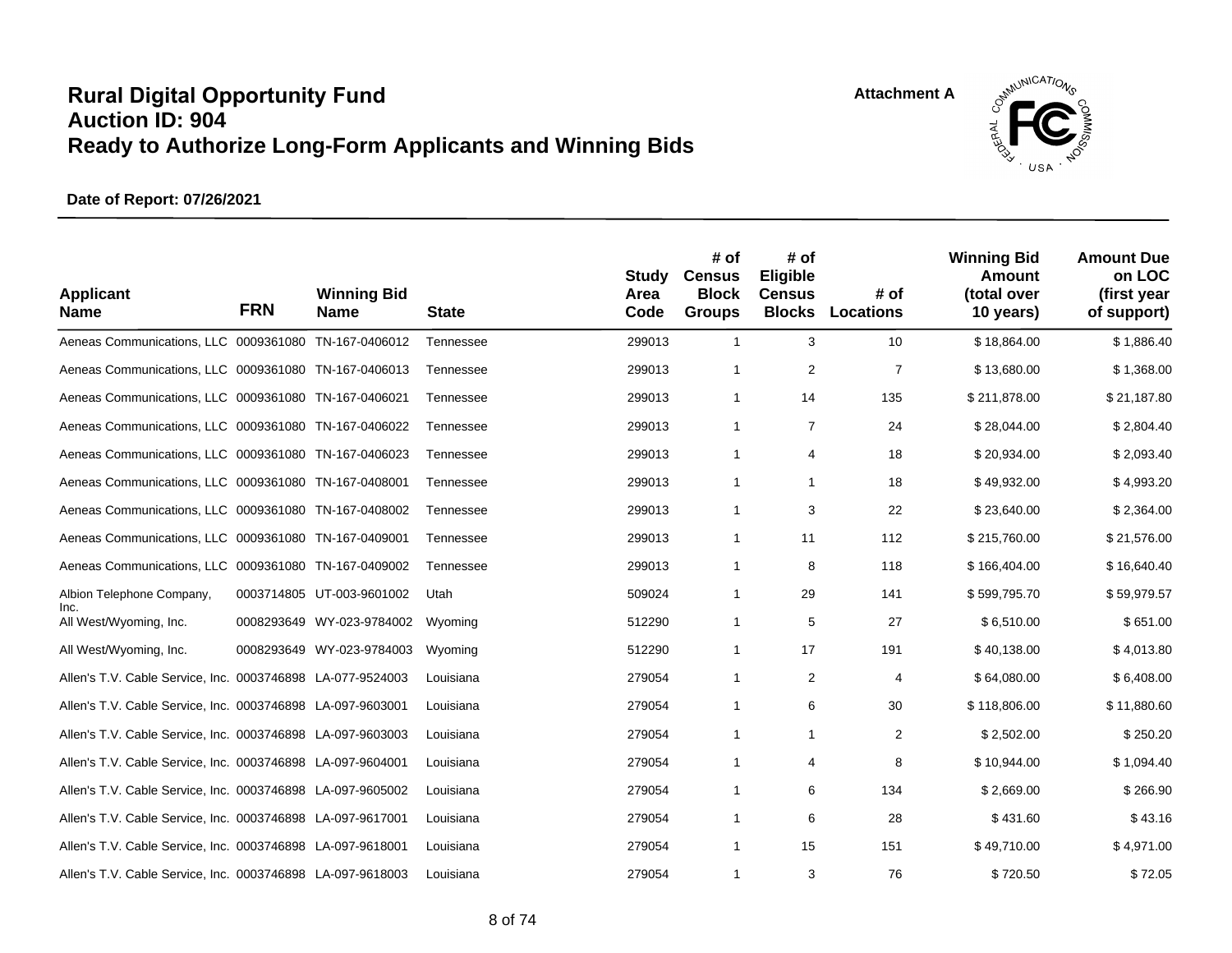# Rural Digital Opportunity Fund
## Auction ID: 904
## Ready to Authorize Long-Form Applicants and Winning Bids

Attachment A

**Date of Report: 07/26/2021**

| Applicant Name | FRN | Winning Bid Name | State | Study Area Code | # of Census Block Groups | # of Eligible Census Blocks | # of Locations | Winning Bid Amount (total over 10 years) | Amount Due on LOC (first year of support) |
|---|---|---|---|---|---|---|---|---|---|
| Aeneas Communications, LLC | 0009361080 | TN-167-0406012 | Tennessee | 299013 | 1 | 3 | 10 | $ 18,864.00 | $ 1,886.40 |
| Aeneas Communications, LLC | 0009361080 | TN-167-0406013 | Tennessee | 299013 | 1 | 2 | 7 | $ 13,680.00 | $ 1,368.00 |
| Aeneas Communications, LLC | 0009361080 | TN-167-0406021 | Tennessee | 299013 | 1 | 14 | 135 | $ 211,878.00 | $ 21,187.80 |
| Aeneas Communications, LLC | 0009361080 | TN-167-0406022 | Tennessee | 299013 | 1 | 7 | 24 | $ 28,044.00 | $ 2,804.40 |
| Aeneas Communications, LLC | 0009361080 | TN-167-0406023 | Tennessee | 299013 | 1 | 4 | 18 | $ 20,934.00 | $ 2,093.40 |
| Aeneas Communications, LLC | 0009361080 | TN-167-0408001 | Tennessee | 299013 | 1 | 1 | 18 | $ 49,932.00 | $ 4,993.20 |
| Aeneas Communications, LLC | 0009361080 | TN-167-0408002 | Tennessee | 299013 | 1 | 3 | 22 | $ 23,640.00 | $ 2,364.00 |
| Aeneas Communications, LLC | 0009361080 | TN-167-0409001 | Tennessee | 299013 | 1 | 11 | 112 | $ 215,760.00 | $ 21,576.00 |
| Aeneas Communications, LLC | 0009361080 | TN-167-0409002 | Tennessee | 299013 | 1 | 8 | 118 | $ 166,404.00 | $ 16,640.40 |
| Albion Telephone Company, Inc. | 0003714805 | UT-003-9601002 | Utah | 509024 | 1 | 29 | 141 | $ 599,795.70 | $ 59,979.57 |
| All West/Wyoming, Inc. | 0008293649 | WY-023-9784002 | Wyoming | 512290 | 1 | 5 | 27 | $ 6,510.00 | $ 651.00 |
| All West/Wyoming, Inc. | 0008293649 | WY-023-9784003 | Wyoming | 512290 | 1 | 17 | 191 | $ 40,138.00 | $ 4,013.80 |
| Allen's T.V. Cable Service, Inc. | 0003746898 | LA-077-9524003 | Louisiana | 279054 | 1 | 2 | 4 | $ 64,080.00 | $ 6,408.00 |
| Allen's T.V. Cable Service, Inc. | 0003746898 | LA-097-9603001 | Louisiana | 279054 | 1 | 6 | 30 | $ 118,806.00 | $ 11,880.60 |
| Allen's T.V. Cable Service, Inc. | 0003746898 | LA-097-9603003 | Louisiana | 279054 | 1 | 1 | 2 | $ 2,502.00 | $ 250.20 |
| Allen's T.V. Cable Service, Inc. | 0003746898 | LA-097-9604001 | Louisiana | 279054 | 1 | 4 | 8 | $ 10,944.00 | $ 1,094.40 |
| Allen's T.V. Cable Service, Inc. | 0003746898 | LA-097-9605002 | Louisiana | 279054 | 1 | 6 | 134 | $ 2,669.00 | $ 266.90 |
| Allen's T.V. Cable Service, Inc. | 0003746898 | LA-097-9617001 | Louisiana | 279054 | 1 | 6 | 28 | $ 431.60 | $ 43.16 |
| Allen's T.V. Cable Service, Inc. | 0003746898 | LA-097-9618001 | Louisiana | 279054 | 1 | 15 | 151 | $ 49,710.00 | $ 4,971.00 |
| Allen's T.V. Cable Service, Inc. | 0003746898 | LA-097-9618003 | Louisiana | 279054 | 1 | 3 | 76 | $ 720.50 | $ 72.05 |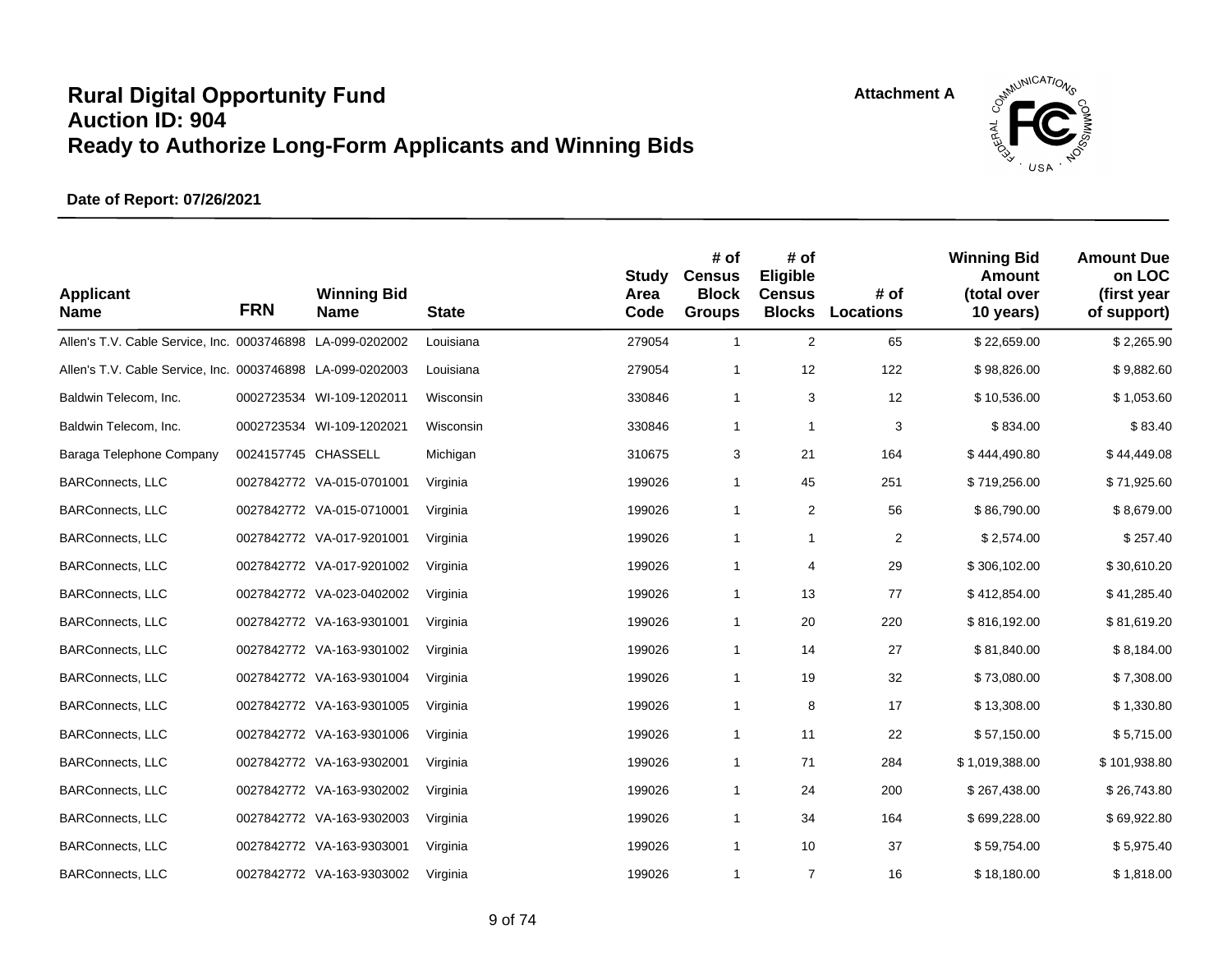# Rural Digital Opportunity Fund
# Auction ID: 904
# Ready to Authorize Long-Form Applicants and Winning Bids

Attachment A

**Date of Report: 07/26/2021**

| Applicant Name | FRN | Winning Bid Name | State | Study Area Code | # of Census Block Groups | # of Eligible Census Blocks | # of Locations | Winning Bid Amount (total over 10 years) | Amount Due on LOC (first year of support) |
|---|---|---|---|---|---|---|---|---|---|
| Allen's T.V. Cable Service, Inc. | 0003746898 | LA-099-0202002 | Louisiana | 279054 | 1 | 2 | 65 | $ 22,659.00 | $ 2,265.90 |
| Allen's T.V. Cable Service, Inc. | 0003746898 | LA-099-0202003 | Louisiana | 279054 | 1 | 12 | 122 | $ 98,826.00 | $ 9,882.60 |
| Baldwin Telecom, Inc. | 0002723534 | WI-109-1202011 | Wisconsin | 330846 | 1 | 3 | 12 | $ 10,536.00 | $ 1,053.60 |
| Baldwin Telecom, Inc. | 0002723534 | WI-109-1202021 | Wisconsin | 330846 | 1 | 1 | 3 | $ 834.00 | $ 83.40 |
| Baraga Telephone Company | 0024157745 | CHASSELL | Michigan | 310675 | 3 | 21 | 164 | $ 444,490.80 | $ 44,449.08 |
| BARConnects, LLC | 0027842772 | VA-015-0701001 | Virginia | 199026 | 1 | 45 | 251 | $ 719,256.00 | $ 71,925.60 |
| BARConnects, LLC | 0027842772 | VA-015-0710001 | Virginia | 199026 | 1 | 2 | 56 | $ 86,790.00 | $ 8,679.00 |
| BARConnects, LLC | 0027842772 | VA-017-9201001 | Virginia | 199026 | 1 | 1 | 2 | $ 2,574.00 | $ 257.40 |
| BARConnects, LLC | 0027842772 | VA-017-9201002 | Virginia | 199026 | 1 | 4 | 29 | $ 306,102.00 | $ 30,610.20 |
| BARConnects, LLC | 0027842772 | VA-023-0402002 | Virginia | 199026 | 1 | 13 | 77 | $ 412,854.00 | $ 41,285.40 |
| BARConnects, LLC | 0027842772 | VA-163-9301001 | Virginia | 199026 | 1 | 20 | 220 | $ 816,192.00 | $ 81,619.20 |
| BARConnects, LLC | 0027842772 | VA-163-9301002 | Virginia | 199026 | 1 | 14 | 27 | $ 81,840.00 | $ 8,184.00 |
| BARConnects, LLC | 0027842772 | VA-163-9301004 | Virginia | 199026 | 1 | 19 | 32 | $ 73,080.00 | $ 7,308.00 |
| BARConnects, LLC | 0027842772 | VA-163-9301005 | Virginia | 199026 | 1 | 8 | 17 | $ 13,308.00 | $ 1,330.80 |
| BARConnects, LLC | 0027842772 | VA-163-9301006 | Virginia | 199026 | 1 | 11 | 22 | $ 57,150.00 | $ 5,715.00 |
| BARConnects, LLC | 0027842772 | VA-163-9302001 | Virginia | 199026 | 1 | 71 | 284 | $ 1,019,388.00 | $ 101,938.80 |
| BARConnects, LLC | 0027842772 | VA-163-9302002 | Virginia | 199026 | 1 | 24 | 200 | $ 267,438.00 | $ 26,743.80 |
| BARConnects, LLC | 0027842772 | VA-163-9302003 | Virginia | 199026 | 1 | 34 | 164 | $ 699,228.00 | $ 69,922.80 |
| BARConnects, LLC | 0027842772 | VA-163-9303001 | Virginia | 199026 | 1 | 10 | 37 | $ 59,754.00 | $ 5,975.40 |
| BARConnects, LLC | 0027842772 | VA-163-9303002 | Virginia | 199026 | 1 | 7 | 16 | $ 18,180.00 | $ 1,818.00 |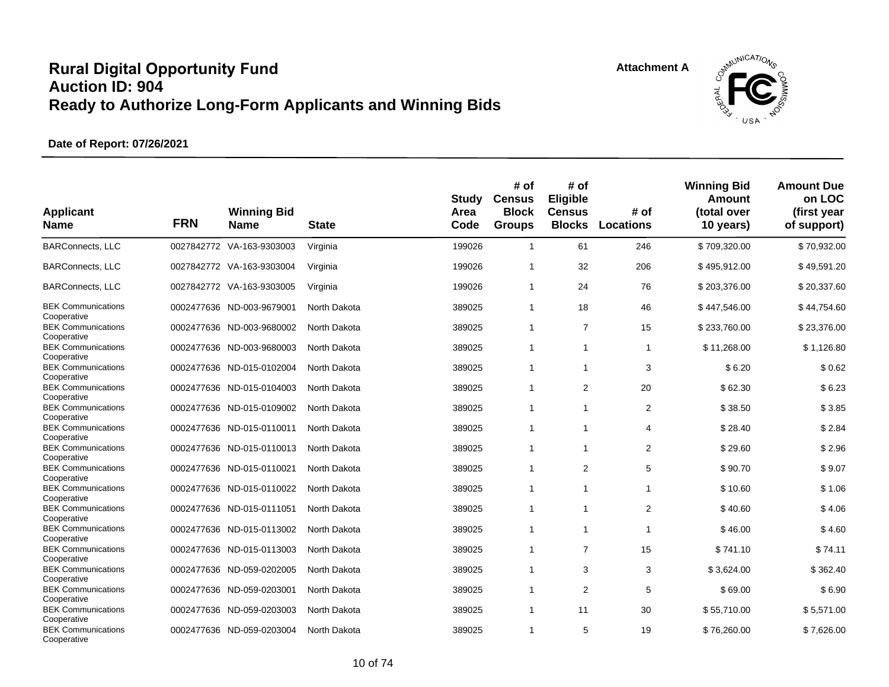# Rural Digital Opportunity Fund
# Auction ID: 904
# Ready to Authorize Long-Form Applicants and Winning Bids

Attachment A

**Date of Report: 07/26/2021**

| Applicant Name | FRN | Winning Bid Name | State | Study Area Code | # of Census Block Groups | # of Eligible Census Blocks | # of Locations | Winning Bid Amount (total over 10 years) | Amount Due on LOC (first year of support) |
|---|---|---|---|---|---|---|---|---|---|
| BARConnects, LLC | 0027842772 | VA-163-9303003 | Virginia | 199026 | 1 | 61 | 246 | $ 709,320.00 | $ 70,932.00 |
| BARConnects, LLC | 0027842772 | VA-163-9303004 | Virginia | 199026 | 1 | 32 | 206 | $ 495,912.00 | $ 49,591.20 |
| BARConnects, LLC | 0027842772 | VA-163-9303005 | Virginia | 199026 | 1 | 24 | 76 | $ 203,376.00 | $ 20,337.60 |
| BEK Communications Cooperative | 0002477636 | ND-003-9679001 | North Dakota | 389025 | 1 | 18 | 46 | $ 447,546.00 | $ 44,754.60 |
| BEK Communications Cooperative | 0002477636 | ND-003-9680002 | North Dakota | 389025 | 1 | 7 | 15 | $ 233,760.00 | $ 23,376.00 |
| BEK Communications Cooperative | 0002477636 | ND-003-9680003 | North Dakota | 389025 | 1 | 1 | 1 | $ 11,268.00 | $ 1,126.80 |
| BEK Communications Cooperative | 0002477636 | ND-015-0102004 | North Dakota | 389025 | 1 | 1 | 3 | $ 6.20 | $ 0.62 |
| BEK Communications Cooperative | 0002477636 | ND-015-0104003 | North Dakota | 389025 | 1 | 2 | 20 | $ 62.30 | $ 6.23 |
| BEK Communications Cooperative | 0002477636 | ND-015-0109002 | North Dakota | 389025 | 1 | 1 | 2 | $ 38.50 | $ 3.85 |
| BEK Communications Cooperative | 0002477636 | ND-015-0110011 | North Dakota | 389025 | 1 | 1 | 4 | $ 28.40 | $ 2.84 |
| BEK Communications Cooperative | 0002477636 | ND-015-0110013 | North Dakota | 389025 | 1 | 1 | 2 | $ 29.60 | $ 2.96 |
| BEK Communications Cooperative | 0002477636 | ND-015-0110021 | North Dakota | 389025 | 1 | 2 | 5 | $ 90.70 | $ 9.07 |
| BEK Communications Cooperative | 0002477636 | ND-015-0110022 | North Dakota | 389025 | 1 | 1 | 1 | $ 10.60 | $ 1.06 |
| BEK Communications Cooperative | 0002477636 | ND-015-0111051 | North Dakota | 389025 | 1 | 1 | 2 | $ 40.60 | $ 4.06 |
| BEK Communications Cooperative | 0002477636 | ND-015-0113002 | North Dakota | 389025 | 1 | 1 | 1 | $ 46.00 | $ 4.60 |
| BEK Communications Cooperative | 0002477636 | ND-015-0113003 | North Dakota | 389025 | 1 | 7 | 15 | $ 741.10 | $ 74.11 |
| BEK Communications Cooperative | 0002477636 | ND-059-0202005 | North Dakota | 389025 | 1 | 3 | 3 | $ 3,624.00 | $ 362.40 |
| BEK Communications Cooperative | 0002477636 | ND-059-0203001 | North Dakota | 389025 | 1 | 2 | 5 | $ 69.00 | $ 6.90 |
| BEK Communications Cooperative | 0002477636 | ND-059-0203003 | North Dakota | 389025 | 1 | 11 | 30 | $ 55,710.00 | $ 5,571.00 |
| BEK Communications Cooperative | 0002477636 | ND-059-0203004 | North Dakota | 389025 | 1 | 5 | 19 | $ 76,260.00 | $ 7,626.00 |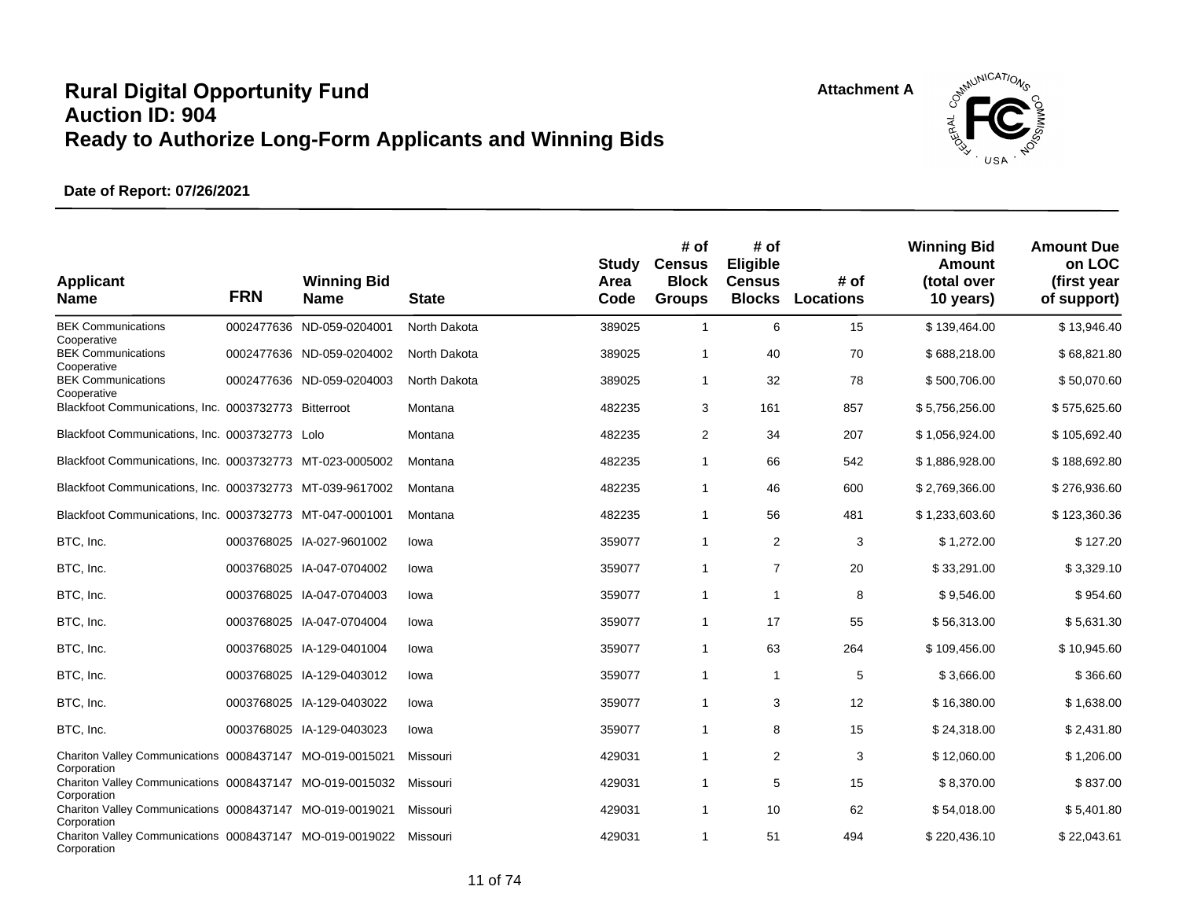# Rural Digital Opportunity Fund
# Auction ID: 904
# Ready to Authorize Long-Form Applicants and Winning Bids

Attachment A

**Date of Report: 07/26/2021**

| Applicant Name | FRN | Winning Bid Name | State | Study Area Code | # of Census Block Groups | # of Eligible Census Blocks | # of Locations | Winning Bid Amount (total over 10 years) | Amount Due on LOC (first year of support) |
|---|---|---|---|---|---|---|---|---|---|
| BEK Communications Cooperative | 0002477636 | ND-059-0204001 | North Dakota | 389025 | 1 | 6 | 15 | $ 139,464.00 | $ 13,946.40 |
| BEK Communications Cooperative | 0002477636 | ND-059-0204002 | North Dakota | 389025 | 1 | 40 | 70 | $ 688,218.00 | $ 68,821.80 |
| BEK Communications Cooperative | 0002477636 | ND-059-0204003 | North Dakota | 389025 | 1 | 32 | 78 | $ 500,706.00 | $ 50,070.60 |
| Blackfoot Communications, Inc. | 0003732773 | Bitterroot | Montana | 482235 | 3 | 161 | 857 | $ 5,756,256.00 | $ 575,625.60 |
| Blackfoot Communications, Inc. | 0003732773 | Lolo | Montana | 482235 | 2 | 34 | 207 | $ 1,056,924.00 | $ 105,692.40 |
| Blackfoot Communications, Inc. | 0003732773 | MT-023-0005002 | Montana | 482235 | 1 | 66 | 542 | $ 1,886,928.00 | $ 188,692.80 |
| Blackfoot Communications, Inc. | 0003732773 | MT-039-9617002 | Montana | 482235 | 1 | 46 | 600 | $ 2,769,366.00 | $ 276,936.60 |
| Blackfoot Communications, Inc. | 0003732773 | MT-047-0001001 | Montana | 482235 | 1 | 56 | 481 | $ 1,233,603.60 | $ 123,360.36 |
| BTC, Inc. | 0003768025 | IA-027-9601002 | Iowa | 359077 | 1 | 2 | 3 | $ 1,272.00 | $ 127.20 |
| BTC, Inc. | 0003768025 | IA-047-0704002 | Iowa | 359077 | 1 | 7 | 20 | $ 33,291.00 | $ 3,329.10 |
| BTC, Inc. | 0003768025 | IA-047-0704003 | Iowa | 359077 | 1 | 1 | 8 | $ 9,546.00 | $ 954.60 |
| BTC, Inc. | 0003768025 | IA-047-0704004 | Iowa | 359077 | 1 | 17 | 55 | $ 56,313.00 | $ 5,631.30 |
| BTC, Inc. | 0003768025 | IA-129-0401004 | Iowa | 359077 | 1 | 63 | 264 | $ 109,456.00 | $ 10,945.60 |
| BTC, Inc. | 0003768025 | IA-129-0403012 | Iowa | 359077 | 1 | 1 | 5 | $ 3,666.00 | $ 366.60 |
| BTC, Inc. | 0003768025 | IA-129-0403022 | Iowa | 359077 | 1 | 3 | 12 | $ 16,380.00 | $ 1,638.00 |
| BTC, Inc. | 0003768025 | IA-129-0403023 | Iowa | 359077 | 1 | 8 | 15 | $ 24,318.00 | $ 2,431.80 |
| Chariton Valley Communications Corporation | 0008437147 | MO-019-0015021 | Missouri | 429031 | 1 | 2 | 3 | $ 12,060.00 | $ 1,206.00 |
| Chariton Valley Communications Corporation | 0008437147 | MO-019-0015032 | Missouri | 429031 | 1 | 5 | 15 | $ 8,370.00 | $ 837.00 |
| Chariton Valley Communications Corporation | 0008437147 | MO-019-0019021 | Missouri | 429031 | 1 | 10 | 62 | $ 54,018.00 | $ 5,401.80 |
| Chariton Valley Communications Corporation | 0008437147 | MO-019-0019022 | Missouri | 429031 | 1 | 51 | 494 | $ 220,436.10 | $ 22,043.61 |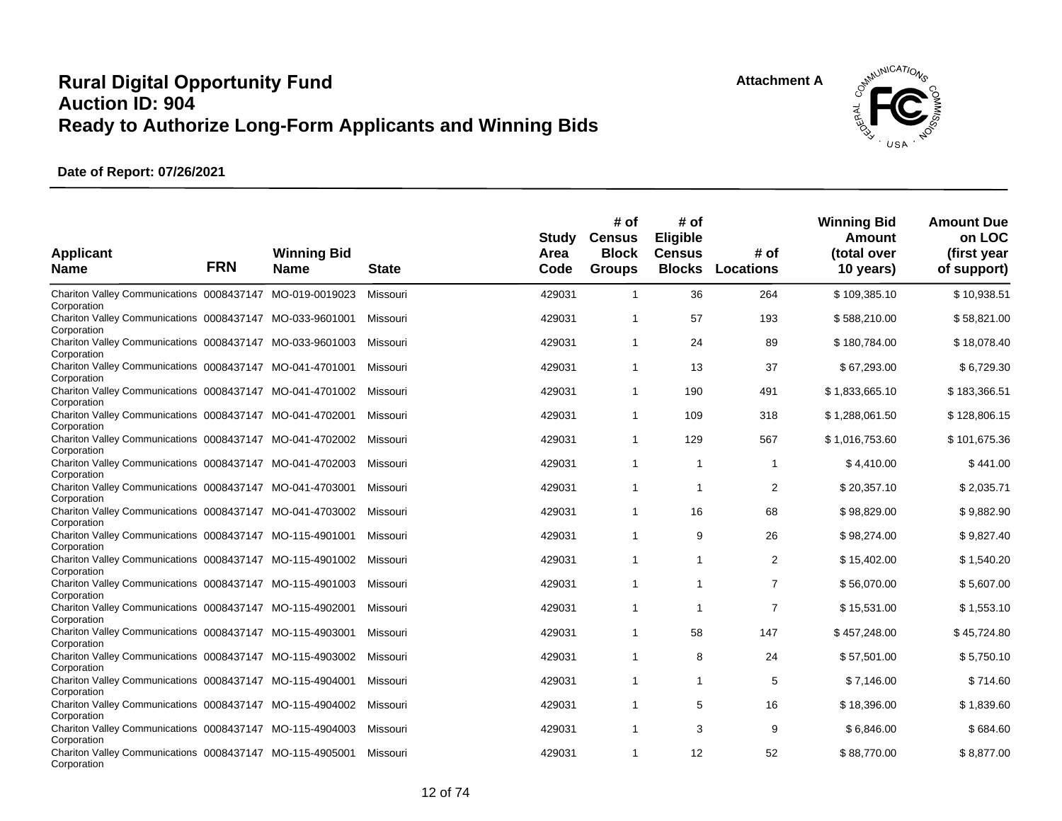# Rural Digital Opportunity Fund
# Auction ID: 904
# Ready to Authorize Long-Form Applicants and Winning Bids

Attachment A

**Date of Report: 07/26/2021**

| Applicant Name | FRN | Winning Bid Name | State | Study Area Code | # of Census Block Groups | # of Eligible Census Blocks | # of Locations | Winning Bid Amount (total over 10 years) | Amount Due on LOC (first year of support) |
|---|---|---|---|---|---|---|---|---|---|
| Chariton Valley Communications Corporation | 0008437147 | MO-019-0019023 | Missouri | 429031 | 1 | 36 | 264 | $ 109,385.10 | $ 10,938.51 |
| Chariton Valley Communications Corporation | 0008437147 | MO-033-9601001 | Missouri | 429031 | 1 | 57 | 193 | $ 588,210.00 | $ 58,821.00 |
| Chariton Valley Communications Corporation | 0008437147 | MO-033-9601003 | Missouri | 429031 | 1 | 24 | 89 | $ 180,784.00 | $ 18,078.40 |
| Chariton Valley Communications Corporation | 0008437147 | MO-041-4701001 | Missouri | 429031 | 1 | 13 | 37 | $ 67,293.00 | $ 6,729.30 |
| Chariton Valley Communications Corporation | 0008437147 | MO-041-4701002 | Missouri | 429031 | 1 | 190 | 491 | $ 1,833,665.10 | $ 183,366.51 |
| Chariton Valley Communications Corporation | 0008437147 | MO-041-4702001 | Missouri | 429031 | 1 | 109 | 318 | $ 1,288,061.50 | $ 128,806.15 |
| Chariton Valley Communications Corporation | 0008437147 | MO-041-4702002 | Missouri | 429031 | 1 | 129 | 567 | $ 1,016,753.60 | $ 101,675.36 |
| Chariton Valley Communications Corporation | 0008437147 | MO-041-4702003 | Missouri | 429031 | 1 | 1 | 1 | $ 4,410.00 | $ 441.00 |
| Chariton Valley Communications Corporation | 0008437147 | MO-041-4703001 | Missouri | 429031 | 1 | 1 | 2 | $ 20,357.10 | $ 2,035.71 |
| Chariton Valley Communications Corporation | 0008437147 | MO-041-4703002 | Missouri | 429031 | 1 | 16 | 68 | $ 98,829.00 | $ 9,882.90 |
| Chariton Valley Communications Corporation | 0008437147 | MO-115-4901001 | Missouri | 429031 | 1 | 9 | 26 | $ 98,274.00 | $ 9,827.40 |
| Chariton Valley Communications Corporation | 0008437147 | MO-115-4901002 | Missouri | 429031 | 1 | 1 | 2 | $ 15,402.00 | $ 1,540.20 |
| Chariton Valley Communications Corporation | 0008437147 | MO-115-4901003 | Missouri | 429031 | 1 | 1 | 7 | $ 56,070.00 | $ 5,607.00 |
| Chariton Valley Communications Corporation | 0008437147 | MO-115-4902001 | Missouri | 429031 | 1 | 1 | 7 | $ 15,531.00 | $ 1,553.10 |
| Chariton Valley Communications Corporation | 0008437147 | MO-115-4903001 | Missouri | 429031 | 1 | 58 | 147 | $ 457,248.00 | $ 45,724.80 |
| Chariton Valley Communications Corporation | 0008437147 | MO-115-4903002 | Missouri | 429031 | 1 | 8 | 24 | $ 57,501.00 | $ 5,750.10 |
| Chariton Valley Communications Corporation | 0008437147 | MO-115-4904001 | Missouri | 429031 | 1 | 1 | 5 | $ 7,146.00 | $ 714.60 |
| Chariton Valley Communications Corporation | 0008437147 | MO-115-4904002 | Missouri | 429031 | 1 | 5 | 16 | $ 18,396.00 | $ 1,839.60 |
| Chariton Valley Communications Corporation | 0008437147 | MO-115-4904003 | Missouri | 429031 | 1 | 3 | 9 | $ 6,846.00 | $ 684.60 |
| Chariton Valley Communications Corporation | 0008437147 | MO-115-4905001 | Missouri | 429031 | 1 | 12 | 52 | $ 88,770.00 | $ 8,877.00 |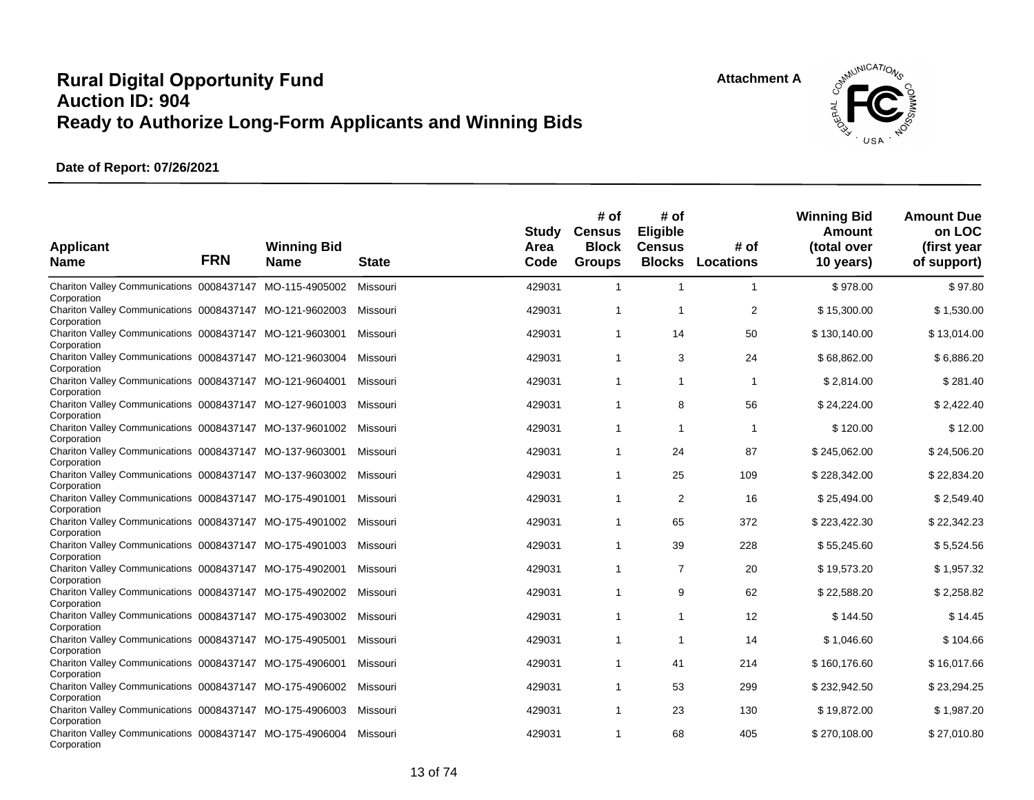# Rural Digital Opportunity Fund
## Auction ID: 904
## Ready to Authorize Long-Form Applicants and Winning Bids

Attachment A

**Date of Report: 07/26/2021**

| Applicant Name | FRN | Winning Bid Name | State | Study Area Code | # of Census Block Groups | # of Eligible Census Blocks | # of Locations | Winning Bid Amount (total over 10 years) | Amount Due on LOC (first year of support) |
|---|---|---|---|---|---|---|---|---|---|
| Chariton Valley Communications Corporation | 0008437147 | MO-115-4905002 | Missouri | 429031 | 1 | 1 | 1 | $ 978.00 | $ 97.80 |
| Chariton Valley Communications Corporation | 0008437147 | MO-121-9602003 | Missouri | 429031 | 1 | 1 | 2 | $ 15,300.00 | $ 1,530.00 |
| Chariton Valley Communications Corporation | 0008437147 | MO-121-9603001 | Missouri | 429031 | 1 | 14 | 50 | $ 130,140.00 | $ 13,014.00 |
| Chariton Valley Communications Corporation | 0008437147 | MO-121-9603004 | Missouri | 429031 | 1 | 3 | 24 | $ 68,862.00 | $ 6,886.20 |
| Chariton Valley Communications Corporation | 0008437147 | MO-121-9604001 | Missouri | 429031 | 1 | 1 | 1 | $ 2,814.00 | $ 281.40 |
| Chariton Valley Communications Corporation | 0008437147 | MO-127-9601003 | Missouri | 429031 | 1 | 8 | 56 | $ 24,224.00 | $ 2,422.40 |
| Chariton Valley Communications Corporation | 0008437147 | MO-137-9601002 | Missouri | 429031 | 1 | 1 | 1 | $ 120.00 | $ 12.00 |
| Chariton Valley Communications Corporation | 0008437147 | MO-137-9603001 | Missouri | 429031 | 1 | 24 | 87 | $ 245,062.00 | $ 24,506.20 |
| Chariton Valley Communications Corporation | 0008437147 | MO-137-9603002 | Missouri | 429031 | 1 | 25 | 109 | $ 228,342.00 | $ 22,834.20 |
| Chariton Valley Communications Corporation | 0008437147 | MO-175-4901001 | Missouri | 429031 | 1 | 2 | 16 | $ 25,494.00 | $ 2,549.40 |
| Chariton Valley Communications Corporation | 0008437147 | MO-175-4901002 | Missouri | 429031 | 1 | 65 | 372 | $ 223,422.30 | $ 22,342.23 |
| Chariton Valley Communications Corporation | 0008437147 | MO-175-4901003 | Missouri | 429031 | 1 | 39 | 228 | $ 55,245.60 | $ 5,524.56 |
| Chariton Valley Communications Corporation | 0008437147 | MO-175-4902001 | Missouri | 429031 | 1 | 7 | 20 | $ 19,573.20 | $ 1,957.32 |
| Chariton Valley Communications Corporation | 0008437147 | MO-175-4902002 | Missouri | 429031 | 1 | 9 | 62 | $ 22,588.20 | $ 2,258.82 |
| Chariton Valley Communications Corporation | 0008437147 | MO-175-4903002 | Missouri | 429031 | 1 | 1 | 12 | $ 144.50 | $ 14.45 |
| Chariton Valley Communications Corporation | 0008437147 | MO-175-4905001 | Missouri | 429031 | 1 | 1 | 14 | $ 1,046.60 | $ 104.66 |
| Chariton Valley Communications Corporation | 0008437147 | MO-175-4906001 | Missouri | 429031 | 1 | 41 | 214 | $ 160,176.60 | $ 16,017.66 |
| Chariton Valley Communications Corporation | 0008437147 | MO-175-4906002 | Missouri | 429031 | 1 | 53 | 299 | $ 232,942.50 | $ 23,294.25 |
| Chariton Valley Communications Corporation | 0008437147 | MO-175-4906003 | Missouri | 429031 | 1 | 23 | 130 | $ 19,872.00 | $ 1,987.20 |
| Chariton Valley Communications Corporation | 0008437147 | MO-175-4906004 | Missouri | 429031 | 1 | 68 | 405 | $ 270,108.00 | $ 27,010.80 |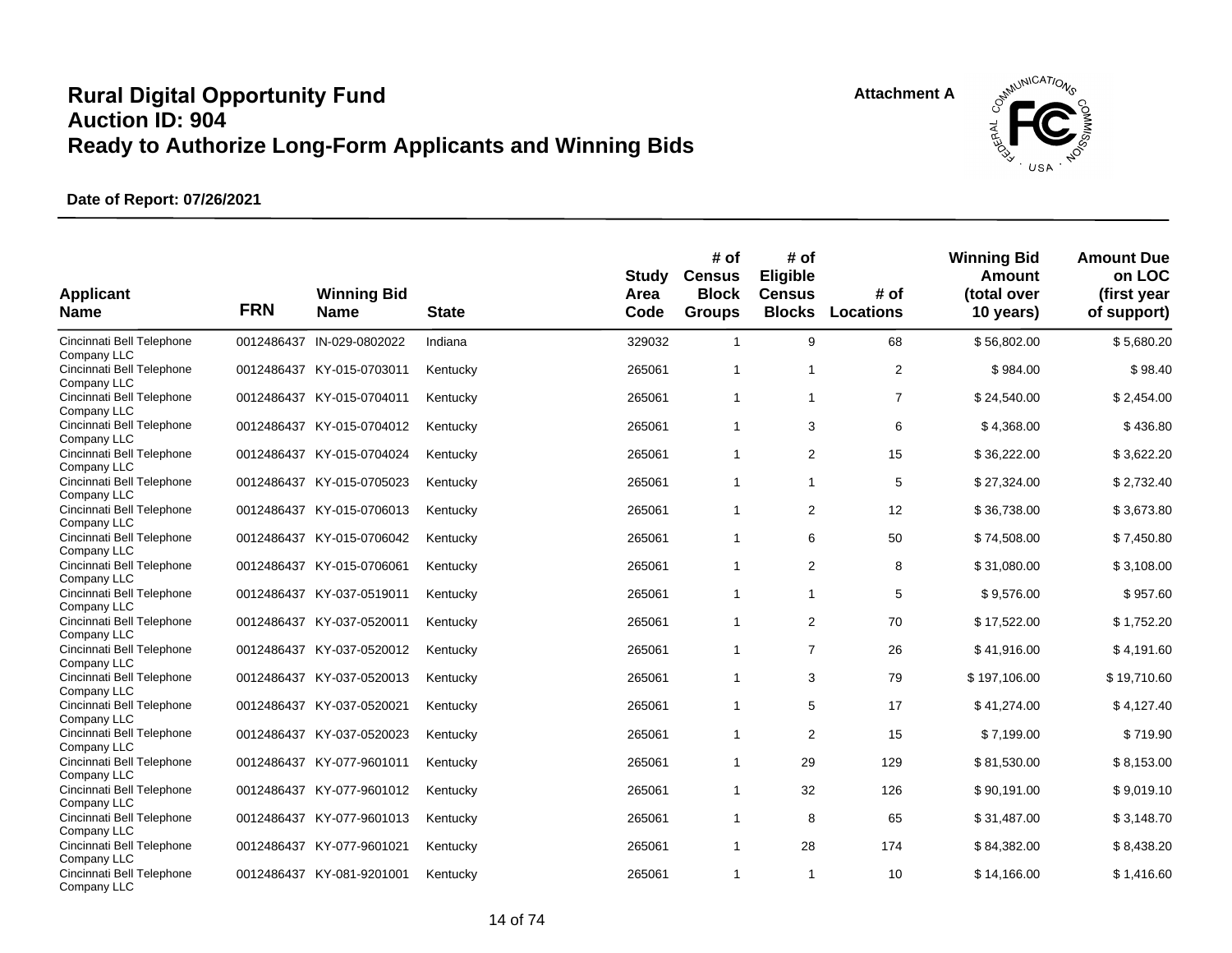# Rural Digital Opportunity Fund
# Auction ID: 904
# Ready to Authorize Long-Form Applicants and Winning Bids

Attachment A

**Date of Report: 07/26/2021**

| Applicant Name | FRN | Winning Bid Name | State | Study Area Code | # of Census Block Groups | # of Eligible Census Blocks | # of Locations | Winning Bid Amount (total over 10 years) | Amount Due on LOC (first year of support) |
|---|---|---|---|---|---|---|---|---|---|
| Cincinnati Bell Telephone Company LLC | 0012486437 | IN-029-0802022 | Indiana | 329032 | 1 | 9 | 68 | $ 56,802.00 | $ 5,680.20 |
| Cincinnati Bell Telephone Company LLC | 0012486437 | KY-015-0703011 | Kentucky | 265061 | 1 | 1 | 2 | $ 984.00 | $ 98.40 |
| Cincinnati Bell Telephone Company LLC | 0012486437 | KY-015-0704011 | Kentucky | 265061 | 1 | 1 | 7 | $ 24,540.00 | $ 2,454.00 |
| Cincinnati Bell Telephone Company LLC | 0012486437 | KY-015-0704012 | Kentucky | 265061 | 1 | 3 | 6 | $ 4,368.00 | $ 436.80 |
| Cincinnati Bell Telephone Company LLC | 0012486437 | KY-015-0704024 | Kentucky | 265061 | 1 | 2 | 15 | $ 36,222.00 | $ 3,622.20 |
| Cincinnati Bell Telephone Company LLC | 0012486437 | KY-015-0705023 | Kentucky | 265061 | 1 | 1 | 5 | $ 27,324.00 | $ 2,732.40 |
| Cincinnati Bell Telephone Company LLC | 0012486437 | KY-015-0706013 | Kentucky | 265061 | 1 | 2 | 12 | $ 36,738.00 | $ 3,673.80 |
| Cincinnati Bell Telephone Company LLC | 0012486437 | KY-015-0706042 | Kentucky | 265061 | 1 | 6 | 50 | $ 74,508.00 | $ 7,450.80 |
| Cincinnati Bell Telephone Company LLC | 0012486437 | KY-015-0706061 | Kentucky | 265061 | 1 | 2 | 8 | $ 31,080.00 | $ 3,108.00 |
| Cincinnati Bell Telephone Company LLC | 0012486437 | KY-037-0519011 | Kentucky | 265061 | 1 | 1 | 5 | $ 9,576.00 | $ 957.60 |
| Cincinnati Bell Telephone Company LLC | 0012486437 | KY-037-0520011 | Kentucky | 265061 | 1 | 2 | 70 | $ 17,522.00 | $ 1,752.20 |
| Cincinnati Bell Telephone Company LLC | 0012486437 | KY-037-0520012 | Kentucky | 265061 | 1 | 7 | 26 | $ 41,916.00 | $ 4,191.60 |
| Cincinnati Bell Telephone Company LLC | 0012486437 | KY-037-0520013 | Kentucky | 265061 | 1 | 3 | 79 | $ 197,106.00 | $ 19,710.60 |
| Cincinnati Bell Telephone Company LLC | 0012486437 | KY-037-0520021 | Kentucky | 265061 | 1 | 5 | 17 | $ 41,274.00 | $ 4,127.40 |
| Cincinnati Bell Telephone Company LLC | 0012486437 | KY-037-0520023 | Kentucky | 265061 | 1 | 2 | 15 | $ 7,199.00 | $ 719.90 |
| Cincinnati Bell Telephone Company LLC | 0012486437 | KY-077-9601011 | Kentucky | 265061 | 1 | 29 | 129 | $ 81,530.00 | $ 8,153.00 |
| Cincinnati Bell Telephone Company LLC | 0012486437 | KY-077-9601012 | Kentucky | 265061 | 1 | 32 | 126 | $ 90,191.00 | $ 9,019.10 |
| Cincinnati Bell Telephone Company LLC | 0012486437 | KY-077-9601013 | Kentucky | 265061 | 1 | 8 | 65 | $ 31,487.00 | $ 3,148.70 |
| Cincinnati Bell Telephone Company LLC | 0012486437 | KY-077-9601021 | Kentucky | 265061 | 1 | 28 | 174 | $ 84,382.00 | $ 8,438.20 |
| Cincinnati Bell Telephone Company LLC | 0012486437 | KY-081-9201001 | Kentucky | 265061 | 1 | 1 | 10 | $ 14,166.00 | $ 1,416.60 |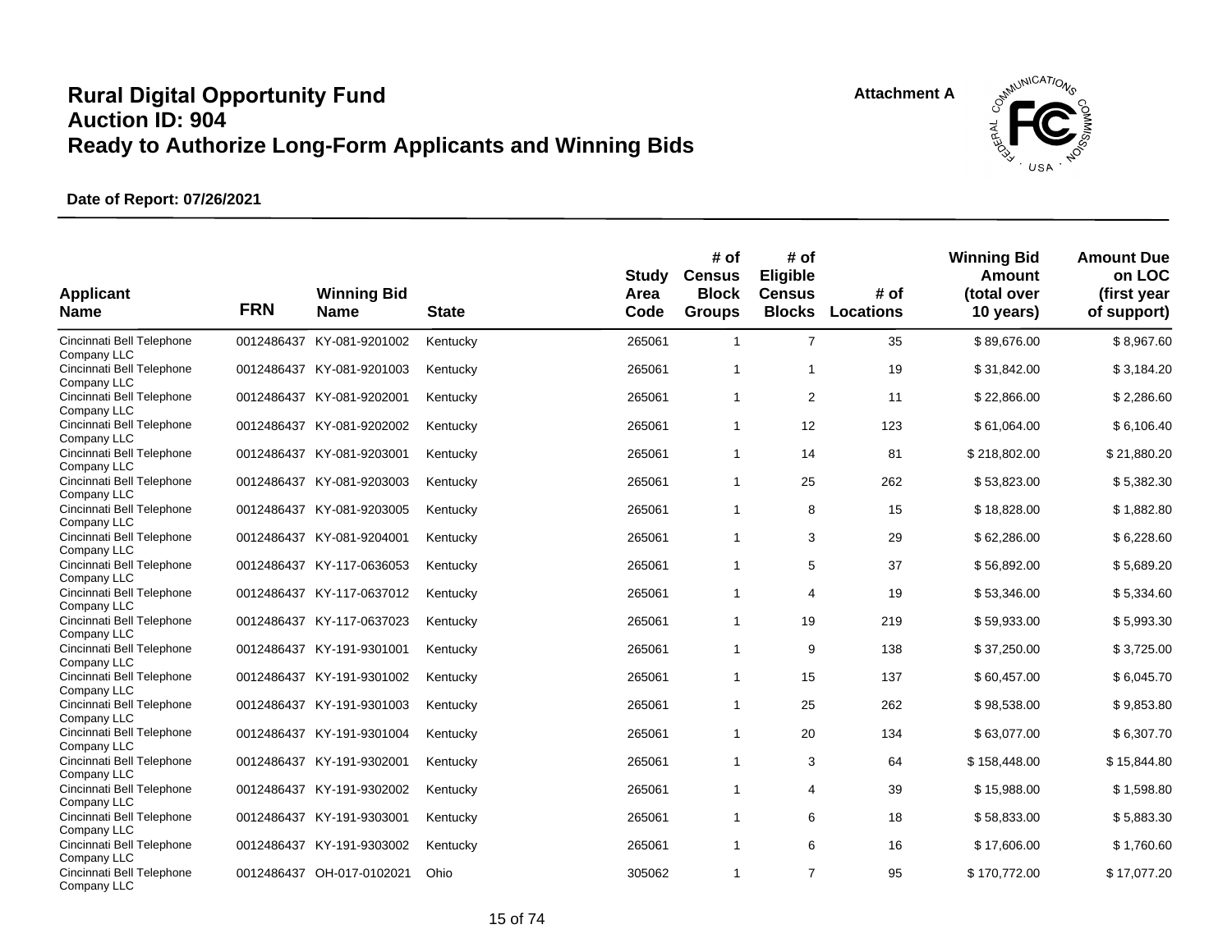# Rural Digital Opportunity Fund
## Auction ID: 904
## Ready to Authorize Long-Form Applicants and Winning Bids

Attachment A

**Date of Report: 07/26/2021**

| Applicant Name | FRN | Winning Bid Name | State | Study Area Code | # of Census Block Groups | # of Eligible Census Blocks | # of Locations | Winning Bid Amount (total over 10 years) | Amount Due on LOC (first year of support) |
|---|---|---|---|---|---|---|---|---|---|
| Cincinnati Bell Telephone Company LLC | 0012486437 | KY-081-9201002 | Kentucky | 265061 | 1 | 7 | 35 | $ 89,676.00 | $ 8,967.60 |
| Cincinnati Bell Telephone Company LLC | 0012486437 | KY-081-9201003 | Kentucky | 265061 | 1 | 1 | 19 | $ 31,842.00 | $ 3,184.20 |
| Cincinnati Bell Telephone Company LLC | 0012486437 | KY-081-9202001 | Kentucky | 265061 | 1 | 2 | 11 | $ 22,866.00 | $ 2,286.60 |
| Cincinnati Bell Telephone Company LLC | 0012486437 | KY-081-9202002 | Kentucky | 265061 | 1 | 12 | 123 | $ 61,064.00 | $ 6,106.40 |
| Cincinnati Bell Telephone Company LLC | 0012486437 | KY-081-9203001 | Kentucky | 265061 | 1 | 14 | 81 | $ 218,802.00 | $ 21,880.20 |
| Cincinnati Bell Telephone Company LLC | 0012486437 | KY-081-9203003 | Kentucky | 265061 | 1 | 25 | 262 | $ 53,823.00 | $ 5,382.30 |
| Cincinnati Bell Telephone Company LLC | 0012486437 | KY-081-9203005 | Kentucky | 265061 | 1 | 8 | 15 | $ 18,828.00 | $ 1,882.80 |
| Cincinnati Bell Telephone Company LLC | 0012486437 | KY-081-9204001 | Kentucky | 265061 | 1 | 3 | 29 | $ 62,286.00 | $ 6,228.60 |
| Cincinnati Bell Telephone Company LLC | 0012486437 | KY-117-0636053 | Kentucky | 265061 | 1 | 5 | 37 | $ 56,892.00 | $ 5,689.20 |
| Cincinnati Bell Telephone Company LLC | 0012486437 | KY-117-0637012 | Kentucky | 265061 | 1 | 4 | 19 | $ 53,346.00 | $ 5,334.60 |
| Cincinnati Bell Telephone Company LLC | 0012486437 | KY-117-0637023 | Kentucky | 265061 | 1 | 19 | 219 | $ 59,933.00 | $ 5,993.30 |
| Cincinnati Bell Telephone Company LLC | 0012486437 | KY-191-9301001 | Kentucky | 265061 | 1 | 9 | 138 | $ 37,250.00 | $ 3,725.00 |
| Cincinnati Bell Telephone Company LLC | 0012486437 | KY-191-9301002 | Kentucky | 265061 | 1 | 15 | 137 | $ 60,457.00 | $ 6,045.70 |
| Cincinnati Bell Telephone Company LLC | 0012486437 | KY-191-9301003 | Kentucky | 265061 | 1 | 25 | 262 | $ 98,538.00 | $ 9,853.80 |
| Cincinnati Bell Telephone Company LLC | 0012486437 | KY-191-9301004 | Kentucky | 265061 | 1 | 20 | 134 | $ 63,077.00 | $ 6,307.70 |
| Cincinnati Bell Telephone Company LLC | 0012486437 | KY-191-9302001 | Kentucky | 265061 | 1 | 3 | 64 | $ 158,448.00 | $ 15,844.80 |
| Cincinnati Bell Telephone Company LLC | 0012486437 | KY-191-9302002 | Kentucky | 265061 | 1 | 4 | 39 | $ 15,988.00 | $ 1,598.80 |
| Cincinnati Bell Telephone Company LLC | 0012486437 | KY-191-9303001 | Kentucky | 265061 | 1 | 6 | 18 | $ 58,833.00 | $ 5,883.30 |
| Cincinnati Bell Telephone Company LLC | 0012486437 | KY-191-9303002 | Kentucky | 265061 | 1 | 6 | 16 | $ 17,606.00 | $ 1,760.60 |
| Cincinnati Bell Telephone Company LLC | 0012486437 | OH-017-0102021 | Ohio | 305062 | 1 | 7 | 95 | $ 170,772.00 | $ 17,077.20 |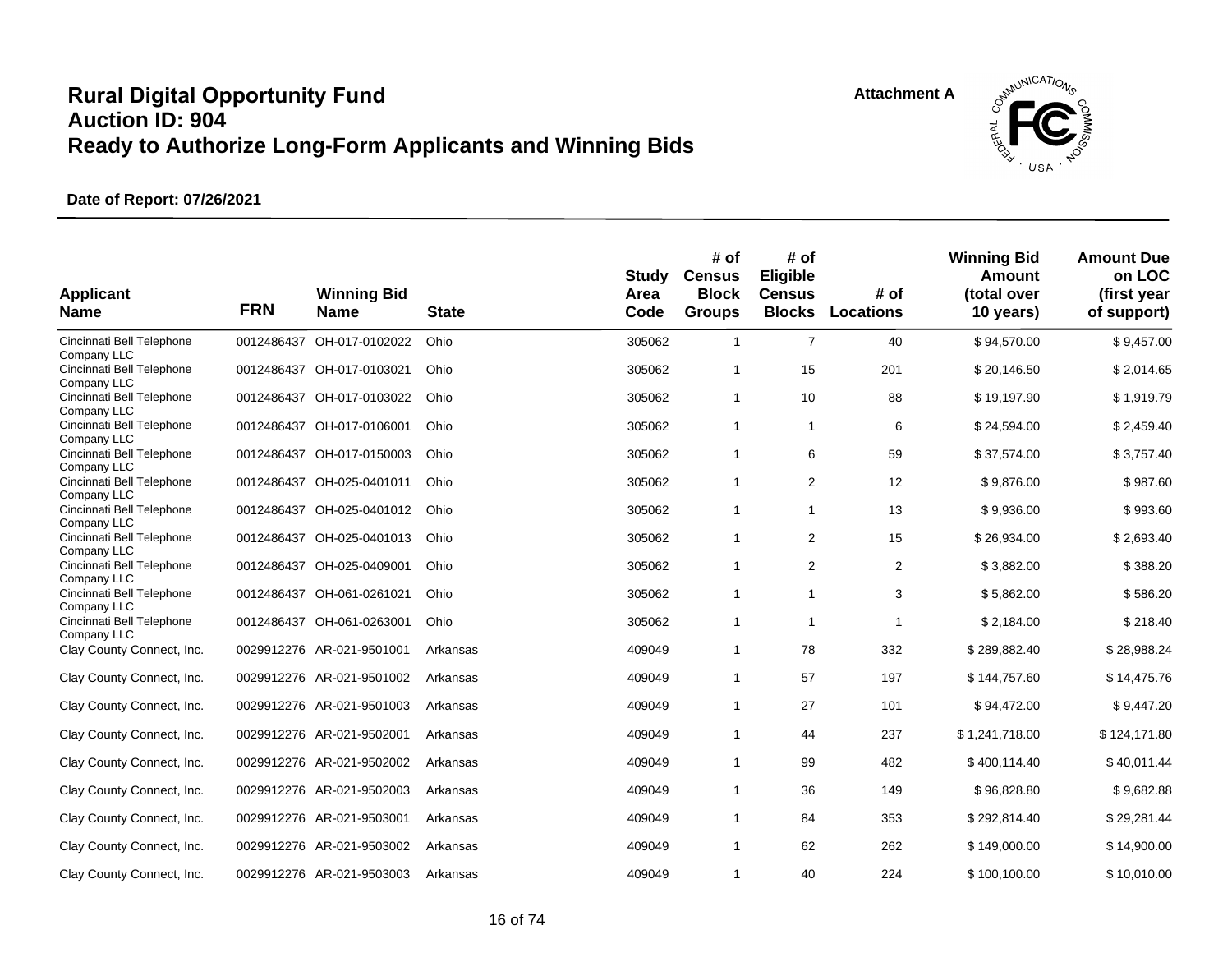# Rural Digital Opportunity Fund
# Auction ID: 904
# Ready to Authorize Long-Form Applicants and Winning Bids

Attachment A

**Date of Report: 07/26/2021**

| Applicant Name | FRN | Winning Bid Name | State | Study Area Code | # of Census Block Groups | # of Eligible Census Blocks | # of Locations | Winning Bid Amount (total over 10 years) | Amount Due on LOC (first year of support) |
|---|---|---|---|---|---|---|---|---|---|
| Cincinnati Bell Telephone Company LLC | 0012486437 | OH-017-0102022 | Ohio | 305062 | 1 | 7 | 40 | $ 94,570.00 | $ 9,457.00 |
| Cincinnati Bell Telephone Company LLC | 0012486437 | OH-017-0103021 | Ohio | 305062 | 1 | 15 | 201 | $ 20,146.50 | $ 2,014.65 |
| Cincinnati Bell Telephone Company LLC | 0012486437 | OH-017-0103022 | Ohio | 305062 | 1 | 10 | 88 | $ 19,197.90 | $ 1,919.79 |
| Cincinnati Bell Telephone Company LLC | 0012486437 | OH-017-0106001 | Ohio | 305062 | 1 | 1 | 6 | $ 24,594.00 | $ 2,459.40 |
| Cincinnati Bell Telephone Company LLC | 0012486437 | OH-017-0150003 | Ohio | 305062 | 1 | 6 | 59 | $ 37,574.00 | $ 3,757.40 |
| Cincinnati Bell Telephone Company LLC | 0012486437 | OH-025-0401011 | Ohio | 305062 | 1 | 2 | 12 | $ 9,876.00 | $ 987.60 |
| Cincinnati Bell Telephone Company LLC | 0012486437 | OH-025-0401012 | Ohio | 305062 | 1 | 1 | 13 | $ 9,936.00 | $ 993.60 |
| Cincinnati Bell Telephone Company LLC | 0012486437 | OH-025-0401013 | Ohio | 305062 | 1 | 2 | 15 | $ 26,934.00 | $ 2,693.40 |
| Cincinnati Bell Telephone Company LLC | 0012486437 | OH-025-0409001 | Ohio | 305062 | 1 | 2 | 2 | $ 3,882.00 | $ 388.20 |
| Cincinnati Bell Telephone Company LLC | 0012486437 | OH-061-0261021 | Ohio | 305062 | 1 | 1 | 3 | $ 5,862.00 | $ 586.20 |
| Cincinnati Bell Telephone Company LLC | 0012486437 | OH-061-0263001 | Ohio | 305062 | 1 | 1 | 1 | $ 2,184.00 | $ 218.40 |
| Clay County Connect, Inc. | 0029912276 | AR-021-9501001 | Arkansas | 409049 | 1 | 78 | 332 | $ 289,882.40 | $ 28,988.24 |
| Clay County Connect, Inc. | 0029912276 | AR-021-9501002 | Arkansas | 409049 | 1 | 57 | 197 | $ 144,757.60 | $ 14,475.76 |
| Clay County Connect, Inc. | 0029912276 | AR-021-9501003 | Arkansas | 409049 | 1 | 27 | 101 | $ 94,472.00 | $ 9,447.20 |
| Clay County Connect, Inc. | 0029912276 | AR-021-9502001 | Arkansas | 409049 | 1 | 44 | 237 | $ 1,241,718.00 | $ 124,171.80 |
| Clay County Connect, Inc. | 0029912276 | AR-021-9502002 | Arkansas | 409049 | 1 | 99 | 482 | $ 400,114.40 | $ 40,011.44 |
| Clay County Connect, Inc. | 0029912276 | AR-021-9502003 | Arkansas | 409049 | 1 | 36 | 149 | $ 96,828.80 | $ 9,682.88 |
| Clay County Connect, Inc. | 0029912276 | AR-021-9503001 | Arkansas | 409049 | 1 | 84 | 353 | $ 292,814.40 | $ 29,281.44 |
| Clay County Connect, Inc. | 0029912276 | AR-021-9503002 | Arkansas | 409049 | 1 | 62 | 262 | $ 149,000.00 | $ 14,900.00 |
| Clay County Connect, Inc. | 0029912276 | AR-021-9503003 | Arkansas | 409049 | 1 | 40 | 224 | $ 100,100.00 | $ 10,010.00 |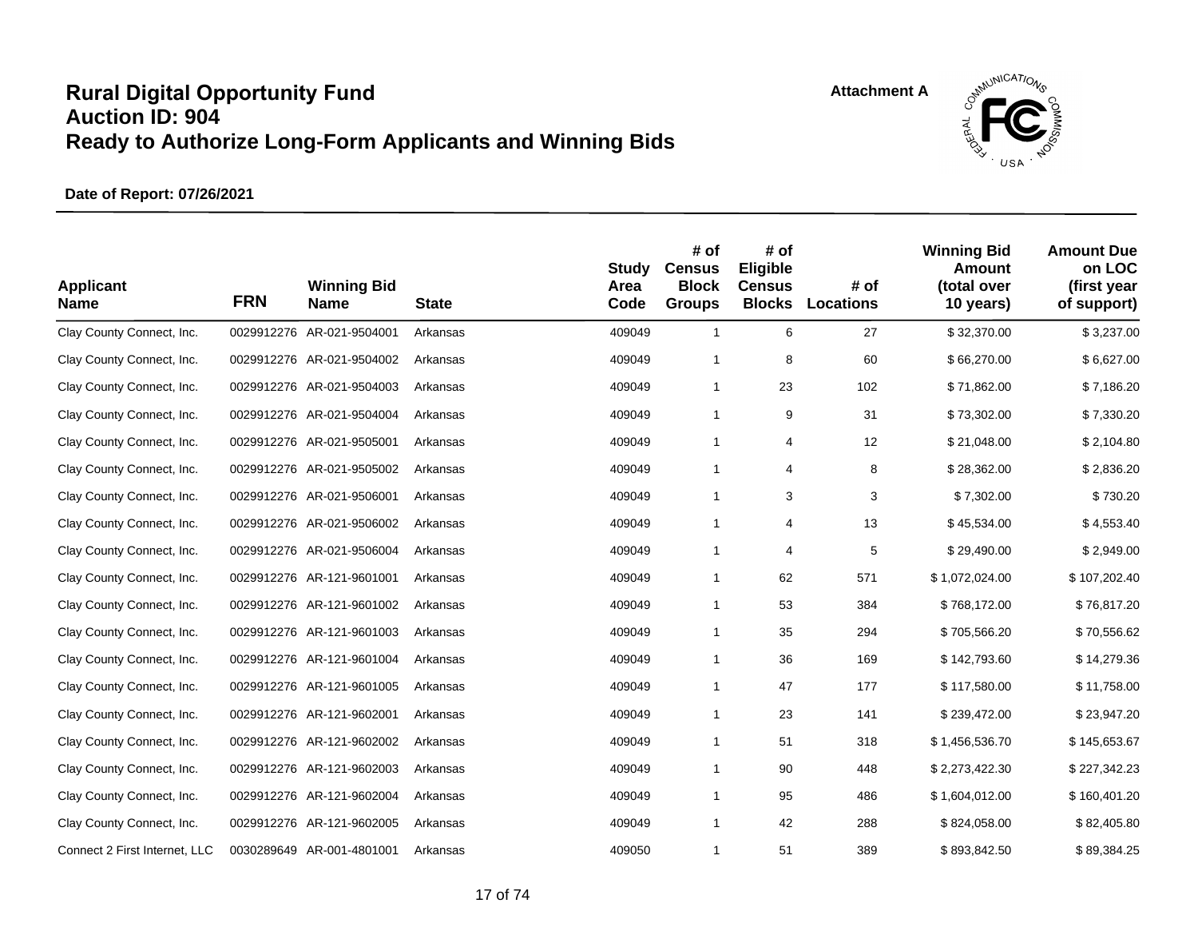# Rural Digital Opportunity Fund
# Auction ID: 904
# Ready to Authorize Long-Form Applicants and Winning Bids

Attachment A

**Date of Report: 07/26/2021**

| Applicant Name | FRN | Winning Bid Name | State | Study Area Code | # of Census Block Groups | # of Eligible Census Blocks | # of Locations | Winning Bid Amount (total over 10 years) | Amount Due on LOC (first year of support) |
|---|---|---|---|---|---|---|---|---|---|
| Clay County Connect, Inc. | 0029912276 | AR-021-9504001 | Arkansas | 409049 | 1 | 6 | 27 | $ 32,370.00 | $ 3,237.00 |
| Clay County Connect, Inc. | 0029912276 | AR-021-9504002 | Arkansas | 409049 | 1 | 8 | 60 | $ 66,270.00 | $ 6,627.00 |
| Clay County Connect, Inc. | 0029912276 | AR-021-9504003 | Arkansas | 409049 | 1 | 23 | 102 | $ 71,862.00 | $ 7,186.20 |
| Clay County Connect, Inc. | 0029912276 | AR-021-9504004 | Arkansas | 409049 | 1 | 9 | 31 | $ 73,302.00 | $ 7,330.20 |
| Clay County Connect, Inc. | 0029912276 | AR-021-9505001 | Arkansas | 409049 | 1 | 4 | 12 | $ 21,048.00 | $ 2,104.80 |
| Clay County Connect, Inc. | 0029912276 | AR-021-9505002 | Arkansas | 409049 | 1 | 4 | 8 | $ 28,362.00 | $ 2,836.20 |
| Clay County Connect, Inc. | 0029912276 | AR-021-9506001 | Arkansas | 409049 | 1 | 3 | 3 | $ 7,302.00 | $ 730.20 |
| Clay County Connect, Inc. | 0029912276 | AR-021-9506002 | Arkansas | 409049 | 1 | 4 | 13 | $ 45,534.00 | $ 4,553.40 |
| Clay County Connect, Inc. | 0029912276 | AR-021-9506004 | Arkansas | 409049 | 1 | 4 | 5 | $ 29,490.00 | $ 2,949.00 |
| Clay County Connect, Inc. | 0029912276 | AR-121-9601001 | Arkansas | 409049 | 1 | 62 | 571 | $ 1,072,024.00 | $ 107,202.40 |
| Clay County Connect, Inc. | 0029912276 | AR-121-9601002 | Arkansas | 409049 | 1 | 53 | 384 | $ 768,172.00 | $ 76,817.20 |
| Clay County Connect, Inc. | 0029912276 | AR-121-9601003 | Arkansas | 409049 | 1 | 35 | 294 | $ 705,566.20 | $ 70,556.62 |
| Clay County Connect, Inc. | 0029912276 | AR-121-9601004 | Arkansas | 409049 | 1 | 36 | 169 | $ 142,793.60 | $ 14,279.36 |
| Clay County Connect, Inc. | 0029912276 | AR-121-9601005 | Arkansas | 409049 | 1 | 47 | 177 | $ 117,580.00 | $ 11,758.00 |
| Clay County Connect, Inc. | 0029912276 | AR-121-9602001 | Arkansas | 409049 | 1 | 23 | 141 | $ 239,472.00 | $ 23,947.20 |
| Clay County Connect, Inc. | 0029912276 | AR-121-9602002 | Arkansas | 409049 | 1 | 51 | 318 | $ 1,456,536.70 | $ 145,653.67 |
| Clay County Connect, Inc. | 0029912276 | AR-121-9602003 | Arkansas | 409049 | 1 | 90 | 448 | $ 2,273,422.30 | $ 227,342.23 |
| Clay County Connect, Inc. | 0029912276 | AR-121-9602004 | Arkansas | 409049 | 1 | 95 | 486 | $ 1,604,012.00 | $ 160,401.20 |
| Clay County Connect, Inc. | 0029912276 | AR-121-9602005 | Arkansas | 409049 | 1 | 42 | 288 | $ 824,058.00 | $ 82,405.80 |
| Connect 2 First Internet, LLC | 0030289649 | AR-001-4801001 | Arkansas | 409050 | 1 | 51 | 389 | $ 893,842.50 | $ 89,384.25 |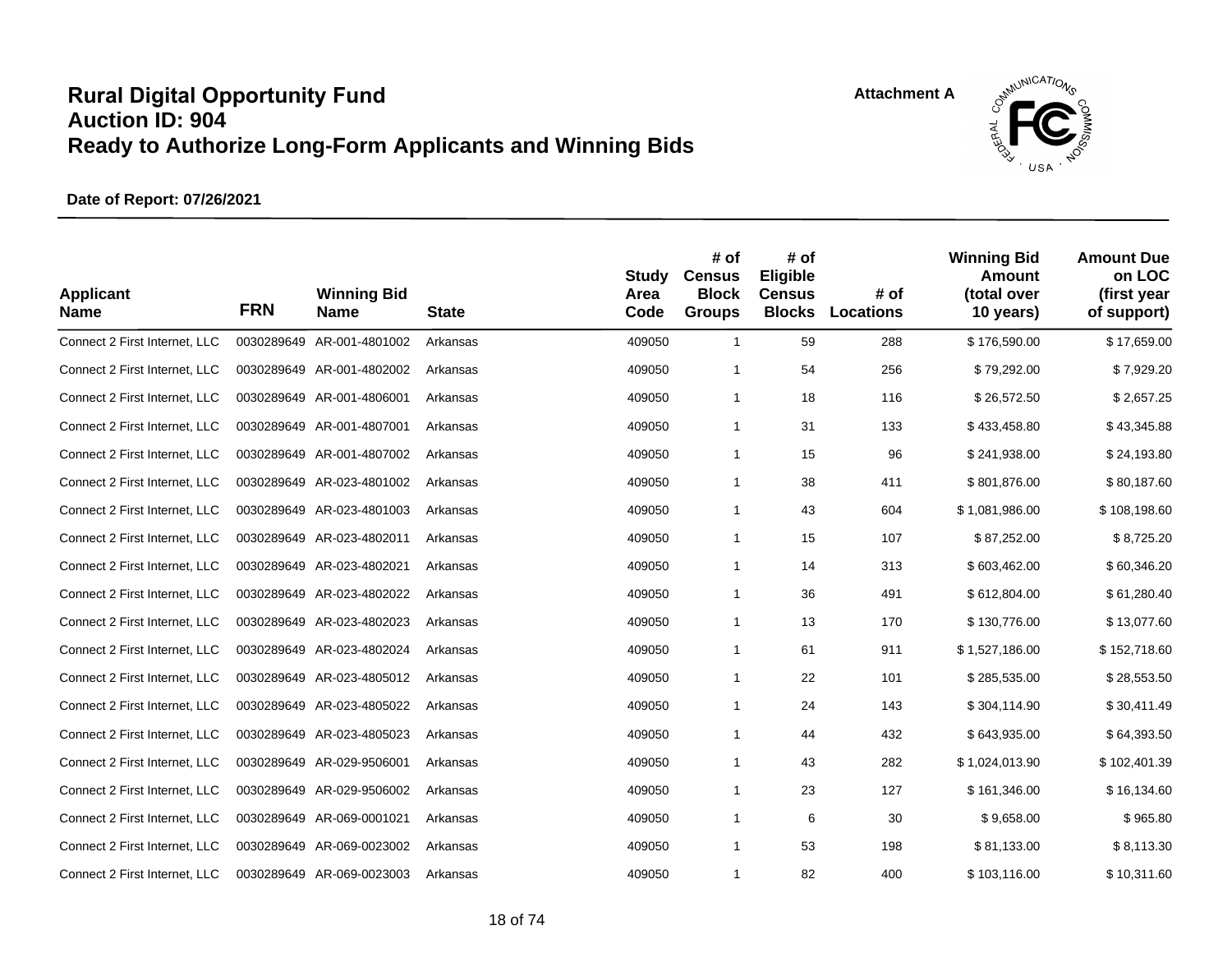# Rural Digital Opportunity Fund
# Auction ID: 904
# Ready to Authorize Long-Form Applicants and Winning Bids

Attachment A

**Date of Report: 07/26/2021**

| Applicant Name | FRN | Winning Bid Name | State | Study Area Code | # of Census Block Groups | # of Eligible Census Blocks | # of Locations | Winning Bid Amount (total over 10 years) | Amount Due on LOC (first year of support) |
|---|---|---|---|---|---|---|---|---|---|
| Connect 2 First Internet, LLC | 0030289649 | AR-001-4801002 | Arkansas | 409050 | 1 | 59 | 288 | $ 176,590.00 | $ 17,659.00 |
| Connect 2 First Internet, LLC | 0030289649 | AR-001-4802002 | Arkansas | 409050 | 1 | 54 | 256 | $ 79,292.00 | $ 7,929.20 |
| Connect 2 First Internet, LLC | 0030289649 | AR-001-4806001 | Arkansas | 409050 | 1 | 18 | 116 | $ 26,572.50 | $ 2,657.25 |
| Connect 2 First Internet, LLC | 0030289649 | AR-001-4807001 | Arkansas | 409050 | 1 | 31 | 133 | $ 433,458.80 | $ 43,345.88 |
| Connect 2 First Internet, LLC | 0030289649 | AR-001-4807002 | Arkansas | 409050 | 1 | 15 | 96 | $ 241,938.00 | $ 24,193.80 |
| Connect 2 First Internet, LLC | 0030289649 | AR-023-4801002 | Arkansas | 409050 | 1 | 38 | 411 | $ 801,876.00 | $ 80,187.60 |
| Connect 2 First Internet, LLC | 0030289649 | AR-023-4801003 | Arkansas | 409050 | 1 | 43 | 604 | $ 1,081,986.00 | $ 108,198.60 |
| Connect 2 First Internet, LLC | 0030289649 | AR-023-4802011 | Arkansas | 409050 | 1 | 15 | 107 | $ 87,252.00 | $ 8,725.20 |
| Connect 2 First Internet, LLC | 0030289649 | AR-023-4802021 | Arkansas | 409050 | 1 | 14 | 313 | $ 603,462.00 | $ 60,346.20 |
| Connect 2 First Internet, LLC | 0030289649 | AR-023-4802022 | Arkansas | 409050 | 1 | 36 | 491 | $ 612,804.00 | $ 61,280.40 |
| Connect 2 First Internet, LLC | 0030289649 | AR-023-4802023 | Arkansas | 409050 | 1 | 13 | 170 | $ 130,776.00 | $ 13,077.60 |
| Connect 2 First Internet, LLC | 0030289649 | AR-023-4802024 | Arkansas | 409050 | 1 | 61 | 911 | $ 1,527,186.00 | $ 152,718.60 |
| Connect 2 First Internet, LLC | 0030289649 | AR-023-4805012 | Arkansas | 409050 | 1 | 22 | 101 | $ 285,535.00 | $ 28,553.50 |
| Connect 2 First Internet, LLC | 0030289649 | AR-023-4805022 | Arkansas | 409050 | 1 | 24 | 143 | $ 304,114.90 | $ 30,411.49 |
| Connect 2 First Internet, LLC | 0030289649 | AR-023-4805023 | Arkansas | 409050 | 1 | 44 | 432 | $ 643,935.00 | $ 64,393.50 |
| Connect 2 First Internet, LLC | 0030289649 | AR-029-9506001 | Arkansas | 409050 | 1 | 43 | 282 | $ 1,024,013.90 | $ 102,401.39 |
| Connect 2 First Internet, LLC | 0030289649 | AR-029-9506002 | Arkansas | 409050 | 1 | 23 | 127 | $ 161,346.00 | $ 16,134.60 |
| Connect 2 First Internet, LLC | 0030289649 | AR-069-0001021 | Arkansas | 409050 | 1 | 6 | 30 | $ 9,658.00 | $ 965.80 |
| Connect 2 First Internet, LLC | 0030289649 | AR-069-0023002 | Arkansas | 409050 | 1 | 53 | 198 | $ 81,133.00 | $ 8,113.30 |
| Connect 2 First Internet, LLC | 0030289649 | AR-069-0023003 | Arkansas | 409050 | 1 | 82 | 400 | $ 103,116.00 | $ 10,311.60 |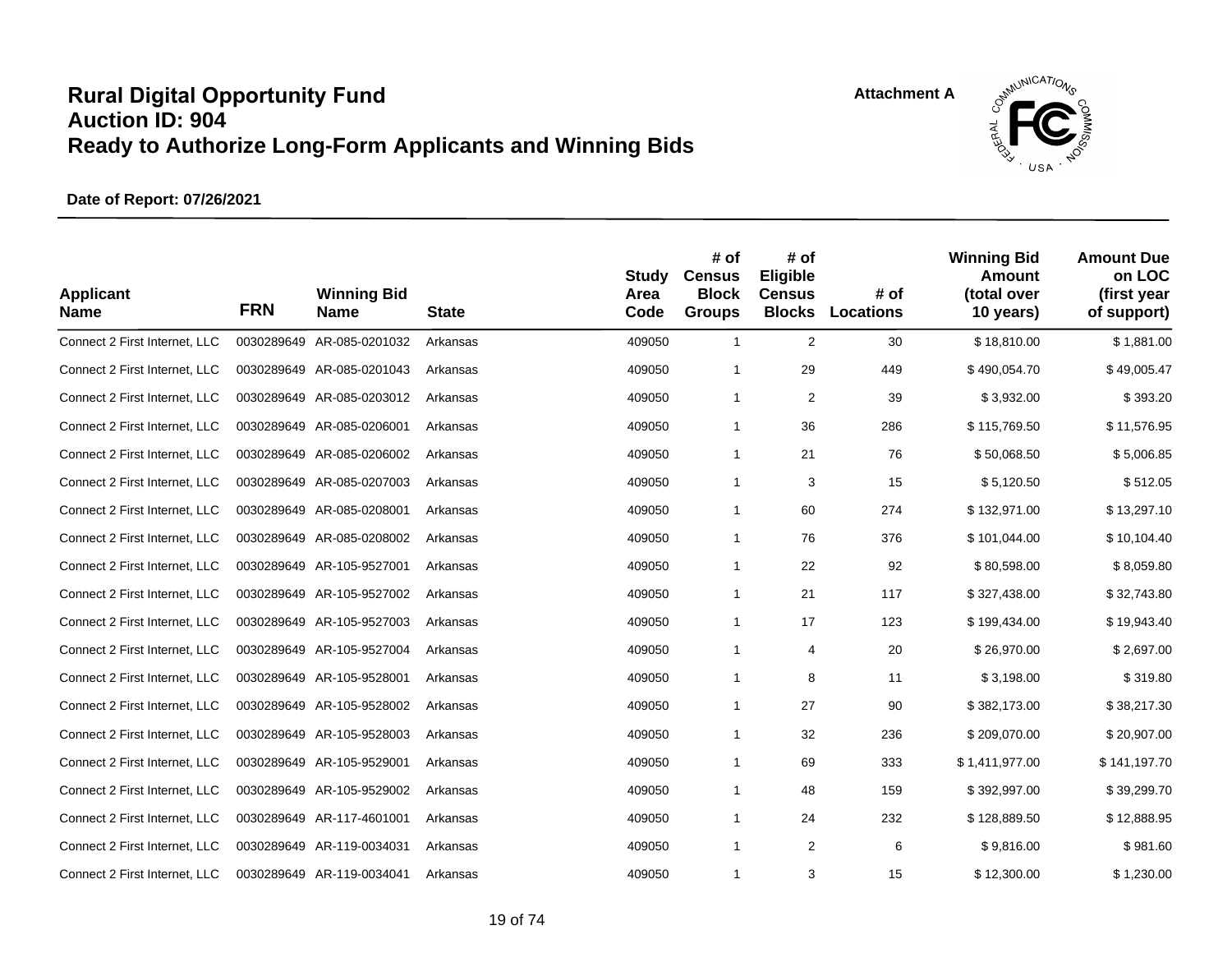# Rural Digital Opportunity Fund
# Auction ID: 904
# Ready to Authorize Long-Form Applicants and Winning Bids

Attachment A

**Date of Report: 07/26/2021**

| Applicant Name | FRN | Winning Bid Name | State | Study Area Code | # of Census Block Groups | # of Eligible Census Blocks | # of Locations | Winning Bid Amount (total over 10 years) | Amount Due on LOC (first year of support) |
|---|---|---|---|---|---|---|---|---|---|
| Connect 2 First Internet, LLC | 0030289649 | AR-085-0201032 | Arkansas | 409050 | 1 | 2 | 30 | $ 18,810.00 | $ 1,881.00 |
| Connect 2 First Internet, LLC | 0030289649 | AR-085-0201043 | Arkansas | 409050 | 1 | 29 | 449 | $ 490,054.70 | $ 49,005.47 |
| Connect 2 First Internet, LLC | 0030289649 | AR-085-0203012 | Arkansas | 409050 | 1 | 2 | 39 | $ 3,932.00 | $ 393.20 |
| Connect 2 First Internet, LLC | 0030289649 | AR-085-0206001 | Arkansas | 409050 | 1 | 36 | 286 | $ 115,769.50 | $ 11,576.95 |
| Connect 2 First Internet, LLC | 0030289649 | AR-085-0206002 | Arkansas | 409050 | 1 | 21 | 76 | $ 50,068.50 | $ 5,006.85 |
| Connect 2 First Internet, LLC | 0030289649 | AR-085-0207003 | Arkansas | 409050 | 1 | 3 | 15 | $ 5,120.50 | $ 512.05 |
| Connect 2 First Internet, LLC | 0030289649 | AR-085-0208001 | Arkansas | 409050 | 1 | 60 | 274 | $ 132,971.00 | $ 13,297.10 |
| Connect 2 First Internet, LLC | 0030289649 | AR-085-0208002 | Arkansas | 409050 | 1 | 76 | 376 | $ 101,044.00 | $ 10,104.40 |
| Connect 2 First Internet, LLC | 0030289649 | AR-105-9527001 | Arkansas | 409050 | 1 | 22 | 92 | $ 80,598.00 | $ 8,059.80 |
| Connect 2 First Internet, LLC | 0030289649 | AR-105-9527002 | Arkansas | 409050 | 1 | 21 | 117 | $ 327,438.00 | $ 32,743.80 |
| Connect 2 First Internet, LLC | 0030289649 | AR-105-9527003 | Arkansas | 409050 | 1 | 17 | 123 | $ 199,434.00 | $ 19,943.40 |
| Connect 2 First Internet, LLC | 0030289649 | AR-105-9527004 | Arkansas | 409050 | 1 | 4 | 20 | $ 26,970.00 | $ 2,697.00 |
| Connect 2 First Internet, LLC | 0030289649 | AR-105-9528001 | Arkansas | 409050 | 1 | 8 | 11 | $ 3,198.00 | $ 319.80 |
| Connect 2 First Internet, LLC | 0030289649 | AR-105-9528002 | Arkansas | 409050 | 1 | 27 | 90 | $ 382,173.00 | $ 38,217.30 |
| Connect 2 First Internet, LLC | 0030289649 | AR-105-9528003 | Arkansas | 409050 | 1 | 32 | 236 | $ 209,070.00 | $ 20,907.00 |
| Connect 2 First Internet, LLC | 0030289649 | AR-105-9529001 | Arkansas | 409050 | 1 | 69 | 333 | $ 1,411,977.00 | $ 141,197.70 |
| Connect 2 First Internet, LLC | 0030289649 | AR-105-9529002 | Arkansas | 409050 | 1 | 48 | 159 | $ 392,997.00 | $ 39,299.70 |
| Connect 2 First Internet, LLC | 0030289649 | AR-117-4601001 | Arkansas | 409050 | 1 | 24 | 232 | $ 128,889.50 | $ 12,888.95 |
| Connect 2 First Internet, LLC | 0030289649 | AR-119-0034031 | Arkansas | 409050 | 1 | 2 | 6 | $ 9,816.00 | $ 981.60 |
| Connect 2 First Internet, LLC | 0030289649 | AR-119-0034041 | Arkansas | 409050 | 1 | 3 | 15 | $ 12,300.00 | $ 1,230.00 |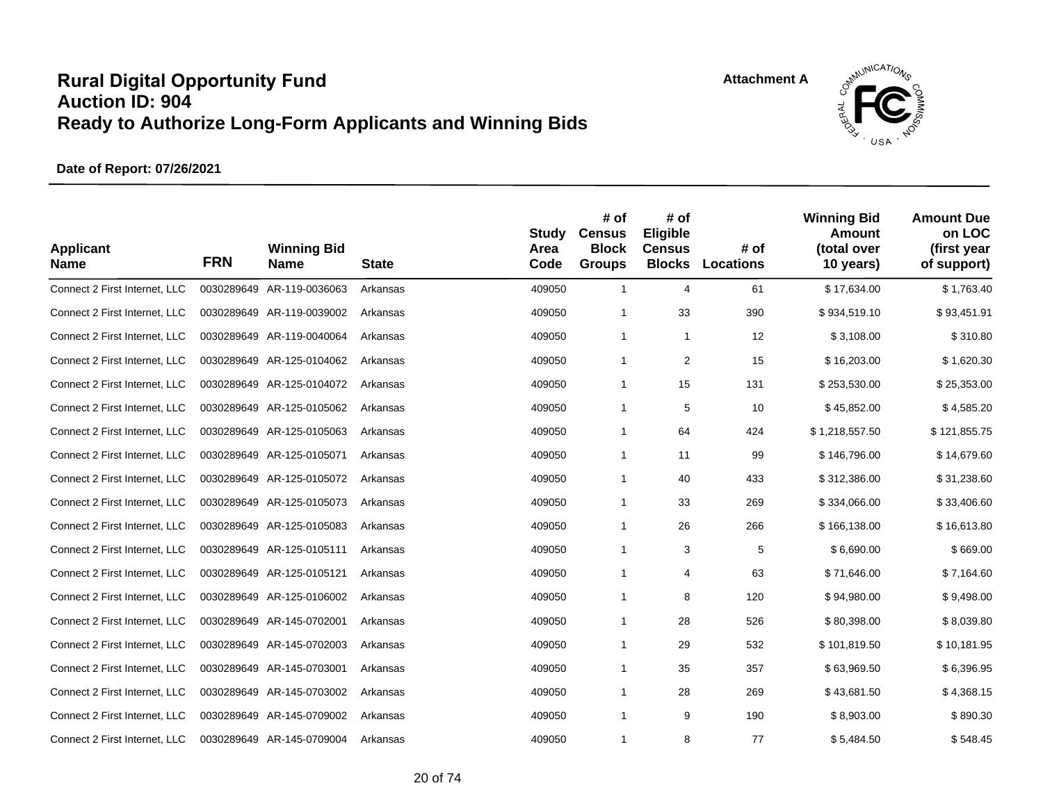# Rural Digital Opportunity Fund
# Auction ID: 904
# Ready to Authorize Long-Form Applicants and Winning Bids

Attachment A

**Date of Report: 07/26/2021**

| Applicant Name | FRN | Winning Bid Name | State | Study Area Code | # of Census Block Groups | # of Eligible Census Blocks | # of Locations | Winning Bid Amount (total over 10 years) | Amount Due on LOC (first year of support) |
|---|---|---|---|---|---|---|---|---|---|
| Connect 2 First Internet, LLC | 0030289649 | AR-119-0036063 | Arkansas | 409050 | 1 | 4 | 61 | $ 17,634.00 | $ 1,763.40 |
| Connect 2 First Internet, LLC | 0030289649 | AR-119-0039002 | Arkansas | 409050 | 1 | 33 | 390 | $ 934,519.10 | $ 93,451.91 |
| Connect 2 First Internet, LLC | 0030289649 | AR-119-0040064 | Arkansas | 409050 | 1 | 1 | 12 | $ 3,108.00 | $ 310.80 |
| Connect 2 First Internet, LLC | 0030289649 | AR-125-0104062 | Arkansas | 409050 | 1 | 2 | 15 | $ 16,203.00 | $ 1,620.30 |
| Connect 2 First Internet, LLC | 0030289649 | AR-125-0104072 | Arkansas | 409050 | 1 | 15 | 131 | $ 253,530.00 | $ 25,353.00 |
| Connect 2 First Internet, LLC | 0030289649 | AR-125-0105062 | Arkansas | 409050 | 1 | 5 | 10 | $ 45,852.00 | $ 4,585.20 |
| Connect 2 First Internet, LLC | 0030289649 | AR-125-0105063 | Arkansas | 409050 | 1 | 64 | 424 | $ 1,218,557.50 | $ 121,855.75 |
| Connect 2 First Internet, LLC | 0030289649 | AR-125-0105071 | Arkansas | 409050 | 1 | 11 | 99 | $ 146,796.00 | $ 14,679.60 |
| Connect 2 First Internet, LLC | 0030289649 | AR-125-0105072 | Arkansas | 409050 | 1 | 40 | 433 | $ 312,386.00 | $ 31,238.60 |
| Connect 2 First Internet, LLC | 0030289649 | AR-125-0105073 | Arkansas | 409050 | 1 | 33 | 269 | $ 334,066.00 | $ 33,406.60 |
| Connect 2 First Internet, LLC | 0030289649 | AR-125-0105083 | Arkansas | 409050 | 1 | 26 | 266 | $ 166,138.00 | $ 16,613.80 |
| Connect 2 First Internet, LLC | 0030289649 | AR-125-0105111 | Arkansas | 409050 | 1 | 3 | 5 | $ 6,690.00 | $ 669.00 |
| Connect 2 First Internet, LLC | 0030289649 | AR-125-0105121 | Arkansas | 409050 | 1 | 4 | 63 | $ 71,646.00 | $ 7,164.60 |
| Connect 2 First Internet, LLC | 0030289649 | AR-125-0106002 | Arkansas | 409050 | 1 | 8 | 120 | $ 94,980.00 | $ 9,498.00 |
| Connect 2 First Internet, LLC | 0030289649 | AR-145-0702001 | Arkansas | 409050 | 1 | 28 | 526 | $ 80,398.00 | $ 8,039.80 |
| Connect 2 First Internet, LLC | 0030289649 | AR-145-0702003 | Arkansas | 409050 | 1 | 29 | 532 | $ 101,819.50 | $ 10,181.95 |
| Connect 2 First Internet, LLC | 0030289649 | AR-145-0703001 | Arkansas | 409050 | 1 | 35 | 357 | $ 63,969.50 | $ 6,396.95 |
| Connect 2 First Internet, LLC | 0030289649 | AR-145-0703002 | Arkansas | 409050 | 1 | 28 | 269 | $ 43,681.50 | $ 4,368.15 |
| Connect 2 First Internet, LLC | 0030289649 | AR-145-0709002 | Arkansas | 409050 | 1 | 9 | 190 | $ 8,903.00 | $ 890.30 |
| Connect 2 First Internet, LLC | 0030289649 | AR-145-0709004 | Arkansas | 409050 | 1 | 8 | 77 | $ 5,484.50 | $ 548.45 |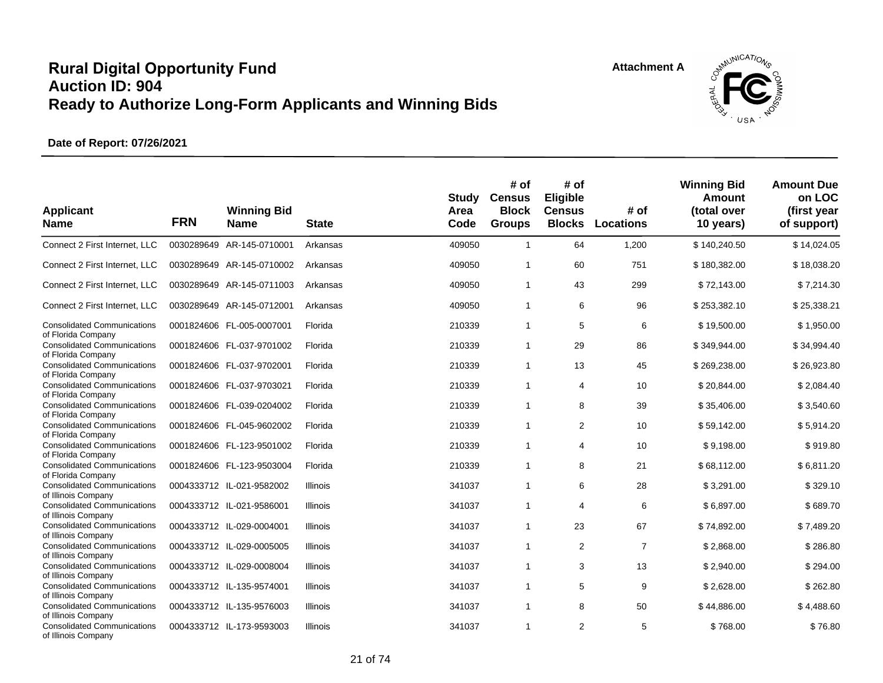# Rural Digital Opportunity Fund
# Auction ID: 904
# Ready to Authorize Long-Form Applicants and Winning Bids

Attachment A

**Date of Report: 07/26/2021**

| Applicant Name | FRN | Winning Bid Name | State | Study Area Code | # of Census Block Groups | # of Eligible Census Blocks | # of Locations | Winning Bid Amount (total over 10 years) | Amount Due on LOC (first year of support) |
|---|---|---|---|---|---|---|---|---|---|
| Connect 2 First Internet, LLC | 0030289649 | AR-145-0710001 | Arkansas | 409050 | 1 | 64 | 1,200 | $ 140,240.50 | $ 14,024.05 |
| Connect 2 First Internet, LLC | 0030289649 | AR-145-0710002 | Arkansas | 409050 | 1 | 60 | 751 | $ 180,382.00 | $ 18,038.20 |
| Connect 2 First Internet, LLC | 0030289649 | AR-145-0711003 | Arkansas | 409050 | 1 | 43 | 299 | $ 72,143.00 | $ 7,214.30 |
| Connect 2 First Internet, LLC | 0030289649 | AR-145-0712001 | Arkansas | 409050 | 1 | 6 | 96 | $ 253,382.10 | $ 25,338.21 |
| Consolidated Communications of Florida Company | 0001824606 | FL-005-0007001 | Florida | 210339 | 1 | 5 | 6 | $ 19,500.00 | $ 1,950.00 |
| Consolidated Communications of Florida Company | 0001824606 | FL-037-9701002 | Florida | 210339 | 1 | 29 | 86 | $ 349,944.00 | $ 34,994.40 |
| Consolidated Communications of Florida Company | 0001824606 | FL-037-9702001 | Florida | 210339 | 1 | 13 | 45 | $ 269,238.00 | $ 26,923.80 |
| Consolidated Communications of Florida Company | 0001824606 | FL-037-9703021 | Florida | 210339 | 1 | 4 | 10 | $ 20,844.00 | $ 2,084.40 |
| Consolidated Communications of Florida Company | 0001824606 | FL-039-0204002 | Florida | 210339 | 1 | 8 | 39 | $ 35,406.00 | $ 3,540.60 |
| Consolidated Communications of Florida Company | 0001824606 | FL-045-9602002 | Florida | 210339 | 1 | 2 | 10 | $ 59,142.00 | $ 5,914.20 |
| Consolidated Communications of Florida Company | 0001824606 | FL-123-9501002 | Florida | 210339 | 1 | 4 | 10 | $ 9,198.00 | $ 919.80 |
| Consolidated Communications of Florida Company | 0001824606 | FL-123-9503004 | Florida | 210339 | 1 | 8 | 21 | $ 68,112.00 | $ 6,811.20 |
| Consolidated Communications of Illinois Company | 0004333712 | IL-021-9582002 | Illinois | 341037 | 1 | 6 | 28 | $ 3,291.00 | $ 329.10 |
| Consolidated Communications of Illinois Company | 0004333712 | IL-021-9586001 | Illinois | 341037 | 1 | 4 | 6 | $ 6,897.00 | $ 689.70 |
| Consolidated Communications of Illinois Company | 0004333712 | IL-029-0004001 | Illinois | 341037 | 1 | 23 | 67 | $ 74,892.00 | $ 7,489.20 |
| Consolidated Communications of Illinois Company | 0004333712 | IL-029-0005005 | Illinois | 341037 | 1 | 2 | 7 | $ 2,868.00 | $ 286.80 |
| Consolidated Communications of Illinois Company | 0004333712 | IL-029-0008004 | Illinois | 341037 | 1 | 3 | 13 | $ 2,940.00 | $ 294.00 |
| Consolidated Communications of Illinois Company | 0004333712 | IL-135-9574001 | Illinois | 341037 | 1 | 5 | 9 | $ 2,628.00 | $ 262.80 |
| Consolidated Communications of Illinois Company | 0004333712 | IL-135-9576003 | Illinois | 341037 | 1 | 8 | 50 | $ 44,886.00 | $ 4,488.60 |
| Consolidated Communications of Illinois Company | 0004333712 | IL-173-9593003 | Illinois | 341037 | 1 | 2 | 5 | $ 768.00 | $ 76.80 |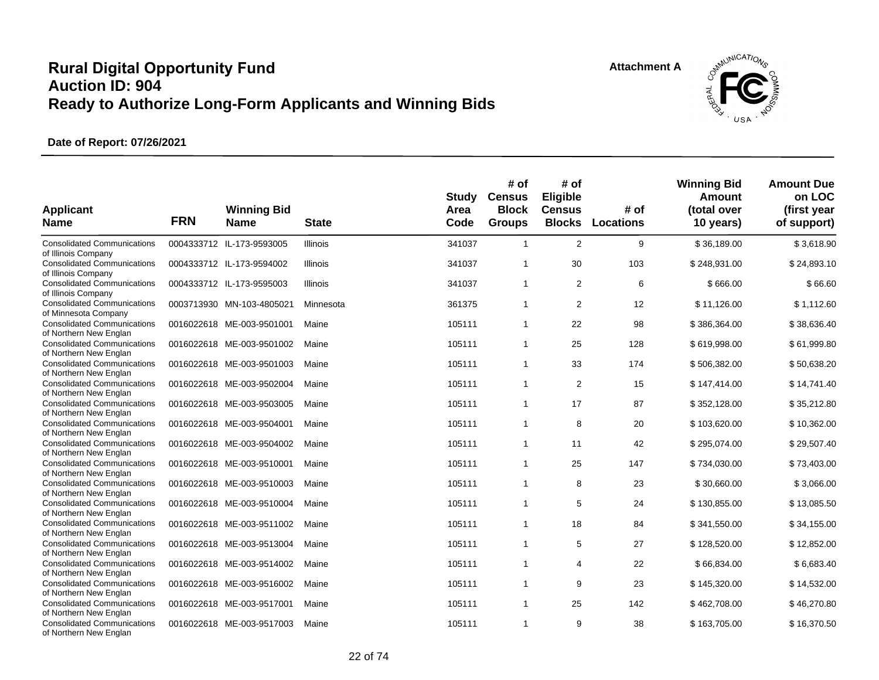# Rural Digital Opportunity Fund
# Auction ID: 904
# Ready to Authorize Long-Form Applicants and Winning Bids

**Attachment A**

**Date of Report: 07/26/2021**

| Applicant Name | FRN | Winning Bid Name | State | Study Area Code | # of Census Block Groups | # of Eligible Census Blocks | # of Locations | Winning Bid Amount (total over 10 years) | Amount Due on LOC (first year of support) |
|---|---|---|---|---|---|---|---|---|---|
| Consolidated Communications of Illinois Company | 0004333712 | IL-173-9593005 | Illinois | 341037 | 1 | 2 | 9 | $ 36,189.00 | $ 3,618.90 |
| Consolidated Communications of Illinois Company | 0004333712 | IL-173-9594002 | Illinois | 341037 | 1 | 30 | 103 | $ 248,931.00 | $ 24,893.10 |
| Consolidated Communications of Illinois Company | 0004333712 | IL-173-9595003 | Illinois | 341037 | 1 | 2 | 6 | $ 666.00 | $ 66.60 |
| Consolidated Communications of Minnesota Company | 0003713930 | MN-103-4805021 | Minnesota | 361375 | 1 | 2 | 12 | $ 11,126.00 | $ 1,112.60 |
| Consolidated Communications of Northern New Englan | 0016022618 | ME-003-9501001 | Maine | 105111 | 1 | 22 | 98 | $ 386,364.00 | $ 38,636.40 |
| Consolidated Communications of Northern New Englan | 0016022618 | ME-003-9501002 | Maine | 105111 | 1 | 25 | 128 | $ 619,998.00 | $ 61,999.80 |
| Consolidated Communications of Northern New Englan | 0016022618 | ME-003-9501003 | Maine | 105111 | 1 | 33 | 174 | $ 506,382.00 | $ 50,638.20 |
| Consolidated Communications of Northern New Englan | 0016022618 | ME-003-9502004 | Maine | 105111 | 1 | 2 | 15 | $ 147,414.00 | $ 14,741.40 |
| Consolidated Communications of Northern New Englan | 0016022618 | ME-003-9503005 | Maine | 105111 | 1 | 17 | 87 | $ 352,128.00 | $ 35,212.80 |
| Consolidated Communications of Northern New Englan | 0016022618 | ME-003-9504001 | Maine | 105111 | 1 | 8 | 20 | $ 103,620.00 | $ 10,362.00 |
| Consolidated Communications of Northern New Englan | 0016022618 | ME-003-9504002 | Maine | 105111 | 1 | 11 | 42 | $ 295,074.00 | $ 29,507.40 |
| Consolidated Communications of Northern New Englan | 0016022618 | ME-003-9510001 | Maine | 105111 | 1 | 25 | 147 | $ 734,030.00 | $ 73,403.00 |
| Consolidated Communications of Northern New Englan | 0016022618 | ME-003-9510003 | Maine | 105111 | 1 | 8 | 23 | $ 30,660.00 | $ 3,066.00 |
| Consolidated Communications of Northern New Englan | 0016022618 | ME-003-9510004 | Maine | 105111 | 1 | 5 | 24 | $ 130,855.00 | $ 13,085.50 |
| Consolidated Communications of Northern New Englan | 0016022618 | ME-003-9511002 | Maine | 105111 | 1 | 18 | 84 | $ 341,550.00 | $ 34,155.00 |
| Consolidated Communications of Northern New Englan | 0016022618 | ME-003-9513004 | Maine | 105111 | 1 | 5 | 27 | $ 128,520.00 | $ 12,852.00 |
| Consolidated Communications of Northern New Englan | 0016022618 | ME-003-9514002 | Maine | 105111 | 1 | 4 | 22 | $ 66,834.00 | $ 6,683.40 |
| Consolidated Communications of Northern New Englan | 0016022618 | ME-003-9516002 | Maine | 105111 | 1 | 9 | 23 | $ 145,320.00 | $ 14,532.00 |
| Consolidated Communications of Northern New Englan | 0016022618 | ME-003-9517001 | Maine | 105111 | 1 | 25 | 142 | $ 462,708.00 | $ 46,270.80 |
| Consolidated Communications of Northern New Englan | 0016022618 | ME-003-9517003 | Maine | 105111 | 1 | 9 | 38 | $ 163,705.00 | $ 16,370.50 |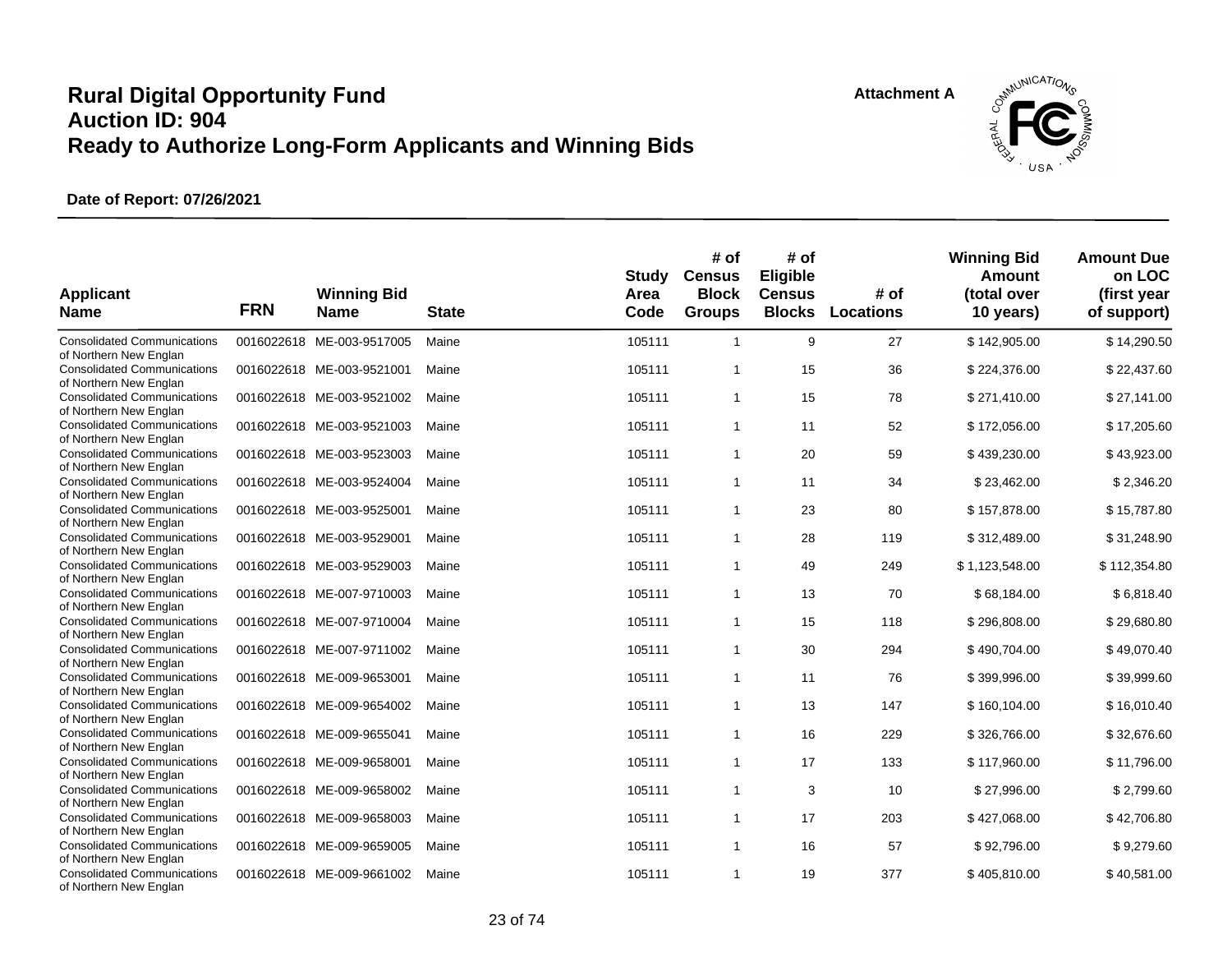# Rural Digital Opportunity Fund
# Auction ID: 904
# Ready to Authorize Long-Form Applicants and Winning Bids

**Attachment A**

**Date of Report: 07/26/2021**

| Applicant Name | FRN | Winning Bid Name | State | Study Area Code | # of Census Block Groups | # of Eligible Census Blocks | # of Locations | Winning Bid Amount (total over 10 years) | Amount Due on LOC (first year of support) |
|---|---|---|---|---|---|---|---|---|---|
| Consolidated Communications of Northern New Englan | 0016022618 | ME-003-9517005 | Maine | 105111 | 1 | 9 | 27 | $ 142,905.00 | $ 14,290.50 |
| Consolidated Communications of Northern New Englan | 0016022618 | ME-003-9521001 | Maine | 105111 | 1 | 15 | 36 | $ 224,376.00 | $ 22,437.60 |
| Consolidated Communications of Northern New Englan | 0016022618 | ME-003-9521002 | Maine | 105111 | 1 | 15 | 78 | $ 271,410.00 | $ 27,141.00 |
| Consolidated Communications of Northern New Englan | 0016022618 | ME-003-9521003 | Maine | 105111 | 1 | 11 | 52 | $ 172,056.00 | $ 17,205.60 |
| Consolidated Communications of Northern New Englan | 0016022618 | ME-003-9523003 | Maine | 105111 | 1 | 20 | 59 | $ 439,230.00 | $ 43,923.00 |
| Consolidated Communications of Northern New Englan | 0016022618 | ME-003-9524004 | Maine | 105111 | 1 | 11 | 34 | $ 23,462.00 | $ 2,346.20 |
| Consolidated Communications of Northern New Englan | 0016022618 | ME-003-9525001 | Maine | 105111 | 1 | 23 | 80 | $ 157,878.00 | $ 15,787.80 |
| Consolidated Communications of Northern New Englan | 0016022618 | ME-003-9529001 | Maine | 105111 | 1 | 28 | 119 | $ 312,489.00 | $ 31,248.90 |
| Consolidated Communications of Northern New Englan | 0016022618 | ME-003-9529003 | Maine | 105111 | 1 | 49 | 249 | $ 1,123,548.00 | $ 112,354.80 |
| Consolidated Communications of Northern New Englan | 0016022618 | ME-007-9710003 | Maine | 105111 | 1 | 13 | 70 | $ 68,184.00 | $ 6,818.40 |
| Consolidated Communications of Northern New Englan | 0016022618 | ME-007-9710004 | Maine | 105111 | 1 | 15 | 118 | $ 296,808.00 | $ 29,680.80 |
| Consolidated Communications of Northern New Englan | 0016022618 | ME-007-9711002 | Maine | 105111 | 1 | 30 | 294 | $ 490,704.00 | $ 49,070.40 |
| Consolidated Communications of Northern New Englan | 0016022618 | ME-009-9653001 | Maine | 105111 | 1 | 11 | 76 | $ 399,996.00 | $ 39,999.60 |
| Consolidated Communications of Northern New Englan | 0016022618 | ME-009-9654002 | Maine | 105111 | 1 | 13 | 147 | $ 160,104.00 | $ 16,010.40 |
| Consolidated Communications of Northern New Englan | 0016022618 | ME-009-9655041 | Maine | 105111 | 1 | 16 | 229 | $ 326,766.00 | $ 32,676.60 |
| Consolidated Communications of Northern New Englan | 0016022618 | ME-009-9658001 | Maine | 105111 | 1 | 17 | 133 | $ 117,960.00 | $ 11,796.00 |
| Consolidated Communications of Northern New Englan | 0016022618 | ME-009-9658002 | Maine | 105111 | 1 | 3 | 10 | $ 27,996.00 | $ 2,799.60 |
| Consolidated Communications of Northern New Englan | 0016022618 | ME-009-9658003 | Maine | 105111 | 1 | 17 | 203 | $ 427,068.00 | $ 42,706.80 |
| Consolidated Communications of Northern New Englan | 0016022618 | ME-009-9659005 | Maine | 105111 | 1 | 16 | 57 | $ 92,796.00 | $ 9,279.60 |
| Consolidated Communications of Northern New Englan | 0016022618 | ME-009-9661002 | Maine | 105111 | 1 | 19 | 377 | $ 405,810.00 | $ 40,581.00 |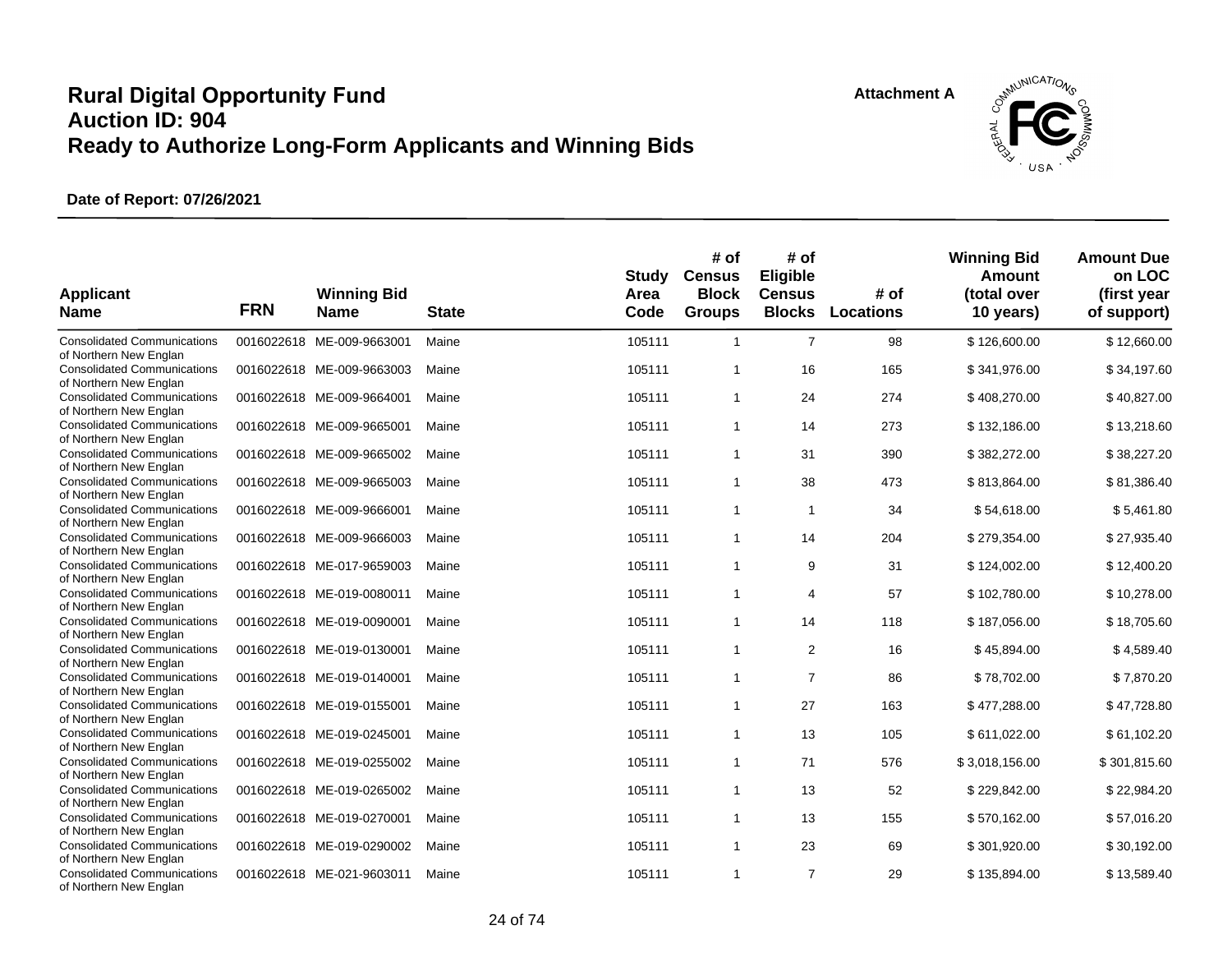# Rural Digital Opportunity Fund
# Auction ID: 904
# Ready to Authorize Long-Form Applicants and Winning Bids

Attachment A

**Date of Report: 07/26/2021**

| Applicant Name | FRN | Winning Bid Name | State | Study Area Code | # of Census Block Groups | # of Eligible Census Blocks | # of Locations | Winning Bid Amount (total over 10 years) | Amount Due on LOC (first year of support) |
|---|---|---|---|---|---|---|---|---|---|
| Consolidated Communications of Northern New Englan | 0016022618 | ME-009-9663001 | Maine | 105111 | 1 | 7 | 98 | $ 126,600.00 | $ 12,660.00 |
| Consolidated Communications of Northern New Englan | 0016022618 | ME-009-9663003 | Maine | 105111 | 1 | 16 | 165 | $ 341,976.00 | $ 34,197.60 |
| Consolidated Communications of Northern New Englan | 0016022618 | ME-009-9664001 | Maine | 105111 | 1 | 24 | 274 | $ 408,270.00 | $ 40,827.00 |
| Consolidated Communications of Northern New Englan | 0016022618 | ME-009-9665001 | Maine | 105111 | 1 | 14 | 273 | $ 132,186.00 | $ 13,218.60 |
| Consolidated Communications of Northern New Englan | 0016022618 | ME-009-9665002 | Maine | 105111 | 1 | 31 | 390 | $ 382,272.00 | $ 38,227.20 |
| Consolidated Communications of Northern New Englan | 0016022618 | ME-009-9665003 | Maine | 105111 | 1 | 38 | 473 | $ 813,864.00 | $ 81,386.40 |
| Consolidated Communications of Northern New Englan | 0016022618 | ME-009-9666001 | Maine | 105111 | 1 | 1 | 34 | $ 54,618.00 | $ 5,461.80 |
| Consolidated Communications of Northern New Englan | 0016022618 | ME-009-9666003 | Maine | 105111 | 1 | 14 | 204 | $ 279,354.00 | $ 27,935.40 |
| Consolidated Communications of Northern New Englan | 0016022618 | ME-017-9659003 | Maine | 105111 | 1 | 9 | 31 | $ 124,002.00 | $ 12,400.20 |
| Consolidated Communications of Northern New Englan | 0016022618 | ME-019-0080011 | Maine | 105111 | 1 | 4 | 57 | $ 102,780.00 | $ 10,278.00 |
| Consolidated Communications of Northern New Englan | 0016022618 | ME-019-0090001 | Maine | 105111 | 1 | 14 | 118 | $ 187,056.00 | $ 18,705.60 |
| Consolidated Communications of Northern New Englan | 0016022618 | ME-019-0130001 | Maine | 105111 | 1 | 2 | 16 | $ 45,894.00 | $ 4,589.40 |
| Consolidated Communications of Northern New Englan | 0016022618 | ME-019-0140001 | Maine | 105111 | 1 | 7 | 86 | $ 78,702.00 | $ 7,870.20 |
| Consolidated Communications of Northern New Englan | 0016022618 | ME-019-0155001 | Maine | 105111 | 1 | 27 | 163 | $ 477,288.00 | $ 47,728.80 |
| Consolidated Communications of Northern New Englan | 0016022618 | ME-019-0245001 | Maine | 105111 | 1 | 13 | 105 | $ 611,022.00 | $ 61,102.20 |
| Consolidated Communications of Northern New Englan | 0016022618 | ME-019-0255002 | Maine | 105111 | 1 | 71 | 576 | $ 3,018,156.00 | $ 301,815.60 |
| Consolidated Communications of Northern New Englan | 0016022618 | ME-019-0265002 | Maine | 105111 | 1 | 13 | 52 | $ 229,842.00 | $ 22,984.20 |
| Consolidated Communications of Northern New Englan | 0016022618 | ME-019-0270001 | Maine | 105111 | 1 | 13 | 155 | $ 570,162.00 | $ 57,016.20 |
| Consolidated Communications of Northern New Englan | 0016022618 | ME-019-0290002 | Maine | 105111 | 1 | 23 | 69 | $ 301,920.00 | $ 30,192.00 |
| Consolidated Communications of Northern New Englan | 0016022618 | ME-021-9603011 | Maine | 105111 | 1 | 7 | 29 | $ 135,894.00 | $ 13,589.40 |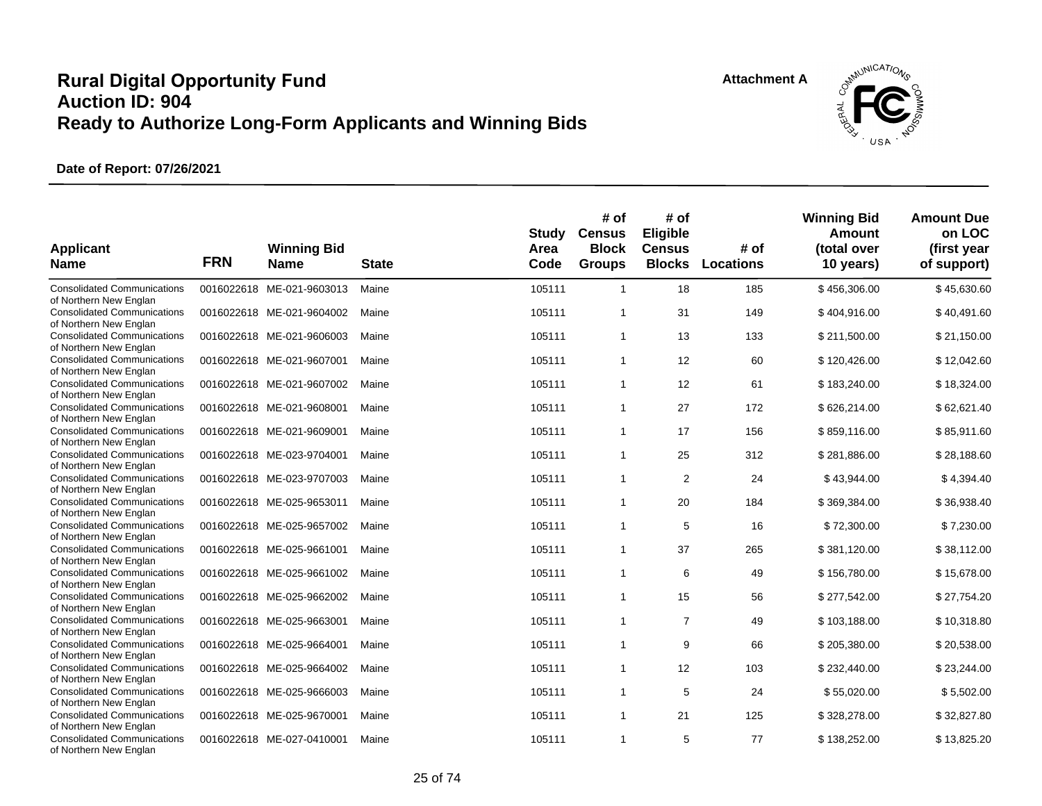# Rural Digital Opportunity Fund
# Auction ID: 904
# Ready to Authorize Long-Form Applicants and Winning Bids

Attachment A

**Date of Report: 07/26/2021**

| Applicant Name | FRN | Winning Bid Name | State | Study Area Code | # of Census Block Groups | # of Eligible Census Blocks | # of Locations | Winning Bid Amount (total over 10 years) | Amount Due on LOC (first year of support) |
|---|---|---|---|---|---|---|---|---|---|
| Consolidated Communications of Northern New Englan | 0016022618 | ME-021-9603013 | Maine | 105111 | 1 | 18 | 185 | $ 456,306.00 | $ 45,630.60 |
| Consolidated Communications of Northern New Englan | 0016022618 | ME-021-9604002 | Maine | 105111 | 1 | 31 | 149 | $ 404,916.00 | $ 40,491.60 |
| Consolidated Communications of Northern New Englan | 0016022618 | ME-021-9606003 | Maine | 105111 | 1 | 13 | 133 | $ 211,500.00 | $ 21,150.00 |
| Consolidated Communications of Northern New Englan | 0016022618 | ME-021-9607001 | Maine | 105111 | 1 | 12 | 60 | $ 120,426.00 | $ 12,042.60 |
| Consolidated Communications of Northern New Englan | 0016022618 | ME-021-9607002 | Maine | 105111 | 1 | 12 | 61 | $ 183,240.00 | $ 18,324.00 |
| Consolidated Communications of Northern New Englan | 0016022618 | ME-021-9608001 | Maine | 105111 | 1 | 27 | 172 | $ 626,214.00 | $ 62,621.40 |
| Consolidated Communications of Northern New Englan | 0016022618 | ME-021-9609001 | Maine | 105111 | 1 | 17 | 156 | $ 859,116.00 | $ 85,911.60 |
| Consolidated Communications of Northern New Englan | 0016022618 | ME-023-9704001 | Maine | 105111 | 1 | 25 | 312 | $ 281,886.00 | $ 28,188.60 |
| Consolidated Communications of Northern New Englan | 0016022618 | ME-023-9707003 | Maine | 105111 | 1 | 2 | 24 | $ 43,944.00 | $ 4,394.40 |
| Consolidated Communications of Northern New Englan | 0016022618 | ME-025-9653011 | Maine | 105111 | 1 | 20 | 184 | $ 369,384.00 | $ 36,938.40 |
| Consolidated Communications of Northern New Englan | 0016022618 | ME-025-9657002 | Maine | 105111 | 1 | 5 | 16 | $ 72,300.00 | $ 7,230.00 |
| Consolidated Communications of Northern New Englan | 0016022618 | ME-025-9661001 | Maine | 105111 | 1 | 37 | 265 | $ 381,120.00 | $ 38,112.00 |
| Consolidated Communications of Northern New Englan | 0016022618 | ME-025-9661002 | Maine | 105111 | 1 | 6 | 49 | $ 156,780.00 | $ 15,678.00 |
| Consolidated Communications of Northern New Englan | 0016022618 | ME-025-9662002 | Maine | 105111 | 1 | 15 | 56 | $ 277,542.00 | $ 27,754.20 |
| Consolidated Communications of Northern New Englan | 0016022618 | ME-025-9663001 | Maine | 105111 | 1 | 7 | 49 | $ 103,188.00 | $ 10,318.80 |
| Consolidated Communications of Northern New Englan | 0016022618 | ME-025-9664001 | Maine | 105111 | 1 | 9 | 66 | $ 205,380.00 | $ 20,538.00 |
| Consolidated Communications of Northern New Englan | 0016022618 | ME-025-9664002 | Maine | 105111 | 1 | 12 | 103 | $ 232,440.00 | $ 23,244.00 |
| Consolidated Communications of Northern New Englan | 0016022618 | ME-025-9666003 | Maine | 105111 | 1 | 5 | 24 | $ 55,020.00 | $ 5,502.00 |
| Consolidated Communications of Northern New Englan | 0016022618 | ME-025-9670001 | Maine | 105111 | 1 | 21 | 125 | $ 328,278.00 | $ 32,827.80 |
| Consolidated Communications of Northern New Englan | 0016022618 | ME-027-0410001 | Maine | 105111 | 1 | 5 | 77 | $ 138,252.00 | $ 13,825.20 |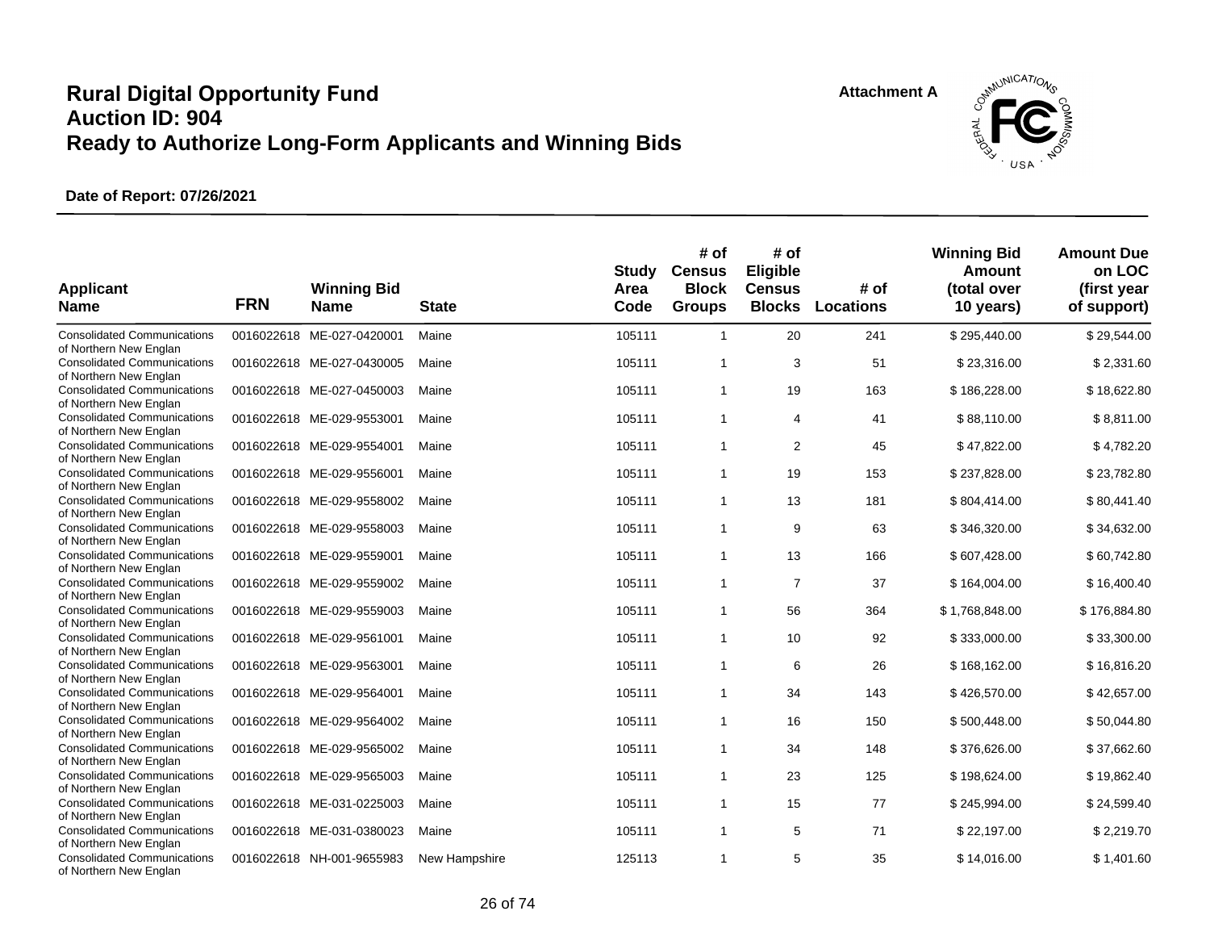# Rural Digital Opportunity Fund
# Auction ID: 904
# Ready to Authorize Long-Form Applicants and Winning Bids

Attachment A

**Date of Report: 07/26/2021**

| Applicant Name | FRN | Winning Bid Name | State | Study Area Code | # of Census Block Groups | # of Eligible Census Blocks | # of Locations | Winning Bid Amount (total over 10 years) | Amount Due on LOC (first year of support) |
|---|---|---|---|---|---|---|---|---|---|
| Consolidated Communications of Northern New Englan | 0016022618 | ME-027-0420001 | Maine | 105111 | 1 | 20 | 241 | $ 295,440.00 | $ 29,544.00 |
| Consolidated Communications of Northern New Englan | 0016022618 | ME-027-0430005 | Maine | 105111 | 1 | 3 | 51 | $ 23,316.00 | $ 2,331.60 |
| Consolidated Communications of Northern New Englan | 0016022618 | ME-027-0450003 | Maine | 105111 | 1 | 19 | 163 | $ 186,228.00 | $ 18,622.80 |
| Consolidated Communications of Northern New Englan | 0016022618 | ME-029-9553001 | Maine | 105111 | 1 | 4 | 41 | $ 88,110.00 | $ 8,811.00 |
| Consolidated Communications of Northern New Englan | 0016022618 | ME-029-9554001 | Maine | 105111 | 1 | 2 | 45 | $ 47,822.00 | $ 4,782.20 |
| Consolidated Communications of Northern New Englan | 0016022618 | ME-029-9556001 | Maine | 105111 | 1 | 19 | 153 | $ 237,828.00 | $ 23,782.80 |
| Consolidated Communications of Northern New Englan | 0016022618 | ME-029-9558002 | Maine | 105111 | 1 | 13 | 181 | $ 804,414.00 | $ 80,441.40 |
| Consolidated Communications of Northern New Englan | 0016022618 | ME-029-9558003 | Maine | 105111 | 1 | 9 | 63 | $ 346,320.00 | $ 34,632.00 |
| Consolidated Communications of Northern New Englan | 0016022618 | ME-029-9559001 | Maine | 105111 | 1 | 13 | 166 | $ 607,428.00 | $ 60,742.80 |
| Consolidated Communications of Northern New Englan | 0016022618 | ME-029-9559002 | Maine | 105111 | 1 | 7 | 37 | $ 164,004.00 | $ 16,400.40 |
| Consolidated Communications of Northern New Englan | 0016022618 | ME-029-9559003 | Maine | 105111 | 1 | 56 | 364 | $ 1,768,848.00 | $ 176,884.80 |
| Consolidated Communications of Northern New Englan | 0016022618 | ME-029-9561001 | Maine | 105111 | 1 | 10 | 92 | $ 333,000.00 | $ 33,300.00 |
| Consolidated Communications of Northern New Englan | 0016022618 | ME-029-9563001 | Maine | 105111 | 1 | 6 | 26 | $ 168,162.00 | $ 16,816.20 |
| Consolidated Communications of Northern New Englan | 0016022618 | ME-029-9564001 | Maine | 105111 | 1 | 34 | 143 | $ 426,570.00 | $ 42,657.00 |
| Consolidated Communications of Northern New Englan | 0016022618 | ME-029-9564002 | Maine | 105111 | 1 | 16 | 150 | $ 500,448.00 | $ 50,044.80 |
| Consolidated Communications of Northern New Englan | 0016022618 | ME-029-9565002 | Maine | 105111 | 1 | 34 | 148 | $ 376,626.00 | $ 37,662.60 |
| Consolidated Communications of Northern New Englan | 0016022618 | ME-029-9565003 | Maine | 105111 | 1 | 23 | 125 | $ 198,624.00 | $ 19,862.40 |
| Consolidated Communications of Northern New Englan | 0016022618 | ME-031-0225003 | Maine | 105111 | 1 | 15 | 77 | $ 245,994.00 | $ 24,599.40 |
| Consolidated Communications of Northern New Englan | 0016022618 | ME-031-0380023 | Maine | 105111 | 1 | 5 | 71 | $ 22,197.00 | $ 2,219.70 |
| Consolidated Communications of Northern New Englan | 0016022618 | NH-001-9655983 | New Hampshire | 125113 | 1 | 5 | 35 | $ 14,016.00 | $ 1,401.60 |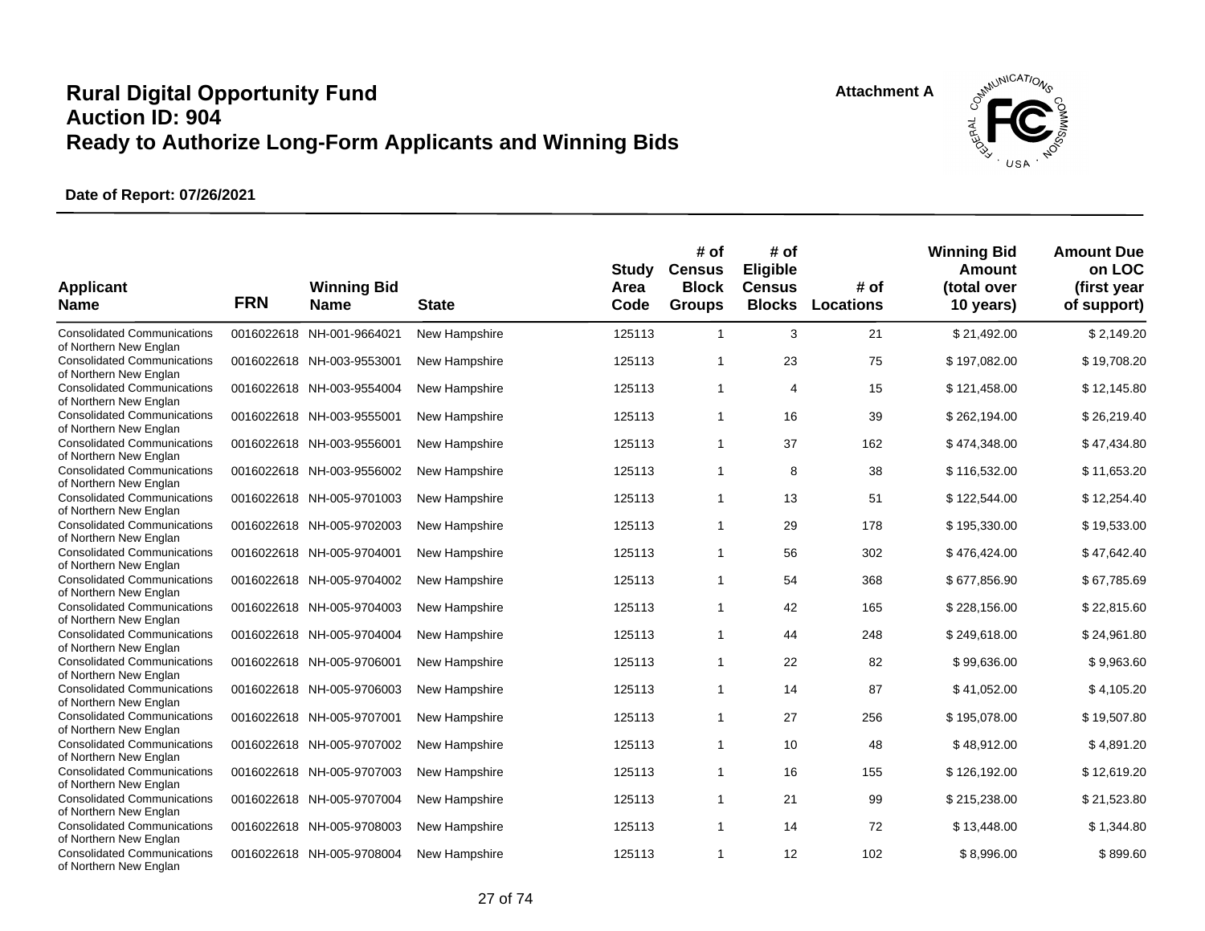# Rural Digital Opportunity Fund
# Auction ID: 904
# Ready to Authorize Long-Form Applicants and Winning Bids

Attachment A

**Date of Report: 07/26/2021**

| Applicant Name | FRN | Winning Bid Name | State | Study Area Code | # of Census Block Groups | # of Eligible Census Blocks | # of Locations | Winning Bid Amount (total over 10 years) | Amount Due on LOC (first year of support) |
|---|---|---|---|---|---|---|---|---|---|
| Consolidated Communications of Northern New Englan | 0016022618 | NH-001-9664021 | New Hampshire | 125113 | 1 | 3 | 21 | $ 21,492.00 | $ 2,149.20 |
| Consolidated Communications of Northern New Englan | 0016022618 | NH-003-9553001 | New Hampshire | 125113 | 1 | 23 | 75 | $ 197,082.00 | $ 19,708.20 |
| Consolidated Communications of Northern New Englan | 0016022618 | NH-003-9554004 | New Hampshire | 125113 | 1 | 4 | 15 | $ 121,458.00 | $ 12,145.80 |
| Consolidated Communications of Northern New Englan | 0016022618 | NH-003-9555001 | New Hampshire | 125113 | 1 | 16 | 39 | $ 262,194.00 | $ 26,219.40 |
| Consolidated Communications of Northern New Englan | 0016022618 | NH-003-9556001 | New Hampshire | 125113 | 1 | 37 | 162 | $ 474,348.00 | $ 47,434.80 |
| Consolidated Communications of Northern New Englan | 0016022618 | NH-003-9556002 | New Hampshire | 125113 | 1 | 8 | 38 | $ 116,532.00 | $ 11,653.20 |
| Consolidated Communications of Northern New Englan | 0016022618 | NH-005-9701003 | New Hampshire | 125113 | 1 | 13 | 51 | $ 122,544.00 | $ 12,254.40 |
| Consolidated Communications of Northern New Englan | 0016022618 | NH-005-9702003 | New Hampshire | 125113 | 1 | 29 | 178 | $ 195,330.00 | $ 19,533.00 |
| Consolidated Communications of Northern New Englan | 0016022618 | NH-005-9704001 | New Hampshire | 125113 | 1 | 56 | 302 | $ 476,424.00 | $ 47,642.40 |
| Consolidated Communications of Northern New Englan | 0016022618 | NH-005-9704002 | New Hampshire | 125113 | 1 | 54 | 368 | $ 677,856.90 | $ 67,785.69 |
| Consolidated Communications of Northern New Englan | 0016022618 | NH-005-9704003 | New Hampshire | 125113 | 1 | 42 | 165 | $ 228,156.00 | $ 22,815.60 |
| Consolidated Communications of Northern New Englan | 0016022618 | NH-005-9704004 | New Hampshire | 125113 | 1 | 44 | 248 | $ 249,618.00 | $ 24,961.80 |
| Consolidated Communications of Northern New Englan | 0016022618 | NH-005-9706001 | New Hampshire | 125113 | 1 | 22 | 82 | $ 99,636.00 | $ 9,963.60 |
| Consolidated Communications of Northern New Englan | 0016022618 | NH-005-9706003 | New Hampshire | 125113 | 1 | 14 | 87 | $ 41,052.00 | $ 4,105.20 |
| Consolidated Communications of Northern New Englan | 0016022618 | NH-005-9707001 | New Hampshire | 125113 | 1 | 27 | 256 | $ 195,078.00 | $ 19,507.80 |
| Consolidated Communications of Northern New Englan | 0016022618 | NH-005-9707002 | New Hampshire | 125113 | 1 | 10 | 48 | $ 48,912.00 | $ 4,891.20 |
| Consolidated Communications of Northern New Englan | 0016022618 | NH-005-9707003 | New Hampshire | 125113 | 1 | 16 | 155 | $ 126,192.00 | $ 12,619.20 |
| Consolidated Communications of Northern New Englan | 0016022618 | NH-005-9707004 | New Hampshire | 125113 | 1 | 21 | 99 | $ 215,238.00 | $ 21,523.80 |
| Consolidated Communications of Northern New Englan | 0016022618 | NH-005-9708003 | New Hampshire | 125113 | 1 | 14 | 72 | $ 13,448.00 | $ 1,344.80 |
| Consolidated Communications of Northern New Englan | 0016022618 | NH-005-9708004 | New Hampshire | 125113 | 1 | 12 | 102 | $ 8,996.00 | $ 899.60 |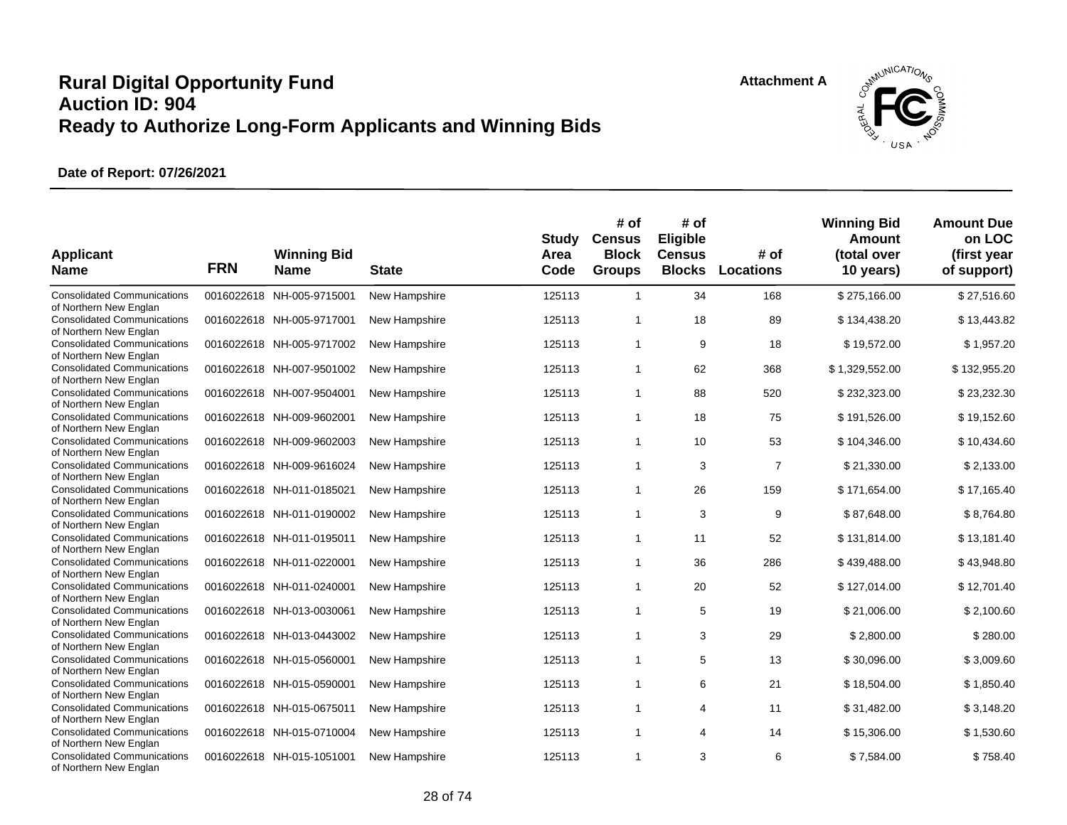# Rural Digital Opportunity Fund
# Auction ID: 904
# Ready to Authorize Long-Form Applicants and Winning Bids

**Attachment A**

**Date of Report: 07/26/2021**

| Applicant Name | FRN | Winning Bid Name | State | Study Area Code | # of Census Block Groups | # of Eligible Census Blocks | # of Locations | Winning Bid Amount (total over 10 years) | Amount Due on LOC (first year of support) |
|---|---|---|---|---|---|---|---|---|---|
| Consolidated Communications of Northern New Englan | 0016022618 | NH-005-9715001 | New Hampshire | 125113 | 1 | 34 | 168 | $ 275,166.00 | $ 27,516.60 |
| Consolidated Communications of Northern New Englan | 0016022618 | NH-005-9717001 | New Hampshire | 125113 | 1 | 18 | 89 | $ 134,438.20 | $ 13,443.82 |
| Consolidated Communications of Northern New Englan | 0016022618 | NH-005-9717002 | New Hampshire | 125113 | 1 | 9 | 18 | $ 19,572.00 | $ 1,957.20 |
| Consolidated Communications of Northern New Englan | 0016022618 | NH-007-9501002 | New Hampshire | 125113 | 1 | 62 | 368 | $ 1,329,552.00 | $ 132,955.20 |
| Consolidated Communications of Northern New Englan | 0016022618 | NH-007-9504001 | New Hampshire | 125113 | 1 | 88 | 520 | $ 232,323.00 | $ 23,232.30 |
| Consolidated Communications of Northern New Englan | 0016022618 | NH-009-9602001 | New Hampshire | 125113 | 1 | 18 | 75 | $ 191,526.00 | $ 19,152.60 |
| Consolidated Communications of Northern New Englan | 0016022618 | NH-009-9602003 | New Hampshire | 125113 | 1 | 10 | 53 | $ 104,346.00 | $ 10,434.60 |
| Consolidated Communications of Northern New Englan | 0016022618 | NH-009-9616024 | New Hampshire | 125113 | 1 | 3 | 7 | $ 21,330.00 | $ 2,133.00 |
| Consolidated Communications of Northern New Englan | 0016022618 | NH-011-0185021 | New Hampshire | 125113 | 1 | 26 | 159 | $ 171,654.00 | $ 17,165.40 |
| Consolidated Communications of Northern New Englan | 0016022618 | NH-011-0190002 | New Hampshire | 125113 | 1 | 3 | 9 | $ 87,648.00 | $ 8,764.80 |
| Consolidated Communications of Northern New Englan | 0016022618 | NH-011-0195011 | New Hampshire | 125113 | 1 | 11 | 52 | $ 131,814.00 | $ 13,181.40 |
| Consolidated Communications of Northern New Englan | 0016022618 | NH-011-0220001 | New Hampshire | 125113 | 1 | 36 | 286 | $ 439,488.00 | $ 43,948.80 |
| Consolidated Communications of Northern New Englan | 0016022618 | NH-011-0240001 | New Hampshire | 125113 | 1 | 20 | 52 | $ 127,014.00 | $ 12,701.40 |
| Consolidated Communications of Northern New Englan | 0016022618 | NH-013-0030061 | New Hampshire | 125113 | 1 | 5 | 19 | $ 21,006.00 | $ 2,100.60 |
| Consolidated Communications of Northern New Englan | 0016022618 | NH-013-0443002 | New Hampshire | 125113 | 1 | 3 | 29 | $ 2,800.00 | $ 280.00 |
| Consolidated Communications of Northern New Englan | 0016022618 | NH-015-0560001 | New Hampshire | 125113 | 1 | 5 | 13 | $ 30,096.00 | $ 3,009.60 |
| Consolidated Communications of Northern New Englan | 0016022618 | NH-015-0590001 | New Hampshire | 125113 | 1 | 6 | 21 | $ 18,504.00 | $ 1,850.40 |
| Consolidated Communications of Northern New Englan | 0016022618 | NH-015-0675011 | New Hampshire | 125113 | 1 | 4 | 11 | $ 31,482.00 | $ 3,148.20 |
| Consolidated Communications of Northern New Englan | 0016022618 | NH-015-0710004 | New Hampshire | 125113 | 1 | 4 | 14 | $ 15,306.00 | $ 1,530.60 |
| Consolidated Communications of Northern New Englan | 0016022618 | NH-015-1051001 | New Hampshire | 125113 | 1 | 3 | 6 | $ 7,584.00 | $ 758.40 |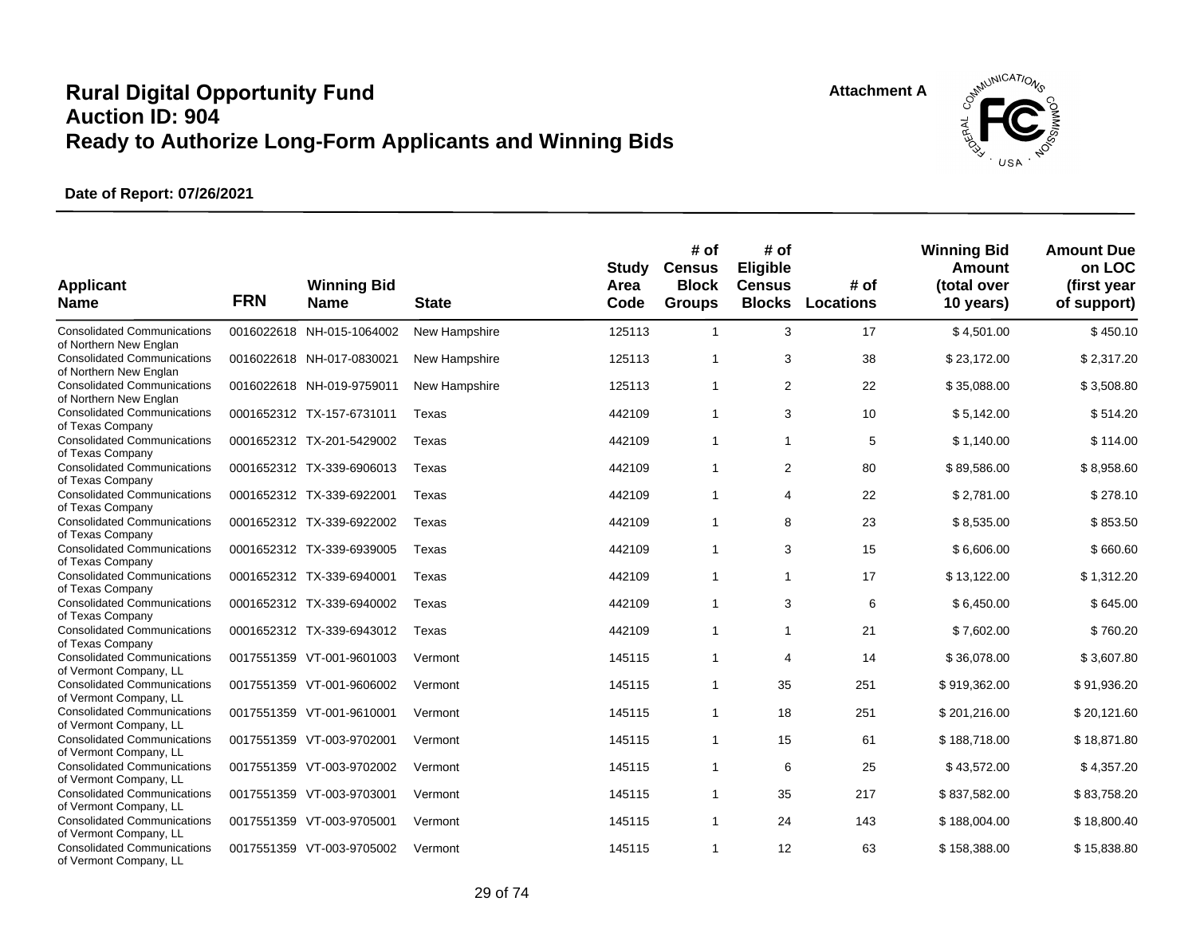# Rural Digital Opportunity Fund
# Auction ID: 904
# Ready to Authorize Long-Form Applicants and Winning Bids

Attachment A

**Date of Report: 07/26/2021**

| Applicant Name | FRN | Winning Bid Name | State | Study Area Code | # of Census Block Groups | # of Eligible Census Blocks | # of Locations | Winning Bid Amount (total over 10 years) | Amount Due on LOC (first year of support) |
|---|---|---|---|---|---|---|---|---|---|
| Consolidated Communications of Northern New Englan | 0016022618 | NH-015-1064002 | New Hampshire | 125113 | 1 | 3 | 17 | $ 4,501.00 | $ 450.10 |
| Consolidated Communications of Northern New Englan | 0016022618 | NH-017-0830021 | New Hampshire | 125113 | 1 | 3 | 38 | $ 23,172.00 | $ 2,317.20 |
| Consolidated Communications of Northern New Englan | 0016022618 | NH-019-9759011 | New Hampshire | 125113 | 1 | 2 | 22 | $ 35,088.00 | $ 3,508.80 |
| Consolidated Communications of Texas Company | 0001652312 | TX-157-6731011 | Texas | 442109 | 1 | 3 | 10 | $ 5,142.00 | $ 514.20 |
| Consolidated Communications of Texas Company | 0001652312 | TX-201-5429002 | Texas | 442109 | 1 | 1 | 5 | $ 1,140.00 | $ 114.00 |
| Consolidated Communications of Texas Company | 0001652312 | TX-339-6906013 | Texas | 442109 | 1 | 2 | 80 | $ 89,586.00 | $ 8,958.60 |
| Consolidated Communications of Texas Company | 0001652312 | TX-339-6922001 | Texas | 442109 | 1 | 4 | 22 | $ 2,781.00 | $ 278.10 |
| Consolidated Communications of Texas Company | 0001652312 | TX-339-6922002 | Texas | 442109 | 1 | 8 | 23 | $ 8,535.00 | $ 853.50 |
| Consolidated Communications of Texas Company | 0001652312 | TX-339-6939005 | Texas | 442109 | 1 | 3 | 15 | $ 6,606.00 | $ 660.60 |
| Consolidated Communications of Texas Company | 0001652312 | TX-339-6940001 | Texas | 442109 | 1 | 1 | 17 | $ 13,122.00 | $ 1,312.20 |
| Consolidated Communications of Texas Company | 0001652312 | TX-339-6940002 | Texas | 442109 | 1 | 3 | 6 | $ 6,450.00 | $ 645.00 |
| Consolidated Communications of Texas Company | 0001652312 | TX-339-6943012 | Texas | 442109 | 1 | 1 | 21 | $ 7,602.00 | $ 760.20 |
| Consolidated Communications of Vermont Company, LL | 0017551359 | VT-001-9601003 | Vermont | 145115 | 1 | 4 | 14 | $ 36,078.00 | $ 3,607.80 |
| Consolidated Communications of Vermont Company, LL | 0017551359 | VT-001-9606002 | Vermont | 145115 | 1 | 35 | 251 | $ 919,362.00 | $ 91,936.20 |
| Consolidated Communications of Vermont Company, LL | 0017551359 | VT-001-9610001 | Vermont | 145115 | 1 | 18 | 251 | $ 201,216.00 | $ 20,121.60 |
| Consolidated Communications of Vermont Company, LL | 0017551359 | VT-003-9702001 | Vermont | 145115 | 1 | 15 | 61 | $ 188,718.00 | $ 18,871.80 |
| Consolidated Communications of Vermont Company, LL | 0017551359 | VT-003-9702002 | Vermont | 145115 | 1 | 6 | 25 | $ 43,572.00 | $ 4,357.20 |
| Consolidated Communications of Vermont Company, LL | 0017551359 | VT-003-9703001 | Vermont | 145115 | 1 | 35 | 217 | $ 837,582.00 | $ 83,758.20 |
| Consolidated Communications of Vermont Company, LL | 0017551359 | VT-003-9705001 | Vermont | 145115 | 1 | 24 | 143 | $ 188,004.00 | $ 18,800.40 |
| Consolidated Communications of Vermont Company, LL | 0017551359 | VT-003-9705002 | Vermont | 145115 | 1 | 12 | 63 | $ 158,388.00 | $ 15,838.80 |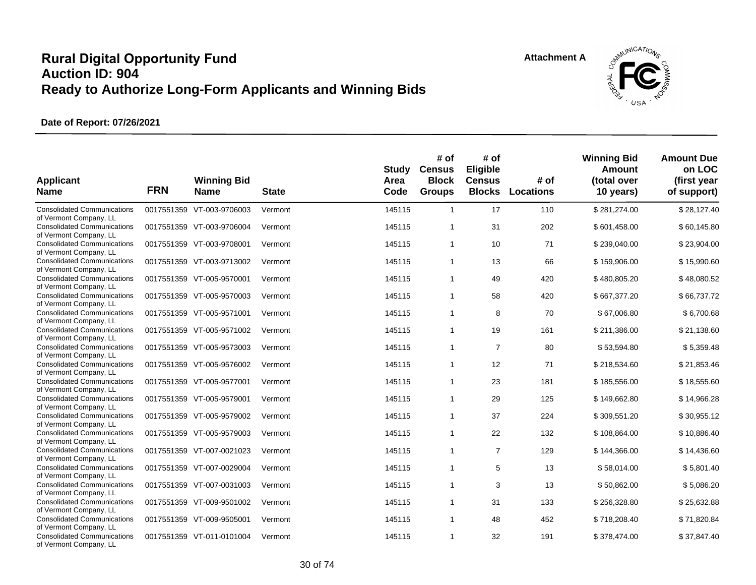# Rural Digital Opportunity Fund
# Auction ID: 904
# Ready to Authorize Long-Form Applicants and Winning Bids

Attachment A

**Date of Report: 07/26/2021**

| Applicant Name | FRN | Winning Bid Name | State | Study Area Code | # of Census Block Groups | # of Eligible Census Blocks | # of Locations | Winning Bid Amount (total over 10 years) | Amount Due on LOC (first year of support) |
|---|---|---|---|---|---|---|---|---|---|
| Consolidated Communications of Vermont Company, LL | 0017551359 | VT-003-9706003 | Vermont | 145115 | 1 | 17 | 110 | $ 281,274.00 | $ 28,127.40 |
| Consolidated Communications of Vermont Company, LL | 0017551359 | VT-003-9706004 | Vermont | 145115 | 1 | 31 | 202 | $ 601,458.00 | $ 60,145.80 |
| Consolidated Communications of Vermont Company, LL | 0017551359 | VT-003-9708001 | Vermont | 145115 | 1 | 10 | 71 | $ 239,040.00 | $ 23,904.00 |
| Consolidated Communications of Vermont Company, LL | 0017551359 | VT-003-9713002 | Vermont | 145115 | 1 | 13 | 66 | $ 159,906.00 | $ 15,990.60 |
| Consolidated Communications of Vermont Company, LL | 0017551359 | VT-005-9570001 | Vermont | 145115 | 1 | 49 | 420 | $ 480,805.20 | $ 48,080.52 |
| Consolidated Communications of Vermont Company, LL | 0017551359 | VT-005-9570003 | Vermont | 145115 | 1 | 58 | 420 | $ 667,377.20 | $ 66,737.72 |
| Consolidated Communications of Vermont Company, LL | 0017551359 | VT-005-9571001 | Vermont | 145115 | 1 | 8 | 70 | $ 67,006.80 | $ 6,700.68 |
| Consolidated Communications of Vermont Company, LL | 0017551359 | VT-005-9571002 | Vermont | 145115 | 1 | 19 | 161 | $ 211,386.00 | $ 21,138.60 |
| Consolidated Communications of Vermont Company, LL | 0017551359 | VT-005-9573003 | Vermont | 145115 | 1 | 7 | 80 | $ 53,594.80 | $ 5,359.48 |
| Consolidated Communications of Vermont Company, LL | 0017551359 | VT-005-9576002 | Vermont | 145115 | 1 | 12 | 71 | $ 218,534.60 | $ 21,853.46 |
| Consolidated Communications of Vermont Company, LL | 0017551359 | VT-005-9577001 | Vermont | 145115 | 1 | 23 | 181 | $ 185,556.00 | $ 18,555.60 |
| Consolidated Communications of Vermont Company, LL | 0017551359 | VT-005-9579001 | Vermont | 145115 | 1 | 29 | 125 | $ 149,662.80 | $ 14,966.28 |
| Consolidated Communications of Vermont Company, LL | 0017551359 | VT-005-9579002 | Vermont | 145115 | 1 | 37 | 224 | $ 309,551.20 | $ 30,955.12 |
| Consolidated Communications of Vermont Company, LL | 0017551359 | VT-005-9579003 | Vermont | 145115 | 1 | 22 | 132 | $ 108,864.00 | $ 10,886.40 |
| Consolidated Communications of Vermont Company, LL | 0017551359 | VT-007-0021023 | Vermont | 145115 | 1 | 7 | 129 | $ 144,366.00 | $ 14,436.60 |
| Consolidated Communications of Vermont Company, LL | 0017551359 | VT-007-0029004 | Vermont | 145115 | 1 | 5 | 13 | $ 58,014.00 | $ 5,801.40 |
| Consolidated Communications of Vermont Company, LL | 0017551359 | VT-007-0031003 | Vermont | 145115 | 1 | 3 | 13 | $ 50,862.00 | $ 5,086.20 |
| Consolidated Communications of Vermont Company, LL | 0017551359 | VT-009-9501002 | Vermont | 145115 | 1 | 31 | 133 | $ 256,328.80 | $ 25,632.88 |
| Consolidated Communications of Vermont Company, LL | 0017551359 | VT-009-9505001 | Vermont | 145115 | 1 | 48 | 452 | $ 718,208.40 | $ 71,820.84 |
| Consolidated Communications of Vermont Company, LL | 0017551359 | VT-011-0101004 | Vermont | 145115 | 1 | 32 | 191 | $ 378,474.00 | $ 37,847.40 |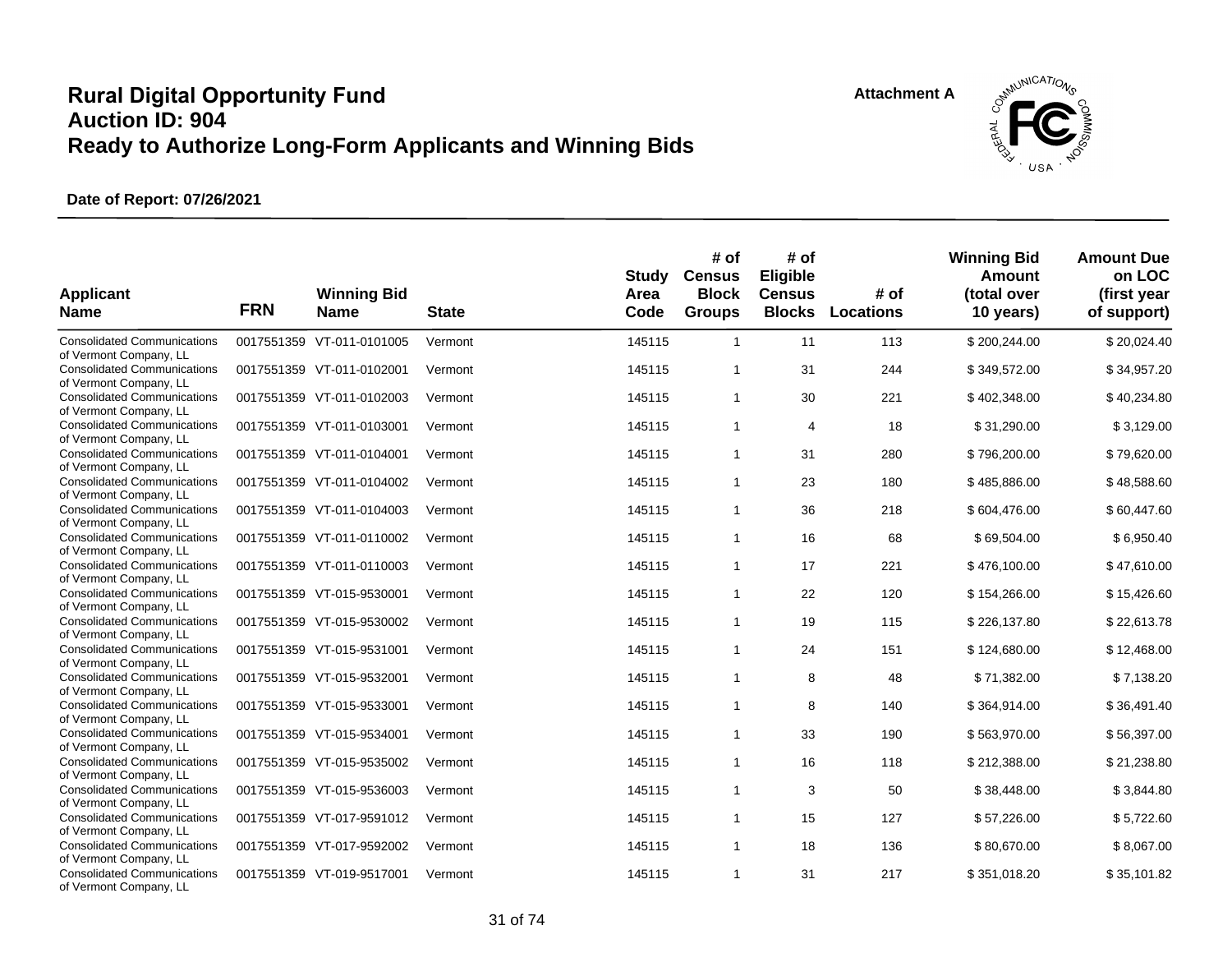# Rural Digital Opportunity Fund
# Auction ID: 904
# Ready to Authorize Long-Form Applicants and Winning Bids

**Attachment A**

**Date of Report: 07/26/2021**

| Applicant Name | FRN | Winning Bid Name | State | Study Area Code | # of Census Block Groups | # of Eligible Census Blocks | # of Locations | Winning Bid Amount (total over 10 years) | Amount Due on LOC (first year of support) |
|---|---|---|---|---|---|---|---|---|---|
| Consolidated Communications of Vermont Company, LL | 0017551359 | VT-011-0101005 | Vermont | 145115 | 1 | 11 | 113 | $ 200,244.00 | $ 20,024.40 |
| Consolidated Communications of Vermont Company, LL | 0017551359 | VT-011-0102001 | Vermont | 145115 | 1 | 31 | 244 | $ 349,572.00 | $ 34,957.20 |
| Consolidated Communications of Vermont Company, LL | 0017551359 | VT-011-0102003 | Vermont | 145115 | 1 | 30 | 221 | $ 402,348.00 | $ 40,234.80 |
| Consolidated Communications of Vermont Company, LL | 0017551359 | VT-011-0103001 | Vermont | 145115 | 1 | 4 | 18 | $ 31,290.00 | $ 3,129.00 |
| Consolidated Communications of Vermont Company, LL | 0017551359 | VT-011-0104001 | Vermont | 145115 | 1 | 31 | 280 | $ 796,200.00 | $ 79,620.00 |
| Consolidated Communications of Vermont Company, LL | 0017551359 | VT-011-0104002 | Vermont | 145115 | 1 | 23 | 180 | $ 485,886.00 | $ 48,588.60 |
| Consolidated Communications of Vermont Company, LL | 0017551359 | VT-011-0104003 | Vermont | 145115 | 1 | 36 | 218 | $ 604,476.00 | $ 60,447.60 |
| Consolidated Communications of Vermont Company, LL | 0017551359 | VT-011-0110002 | Vermont | 145115 | 1 | 16 | 68 | $ 69,504.00 | $ 6,950.40 |
| Consolidated Communications of Vermont Company, LL | 0017551359 | VT-011-0110003 | Vermont | 145115 | 1 | 17 | 221 | $ 476,100.00 | $ 47,610.00 |
| Consolidated Communications of Vermont Company, LL | 0017551359 | VT-015-9530001 | Vermont | 145115 | 1 | 22 | 120 | $ 154,266.00 | $ 15,426.60 |
| Consolidated Communications of Vermont Company, LL | 0017551359 | VT-015-9530002 | Vermont | 145115 | 1 | 19 | 115 | $ 226,137.80 | $ 22,613.78 |
| Consolidated Communications of Vermont Company, LL | 0017551359 | VT-015-9531001 | Vermont | 145115 | 1 | 24 | 151 | $ 124,680.00 | $ 12,468.00 |
| Consolidated Communications of Vermont Company, LL | 0017551359 | VT-015-9532001 | Vermont | 145115 | 1 | 8 | 48 | $ 71,382.00 | $ 7,138.20 |
| Consolidated Communications of Vermont Company, LL | 0017551359 | VT-015-9533001 | Vermont | 145115 | 1 | 8 | 140 | $ 364,914.00 | $ 36,491.40 |
| Consolidated Communications of Vermont Company, LL | 0017551359 | VT-015-9534001 | Vermont | 145115 | 1 | 33 | 190 | $ 563,970.00 | $ 56,397.00 |
| Consolidated Communications of Vermont Company, LL | 0017551359 | VT-015-9535002 | Vermont | 145115 | 1 | 16 | 118 | $ 212,388.00 | $ 21,238.80 |
| Consolidated Communications of Vermont Company, LL | 0017551359 | VT-015-9536003 | Vermont | 145115 | 1 | 3 | 50 | $ 38,448.00 | $ 3,844.80 |
| Consolidated Communications of Vermont Company, LL | 0017551359 | VT-017-9591012 | Vermont | 145115 | 1 | 15 | 127 | $ 57,226.00 | $ 5,722.60 |
| Consolidated Communications of Vermont Company, LL | 0017551359 | VT-017-9592002 | Vermont | 145115 | 1 | 18 | 136 | $ 80,670.00 | $ 8,067.00 |
| Consolidated Communications of Vermont Company, LL | 0017551359 | VT-019-9517001 | Vermont | 145115 | 1 | 31 | 217 | $ 351,018.20 | $ 35,101.82 |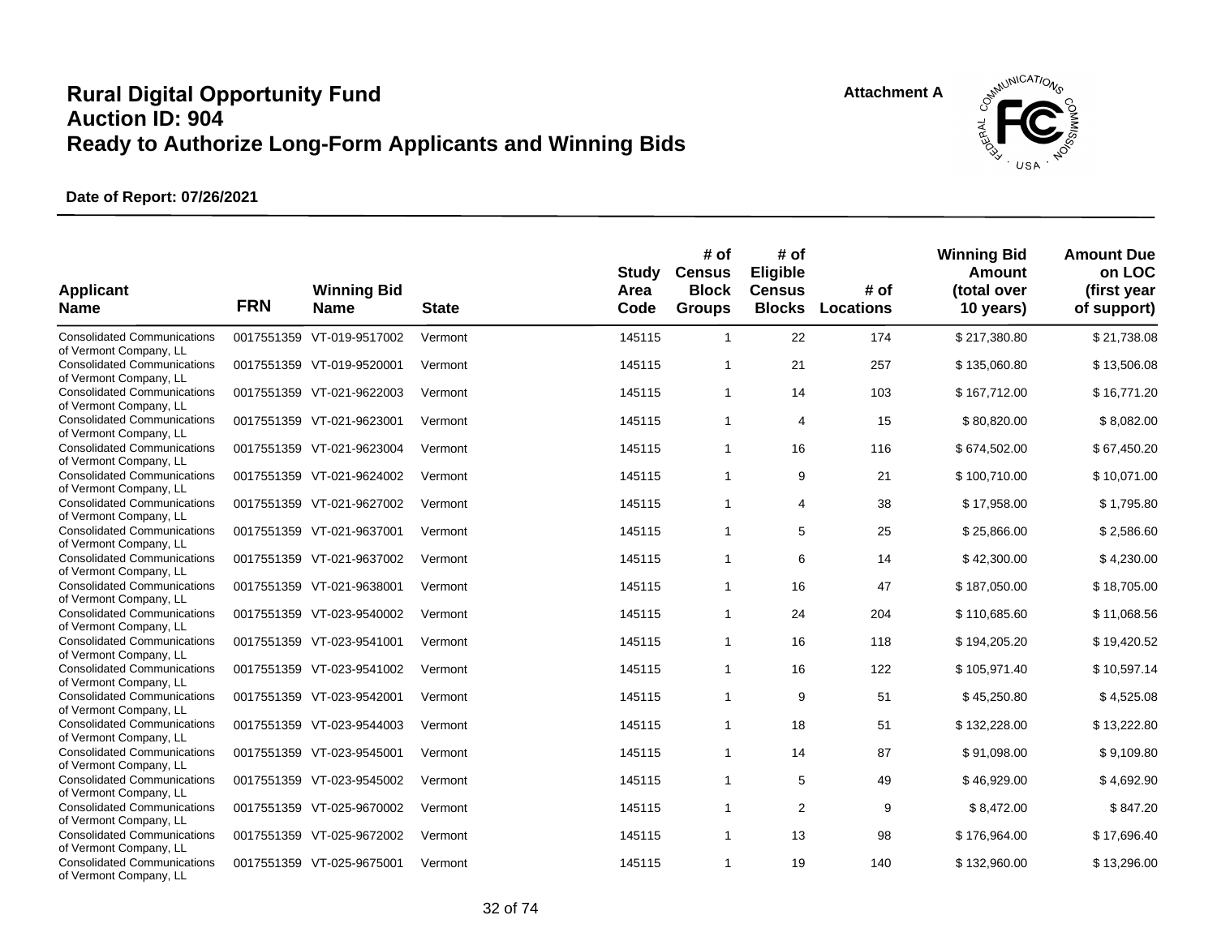# Rural Digital Opportunity Fund
# Auction ID: 904
# Ready to Authorize Long-Form Applicants and Winning Bids

Attachment A

**Date of Report: 07/26/2021**

| Applicant Name | FRN | Winning Bid Name | State | Study Area Code | # of Census Block Groups | # of Eligible Census Blocks | # of Locations | Winning Bid Amount (total over 10 years) | Amount Due on LOC (first year of support) |
|---|---|---|---|---|---|---|---|---|---|
| Consolidated Communications of Vermont Company, LL | 0017551359 | VT-019-9517002 | Vermont | 145115 | 1 | 22 | 174 | $ 217,380.80 | $ 21,738.08 |
| Consolidated Communications of Vermont Company, LL | 0017551359 | VT-019-9520001 | Vermont | 145115 | 1 | 21 | 257 | $ 135,060.80 | $ 13,506.08 |
| Consolidated Communications of Vermont Company, LL | 0017551359 | VT-021-9622003 | Vermont | 145115 | 1 | 14 | 103 | $ 167,712.00 | $ 16,771.20 |
| Consolidated Communications of Vermont Company, LL | 0017551359 | VT-021-9623001 | Vermont | 145115 | 1 | 4 | 15 | $ 80,820.00 | $ 8,082.00 |
| Consolidated Communications of Vermont Company, LL | 0017551359 | VT-021-9623004 | Vermont | 145115 | 1 | 16 | 116 | $ 674,502.00 | $ 67,450.20 |
| Consolidated Communications of Vermont Company, LL | 0017551359 | VT-021-9624002 | Vermont | 145115 | 1 | 9 | 21 | $ 100,710.00 | $ 10,071.00 |
| Consolidated Communications of Vermont Company, LL | 0017551359 | VT-021-9627002 | Vermont | 145115 | 1 | 4 | 38 | $ 17,958.00 | $ 1,795.80 |
| Consolidated Communications of Vermont Company, LL | 0017551359 | VT-021-9637001 | Vermont | 145115 | 1 | 5 | 25 | $ 25,866.00 | $ 2,586.60 |
| Consolidated Communications of Vermont Company, LL | 0017551359 | VT-021-9637002 | Vermont | 145115 | 1 | 6 | 14 | $ 42,300.00 | $ 4,230.00 |
| Consolidated Communications of Vermont Company, LL | 0017551359 | VT-021-9638001 | Vermont | 145115 | 1 | 16 | 47 | $ 187,050.00 | $ 18,705.00 |
| Consolidated Communications of Vermont Company, LL | 0017551359 | VT-023-9540002 | Vermont | 145115 | 1 | 24 | 204 | $ 110,685.60 | $ 11,068.56 |
| Consolidated Communications of Vermont Company, LL | 0017551359 | VT-023-9541001 | Vermont | 145115 | 1 | 16 | 118 | $ 194,205.20 | $ 19,420.52 |
| Consolidated Communications of Vermont Company, LL | 0017551359 | VT-023-9541002 | Vermont | 145115 | 1 | 16 | 122 | $ 105,971.40 | $ 10,597.14 |
| Consolidated Communications of Vermont Company, LL | 0017551359 | VT-023-9542001 | Vermont | 145115 | 1 | 9 | 51 | $ 45,250.80 | $ 4,525.08 |
| Consolidated Communications of Vermont Company, LL | 0017551359 | VT-023-9544003 | Vermont | 145115 | 1 | 18 | 51 | $ 132,228.00 | $ 13,222.80 |
| Consolidated Communications of Vermont Company, LL | 0017551359 | VT-023-9545001 | Vermont | 145115 | 1 | 14 | 87 | $ 91,098.00 | $ 9,109.80 |
| Consolidated Communications of Vermont Company, LL | 0017551359 | VT-023-9545002 | Vermont | 145115 | 1 | 5 | 49 | $ 46,929.00 | $ 4,692.90 |
| Consolidated Communications of Vermont Company, LL | 0017551359 | VT-025-9670002 | Vermont | 145115 | 1 | 2 | 9 | $ 8,472.00 | $ 847.20 |
| Consolidated Communications of Vermont Company, LL | 0017551359 | VT-025-9672002 | Vermont | 145115 | 1 | 13 | 98 | $ 176,964.00 | $ 17,696.40 |
| Consolidated Communications of Vermont Company, LL | 0017551359 | VT-025-9675001 | Vermont | 145115 | 1 | 19 | 140 | $ 132,960.00 | $ 13,296.00 |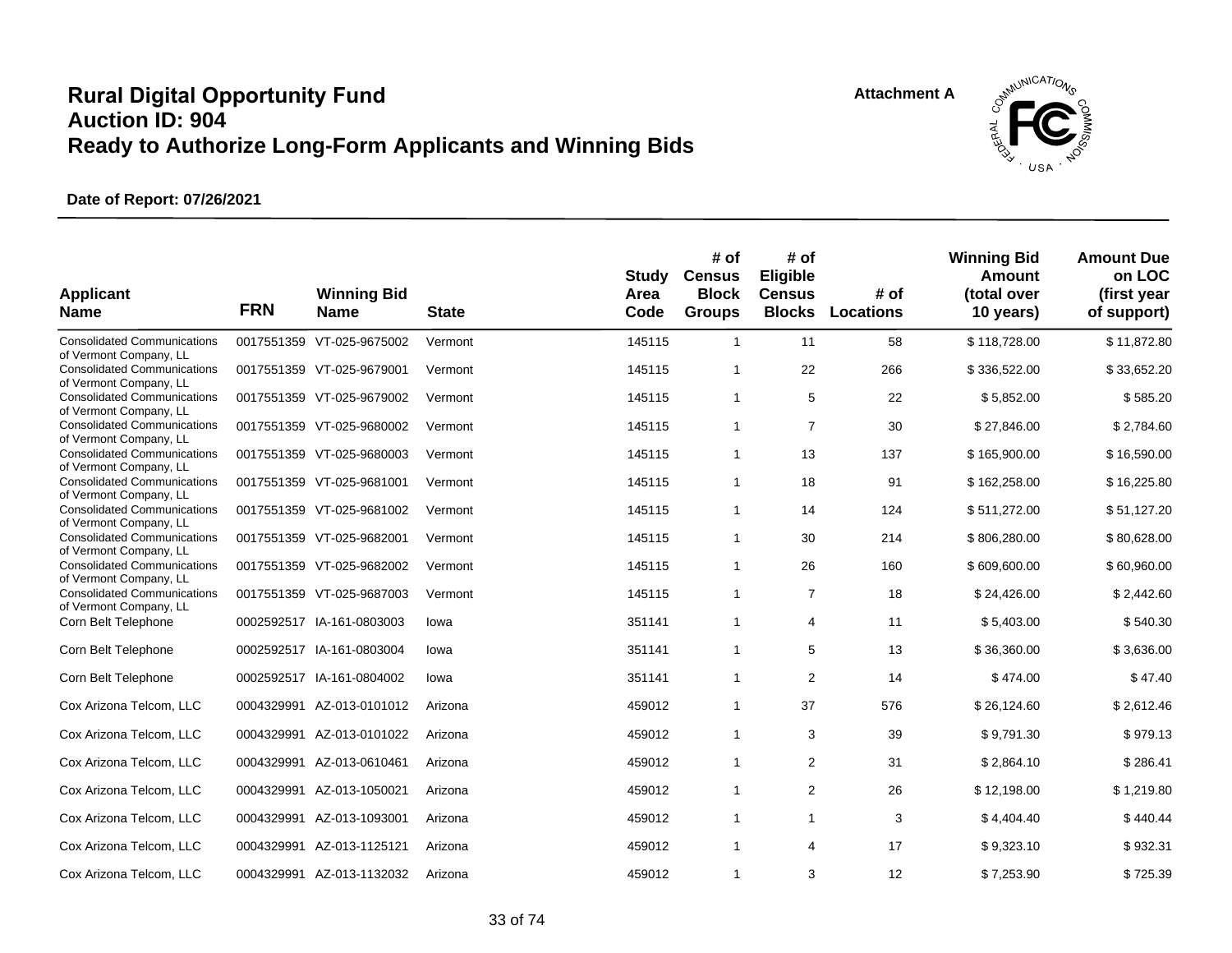# Rural Digital Opportunity Fund
# Auction ID: 904
# Ready to Authorize Long-Form Applicants and Winning Bids

Attachment A

**Date of Report: 07/26/2021**

| Applicant Name | FRN | Winning Bid Name | State | Study Area Code | # of Census Block Groups | # of Eligible Census Blocks | # of Locations | Winning Bid Amount (total over 10 years) | Amount Due on LOC (first year of support) |
|---|---|---|---|---|---|---|---|---|---|
| Consolidated Communications of Vermont Company, LL | 0017551359 | VT-025-9675002 | Vermont | 145115 | 1 | 11 | 58 | $ 118,728.00 | $ 11,872.80 |
| Consolidated Communications of Vermont Company, LL | 0017551359 | VT-025-9679001 | Vermont | 145115 | 1 | 22 | 266 | $ 336,522.00 | $ 33,652.20 |
| Consolidated Communications of Vermont Company, LL | 0017551359 | VT-025-9679002 | Vermont | 145115 | 1 | 5 | 22 | $ 5,852.00 | $ 585.20 |
| Consolidated Communications of Vermont Company, LL | 0017551359 | VT-025-9680002 | Vermont | 145115 | 1 | 7 | 30 | $ 27,846.00 | $ 2,784.60 |
| Consolidated Communications of Vermont Company, LL | 0017551359 | VT-025-9680003 | Vermont | 145115 | 1 | 13 | 137 | $ 165,900.00 | $ 16,590.00 |
| Consolidated Communications of Vermont Company, LL | 0017551359 | VT-025-9681001 | Vermont | 145115 | 1 | 18 | 91 | $ 162,258.00 | $ 16,225.80 |
| Consolidated Communications of Vermont Company, LL | 0017551359 | VT-025-9681002 | Vermont | 145115 | 1 | 14 | 124 | $ 511,272.00 | $ 51,127.20 |
| Consolidated Communications of Vermont Company, LL | 0017551359 | VT-025-9682001 | Vermont | 145115 | 1 | 30 | 214 | $ 806,280.00 | $ 80,628.00 |
| Consolidated Communications of Vermont Company, LL | 0017551359 | VT-025-9682002 | Vermont | 145115 | 1 | 26 | 160 | $ 609,600.00 | $ 60,960.00 |
| Consolidated Communications of Vermont Company, LL | 0017551359 | VT-025-9687003 | Vermont | 145115 | 1 | 7 | 18 | $ 24,426.00 | $ 2,442.60 |
| Corn Belt Telephone | 0002592517 | IA-161-0803003 | Iowa | 351141 | 1 | 4 | 11 | $ 5,403.00 | $ 540.30 |
| Corn Belt Telephone | 0002592517 | IA-161-0803004 | Iowa | 351141 | 1 | 5 | 13 | $ 36,360.00 | $ 3,636.00 |
| Corn Belt Telephone | 0002592517 | IA-161-0804002 | Iowa | 351141 | 1 | 2 | 14 | $ 474.00 | $ 47.40 |
| Cox Arizona Telcom, LLC | 0004329991 | AZ-013-0101012 | Arizona | 459012 | 1 | 37 | 576 | $ 26,124.60 | $ 2,612.46 |
| Cox Arizona Telcom, LLC | 0004329991 | AZ-013-0101022 | Arizona | 459012 | 1 | 3 | 39 | $ 9,791.30 | $ 979.13 |
| Cox Arizona Telcom, LLC | 0004329991 | AZ-013-0610461 | Arizona | 459012 | 1 | 2 | 31 | $ 2,864.10 | $ 286.41 |
| Cox Arizona Telcom, LLC | 0004329991 | AZ-013-1050021 | Arizona | 459012 | 1 | 2 | 26 | $ 12,198.00 | $ 1,219.80 |
| Cox Arizona Telcom, LLC | 0004329991 | AZ-013-1093001 | Arizona | 459012 | 1 | 1 | 3 | $ 4,404.40 | $ 440.44 |
| Cox Arizona Telcom, LLC | 0004329991 | AZ-013-1125121 | Arizona | 459012 | 1 | 4 | 17 | $ 9,323.10 | $ 932.31 |
| Cox Arizona Telcom, LLC | 0004329991 | AZ-013-1132032 | Arizona | 459012 | 1 | 3 | 12 | $ 7,253.90 | $ 725.39 |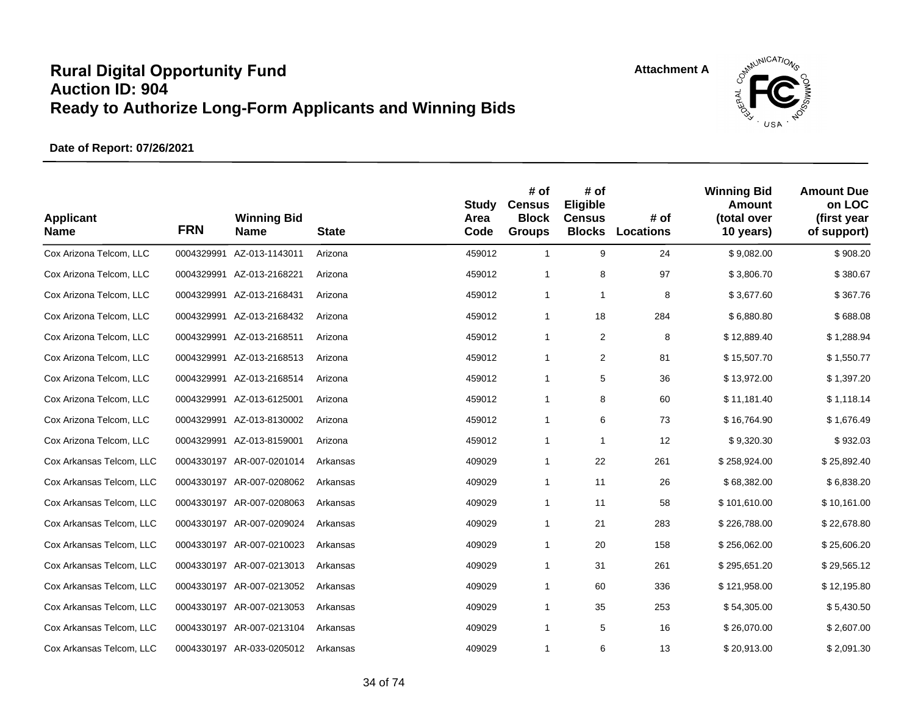# Rural Digital Opportunity Fund
# Auction ID: 904
# Ready to Authorize Long-Form Applicants and Winning Bids

Attachment A

**Date of Report: 07/26/2021**

| Applicant Name | FRN | Winning Bid Name | State | Study Area Code | # of Census Block Groups | # of Eligible Census Blocks | # of Locations | Winning Bid Amount (total over 10 years) | Amount Due on LOC (first year of support) |
|---|---|---|---|---|---|---|---|---|---|
| Cox Arizona Telcom, LLC | 0004329991 | AZ-013-1143011 | Arizona | 459012 | 1 | 9 | 24 | $ 9,082.00 | $ 908.20 |
| Cox Arizona Telcom, LLC | 0004329991 | AZ-013-2168221 | Arizona | 459012 | 1 | 8 | 97 | $ 3,806.70 | $ 380.67 |
| Cox Arizona Telcom, LLC | 0004329991 | AZ-013-2168431 | Arizona | 459012 | 1 | 1 | 8 | $ 3,677.60 | $ 367.76 |
| Cox Arizona Telcom, LLC | 0004329991 | AZ-013-2168432 | Arizona | 459012 | 1 | 18 | 284 | $ 6,880.80 | $ 688.08 |
| Cox Arizona Telcom, LLC | 0004329991 | AZ-013-2168511 | Arizona | 459012 | 1 | 2 | 8 | $ 12,889.40 | $ 1,288.94 |
| Cox Arizona Telcom, LLC | 0004329991 | AZ-013-2168513 | Arizona | 459012 | 1 | 2 | 81 | $ 15,507.70 | $ 1,550.77 |
| Cox Arizona Telcom, LLC | 0004329991 | AZ-013-2168514 | Arizona | 459012 | 1 | 5 | 36 | $ 13,972.00 | $ 1,397.20 |
| Cox Arizona Telcom, LLC | 0004329991 | AZ-013-6125001 | Arizona | 459012 | 1 | 8 | 60 | $ 11,181.40 | $ 1,118.14 |
| Cox Arizona Telcom, LLC | 0004329991 | AZ-013-8130002 | Arizona | 459012 | 1 | 6 | 73 | $ 16,764.90 | $ 1,676.49 |
| Cox Arizona Telcom, LLC | 0004329991 | AZ-013-8159001 | Arizona | 459012 | 1 | 1 | 12 | $ 9,320.30 | $ 932.03 |
| Cox Arkansas Telcom, LLC | 0004330197 | AR-007-0201014 | Arkansas | 409029 | 1 | 22 | 261 | $ 258,924.00 | $ 25,892.40 |
| Cox Arkansas Telcom, LLC | 0004330197 | AR-007-0208062 | Arkansas | 409029 | 1 | 11 | 26 | $ 68,382.00 | $ 6,838.20 |
| Cox Arkansas Telcom, LLC | 0004330197 | AR-007-0208063 | Arkansas | 409029 | 1 | 11 | 58 | $ 101,610.00 | $ 10,161.00 |
| Cox Arkansas Telcom, LLC | 0004330197 | AR-007-0209024 | Arkansas | 409029 | 1 | 21 | 283 | $ 226,788.00 | $ 22,678.80 |
| Cox Arkansas Telcom, LLC | 0004330197 | AR-007-0210023 | Arkansas | 409029 | 1 | 20 | 158 | $ 256,062.00 | $ 25,606.20 |
| Cox Arkansas Telcom, LLC | 0004330197 | AR-007-0213013 | Arkansas | 409029 | 1 | 31 | 261 | $ 295,651.20 | $ 29,565.12 |
| Cox Arkansas Telcom, LLC | 0004330197 | AR-007-0213052 | Arkansas | 409029 | 1 | 60 | 336 | $ 121,958.00 | $ 12,195.80 |
| Cox Arkansas Telcom, LLC | 0004330197 | AR-007-0213053 | Arkansas | 409029 | 1 | 35 | 253 | $ 54,305.00 | $ 5,430.50 |
| Cox Arkansas Telcom, LLC | 0004330197 | AR-007-0213104 | Arkansas | 409029 | 1 | 5 | 16 | $ 26,070.00 | $ 2,607.00 |
| Cox Arkansas Telcom, LLC | 0004330197 | AR-033-0205012 | Arkansas | 409029 | 1 | 6 | 13 | $ 20,913.00 | $ 2,091.30 |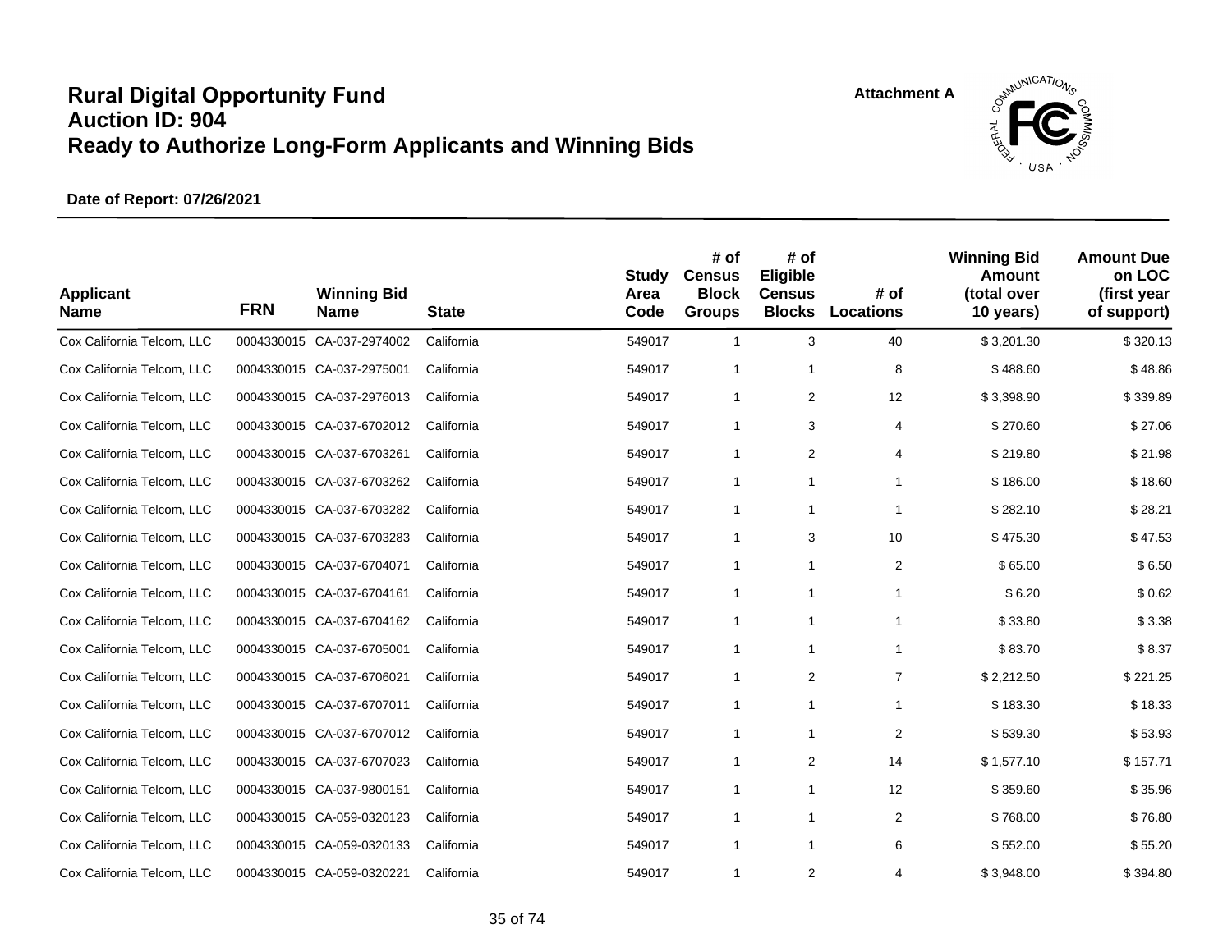# Rural Digital Opportunity Fund
# Auction ID: 904
# Ready to Authorize Long-Form Applicants and Winning Bids

Attachment A

**Date of Report: 07/26/2021**

| Applicant Name | FRN | Winning Bid Name | State | Study Area Code | # of Census Block Groups | # of Eligible Census Blocks | # of Locations | Winning Bid Amount (total over 10 years) | Amount Due on LOC (first year of support) |
|---|---|---|---|---|---|---|---|---|---|
| Cox California Telcom, LLC | 0004330015 | CA-037-2974002 | California | 549017 | 1 | 3 | 40 | $ 3,201.30 | $ 320.13 |
| Cox California Telcom, LLC | 0004330015 | CA-037-2975001 | California | 549017 | 1 | 1 | 8 | $ 488.60 | $ 48.86 |
| Cox California Telcom, LLC | 0004330015 | CA-037-2976013 | California | 549017 | 1 | 2 | 12 | $ 3,398.90 | $ 339.89 |
| Cox California Telcom, LLC | 0004330015 | CA-037-6702012 | California | 549017 | 1 | 3 | 4 | $ 270.60 | $ 27.06 |
| Cox California Telcom, LLC | 0004330015 | CA-037-6703261 | California | 549017 | 1 | 2 | 4 | $ 219.80 | $ 21.98 |
| Cox California Telcom, LLC | 0004330015 | CA-037-6703262 | California | 549017 | 1 | 1 | 1 | $ 186.00 | $ 18.60 |
| Cox California Telcom, LLC | 0004330015 | CA-037-6703282 | California | 549017 | 1 | 1 | 1 | $ 282.10 | $ 28.21 |
| Cox California Telcom, LLC | 0004330015 | CA-037-6703283 | California | 549017 | 1 | 3 | 10 | $ 475.30 | $ 47.53 |
| Cox California Telcom, LLC | 0004330015 | CA-037-6704071 | California | 549017 | 1 | 1 | 2 | $ 65.00 | $ 6.50 |
| Cox California Telcom, LLC | 0004330015 | CA-037-6704161 | California | 549017 | 1 | 1 | 1 | $ 6.20 | $ 0.62 |
| Cox California Telcom, LLC | 0004330015 | CA-037-6704162 | California | 549017 | 1 | 1 | 1 | $ 33.80 | $ 3.38 |
| Cox California Telcom, LLC | 0004330015 | CA-037-6705001 | California | 549017 | 1 | 1 | 1 | $ 83.70 | $ 8.37 |
| Cox California Telcom, LLC | 0004330015 | CA-037-6706021 | California | 549017 | 1 | 2 | 7 | $ 2,212.50 | $ 221.25 |
| Cox California Telcom, LLC | 0004330015 | CA-037-6707011 | California | 549017 | 1 | 1 | 1 | $ 183.30 | $ 18.33 |
| Cox California Telcom, LLC | 0004330015 | CA-037-6707012 | California | 549017 | 1 | 1 | 2 | $ 539.30 | $ 53.93 |
| Cox California Telcom, LLC | 0004330015 | CA-037-6707023 | California | 549017 | 1 | 2 | 14 | $ 1,577.10 | $ 157.71 |
| Cox California Telcom, LLC | 0004330015 | CA-037-9800151 | California | 549017 | 1 | 1 | 12 | $ 359.60 | $ 35.96 |
| Cox California Telcom, LLC | 0004330015 | CA-059-0320123 | California | 549017 | 1 | 1 | 2 | $ 768.00 | $ 76.80 |
| Cox California Telcom, LLC | 0004330015 | CA-059-0320133 | California | 549017 | 1 | 1 | 6 | $ 552.00 | $ 55.20 |
| Cox California Telcom, LLC | 0004330015 | CA-059-0320221 | California | 549017 | 1 | 2 | 4 | $ 3,948.00 | $ 394.80 |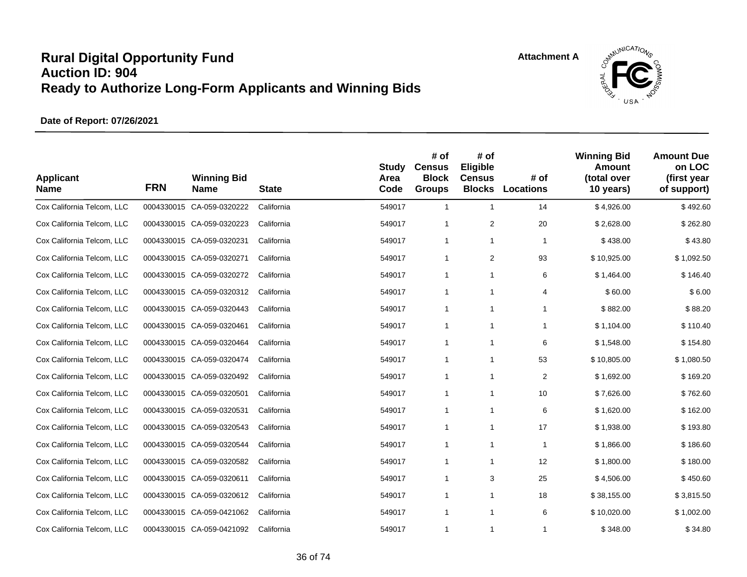# Rural Digital Opportunity Fund
# Auction ID: 904
# Ready to Authorize Long-Form Applicants and Winning Bids

Attachment A

**Date of Report: 07/26/2021**

| Applicant Name | FRN | Winning Bid Name | State | Study Area Code | # of Census Block Groups | # of Eligible Census Blocks | # of Locations | Winning Bid Amount (total over 10 years) | Amount Due on LOC (first year of support) |
|---|---|---|---|---|---|---|---|---|---|
| Cox California Telcom, LLC | 0004330015 | CA-059-0320222 | California | 549017 | 1 | 1 | 14 | $ 4,926.00 | $ 492.60 |
| Cox California Telcom, LLC | 0004330015 | CA-059-0320223 | California | 549017 | 1 | 2 | 20 | $ 2,628.00 | $ 262.80 |
| Cox California Telcom, LLC | 0004330015 | CA-059-0320231 | California | 549017 | 1 | 1 | 1 | $ 438.00 | $ 43.80 |
| Cox California Telcom, LLC | 0004330015 | CA-059-0320271 | California | 549017 | 1 | 2 | 93 | $ 10,925.00 | $ 1,092.50 |
| Cox California Telcom, LLC | 0004330015 | CA-059-0320272 | California | 549017 | 1 | 1 | 6 | $ 1,464.00 | $ 146.40 |
| Cox California Telcom, LLC | 0004330015 | CA-059-0320312 | California | 549017 | 1 | 1 | 4 | $ 60.00 | $ 6.00 |
| Cox California Telcom, LLC | 0004330015 | CA-059-0320443 | California | 549017 | 1 | 1 | 1 | $ 882.00 | $ 88.20 |
| Cox California Telcom, LLC | 0004330015 | CA-059-0320461 | California | 549017 | 1 | 1 | 1 | $ 1,104.00 | $ 110.40 |
| Cox California Telcom, LLC | 0004330015 | CA-059-0320464 | California | 549017 | 1 | 1 | 6 | $ 1,548.00 | $ 154.80 |
| Cox California Telcom, LLC | 0004330015 | CA-059-0320474 | California | 549017 | 1 | 1 | 53 | $ 10,805.00 | $ 1,080.50 |
| Cox California Telcom, LLC | 0004330015 | CA-059-0320492 | California | 549017 | 1 | 1 | 2 | $ 1,692.00 | $ 169.20 |
| Cox California Telcom, LLC | 0004330015 | CA-059-0320501 | California | 549017 | 1 | 1 | 10 | $ 7,626.00 | $ 762.60 |
| Cox California Telcom, LLC | 0004330015 | CA-059-0320531 | California | 549017 | 1 | 1 | 6 | $ 1,620.00 | $ 162.00 |
| Cox California Telcom, LLC | 0004330015 | CA-059-0320543 | California | 549017 | 1 | 1 | 17 | $ 1,938.00 | $ 193.80 |
| Cox California Telcom, LLC | 0004330015 | CA-059-0320544 | California | 549017 | 1 | 1 | 1 | $ 1,866.00 | $ 186.60 |
| Cox California Telcom, LLC | 0004330015 | CA-059-0320582 | California | 549017 | 1 | 1 | 12 | $ 1,800.00 | $ 180.00 |
| Cox California Telcom, LLC | 0004330015 | CA-059-0320611 | California | 549017 | 1 | 3 | 25 | $ 4,506.00 | $ 450.60 |
| Cox California Telcom, LLC | 0004330015 | CA-059-0320612 | California | 549017 | 1 | 1 | 18 | $ 38,155.00 | $ 3,815.50 |
| Cox California Telcom, LLC | 0004330015 | CA-059-0421062 | California | 549017 | 1 | 1 | 6 | $ 10,020.00 | $ 1,002.00 |
| Cox California Telcom, LLC | 0004330015 | CA-059-0421092 | California | 549017 | 1 | 1 | 1 | $ 348.00 | $ 34.80 |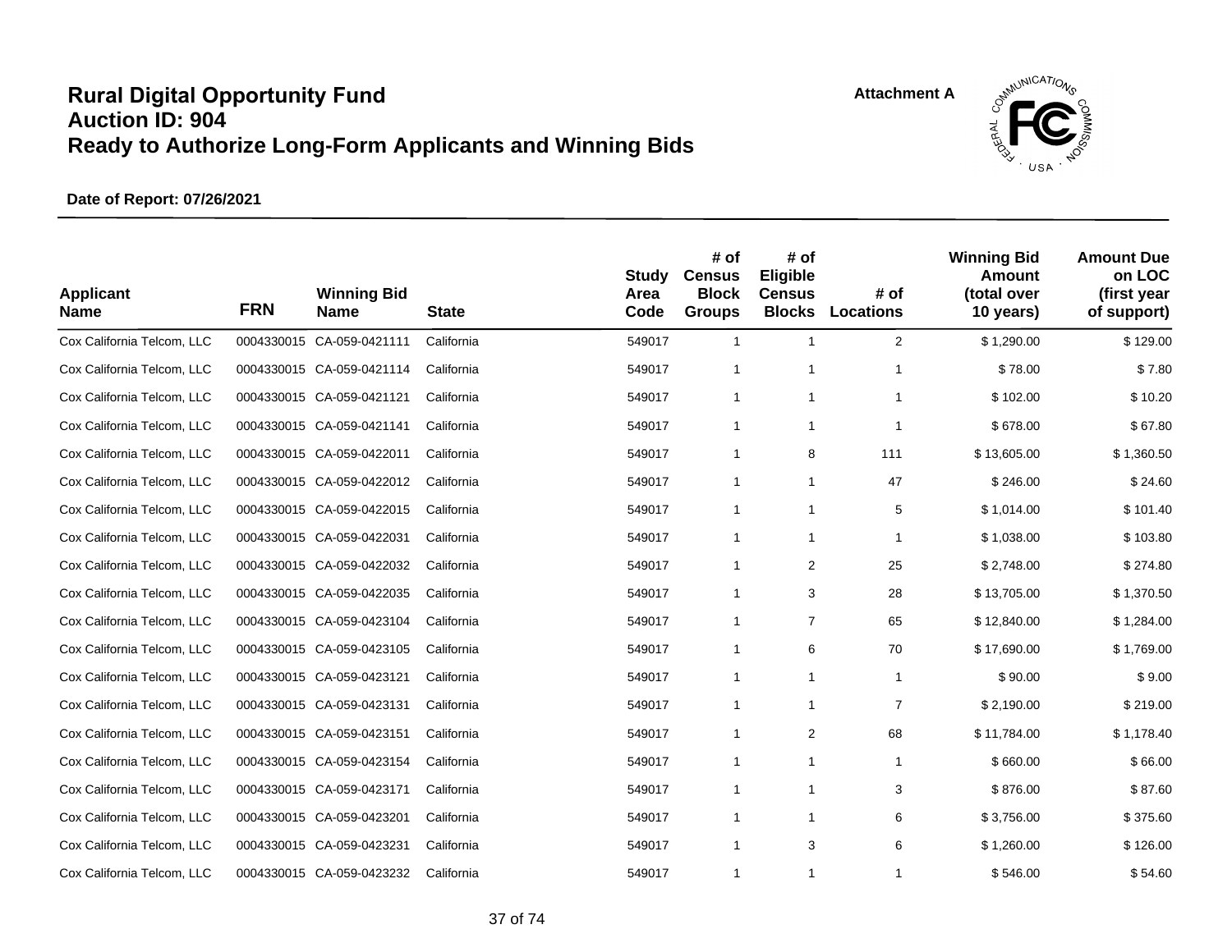# Rural Digital Opportunity Fund
# Auction ID: 904
# Ready to Authorize Long-Form Applicants and Winning Bids

Attachment A

**Date of Report: 07/26/2021**

| Applicant Name | FRN | Winning Bid Name | State | Study Area Code | # of Census Block Groups | # of Eligible Census Blocks | # of Locations | Winning Bid Amount (total over 10 years) | Amount Due on LOC (first year of support) |
|---|---|---|---|---|---|---|---|---|---|
| Cox California Telcom, LLC | 0004330015 | CA-059-0421111 | California | 549017 | 1 | 1 | 2 | $ 1,290.00 | $ 129.00 |
| Cox California Telcom, LLC | 0004330015 | CA-059-0421114 | California | 549017 | 1 | 1 | 1 | $ 78.00 | $ 7.80 |
| Cox California Telcom, LLC | 0004330015 | CA-059-0421121 | California | 549017 | 1 | 1 | 1 | $ 102.00 | $ 10.20 |
| Cox California Telcom, LLC | 0004330015 | CA-059-0421141 | California | 549017 | 1 | 1 | 1 | $ 678.00 | $ 67.80 |
| Cox California Telcom, LLC | 0004330015 | CA-059-0422011 | California | 549017 | 1 | 8 | 111 | $ 13,605.00 | $ 1,360.50 |
| Cox California Telcom, LLC | 0004330015 | CA-059-0422012 | California | 549017 | 1 | 1 | 47 | $ 246.00 | $ 24.60 |
| Cox California Telcom, LLC | 0004330015 | CA-059-0422015 | California | 549017 | 1 | 1 | 5 | $ 1,014.00 | $ 101.40 |
| Cox California Telcom, LLC | 0004330015 | CA-059-0422031 | California | 549017 | 1 | 1 | 1 | $ 1,038.00 | $ 103.80 |
| Cox California Telcom, LLC | 0004330015 | CA-059-0422032 | California | 549017 | 1 | 2 | 25 | $ 2,748.00 | $ 274.80 |
| Cox California Telcom, LLC | 0004330015 | CA-059-0422035 | California | 549017 | 1 | 3 | 28 | $ 13,705.00 | $ 1,370.50 |
| Cox California Telcom, LLC | 0004330015 | CA-059-0423104 | California | 549017 | 1 | 7 | 65 | $ 12,840.00 | $ 1,284.00 |
| Cox California Telcom, LLC | 0004330015 | CA-059-0423105 | California | 549017 | 1 | 6 | 70 | $ 17,690.00 | $ 1,769.00 |
| Cox California Telcom, LLC | 0004330015 | CA-059-0423121 | California | 549017 | 1 | 1 | 1 | $ 90.00 | $ 9.00 |
| Cox California Telcom, LLC | 0004330015 | CA-059-0423131 | California | 549017 | 1 | 1 | 7 | $ 2,190.00 | $ 219.00 |
| Cox California Telcom, LLC | 0004330015 | CA-059-0423151 | California | 549017 | 1 | 2 | 68 | $ 11,784.00 | $ 1,178.40 |
| Cox California Telcom, LLC | 0004330015 | CA-059-0423154 | California | 549017 | 1 | 1 | 1 | $ 660.00 | $ 66.00 |
| Cox California Telcom, LLC | 0004330015 | CA-059-0423171 | California | 549017 | 1 | 1 | 3 | $ 876.00 | $ 87.60 |
| Cox California Telcom, LLC | 0004330015 | CA-059-0423201 | California | 549017 | 1 | 1 | 6 | $ 3,756.00 | $ 375.60 |
| Cox California Telcom, LLC | 0004330015 | CA-059-0423231 | California | 549017 | 1 | 3 | 6 | $ 1,260.00 | $ 126.00 |
| Cox California Telcom, LLC | 0004330015 | CA-059-0423232 | California | 549017 | 1 | 1 | 1 | $ 546.00 | $ 54.60 |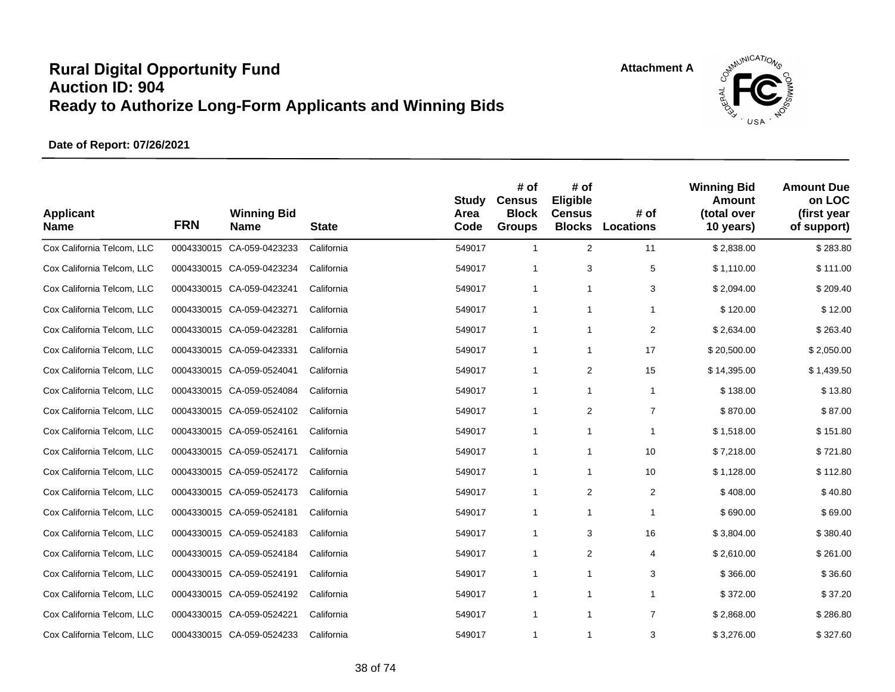# Rural Digital Opportunity Fund
# Auction ID: 904
# Ready to Authorize Long-Form Applicants and Winning Bids

Attachment A

**Date of Report: 07/26/2021**

| Applicant Name | FRN | Winning Bid Name | State | Study Area Code | # of Census Block Groups | # of Eligible Census Blocks | # of Locations | Winning Bid Amount (total over 10 years) | Amount Due on LOC (first year of support) |
|---|---|---|---|---|---|---|---|---|---|
| Cox California Telcom, LLC | 0004330015 | CA-059-0423233 | California | 549017 | 1 | 2 | 11 | $ 2,838.00 | $ 283.80 |
| Cox California Telcom, LLC | 0004330015 | CA-059-0423234 | California | 549017 | 1 | 3 | 5 | $ 1,110.00 | $ 111.00 |
| Cox California Telcom, LLC | 0004330015 | CA-059-0423241 | California | 549017 | 1 | 1 | 3 | $ 2,094.00 | $ 209.40 |
| Cox California Telcom, LLC | 0004330015 | CA-059-0423271 | California | 549017 | 1 | 1 | 1 | $ 120.00 | $ 12.00 |
| Cox California Telcom, LLC | 0004330015 | CA-059-0423281 | California | 549017 | 1 | 1 | 2 | $ 2,634.00 | $ 263.40 |
| Cox California Telcom, LLC | 0004330015 | CA-059-0423331 | California | 549017 | 1 | 1 | 17 | $ 20,500.00 | $ 2,050.00 |
| Cox California Telcom, LLC | 0004330015 | CA-059-0524041 | California | 549017 | 1 | 2 | 15 | $ 14,395.00 | $ 1,439.50 |
| Cox California Telcom, LLC | 0004330015 | CA-059-0524084 | California | 549017 | 1 | 1 | 1 | $ 138.00 | $ 13.80 |
| Cox California Telcom, LLC | 0004330015 | CA-059-0524102 | California | 549017 | 1 | 2 | 7 | $ 870.00 | $ 87.00 |
| Cox California Telcom, LLC | 0004330015 | CA-059-0524161 | California | 549017 | 1 | 1 | 1 | $ 1,518.00 | $ 151.80 |
| Cox California Telcom, LLC | 0004330015 | CA-059-0524171 | California | 549017 | 1 | 1 | 10 | $ 7,218.00 | $ 721.80 |
| Cox California Telcom, LLC | 0004330015 | CA-059-0524172 | California | 549017 | 1 | 1 | 10 | $ 1,128.00 | $ 112.80 |
| Cox California Telcom, LLC | 0004330015 | CA-059-0524173 | California | 549017 | 1 | 2 | 2 | $ 408.00 | $ 40.80 |
| Cox California Telcom, LLC | 0004330015 | CA-059-0524181 | California | 549017 | 1 | 1 | 1 | $ 690.00 | $ 69.00 |
| Cox California Telcom, LLC | 0004330015 | CA-059-0524183 | California | 549017 | 1 | 3 | 16 | $ 3,804.00 | $ 380.40 |
| Cox California Telcom, LLC | 0004330015 | CA-059-0524184 | California | 549017 | 1 | 2 | 4 | $ 2,610.00 | $ 261.00 |
| Cox California Telcom, LLC | 0004330015 | CA-059-0524191 | California | 549017 | 1 | 1 | 3 | $ 366.00 | $ 36.60 |
| Cox California Telcom, LLC | 0004330015 | CA-059-0524192 | California | 549017 | 1 | 1 | 1 | $ 372.00 | $ 37.20 |
| Cox California Telcom, LLC | 0004330015 | CA-059-0524221 | California | 549017 | 1 | 1 | 7 | $ 2,868.00 | $ 286.80 |
| Cox California Telcom, LLC | 0004330015 | CA-059-0524233 | California | 549017 | 1 | 1 | 3 | $ 3,276.00 | $ 327.60 |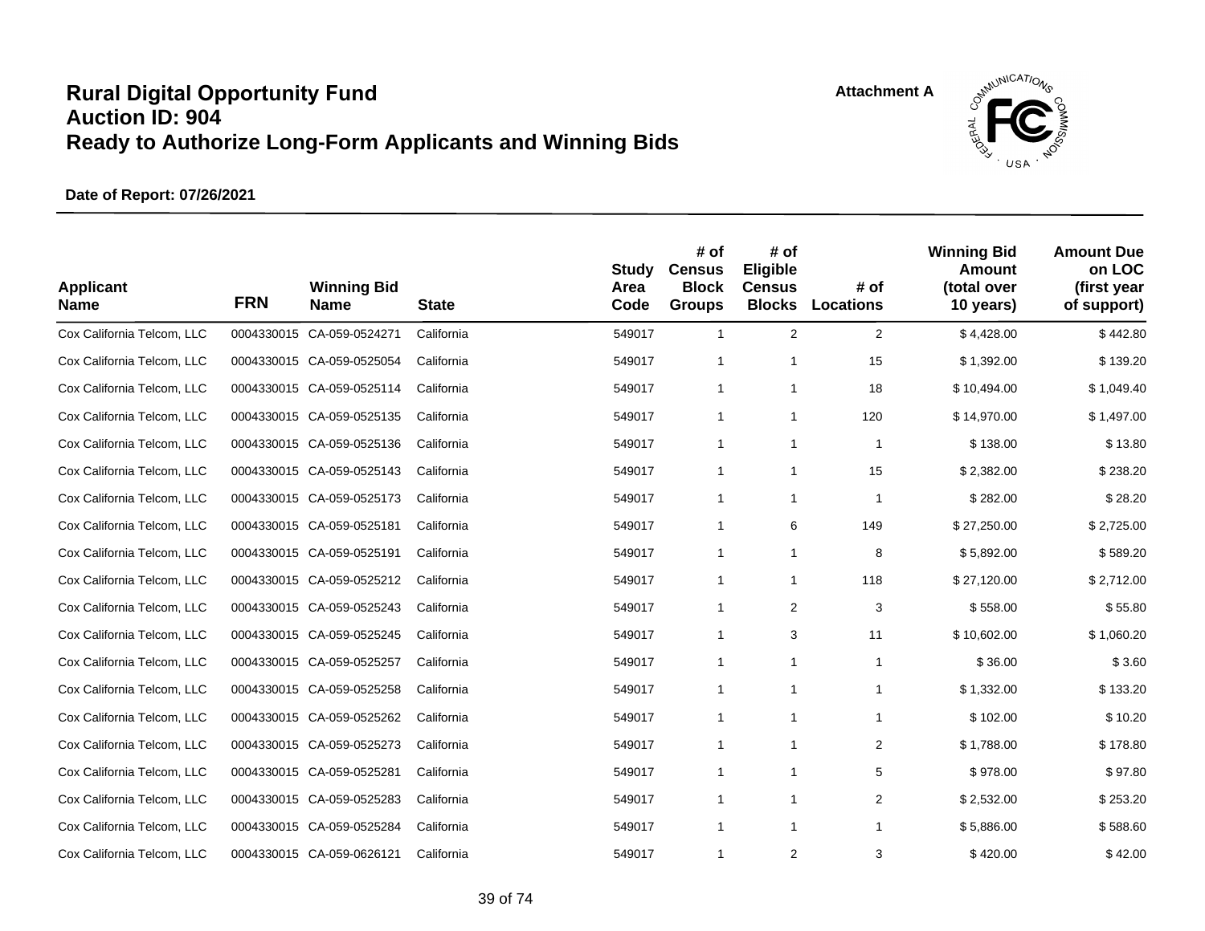# Rural Digital Opportunity Fund
# Auction ID: 904
# Ready to Authorize Long-Form Applicants and Winning Bids

Attachment A

**Date of Report: 07/26/2021**

| Applicant Name | FRN | Winning Bid Name | State | Study Area Code | # of Census Block Groups | # of Eligible Census Blocks | # of Locations | Winning Bid Amount (total over 10 years) | Amount Due on LOC (first year of support) |
|---|---|---|---|---|---|---|---|---|---|
| Cox California Telcom, LLC | 0004330015 | CA-059-0524271 | California | 549017 | 1 | 2 | 2 | $ 4,428.00 | $ 442.80 |
| Cox California Telcom, LLC | 0004330015 | CA-059-0525054 | California | 549017 | 1 | 1 | 15 | $ 1,392.00 | $ 139.20 |
| Cox California Telcom, LLC | 0004330015 | CA-059-0525114 | California | 549017 | 1 | 1 | 18 | $ 10,494.00 | $ 1,049.40 |
| Cox California Telcom, LLC | 0004330015 | CA-059-0525135 | California | 549017 | 1 | 1 | 120 | $ 14,970.00 | $ 1,497.00 |
| Cox California Telcom, LLC | 0004330015 | CA-059-0525136 | California | 549017 | 1 | 1 | 1 | $ 138.00 | $ 13.80 |
| Cox California Telcom, LLC | 0004330015 | CA-059-0525143 | California | 549017 | 1 | 1 | 15 | $ 2,382.00 | $ 238.20 |
| Cox California Telcom, LLC | 0004330015 | CA-059-0525173 | California | 549017 | 1 | 1 | 1 | $ 282.00 | $ 28.20 |
| Cox California Telcom, LLC | 0004330015 | CA-059-0525181 | California | 549017 | 1 | 6 | 149 | $ 27,250.00 | $ 2,725.00 |
| Cox California Telcom, LLC | 0004330015 | CA-059-0525191 | California | 549017 | 1 | 1 | 8 | $ 5,892.00 | $ 589.20 |
| Cox California Telcom, LLC | 0004330015 | CA-059-0525212 | California | 549017 | 1 | 1 | 118 | $ 27,120.00 | $ 2,712.00 |
| Cox California Telcom, LLC | 0004330015 | CA-059-0525243 | California | 549017 | 1 | 2 | 3 | $ 558.00 | $ 55.80 |
| Cox California Telcom, LLC | 0004330015 | CA-059-0525245 | California | 549017 | 1 | 3 | 11 | $ 10,602.00 | $ 1,060.20 |
| Cox California Telcom, LLC | 0004330015 | CA-059-0525257 | California | 549017 | 1 | 1 | 1 | $ 36.00 | $ 3.60 |
| Cox California Telcom, LLC | 0004330015 | CA-059-0525258 | California | 549017 | 1 | 1 | 1 | $ 1,332.00 | $ 133.20 |
| Cox California Telcom, LLC | 0004330015 | CA-059-0525262 | California | 549017 | 1 | 1 | 1 | $ 102.00 | $ 10.20 |
| Cox California Telcom, LLC | 0004330015 | CA-059-0525273 | California | 549017 | 1 | 1 | 2 | $ 1,788.00 | $ 178.80 |
| Cox California Telcom, LLC | 0004330015 | CA-059-0525281 | California | 549017 | 1 | 1 | 5 | $ 978.00 | $ 97.80 |
| Cox California Telcom, LLC | 0004330015 | CA-059-0525283 | California | 549017 | 1 | 1 | 2 | $ 2,532.00 | $ 253.20 |
| Cox California Telcom, LLC | 0004330015 | CA-059-0525284 | California | 549017 | 1 | 1 | 1 | $ 5,886.00 | $ 588.60 |
| Cox California Telcom, LLC | 0004330015 | CA-059-0626121 | California | 549017 | 1 | 2 | 3 | $ 420.00 | $ 42.00 |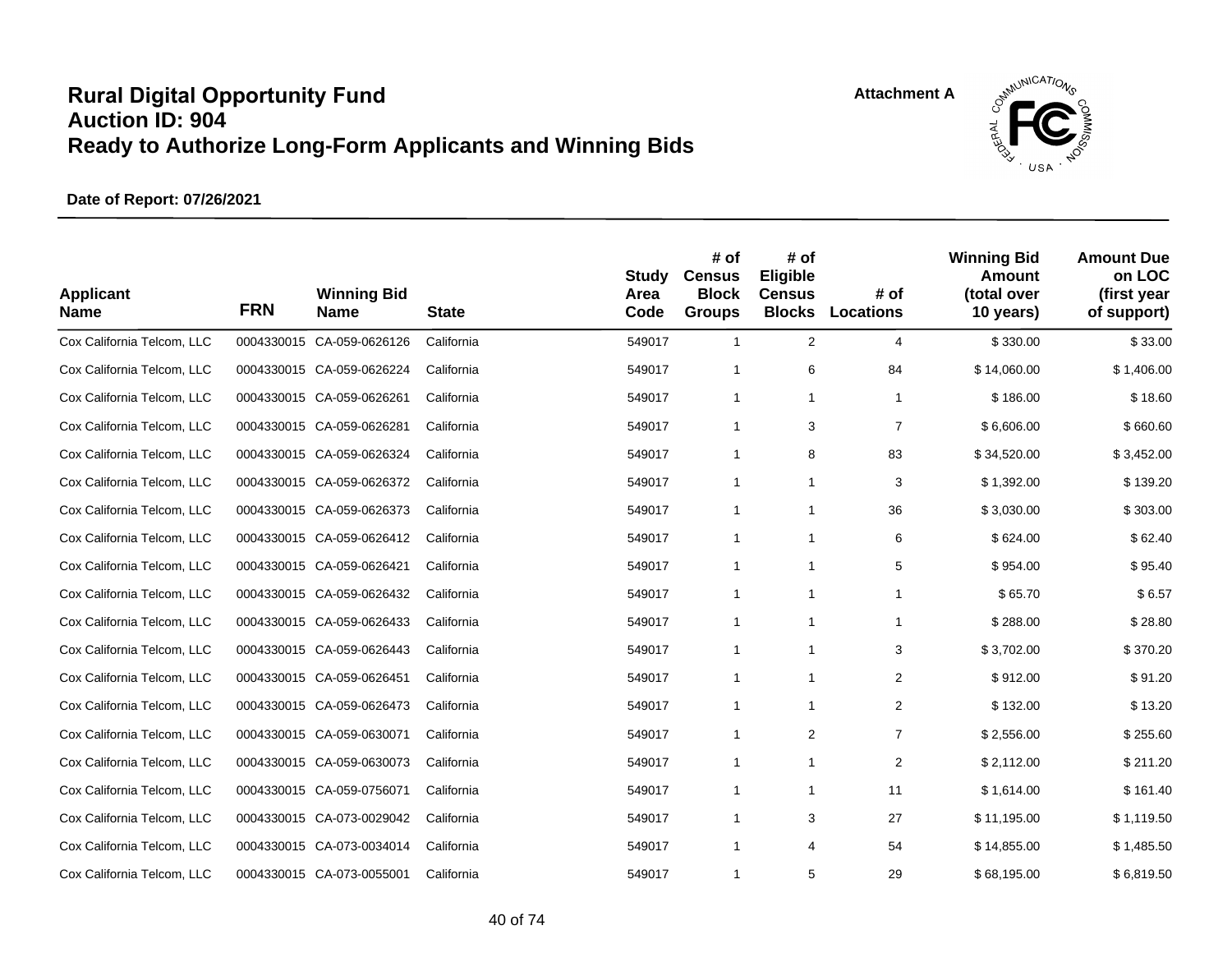# Rural Digital Opportunity Fund
## Auction ID: 904
## Ready to Authorize Long-Form Applicants and Winning Bids

Attachment A

**Date of Report: 07/26/2021**

| Applicant Name | FRN | Winning Bid Name | State | Study Area Code | # of Census Block Groups | # of Eligible Census Blocks | # of Locations | Winning Bid Amount (total over 10 years) | Amount Due on LOC (first year of support) |
|---|---|---|---|---|---|---|---|---|---|
| Cox California Telcom, LLC | 0004330015 | CA-059-0626126 | California | 549017 | 1 | 2 | 4 | $ 330.00 | $ 33.00 |
| Cox California Telcom, LLC | 0004330015 | CA-059-0626224 | California | 549017 | 1 | 6 | 84 | $ 14,060.00 | $ 1,406.00 |
| Cox California Telcom, LLC | 0004330015 | CA-059-0626261 | California | 549017 | 1 | 1 | 1 | $ 186.00 | $ 18.60 |
| Cox California Telcom, LLC | 0004330015 | CA-059-0626281 | California | 549017 | 1 | 3 | 7 | $ 6,606.00 | $ 660.60 |
| Cox California Telcom, LLC | 0004330015 | CA-059-0626324 | California | 549017 | 1 | 8 | 83 | $ 34,520.00 | $ 3,452.00 |
| Cox California Telcom, LLC | 0004330015 | CA-059-0626372 | California | 549017 | 1 | 1 | 3 | $ 1,392.00 | $ 139.20 |
| Cox California Telcom, LLC | 0004330015 | CA-059-0626373 | California | 549017 | 1 | 1 | 36 | $ 3,030.00 | $ 303.00 |
| Cox California Telcom, LLC | 0004330015 | CA-059-0626412 | California | 549017 | 1 | 1 | 6 | $ 624.00 | $ 62.40 |
| Cox California Telcom, LLC | 0004330015 | CA-059-0626421 | California | 549017 | 1 | 1 | 5 | $ 954.00 | $ 95.40 |
| Cox California Telcom, LLC | 0004330015 | CA-059-0626432 | California | 549017 | 1 | 1 | 1 | $ 65.70 | $ 6.57 |
| Cox California Telcom, LLC | 0004330015 | CA-059-0626433 | California | 549017 | 1 | 1 | 1 | $ 288.00 | $ 28.80 |
| Cox California Telcom, LLC | 0004330015 | CA-059-0626443 | California | 549017 | 1 | 1 | 3 | $ 3,702.00 | $ 370.20 |
| Cox California Telcom, LLC | 0004330015 | CA-059-0626451 | California | 549017 | 1 | 1 | 2 | $ 912.00 | $ 91.20 |
| Cox California Telcom, LLC | 0004330015 | CA-059-0626473 | California | 549017 | 1 | 1 | 2 | $ 132.00 | $ 13.20 |
| Cox California Telcom, LLC | 0004330015 | CA-059-0630071 | California | 549017 | 1 | 2 | 7 | $ 2,556.00 | $ 255.60 |
| Cox California Telcom, LLC | 0004330015 | CA-059-0630073 | California | 549017 | 1 | 1 | 2 | $ 2,112.00 | $ 211.20 |
| Cox California Telcom, LLC | 0004330015 | CA-059-0756071 | California | 549017 | 1 | 1 | 11 | $ 1,614.00 | $ 161.40 |
| Cox California Telcom, LLC | 0004330015 | CA-073-0029042 | California | 549017 | 1 | 3 | 27 | $ 11,195.00 | $ 1,119.50 |
| Cox California Telcom, LLC | 0004330015 | CA-073-0034014 | California | 549017 | 1 | 4 | 54 | $ 14,855.00 | $ 1,485.50 |
| Cox California Telcom, LLC | 0004330015 | CA-073-0055001 | California | 549017 | 1 | 5 | 29 | $ 68,195.00 | $ 6,819.50 |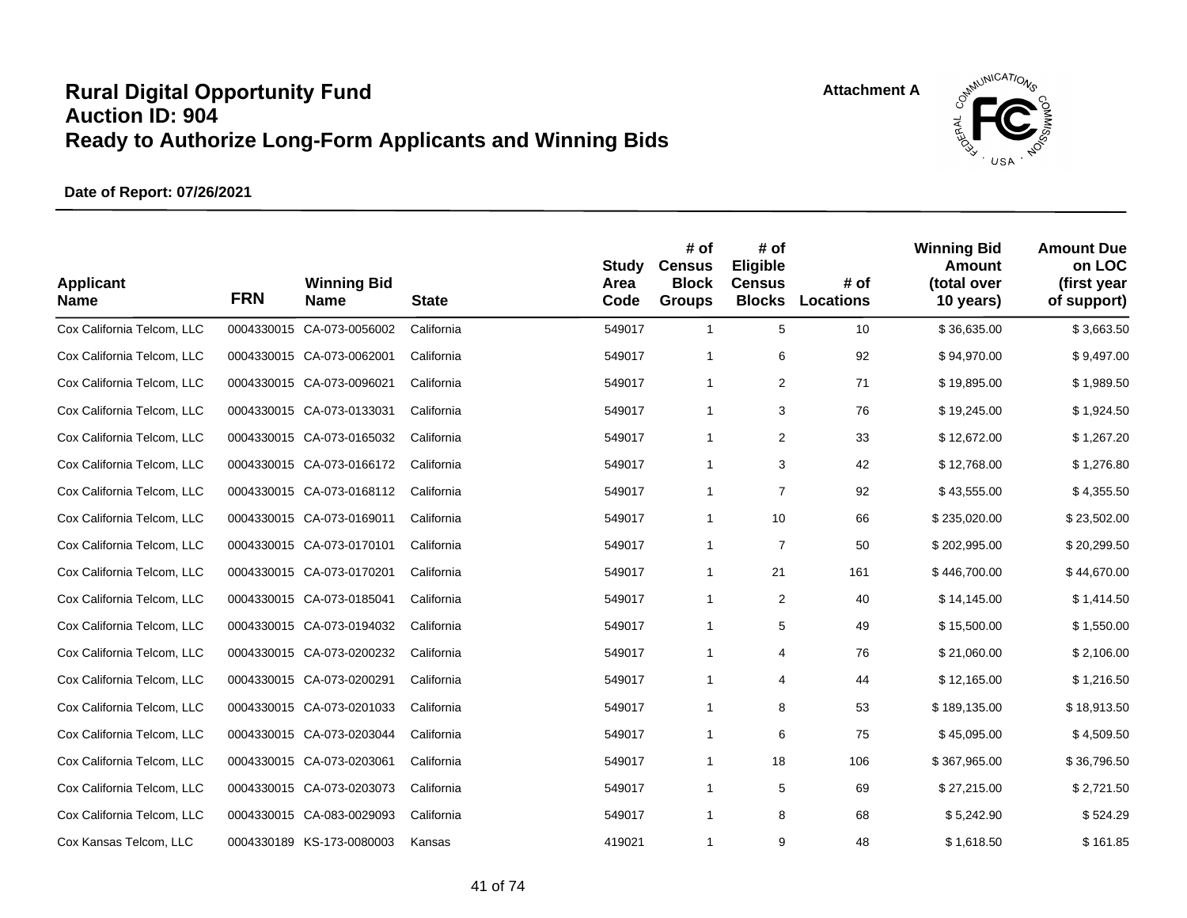# Rural Digital Opportunity Fund
# Auction ID: 904
# Ready to Authorize Long-Form Applicants and Winning Bids

Attachment A

**Date of Report: 07/26/2021**

| Applicant Name | FRN | Winning Bid Name | State | Study Area Code | # of Census Block Groups | # of Eligible Census Blocks | # of Locations | Winning Bid Amount (total over 10 years) | Amount Due on LOC (first year of support) |
|---|---|---|---|---|---|---|---|---|---|
| Cox California Telcom, LLC | 0004330015 | CA-073-0056002 | California | 549017 | 1 | 5 | 10 | $ 36,635.00 | $ 3,663.50 |
| Cox California Telcom, LLC | 0004330015 | CA-073-0062001 | California | 549017 | 1 | 6 | 92 | $ 94,970.00 | $ 9,497.00 |
| Cox California Telcom, LLC | 0004330015 | CA-073-0096021 | California | 549017 | 1 | 2 | 71 | $ 19,895.00 | $ 1,989.50 |
| Cox California Telcom, LLC | 0004330015 | CA-073-0133031 | California | 549017 | 1 | 3 | 76 | $ 19,245.00 | $ 1,924.50 |
| Cox California Telcom, LLC | 0004330015 | CA-073-0165032 | California | 549017 | 1 | 2 | 33 | $ 12,672.00 | $ 1,267.20 |
| Cox California Telcom, LLC | 0004330015 | CA-073-0166172 | California | 549017 | 1 | 3 | 42 | $ 12,768.00 | $ 1,276.80 |
| Cox California Telcom, LLC | 0004330015 | CA-073-0168112 | California | 549017 | 1 | 7 | 92 | $ 43,555.00 | $ 4,355.50 |
| Cox California Telcom, LLC | 0004330015 | CA-073-0169011 | California | 549017 | 1 | 10 | 66 | $ 235,020.00 | $ 23,502.00 |
| Cox California Telcom, LLC | 0004330015 | CA-073-0170101 | California | 549017 | 1 | 7 | 50 | $ 202,995.00 | $ 20,299.50 |
| Cox California Telcom, LLC | 0004330015 | CA-073-0170201 | California | 549017 | 1 | 21 | 161 | $ 446,700.00 | $ 44,670.00 |
| Cox California Telcom, LLC | 0004330015 | CA-073-0185041 | California | 549017 | 1 | 2 | 40 | $ 14,145.00 | $ 1,414.50 |
| Cox California Telcom, LLC | 0004330015 | CA-073-0194032 | California | 549017 | 1 | 5 | 49 | $ 15,500.00 | $ 1,550.00 |
| Cox California Telcom, LLC | 0004330015 | CA-073-0200232 | California | 549017 | 1 | 4 | 76 | $ 21,060.00 | $ 2,106.00 |
| Cox California Telcom, LLC | 0004330015 | CA-073-0200291 | California | 549017 | 1 | 4 | 44 | $ 12,165.00 | $ 1,216.50 |
| Cox California Telcom, LLC | 0004330015 | CA-073-0201033 | California | 549017 | 1 | 8 | 53 | $ 189,135.00 | $ 18,913.50 |
| Cox California Telcom, LLC | 0004330015 | CA-073-0203044 | California | 549017 | 1 | 6 | 75 | $ 45,095.00 | $ 4,509.50 |
| Cox California Telcom, LLC | 0004330015 | CA-073-0203061 | California | 549017 | 1 | 18 | 106 | $ 367,965.00 | $ 36,796.50 |
| Cox California Telcom, LLC | 0004330015 | CA-073-0203073 | California | 549017 | 1 | 5 | 69 | $ 27,215.00 | $ 2,721.50 |
| Cox California Telcom, LLC | 0004330015 | CA-083-0029093 | California | 549017 | 1 | 8 | 68 | $ 5,242.90 | $ 524.29 |
| Cox Kansas Telcom, LLC | 0004330189 | KS-173-0080003 | Kansas | 419021 | 1 | 9 | 48 | $ 1,618.50 | $ 161.85 |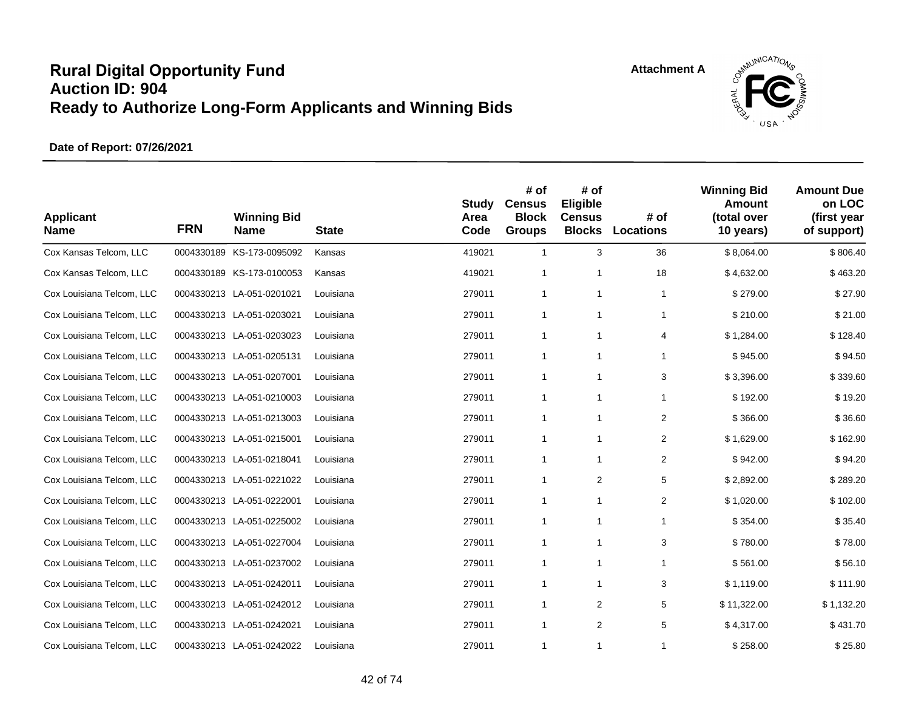# Rural Digital Opportunity Fund
# Auction ID: 904
# Ready to Authorize Long-Form Applicants and Winning Bids

Attachment A

**Date of Report: 07/26/2021**

| Applicant Name | FRN | Winning Bid Name | State | Study Area Code | # of Census Block Groups | # of Eligible Census Blocks | # of Locations | Winning Bid Amount (total over 10 years) | Amount Due on LOC (first year of support) |
|---|---|---|---|---|---|---|---|---|---|
| Cox Kansas Telcom, LLC | 0004330189 | KS-173-0095092 | Kansas | 419021 | 1 | 3 | 36 | $ 8,064.00 | $ 806.40 |
| Cox Kansas Telcom, LLC | 0004330189 | KS-173-0100053 | Kansas | 419021 | 1 | 1 | 18 | $ 4,632.00 | $ 463.20 |
| Cox Louisiana Telcom, LLC | 0004330213 | LA-051-0201021 | Louisiana | 279011 | 1 | 1 | 1 | $ 279.00 | $ 27.90 |
| Cox Louisiana Telcom, LLC | 0004330213 | LA-051-0203021 | Louisiana | 279011 | 1 | 1 | 1 | $ 210.00 | $ 21.00 |
| Cox Louisiana Telcom, LLC | 0004330213 | LA-051-0203023 | Louisiana | 279011 | 1 | 1 | 4 | $ 1,284.00 | $ 128.40 |
| Cox Louisiana Telcom, LLC | 0004330213 | LA-051-0205131 | Louisiana | 279011 | 1 | 1 | 1 | $ 945.00 | $ 94.50 |
| Cox Louisiana Telcom, LLC | 0004330213 | LA-051-0207001 | Louisiana | 279011 | 1 | 1 | 3 | $ 3,396.00 | $ 339.60 |
| Cox Louisiana Telcom, LLC | 0004330213 | LA-051-0210003 | Louisiana | 279011 | 1 | 1 | 1 | $ 192.00 | $ 19.20 |
| Cox Louisiana Telcom, LLC | 0004330213 | LA-051-0213003 | Louisiana | 279011 | 1 | 1 | 2 | $ 366.00 | $ 36.60 |
| Cox Louisiana Telcom, LLC | 0004330213 | LA-051-0215001 | Louisiana | 279011 | 1 | 1 | 2 | $ 1,629.00 | $ 162.90 |
| Cox Louisiana Telcom, LLC | 0004330213 | LA-051-0218041 | Louisiana | 279011 | 1 | 1 | 2 | $ 942.00 | $ 94.20 |
| Cox Louisiana Telcom, LLC | 0004330213 | LA-051-0221022 | Louisiana | 279011 | 1 | 2 | 5 | $ 2,892.00 | $ 289.20 |
| Cox Louisiana Telcom, LLC | 0004330213 | LA-051-0222001 | Louisiana | 279011 | 1 | 1 | 2 | $ 1,020.00 | $ 102.00 |
| Cox Louisiana Telcom, LLC | 0004330213 | LA-051-0225002 | Louisiana | 279011 | 1 | 1 | 1 | $ 354.00 | $ 35.40 |
| Cox Louisiana Telcom, LLC | 0004330213 | LA-051-0227004 | Louisiana | 279011 | 1 | 1 | 3 | $ 780.00 | $ 78.00 |
| Cox Louisiana Telcom, LLC | 0004330213 | LA-051-0237002 | Louisiana | 279011 | 1 | 1 | 1 | $ 561.00 | $ 56.10 |
| Cox Louisiana Telcom, LLC | 0004330213 | LA-051-0242011 | Louisiana | 279011 | 1 | 1 | 3 | $ 1,119.00 | $ 111.90 |
| Cox Louisiana Telcom, LLC | 0004330213 | LA-051-0242012 | Louisiana | 279011 | 1 | 2 | 5 | $ 11,322.00 | $ 1,132.20 |
| Cox Louisiana Telcom, LLC | 0004330213 | LA-051-0242021 | Louisiana | 279011 | 1 | 2 | 5 | $ 4,317.00 | $ 431.70 |
| Cox Louisiana Telcom, LLC | 0004330213 | LA-051-0242022 | Louisiana | 279011 | 1 | 1 | 1 | $ 258.00 | $ 25.80 |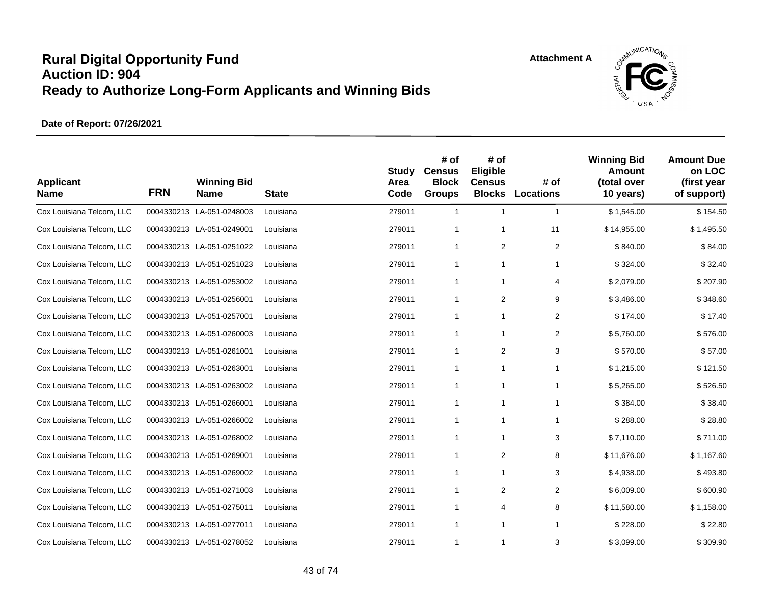# Rural Digital Opportunity Fund
# Auction ID: 904
# Ready to Authorize Long-Form Applicants and Winning Bids

Attachment A

**Date of Report: 07/26/2021**

| Applicant Name | FRN | Winning Bid Name | State | Study Area Code | # of Census Block Groups | # of Eligible Census Blocks | # of Locations | Winning Bid Amount (total over 10 years) | Amount Due on LOC (first year of support) |
|---|---|---|---|---|---|---|---|---|---|
| Cox Louisiana Telcom, LLC | 0004330213 | LA-051-0248003 | Louisiana | 279011 | 1 | 1 | 1 | $ 1,545.00 | $ 154.50 |
| Cox Louisiana Telcom, LLC | 0004330213 | LA-051-0249001 | Louisiana | 279011 | 1 | 1 | 11 | $ 14,955.00 | $ 1,495.50 |
| Cox Louisiana Telcom, LLC | 0004330213 | LA-051-0251022 | Louisiana | 279011 | 1 | 2 | 2 | $ 840.00 | $ 84.00 |
| Cox Louisiana Telcom, LLC | 0004330213 | LA-051-0251023 | Louisiana | 279011 | 1 | 1 | 1 | $ 324.00 | $ 32.40 |
| Cox Louisiana Telcom, LLC | 0004330213 | LA-051-0253002 | Louisiana | 279011 | 1 | 1 | 4 | $ 2,079.00 | $ 207.90 |
| Cox Louisiana Telcom, LLC | 0004330213 | LA-051-0256001 | Louisiana | 279011 | 1 | 2 | 9 | $ 3,486.00 | $ 348.60 |
| Cox Louisiana Telcom, LLC | 0004330213 | LA-051-0257001 | Louisiana | 279011 | 1 | 1 | 2 | $ 174.00 | $ 17.40 |
| Cox Louisiana Telcom, LLC | 0004330213 | LA-051-0260003 | Louisiana | 279011 | 1 | 1 | 2 | $ 5,760.00 | $ 576.00 |
| Cox Louisiana Telcom, LLC | 0004330213 | LA-051-0261001 | Louisiana | 279011 | 1 | 2 | 3 | $ 570.00 | $ 57.00 |
| Cox Louisiana Telcom, LLC | 0004330213 | LA-051-0263001 | Louisiana | 279011 | 1 | 1 | 1 | $ 1,215.00 | $ 121.50 |
| Cox Louisiana Telcom, LLC | 0004330213 | LA-051-0263002 | Louisiana | 279011 | 1 | 1 | 1 | $ 5,265.00 | $ 526.50 |
| Cox Louisiana Telcom, LLC | 0004330213 | LA-051-0266001 | Louisiana | 279011 | 1 | 1 | 1 | $ 384.00 | $ 38.40 |
| Cox Louisiana Telcom, LLC | 0004330213 | LA-051-0266002 | Louisiana | 279011 | 1 | 1 | 1 | $ 288.00 | $ 28.80 |
| Cox Louisiana Telcom, LLC | 0004330213 | LA-051-0268002 | Louisiana | 279011 | 1 | 1 | 3 | $ 7,110.00 | $ 711.00 |
| Cox Louisiana Telcom, LLC | 0004330213 | LA-051-0269001 | Louisiana | 279011 | 1 | 2 | 8 | $ 11,676.00 | $ 1,167.60 |
| Cox Louisiana Telcom, LLC | 0004330213 | LA-051-0269002 | Louisiana | 279011 | 1 | 1 | 3 | $ 4,938.00 | $ 493.80 |
| Cox Louisiana Telcom, LLC | 0004330213 | LA-051-0271003 | Louisiana | 279011 | 1 | 2 | 2 | $ 6,009.00 | $ 600.90 |
| Cox Louisiana Telcom, LLC | 0004330213 | LA-051-0275011 | Louisiana | 279011 | 1 | 4 | 8 | $ 11,580.00 | $ 1,158.00 |
| Cox Louisiana Telcom, LLC | 0004330213 | LA-051-0277011 | Louisiana | 279011 | 1 | 1 | 1 | $ 228.00 | $ 22.80 |
| Cox Louisiana Telcom, LLC | 0004330213 | LA-051-0278052 | Louisiana | 279011 | 1 | 1 | 3 | $ 3,099.00 | $ 309.90 |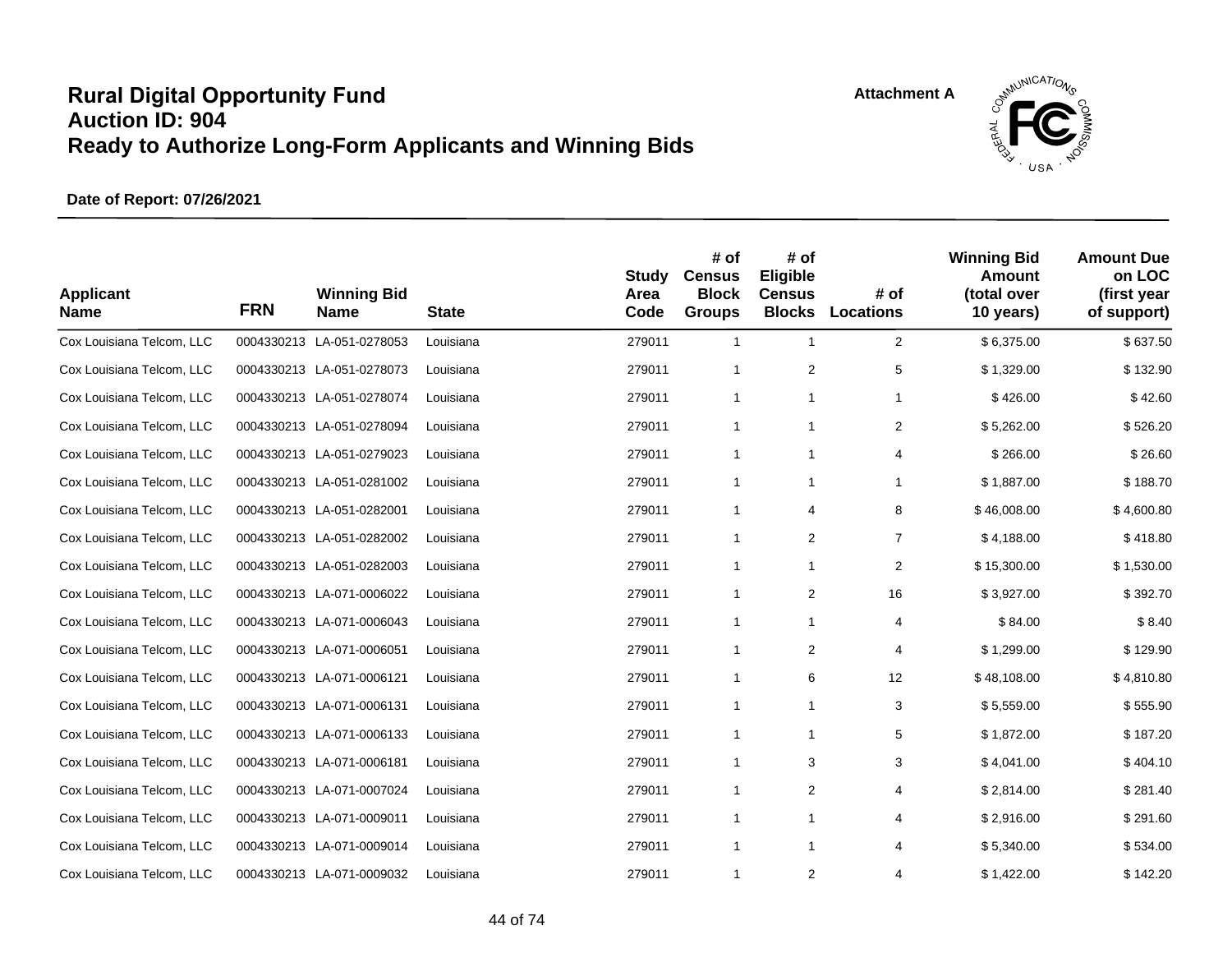# Rural Digital Opportunity Fund
# Auction ID: 904
# Ready to Authorize Long-Form Applicants and Winning Bids

Attachment A

**Date of Report: 07/26/2021**

| Applicant Name | FRN | Winning Bid Name | State | Study Area Code | # of Census Block Groups | # of Eligible Census Blocks | # of Locations | Winning Bid Amount (total over 10 years) | Amount Due on LOC (first year of support) |
|---|---|---|---|---|---|---|---|---|---|
| Cox Louisiana Telcom, LLC | 0004330213 | LA-051-0278053 | Louisiana | 279011 | 1 | 1 | 2 | $ 6,375.00 | $ 637.50 |
| Cox Louisiana Telcom, LLC | 0004330213 | LA-051-0278073 | Louisiana | 279011 | 1 | 2 | 5 | $ 1,329.00 | $ 132.90 |
| Cox Louisiana Telcom, LLC | 0004330213 | LA-051-0278074 | Louisiana | 279011 | 1 | 1 | 1 | $ 426.00 | $ 42.60 |
| Cox Louisiana Telcom, LLC | 0004330213 | LA-051-0278094 | Louisiana | 279011 | 1 | 1 | 2 | $ 5,262.00 | $ 526.20 |
| Cox Louisiana Telcom, LLC | 0004330213 | LA-051-0279023 | Louisiana | 279011 | 1 | 1 | 4 | $ 266.00 | $ 26.60 |
| Cox Louisiana Telcom, LLC | 0004330213 | LA-051-0281002 | Louisiana | 279011 | 1 | 1 | 1 | $ 1,887.00 | $ 188.70 |
| Cox Louisiana Telcom, LLC | 0004330213 | LA-051-0282001 | Louisiana | 279011 | 1 | 4 | 8 | $ 46,008.00 | $ 4,600.80 |
| Cox Louisiana Telcom, LLC | 0004330213 | LA-051-0282002 | Louisiana | 279011 | 1 | 2 | 7 | $ 4,188.00 | $ 418.80 |
| Cox Louisiana Telcom, LLC | 0004330213 | LA-051-0282003 | Louisiana | 279011 | 1 | 1 | 2 | $ 15,300.00 | $ 1,530.00 |
| Cox Louisiana Telcom, LLC | 0004330213 | LA-071-0006022 | Louisiana | 279011 | 1 | 2 | 16 | $ 3,927.00 | $ 392.70 |
| Cox Louisiana Telcom, LLC | 0004330213 | LA-071-0006043 | Louisiana | 279011 | 1 | 1 | 4 | $ 84.00 | $ 8.40 |
| Cox Louisiana Telcom, LLC | 0004330213 | LA-071-0006051 | Louisiana | 279011 | 1 | 2 | 4 | $ 1,299.00 | $ 129.90 |
| Cox Louisiana Telcom, LLC | 0004330213 | LA-071-0006121 | Louisiana | 279011 | 1 | 6 | 12 | $ 48,108.00 | $ 4,810.80 |
| Cox Louisiana Telcom, LLC | 0004330213 | LA-071-0006131 | Louisiana | 279011 | 1 | 1 | 3 | $ 5,559.00 | $ 555.90 |
| Cox Louisiana Telcom, LLC | 0004330213 | LA-071-0006133 | Louisiana | 279011 | 1 | 1 | 5 | $ 1,872.00 | $ 187.20 |
| Cox Louisiana Telcom, LLC | 0004330213 | LA-071-0006181 | Louisiana | 279011 | 1 | 3 | 3 | $ 4,041.00 | $ 404.10 |
| Cox Louisiana Telcom, LLC | 0004330213 | LA-071-0007024 | Louisiana | 279011 | 1 | 2 | 4 | $ 2,814.00 | $ 281.40 |
| Cox Louisiana Telcom, LLC | 0004330213 | LA-071-0009011 | Louisiana | 279011 | 1 | 1 | 4 | $ 2,916.00 | $ 291.60 |
| Cox Louisiana Telcom, LLC | 0004330213 | LA-071-0009014 | Louisiana | 279011 | 1 | 1 | 4 | $ 5,340.00 | $ 534.00 |
| Cox Louisiana Telcom, LLC | 0004330213 | LA-071-0009032 | Louisiana | 279011 | 1 | 2 | 4 | $ 1,422.00 | $ 142.20 |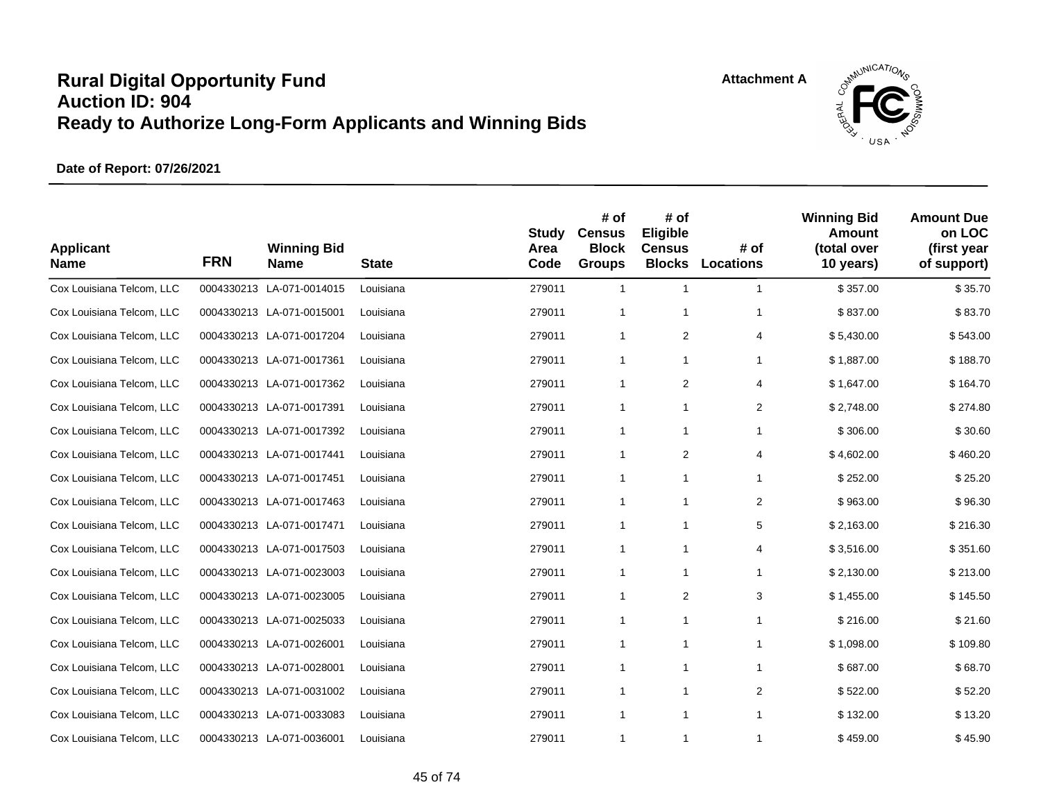# Rural Digital Opportunity Fund
# Auction ID: 904
# Ready to Authorize Long-Form Applicants and Winning Bids

Attachment A

**Date of Report: 07/26/2021**

| Applicant Name | FRN | Winning Bid Name | State | Study Area Code | # of Census Block Groups | # of Eligible Census Blocks | # of Locations | Winning Bid Amount (total over 10 years) | Amount Due on LOC (first year of support) |
|---|---|---|---|---|---|---|---|---|---|
| Cox Louisiana Telcom, LLC | 0004330213 | LA-071-0014015 | Louisiana | 279011 | 1 | 1 | 1 | $ 357.00 | $ 35.70 |
| Cox Louisiana Telcom, LLC | 0004330213 | LA-071-0015001 | Louisiana | 279011 | 1 | 1 | 1 | $ 837.00 | $ 83.70 |
| Cox Louisiana Telcom, LLC | 0004330213 | LA-071-0017204 | Louisiana | 279011 | 1 | 2 | 4 | $ 5,430.00 | $ 543.00 |
| Cox Louisiana Telcom, LLC | 0004330213 | LA-071-0017361 | Louisiana | 279011 | 1 | 1 | 1 | $ 1,887.00 | $ 188.70 |
| Cox Louisiana Telcom, LLC | 0004330213 | LA-071-0017362 | Louisiana | 279011 | 1 | 2 | 4 | $ 1,647.00 | $ 164.70 |
| Cox Louisiana Telcom, LLC | 0004330213 | LA-071-0017391 | Louisiana | 279011 | 1 | 1 | 2 | $ 2,748.00 | $ 274.80 |
| Cox Louisiana Telcom, LLC | 0004330213 | LA-071-0017392 | Louisiana | 279011 | 1 | 1 | 1 | $ 306.00 | $ 30.60 |
| Cox Louisiana Telcom, LLC | 0004330213 | LA-071-0017441 | Louisiana | 279011 | 1 | 2 | 4 | $ 4,602.00 | $ 460.20 |
| Cox Louisiana Telcom, LLC | 0004330213 | LA-071-0017451 | Louisiana | 279011 | 1 | 1 | 1 | $ 252.00 | $ 25.20 |
| Cox Louisiana Telcom, LLC | 0004330213 | LA-071-0017463 | Louisiana | 279011 | 1 | 1 | 2 | $ 963.00 | $ 96.30 |
| Cox Louisiana Telcom, LLC | 0004330213 | LA-071-0017471 | Louisiana | 279011 | 1 | 1 | 5 | $ 2,163.00 | $ 216.30 |
| Cox Louisiana Telcom, LLC | 0004330213 | LA-071-0017503 | Louisiana | 279011 | 1 | 1 | 4 | $ 3,516.00 | $ 351.60 |
| Cox Louisiana Telcom, LLC | 0004330213 | LA-071-0023003 | Louisiana | 279011 | 1 | 1 | 1 | $ 2,130.00 | $ 213.00 |
| Cox Louisiana Telcom, LLC | 0004330213 | LA-071-0023005 | Louisiana | 279011 | 1 | 2 | 3 | $ 1,455.00 | $ 145.50 |
| Cox Louisiana Telcom, LLC | 0004330213 | LA-071-0025033 | Louisiana | 279011 | 1 | 1 | 1 | $ 216.00 | $ 21.60 |
| Cox Louisiana Telcom, LLC | 0004330213 | LA-071-0026001 | Louisiana | 279011 | 1 | 1 | 1 | $ 1,098.00 | $ 109.80 |
| Cox Louisiana Telcom, LLC | 0004330213 | LA-071-0028001 | Louisiana | 279011 | 1 | 1 | 1 | $ 687.00 | $ 68.70 |
| Cox Louisiana Telcom, LLC | 0004330213 | LA-071-0031002 | Louisiana | 279011 | 1 | 1 | 2 | $ 522.00 | $ 52.20 |
| Cox Louisiana Telcom, LLC | 0004330213 | LA-071-0033083 | Louisiana | 279011 | 1 | 1 | 1 | $ 132.00 | $ 13.20 |
| Cox Louisiana Telcom, LLC | 0004330213 | LA-071-0036001 | Louisiana | 279011 | 1 | 1 | 1 | $ 459.00 | $ 45.90 |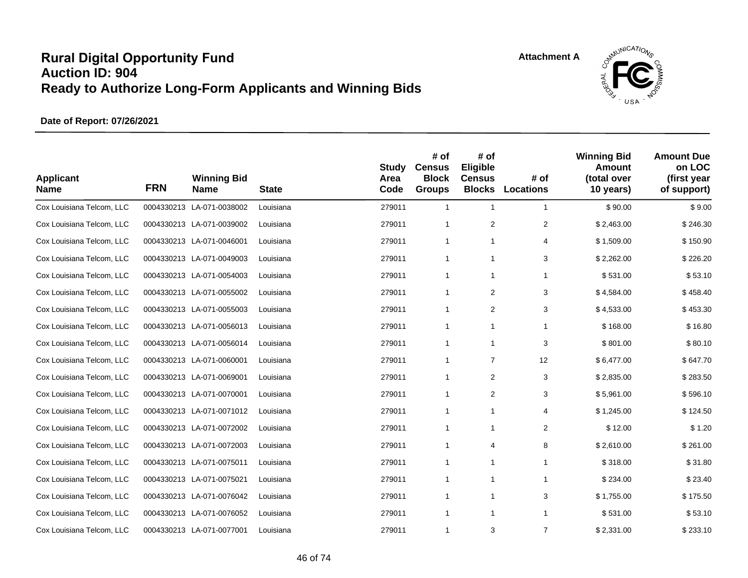# Rural Digital Opportunity Fund
# Auction ID: 904
# Ready to Authorize Long-Form Applicants and Winning Bids

Attachment A

**Date of Report: 07/26/2021**

| Applicant Name | FRN | Winning Bid Name | State | Study Area Code | # of Census Block Groups | # of Eligible Census Blocks | # of Locations | Winning Bid Amount (total over 10 years) | Amount Due on LOC (first year of support) |
|---|---|---|---|---|---|---|---|---|---|
| Cox Louisiana Telcom, LLC | 0004330213 | LA-071-0038002 | Louisiana | 279011 | 1 | 1 | 1 | $ 90.00 | $ 9.00 |
| Cox Louisiana Telcom, LLC | 0004330213 | LA-071-0039002 | Louisiana | 279011 | 1 | 2 | 2 | $ 2,463.00 | $ 246.30 |
| Cox Louisiana Telcom, LLC | 0004330213 | LA-071-0046001 | Louisiana | 279011 | 1 | 1 | 4 | $ 1,509.00 | $ 150.90 |
| Cox Louisiana Telcom, LLC | 0004330213 | LA-071-0049003 | Louisiana | 279011 | 1 | 1 | 3 | $ 2,262.00 | $ 226.20 |
| Cox Louisiana Telcom, LLC | 0004330213 | LA-071-0054003 | Louisiana | 279011 | 1 | 1 | 1 | $ 531.00 | $ 53.10 |
| Cox Louisiana Telcom, LLC | 0004330213 | LA-071-0055002 | Louisiana | 279011 | 1 | 2 | 3 | $ 4,584.00 | $ 458.40 |
| Cox Louisiana Telcom, LLC | 0004330213 | LA-071-0055003 | Louisiana | 279011 | 1 | 2 | 3 | $ 4,533.00 | $ 453.30 |
| Cox Louisiana Telcom, LLC | 0004330213 | LA-071-0056013 | Louisiana | 279011 | 1 | 1 | 1 | $ 168.00 | $ 16.80 |
| Cox Louisiana Telcom, LLC | 0004330213 | LA-071-0056014 | Louisiana | 279011 | 1 | 1 | 3 | $ 801.00 | $ 80.10 |
| Cox Louisiana Telcom, LLC | 0004330213 | LA-071-0060001 | Louisiana | 279011 | 1 | 7 | 12 | $ 6,477.00 | $ 647.70 |
| Cox Louisiana Telcom, LLC | 0004330213 | LA-071-0069001 | Louisiana | 279011 | 1 | 2 | 3 | $ 2,835.00 | $ 283.50 |
| Cox Louisiana Telcom, LLC | 0004330213 | LA-071-0070001 | Louisiana | 279011 | 1 | 2 | 3 | $ 5,961.00 | $ 596.10 |
| Cox Louisiana Telcom, LLC | 0004330213 | LA-071-0071012 | Louisiana | 279011 | 1 | 1 | 4 | $ 1,245.00 | $ 124.50 |
| Cox Louisiana Telcom, LLC | 0004330213 | LA-071-0072002 | Louisiana | 279011 | 1 | 1 | 2 | $ 12.00 | $ 1.20 |
| Cox Louisiana Telcom, LLC | 0004330213 | LA-071-0072003 | Louisiana | 279011 | 1 | 4 | 8 | $ 2,610.00 | $ 261.00 |
| Cox Louisiana Telcom, LLC | 0004330213 | LA-071-0075011 | Louisiana | 279011 | 1 | 1 | 1 | $ 318.00 | $ 31.80 |
| Cox Louisiana Telcom, LLC | 0004330213 | LA-071-0075021 | Louisiana | 279011 | 1 | 1 | 1 | $ 234.00 | $ 23.40 |
| Cox Louisiana Telcom, LLC | 0004330213 | LA-071-0076042 | Louisiana | 279011 | 1 | 1 | 3 | $ 1,755.00 | $ 175.50 |
| Cox Louisiana Telcom, LLC | 0004330213 | LA-071-0076052 | Louisiana | 279011 | 1 | 1 | 1 | $ 531.00 | $ 53.10 |
| Cox Louisiana Telcom, LLC | 0004330213 | LA-071-0077001 | Louisiana | 279011 | 1 | 3 | 7 | $ 2,331.00 | $ 233.10 |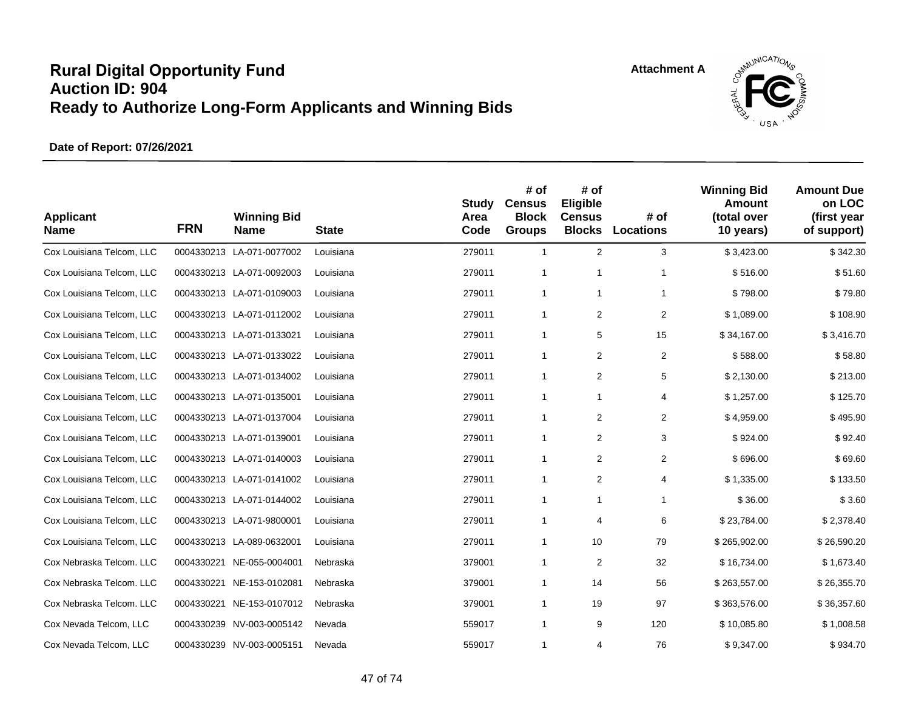# Rural Digital Opportunity Fund
# Auction ID: 904
# Ready to Authorize Long-Form Applicants and Winning Bids

Attachment A

**Date of Report: 07/26/2021**

| Applicant Name | FRN | Winning Bid Name | State | Study Area Code | # of Census Block Groups | # of Eligible Census Blocks | # of Locations | Winning Bid Amount (total over 10 years) | Amount Due on LOC (first year of support) |
|---|---|---|---|---|---|---|---|---|---|
| Cox Louisiana Telcom, LLC | 0004330213 | LA-071-0077002 | Louisiana | 279011 | 1 | 2 | 3 | $ 3,423.00 | $ 342.30 |
| Cox Louisiana Telcom, LLC | 0004330213 | LA-071-0092003 | Louisiana | 279011 | 1 | 1 | 1 | $ 516.00 | $ 51.60 |
| Cox Louisiana Telcom, LLC | 0004330213 | LA-071-0109003 | Louisiana | 279011 | 1 | 1 | 1 | $ 798.00 | $ 79.80 |
| Cox Louisiana Telcom, LLC | 0004330213 | LA-071-0112002 | Louisiana | 279011 | 1 | 2 | 2 | $ 1,089.00 | $ 108.90 |
| Cox Louisiana Telcom, LLC | 0004330213 | LA-071-0133021 | Louisiana | 279011 | 1 | 5 | 15 | $ 34,167.00 | $ 3,416.70 |
| Cox Louisiana Telcom, LLC | 0004330213 | LA-071-0133022 | Louisiana | 279011 | 1 | 2 | 2 | $ 588.00 | $ 58.80 |
| Cox Louisiana Telcom, LLC | 0004330213 | LA-071-0134002 | Louisiana | 279011 | 1 | 2 | 5 | $ 2,130.00 | $ 213.00 |
| Cox Louisiana Telcom, LLC | 0004330213 | LA-071-0135001 | Louisiana | 279011 | 1 | 1 | 4 | $ 1,257.00 | $ 125.70 |
| Cox Louisiana Telcom, LLC | 0004330213 | LA-071-0137004 | Louisiana | 279011 | 1 | 2 | 2 | $ 4,959.00 | $ 495.90 |
| Cox Louisiana Telcom, LLC | 0004330213 | LA-071-0139001 | Louisiana | 279011 | 1 | 2 | 3 | $ 924.00 | $ 92.40 |
| Cox Louisiana Telcom, LLC | 0004330213 | LA-071-0140003 | Louisiana | 279011 | 1 | 2 | 2 | $ 696.00 | $ 69.60 |
| Cox Louisiana Telcom, LLC | 0004330213 | LA-071-0141002 | Louisiana | 279011 | 1 | 2 | 4 | $ 1,335.00 | $ 133.50 |
| Cox Louisiana Telcom, LLC | 0004330213 | LA-071-0144002 | Louisiana | 279011 | 1 | 1 | 1 | $ 36.00 | $ 3.60 |
| Cox Louisiana Telcom, LLC | 0004330213 | LA-071-9800001 | Louisiana | 279011 | 1 | 4 | 6 | $ 23,784.00 | $ 2,378.40 |
| Cox Louisiana Telcom, LLC | 0004330213 | LA-089-0632001 | Louisiana | 279011 | 1 | 10 | 79 | $ 265,902.00 | $ 26,590.20 |
| Cox Nebraska Telcom. LLC | 0004330221 | NE-055-0004001 | Nebraska | 379001 | 1 | 2 | 32 | $ 16,734.00 | $ 1,673.40 |
| Cox Nebraska Telcom. LLC | 0004330221 | NE-153-0102081 | Nebraska | 379001 | 1 | 14 | 56 | $ 263,557.00 | $ 26,355.70 |
| Cox Nebraska Telcom. LLC | 0004330221 | NE-153-0107012 | Nebraska | 379001 | 1 | 19 | 97 | $ 363,576.00 | $ 36,357.60 |
| Cox Nevada Telcom, LLC | 0004330239 | NV-003-0005142 | Nevada | 559017 | 1 | 9 | 120 | $ 10,085.80 | $ 1,008.58 |
| Cox Nevada Telcom, LLC | 0004330239 | NV-003-0005151 | Nevada | 559017 | 1 | 4 | 76 | $ 9,347.00 | $ 934.70 |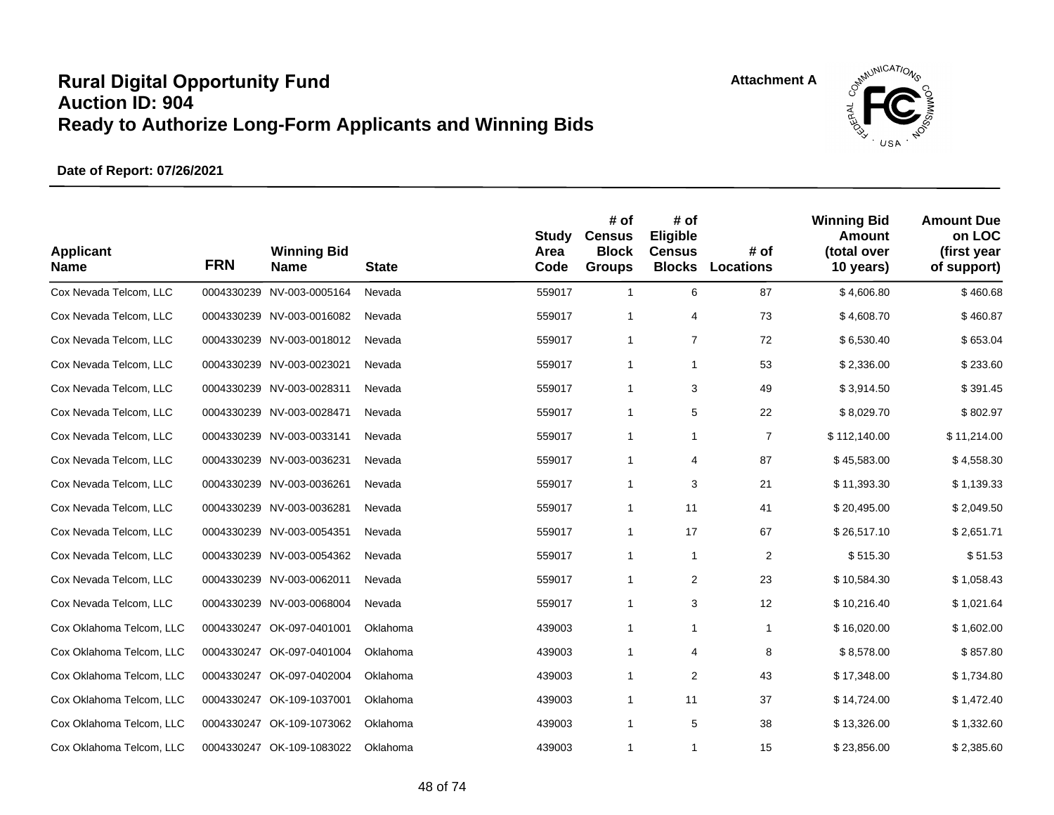# Rural Digital Opportunity Fund
# Auction ID: 904
# Ready to Authorize Long-Form Applicants and Winning Bids

Attachment A

**Date of Report: 07/26/2021**

| Applicant Name | FRN | Winning Bid Name | State | Study Area Code | # of Census Block Groups | # of Eligible Census Blocks | # of Locations | Winning Bid Amount (total over 10 years) | Amount Due on LOC (first year of support) |
|---|---|---|---|---|---|---|---|---|---|
| Cox Nevada Telcom, LLC | 0004330239 | NV-003-0005164 | Nevada | 559017 | 1 | 6 | 87 | $ 4,606.80 | $ 460.68 |
| Cox Nevada Telcom, LLC | 0004330239 | NV-003-0016082 | Nevada | 559017 | 1 | 4 | 73 | $ 4,608.70 | $ 460.87 |
| Cox Nevada Telcom, LLC | 0004330239 | NV-003-0018012 | Nevada | 559017 | 1 | 7 | 72 | $ 6,530.40 | $ 653.04 |
| Cox Nevada Telcom, LLC | 0004330239 | NV-003-0023021 | Nevada | 559017 | 1 | 1 | 53 | $ 2,336.00 | $ 233.60 |
| Cox Nevada Telcom, LLC | 0004330239 | NV-003-0028311 | Nevada | 559017 | 1 | 3 | 49 | $ 3,914.50 | $ 391.45 |
| Cox Nevada Telcom, LLC | 0004330239 | NV-003-0028471 | Nevada | 559017 | 1 | 5 | 22 | $ 8,029.70 | $ 802.97 |
| Cox Nevada Telcom, LLC | 0004330239 | NV-003-0033141 | Nevada | 559017 | 1 | 1 | 7 | $ 112,140.00 | $ 11,214.00 |
| Cox Nevada Telcom, LLC | 0004330239 | NV-003-0036231 | Nevada | 559017 | 1 | 4 | 87 | $ 45,583.00 | $ 4,558.30 |
| Cox Nevada Telcom, LLC | 0004330239 | NV-003-0036261 | Nevada | 559017 | 1 | 3 | 21 | $ 11,393.30 | $ 1,139.33 |
| Cox Nevada Telcom, LLC | 0004330239 | NV-003-0036281 | Nevada | 559017 | 1 | 11 | 41 | $ 20,495.00 | $ 2,049.50 |
| Cox Nevada Telcom, LLC | 0004330239 | NV-003-0054351 | Nevada | 559017 | 1 | 17 | 67 | $ 26,517.10 | $ 2,651.71 |
| Cox Nevada Telcom, LLC | 0004330239 | NV-003-0054362 | Nevada | 559017 | 1 | 1 | 2 | $ 515.30 | $ 51.53 |
| Cox Nevada Telcom, LLC | 0004330239 | NV-003-0062011 | Nevada | 559017 | 1 | 2 | 23 | $ 10,584.30 | $ 1,058.43 |
| Cox Nevada Telcom, LLC | 0004330239 | NV-003-0068004 | Nevada | 559017 | 1 | 3 | 12 | $ 10,216.40 | $ 1,021.64 |
| Cox Oklahoma Telcom, LLC | 0004330247 | OK-097-0401001 | Oklahoma | 439003 | 1 | 1 | 1 | $ 16,020.00 | $ 1,602.00 |
| Cox Oklahoma Telcom, LLC | 0004330247 | OK-097-0401004 | Oklahoma | 439003 | 1 | 4 | 8 | $ 8,578.00 | $ 857.80 |
| Cox Oklahoma Telcom, LLC | 0004330247 | OK-097-0402004 | Oklahoma | 439003 | 1 | 2 | 43 | $ 17,348.00 | $ 1,734.80 |
| Cox Oklahoma Telcom, LLC | 0004330247 | OK-109-1037001 | Oklahoma | 439003 | 1 | 11 | 37 | $ 14,724.00 | $ 1,472.40 |
| Cox Oklahoma Telcom, LLC | 0004330247 | OK-109-1073062 | Oklahoma | 439003 | 1 | 5 | 38 | $ 13,326.00 | $ 1,332.60 |
| Cox Oklahoma Telcom, LLC | 0004330247 | OK-109-1083022 | Oklahoma | 439003 | 1 | 1 | 15 | $ 23,856.00 | $ 2,385.60 |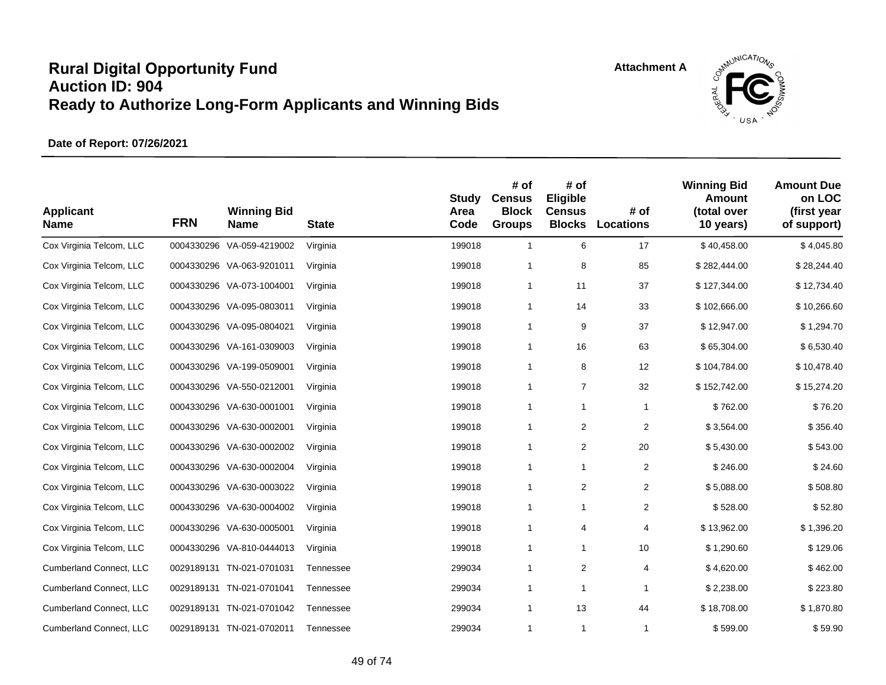# Rural Digital Opportunity Fund
# Auction ID: 904
# Ready to Authorize Long-Form Applicants and Winning Bids

Attachment A

**Date of Report: 07/26/2021**

| Applicant Name | FRN | Winning Bid Name | State | Study Area Code | # of Census Block Groups | # of Eligible Census Blocks | # of Locations | Winning Bid Amount (total over 10 years) | Amount Due on LOC (first year of support) |
|---|---|---|---|---|---|---|---|---|---|
| Cox Virginia Telcom, LLC | 0004330296 | VA-059-4219002 | Virginia | 199018 | 1 | 6 | 17 | $ 40,458.00 | $ 4,045.80 |
| Cox Virginia Telcom, LLC | 0004330296 | VA-063-9201011 | Virginia | 199018 | 1 | 8 | 85 | $ 282,444.00 | $ 28,244.40 |
| Cox Virginia Telcom, LLC | 0004330296 | VA-073-1004001 | Virginia | 199018 | 1 | 11 | 37 | $ 127,344.00 | $ 12,734.40 |
| Cox Virginia Telcom, LLC | 0004330296 | VA-095-0803011 | Virginia | 199018 | 1 | 14 | 33 | $ 102,666.00 | $ 10,266.60 |
| Cox Virginia Telcom, LLC | 0004330296 | VA-095-0804021 | Virginia | 199018 | 1 | 9 | 37 | $ 12,947.00 | $ 1,294.70 |
| Cox Virginia Telcom, LLC | 0004330296 | VA-161-0309003 | Virginia | 199018 | 1 | 16 | 63 | $ 65,304.00 | $ 6,530.40 |
| Cox Virginia Telcom, LLC | 0004330296 | VA-199-0509001 | Virginia | 199018 | 1 | 8 | 12 | $ 104,784.00 | $ 10,478.40 |
| Cox Virginia Telcom, LLC | 0004330296 | VA-550-0212001 | Virginia | 199018 | 1 | 7 | 32 | $ 152,742.00 | $ 15,274.20 |
| Cox Virginia Telcom, LLC | 0004330296 | VA-630-0001001 | Virginia | 199018 | 1 | 1 | 1 | $ 762.00 | $ 76.20 |
| Cox Virginia Telcom, LLC | 0004330296 | VA-630-0002001 | Virginia | 199018 | 1 | 2 | 2 | $ 3,564.00 | $ 356.40 |
| Cox Virginia Telcom, LLC | 0004330296 | VA-630-0002002 | Virginia | 199018 | 1 | 2 | 20 | $ 5,430.00 | $ 543.00 |
| Cox Virginia Telcom, LLC | 0004330296 | VA-630-0002004 | Virginia | 199018 | 1 | 1 | 2 | $ 246.00 | $ 24.60 |
| Cox Virginia Telcom, LLC | 0004330296 | VA-630-0003022 | Virginia | 199018 | 1 | 2 | 2 | $ 5,088.00 | $ 508.80 |
| Cox Virginia Telcom, LLC | 0004330296 | VA-630-0004002 | Virginia | 199018 | 1 | 1 | 2 | $ 528.00 | $ 52.80 |
| Cox Virginia Telcom, LLC | 0004330296 | VA-630-0005001 | Virginia | 199018 | 1 | 4 | 4 | $ 13,962.00 | $ 1,396.20 |
| Cox Virginia Telcom, LLC | 0004330296 | VA-810-0444013 | Virginia | 199018 | 1 | 1 | 10 | $ 1,290.60 | $ 129.06 |
| Cumberland Connect, LLC | 0029189131 | TN-021-0701031 | Tennessee | 299034 | 1 | 2 | 4 | $ 4,620.00 | $ 462.00 |
| Cumberland Connect, LLC | 0029189131 | TN-021-0701041 | Tennessee | 299034 | 1 | 1 | 1 | $ 2,238.00 | $ 223.80 |
| Cumberland Connect, LLC | 0029189131 | TN-021-0701042 | Tennessee | 299034 | 1 | 13 | 44 | $ 18,708.00 | $ 1,870.80 |
| Cumberland Connect, LLC | 0029189131 | TN-021-0702011 | Tennessee | 299034 | 1 | 1 | 1 | $ 599.00 | $ 59.90 |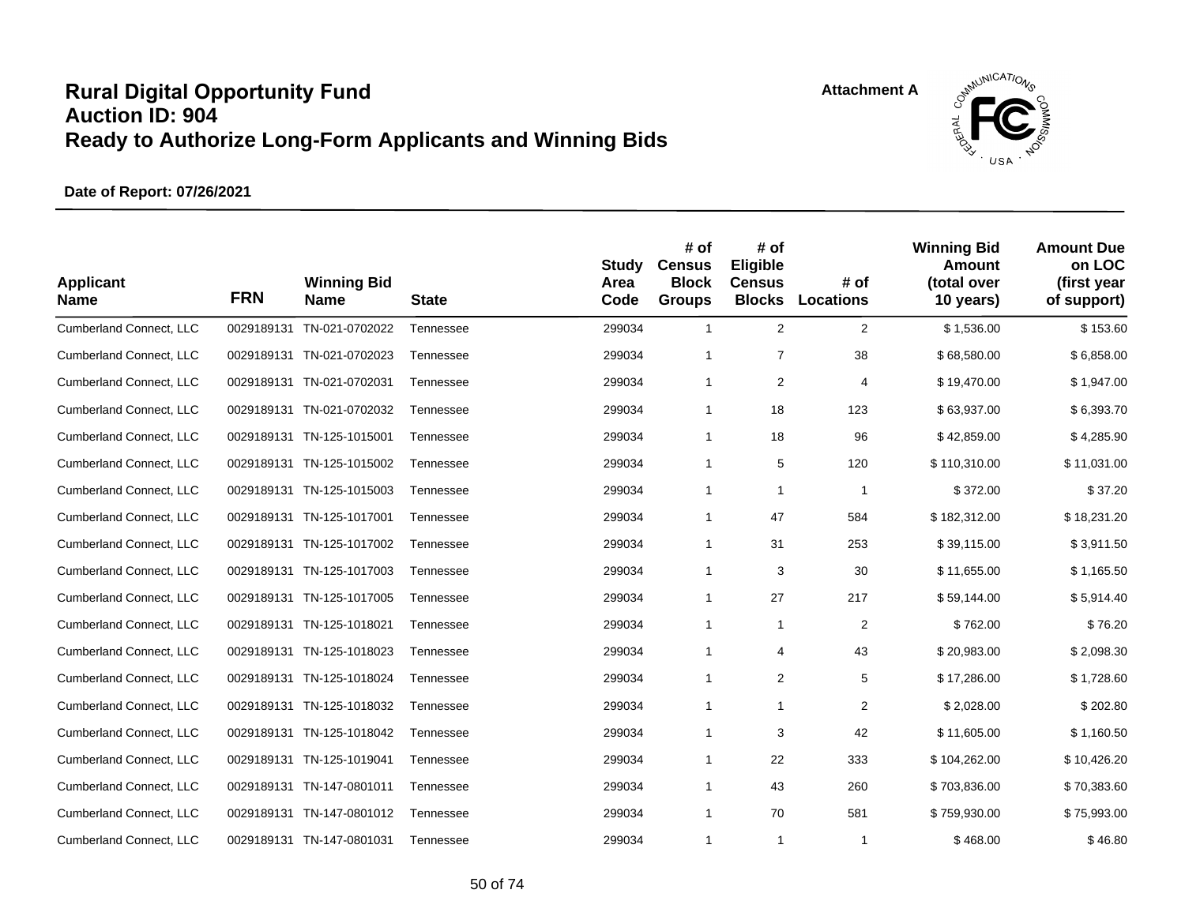# Rural Digital Opportunity Fund
## Auction ID: 904
## Ready to Authorize Long-Form Applicants and Winning Bids

Attachment A

**Date of Report: 07/26/2021**

| Applicant Name | FRN | Winning Bid Name | State | Study Area Code | # of Census Block Groups | # of Eligible Census Blocks | # of Locations | Winning Bid Amount (total over 10 years) | Amount Due on LOC (first year of support) |
|---|---|---|---|---|---|---|---|---|---|
| Cumberland Connect, LLC | 0029189131 | TN-021-0702022 | Tennessee | 299034 | 1 | 2 | 2 | $ 1,536.00 | $ 153.60 |
| Cumberland Connect, LLC | 0029189131 | TN-021-0702023 | Tennessee | 299034 | 1 | 7 | 38 | $ 68,580.00 | $ 6,858.00 |
| Cumberland Connect, LLC | 0029189131 | TN-021-0702031 | Tennessee | 299034 | 1 | 2 | 4 | $ 19,470.00 | $ 1,947.00 |
| Cumberland Connect, LLC | 0029189131 | TN-021-0702032 | Tennessee | 299034 | 1 | 18 | 123 | $ 63,937.00 | $ 6,393.70 |
| Cumberland Connect, LLC | 0029189131 | TN-125-1015001 | Tennessee | 299034 | 1 | 18 | 96 | $ 42,859.00 | $ 4,285.90 |
| Cumberland Connect, LLC | 0029189131 | TN-125-1015002 | Tennessee | 299034 | 1 | 5 | 120 | $ 110,310.00 | $ 11,031.00 |
| Cumberland Connect, LLC | 0029189131 | TN-125-1015003 | Tennessee | 299034 | 1 | 1 | 1 | $ 372.00 | $ 37.20 |
| Cumberland Connect, LLC | 0029189131 | TN-125-1017001 | Tennessee | 299034 | 1 | 47 | 584 | $ 182,312.00 | $ 18,231.20 |
| Cumberland Connect, LLC | 0029189131 | TN-125-1017002 | Tennessee | 299034 | 1 | 31 | 253 | $ 39,115.00 | $ 3,911.50 |
| Cumberland Connect, LLC | 0029189131 | TN-125-1017003 | Tennessee | 299034 | 1 | 3 | 30 | $ 11,655.00 | $ 1,165.50 |
| Cumberland Connect, LLC | 0029189131 | TN-125-1017005 | Tennessee | 299034 | 1 | 27 | 217 | $ 59,144.00 | $ 5,914.40 |
| Cumberland Connect, LLC | 0029189131 | TN-125-1018021 | Tennessee | 299034 | 1 | 1 | 2 | $ 762.00 | $ 76.20 |
| Cumberland Connect, LLC | 0029189131 | TN-125-1018023 | Tennessee | 299034 | 1 | 4 | 43 | $ 20,983.00 | $ 2,098.30 |
| Cumberland Connect, LLC | 0029189131 | TN-125-1018024 | Tennessee | 299034 | 1 | 2 | 5 | $ 17,286.00 | $ 1,728.60 |
| Cumberland Connect, LLC | 0029189131 | TN-125-1018032 | Tennessee | 299034 | 1 | 1 | 2 | $ 2,028.00 | $ 202.80 |
| Cumberland Connect, LLC | 0029189131 | TN-125-1018042 | Tennessee | 299034 | 1 | 3 | 42 | $ 11,605.00 | $ 1,160.50 |
| Cumberland Connect, LLC | 0029189131 | TN-125-1019041 | Tennessee | 299034 | 1 | 22 | 333 | $ 104,262.00 | $ 10,426.20 |
| Cumberland Connect, LLC | 0029189131 | TN-147-0801011 | Tennessee | 299034 | 1 | 43 | 260 | $ 703,836.00 | $ 70,383.60 |
| Cumberland Connect, LLC | 0029189131 | TN-147-0801012 | Tennessee | 299034 | 1 | 70 | 581 | $ 759,930.00 | $ 75,993.00 |
| Cumberland Connect, LLC | 0029189131 | TN-147-0801031 | Tennessee | 299034 | 1 | 1 | 1 | $ 468.00 | $ 46.80 |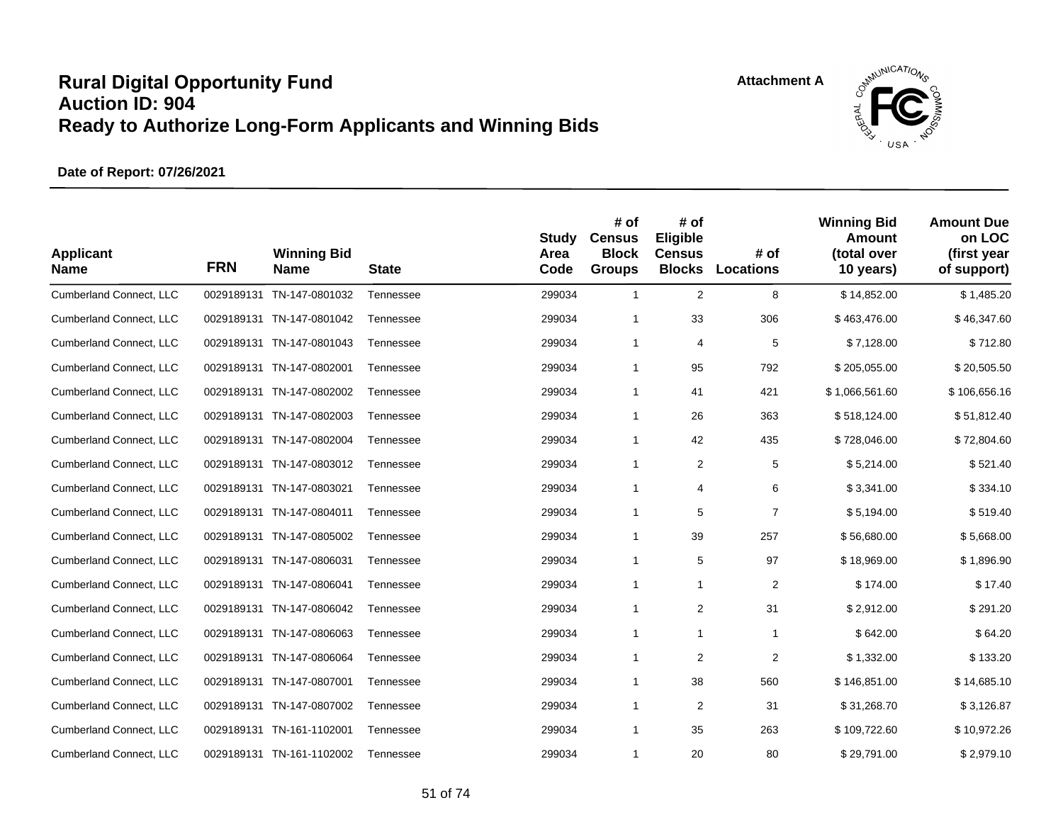# Rural Digital Opportunity Fund
# Auction ID: 904
# Ready to Authorize Long-Form Applicants and Winning Bids

Attachment A

**Date of Report: 07/26/2021**

| Applicant Name | FRN | Winning Bid Name | State | Study Area Code | # of Census Block Groups | # of Eligible Census Blocks | # of Locations | Winning Bid Amount (total over 10 years) | Amount Due on LOC (first year of support) |
|---|---|---|---|---|---|---|---|---|---|
| Cumberland Connect, LLC | 0029189131 | TN-147-0801032 | Tennessee | 299034 | 1 | 2 | 8 | $ 14,852.00 | $ 1,485.20 |
| Cumberland Connect, LLC | 0029189131 | TN-147-0801042 | Tennessee | 299034 | 1 | 33 | 306 | $ 463,476.00 | $ 46,347.60 |
| Cumberland Connect, LLC | 0029189131 | TN-147-0801043 | Tennessee | 299034 | 1 | 4 | 5 | $ 7,128.00 | $ 712.80 |
| Cumberland Connect, LLC | 0029189131 | TN-147-0802001 | Tennessee | 299034 | 1 | 95 | 792 | $ 205,055.00 | $ 20,505.50 |
| Cumberland Connect, LLC | 0029189131 | TN-147-0802002 | Tennessee | 299034 | 1 | 41 | 421 | $ 1,066,561.60 | $ 106,656.16 |
| Cumberland Connect, LLC | 0029189131 | TN-147-0802003 | Tennessee | 299034 | 1 | 26 | 363 | $ 518,124.00 | $ 51,812.40 |
| Cumberland Connect, LLC | 0029189131 | TN-147-0802004 | Tennessee | 299034 | 1 | 42 | 435 | $ 728,046.00 | $ 72,804.60 |
| Cumberland Connect, LLC | 0029189131 | TN-147-0803012 | Tennessee | 299034 | 1 | 2 | 5 | $ 5,214.00 | $ 521.40 |
| Cumberland Connect, LLC | 0029189131 | TN-147-0803021 | Tennessee | 299034 | 1 | 4 | 6 | $ 3,341.00 | $ 334.10 |
| Cumberland Connect, LLC | 0029189131 | TN-147-0804011 | Tennessee | 299034 | 1 | 5 | 7 | $ 5,194.00 | $ 519.40 |
| Cumberland Connect, LLC | 0029189131 | TN-147-0805002 | Tennessee | 299034 | 1 | 39 | 257 | $ 56,680.00 | $ 5,668.00 |
| Cumberland Connect, LLC | 0029189131 | TN-147-0806031 | Tennessee | 299034 | 1 | 5 | 97 | $ 18,969.00 | $ 1,896.90 |
| Cumberland Connect, LLC | 0029189131 | TN-147-0806041 | Tennessee | 299034 | 1 | 1 | 2 | $ 174.00 | $ 17.40 |
| Cumberland Connect, LLC | 0029189131 | TN-147-0806042 | Tennessee | 299034 | 1 | 2 | 31 | $ 2,912.00 | $ 291.20 |
| Cumberland Connect, LLC | 0029189131 | TN-147-0806063 | Tennessee | 299034 | 1 | 1 | 1 | $ 642.00 | $ 64.20 |
| Cumberland Connect, LLC | 0029189131 | TN-147-0806064 | Tennessee | 299034 | 1 | 2 | 2 | $ 1,332.00 | $ 133.20 |
| Cumberland Connect, LLC | 0029189131 | TN-147-0807001 | Tennessee | 299034 | 1 | 38 | 560 | $ 146,851.00 | $ 14,685.10 |
| Cumberland Connect, LLC | 0029189131 | TN-147-0807002 | Tennessee | 299034 | 1 | 2 | 31 | $ 31,268.70 | $ 3,126.87 |
| Cumberland Connect, LLC | 0029189131 | TN-161-1102001 | Tennessee | 299034 | 1 | 35 | 263 | $ 109,722.60 | $ 10,972.26 |
| Cumberland Connect, LLC | 0029189131 | TN-161-1102002 | Tennessee | 299034 | 1 | 20 | 80 | $ 29,791.00 | $ 2,979.10 |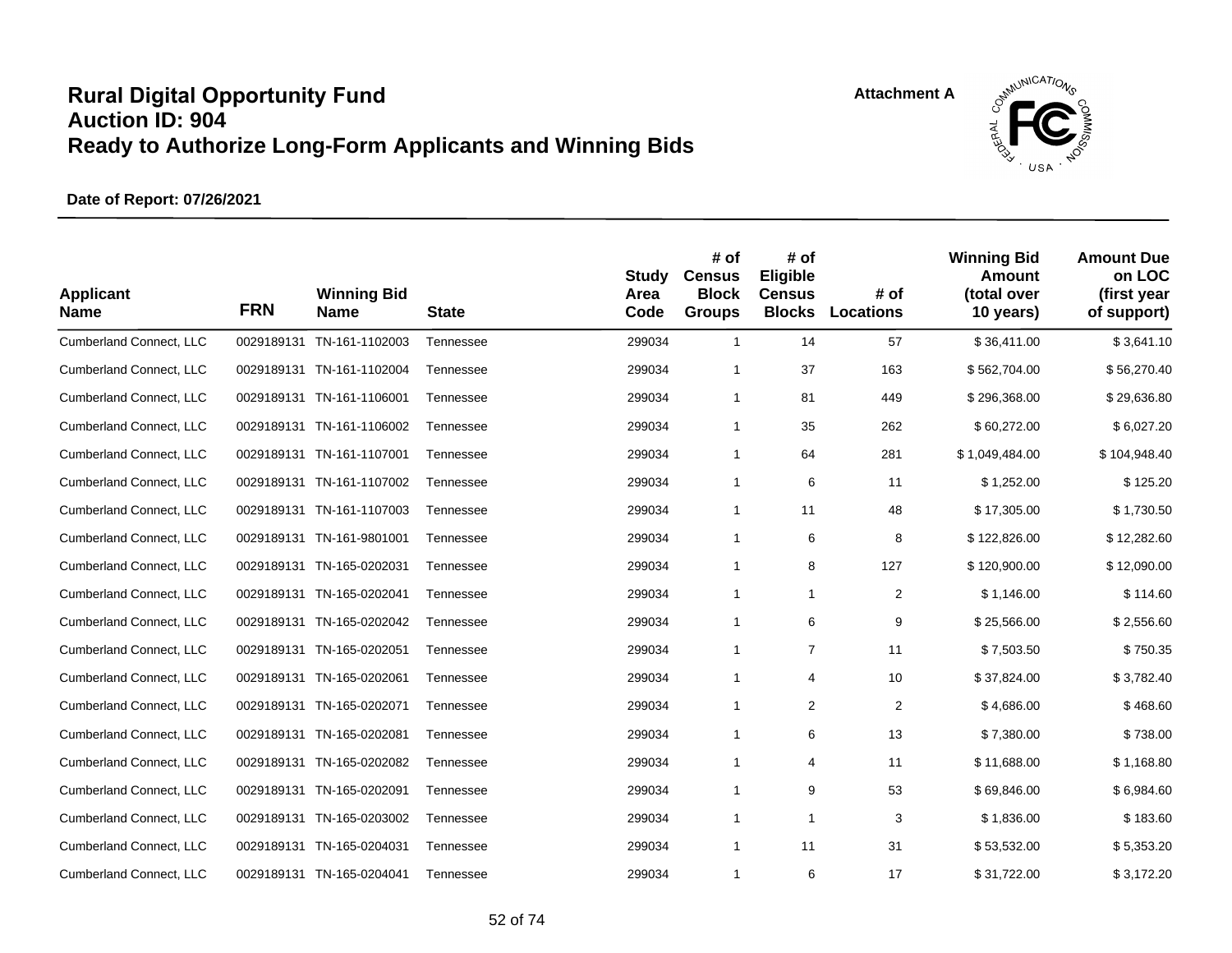# Rural Digital Opportunity Fund
# Auction ID: 904
# Ready to Authorize Long-Form Applicants and Winning Bids

Attachment A

**Date of Report: 07/26/2021**

| Applicant Name | FRN | Winning Bid Name | State | Study Area Code | # of Census Block Groups | # of Eligible Census Blocks | # of Locations | Winning Bid Amount (total over 10 years) | Amount Due on LOC (first year of support) |
|---|---|---|---|---|---|---|---|---|---|
| Cumberland Connect, LLC | 0029189131 | TN-161-1102003 | Tennessee | 299034 | 1 | 14 | 57 | $ 36,411.00 | $ 3,641.10 |
| Cumberland Connect, LLC | 0029189131 | TN-161-1102004 | Tennessee | 299034 | 1 | 37 | 163 | $ 562,704.00 | $ 56,270.40 |
| Cumberland Connect, LLC | 0029189131 | TN-161-1106001 | Tennessee | 299034 | 1 | 81 | 449 | $ 296,368.00 | $ 29,636.80 |
| Cumberland Connect, LLC | 0029189131 | TN-161-1106002 | Tennessee | 299034 | 1 | 35 | 262 | $ 60,272.00 | $ 6,027.20 |
| Cumberland Connect, LLC | 0029189131 | TN-161-1107001 | Tennessee | 299034 | 1 | 64 | 281 | $ 1,049,484.00 | $ 104,948.40 |
| Cumberland Connect, LLC | 0029189131 | TN-161-1107002 | Tennessee | 299034 | 1 | 6 | 11 | $ 1,252.00 | $ 125.20 |
| Cumberland Connect, LLC | 0029189131 | TN-161-1107003 | Tennessee | 299034 | 1 | 11 | 48 | $ 17,305.00 | $ 1,730.50 |
| Cumberland Connect, LLC | 0029189131 | TN-161-9801001 | Tennessee | 299034 | 1 | 6 | 8 | $ 122,826.00 | $ 12,282.60 |
| Cumberland Connect, LLC | 0029189131 | TN-165-0202031 | Tennessee | 299034 | 1 | 8 | 127 | $ 120,900.00 | $ 12,090.00 |
| Cumberland Connect, LLC | 0029189131 | TN-165-0202041 | Tennessee | 299034 | 1 | 1 | 2 | $ 1,146.00 | $ 114.60 |
| Cumberland Connect, LLC | 0029189131 | TN-165-0202042 | Tennessee | 299034 | 1 | 6 | 9 | $ 25,566.00 | $ 2,556.60 |
| Cumberland Connect, LLC | 0029189131 | TN-165-0202051 | Tennessee | 299034 | 1 | 7 | 11 | $ 7,503.50 | $ 750.35 |
| Cumberland Connect, LLC | 0029189131 | TN-165-0202061 | Tennessee | 299034 | 1 | 4 | 10 | $ 37,824.00 | $ 3,782.40 |
| Cumberland Connect, LLC | 0029189131 | TN-165-0202071 | Tennessee | 299034 | 1 | 2 | 2 | $ 4,686.00 | $ 468.60 |
| Cumberland Connect, LLC | 0029189131 | TN-165-0202081 | Tennessee | 299034 | 1 | 6 | 13 | $ 7,380.00 | $ 738.00 |
| Cumberland Connect, LLC | 0029189131 | TN-165-0202082 | Tennessee | 299034 | 1 | 4 | 11 | $ 11,688.00 | $ 1,168.80 |
| Cumberland Connect, LLC | 0029189131 | TN-165-0202091 | Tennessee | 299034 | 1 | 9 | 53 | $ 69,846.00 | $ 6,984.60 |
| Cumberland Connect, LLC | 0029189131 | TN-165-0203002 | Tennessee | 299034 | 1 | 1 | 3 | $ 1,836.00 | $ 183.60 |
| Cumberland Connect, LLC | 0029189131 | TN-165-0204031 | Tennessee | 299034 | 1 | 11 | 31 | $ 53,532.00 | $ 5,353.20 |
| Cumberland Connect, LLC | 0029189131 | TN-165-0204041 | Tennessee | 299034 | 1 | 6 | 17 | $ 31,722.00 | $ 3,172.20 |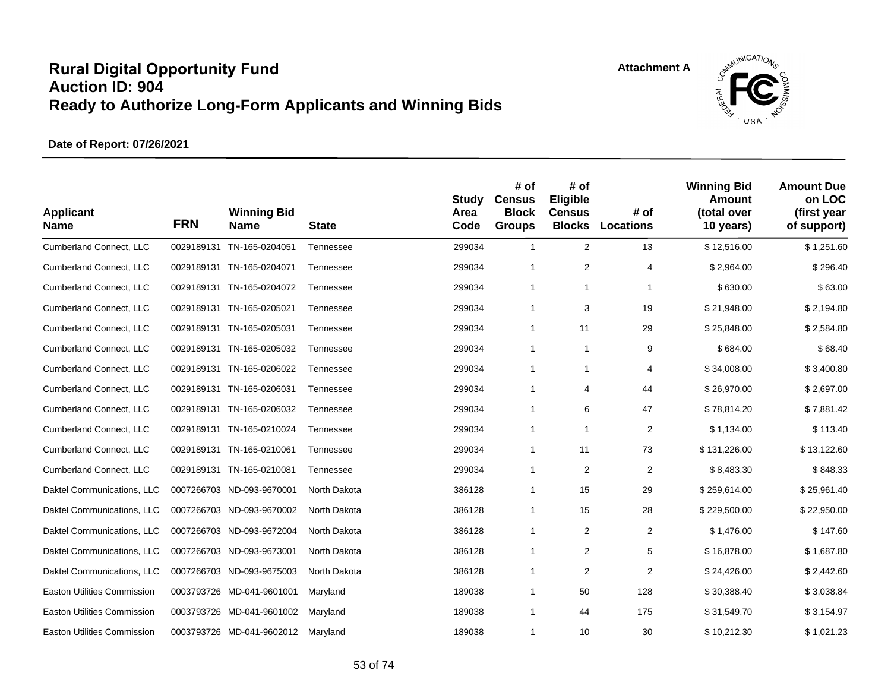# Rural Digital Opportunity Fund
# Auction ID: 904
# Ready to Authorize Long-Form Applicants and Winning Bids

Attachment A

**Date of Report: 07/26/2021**

| Applicant Name | FRN | Winning Bid Name | State | Study Area Code | # of Census Block Groups | # of Eligible Census Blocks | # of Locations | Winning Bid Amount (total over 10 years) | Amount Due on LOC (first year of support) |
|---|---|---|---|---|---|---|---|---|---|
| Cumberland Connect, LLC | 0029189131 | TN-165-0204051 | Tennessee | 299034 | 1 | 2 | 13 | $ 12,516.00 | $ 1,251.60 |
| Cumberland Connect, LLC | 0029189131 | TN-165-0204071 | Tennessee | 299034 | 1 | 2 | 4 | $ 2,964.00 | $ 296.40 |
| Cumberland Connect, LLC | 0029189131 | TN-165-0204072 | Tennessee | 299034 | 1 | 1 | 1 | $ 630.00 | $ 63.00 |
| Cumberland Connect, LLC | 0029189131 | TN-165-0205021 | Tennessee | 299034 | 1 | 3 | 19 | $ 21,948.00 | $ 2,194.80 |
| Cumberland Connect, LLC | 0029189131 | TN-165-0205031 | Tennessee | 299034 | 1 | 11 | 29 | $ 25,848.00 | $ 2,584.80 |
| Cumberland Connect, LLC | 0029189131 | TN-165-0205032 | Tennessee | 299034 | 1 | 1 | 9 | $ 684.00 | $ 68.40 |
| Cumberland Connect, LLC | 0029189131 | TN-165-0206022 | Tennessee | 299034 | 1 | 1 | 4 | $ 34,008.00 | $ 3,400.80 |
| Cumberland Connect, LLC | 0029189131 | TN-165-0206031 | Tennessee | 299034 | 1 | 4 | 44 | $ 26,970.00 | $ 2,697.00 |
| Cumberland Connect, LLC | 0029189131 | TN-165-0206032 | Tennessee | 299034 | 1 | 6 | 47 | $ 78,814.20 | $ 7,881.42 |
| Cumberland Connect, LLC | 0029189131 | TN-165-0210024 | Tennessee | 299034 | 1 | 1 | 2 | $ 1,134.00 | $ 113.40 |
| Cumberland Connect, LLC | 0029189131 | TN-165-0210061 | Tennessee | 299034 | 1 | 11 | 73 | $ 131,226.00 | $ 13,122.60 |
| Cumberland Connect, LLC | 0029189131 | TN-165-0210081 | Tennessee | 299034 | 1 | 2 | 2 | $ 8,483.30 | $ 848.33 |
| Daktel Communications, LLC | 0007266703 | ND-093-9670001 | North Dakota | 386128 | 1 | 15 | 29 | $ 259,614.00 | $ 25,961.40 |
| Daktel Communications, LLC | 0007266703 | ND-093-9670002 | North Dakota | 386128 | 1 | 15 | 28 | $ 229,500.00 | $ 22,950.00 |
| Daktel Communications, LLC | 0007266703 | ND-093-9672004 | North Dakota | 386128 | 1 | 2 | 2 | $ 1,476.00 | $ 147.60 |
| Daktel Communications, LLC | 0007266703 | ND-093-9673001 | North Dakota | 386128 | 1 | 2 | 5 | $ 16,878.00 | $ 1,687.80 |
| Daktel Communications, LLC | 0007266703 | ND-093-9675003 | North Dakota | 386128 | 1 | 2 | 2 | $ 24,426.00 | $ 2,442.60 |
| Easton Utilities Commission | 0003793726 | MD-041-9601001 | Maryland | 189038 | 1 | 50 | 128 | $ 30,388.40 | $ 3,038.84 |
| Easton Utilities Commission | 0003793726 | MD-041-9601002 | Maryland | 189038 | 1 | 44 | 175 | $ 31,549.70 | $ 3,154.97 |
| Easton Utilities Commission | 0003793726 | MD-041-9602012 | Maryland | 189038 | 1 | 10 | 30 | $ 10,212.30 | $ 1,021.23 |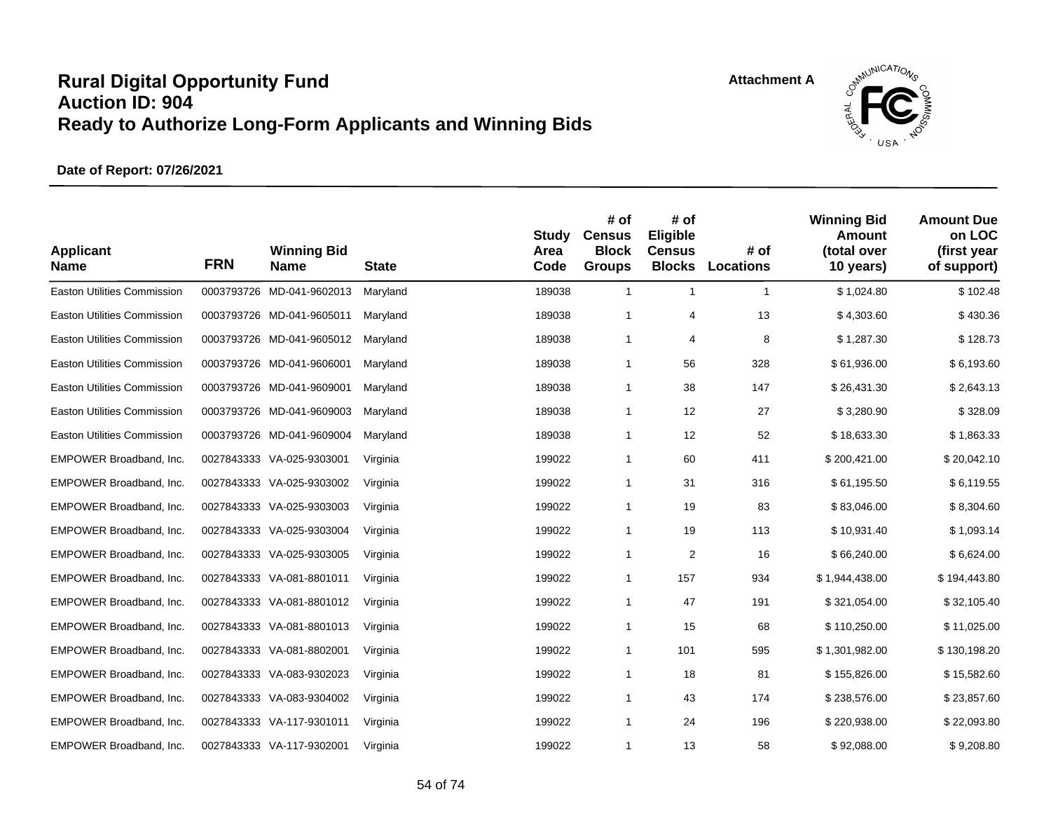# Rural Digital Opportunity Fund
# Auction ID: 904
# Ready to Authorize Long-Form Applicants and Winning Bids

Attachment A

**Date of Report: 07/26/2021**

| Applicant Name | FRN | Winning Bid Name | State | Study Area Code | # of Census Block Groups | # of Eligible Census Blocks | # of Locations | Winning Bid Amount (total over 10 years) | Amount Due on LOC (first year of support) |
|---|---|---|---|---|---|---|---|---|---|
| Easton Utilities Commission | 0003793726 | MD-041-9602013 | Maryland | 189038 | 1 | 1 | 1 | $ 1,024.80 | $ 102.48 |
| Easton Utilities Commission | 0003793726 | MD-041-9605011 | Maryland | 189038 | 1 | 4 | 13 | $ 4,303.60 | $ 430.36 |
| Easton Utilities Commission | 0003793726 | MD-041-9605012 | Maryland | 189038 | 1 | 4 | 8 | $ 1,287.30 | $ 128.73 |
| Easton Utilities Commission | 0003793726 | MD-041-9606001 | Maryland | 189038 | 1 | 56 | 328 | $ 61,936.00 | $ 6,193.60 |
| Easton Utilities Commission | 0003793726 | MD-041-9609001 | Maryland | 189038 | 1 | 38 | 147 | $ 26,431.30 | $ 2,643.13 |
| Easton Utilities Commission | 0003793726 | MD-041-9609003 | Maryland | 189038 | 1 | 12 | 27 | $ 3,280.90 | $ 328.09 |
| Easton Utilities Commission | 0003793726 | MD-041-9609004 | Maryland | 189038 | 1 | 12 | 52 | $ 18,633.30 | $ 1,863.33 |
| EMPOWER Broadband, Inc. | 0027843333 | VA-025-9303001 | Virginia | 199022 | 1 | 60 | 411 | $ 200,421.00 | $ 20,042.10 |
| EMPOWER Broadband, Inc. | 0027843333 | VA-025-9303002 | Virginia | 199022 | 1 | 31 | 316 | $ 61,195.50 | $ 6,119.55 |
| EMPOWER Broadband, Inc. | 0027843333 | VA-025-9303003 | Virginia | 199022 | 1 | 19 | 83 | $ 83,046.00 | $ 8,304.60 |
| EMPOWER Broadband, Inc. | 0027843333 | VA-025-9303004 | Virginia | 199022 | 1 | 19 | 113 | $ 10,931.40 | $ 1,093.14 |
| EMPOWER Broadband, Inc. | 0027843333 | VA-025-9303005 | Virginia | 199022 | 1 | 2 | 16 | $ 66,240.00 | $ 6,624.00 |
| EMPOWER Broadband, Inc. | 0027843333 | VA-081-8801011 | Virginia | 199022 | 1 | 157 | 934 | $ 1,944,438.00 | $ 194,443.80 |
| EMPOWER Broadband, Inc. | 0027843333 | VA-081-8801012 | Virginia | 199022 | 1 | 47 | 191 | $ 321,054.00 | $ 32,105.40 |
| EMPOWER Broadband, Inc. | 0027843333 | VA-081-8801013 | Virginia | 199022 | 1 | 15 | 68 | $ 110,250.00 | $ 11,025.00 |
| EMPOWER Broadband, Inc. | 0027843333 | VA-081-8802001 | Virginia | 199022 | 1 | 101 | 595 | $ 1,301,982.00 | $ 130,198.20 |
| EMPOWER Broadband, Inc. | 0027843333 | VA-083-9302023 | Virginia | 199022 | 1 | 18 | 81 | $ 155,826.00 | $ 15,582.60 |
| EMPOWER Broadband, Inc. | 0027843333 | VA-083-9304002 | Virginia | 199022 | 1 | 43 | 174 | $ 238,576.00 | $ 23,857.60 |
| EMPOWER Broadband, Inc. | 0027843333 | VA-117-9301011 | Virginia | 199022 | 1 | 24 | 196 | $ 220,938.00 | $ 22,093.80 |
| EMPOWER Broadband, Inc. | 0027843333 | VA-117-9302001 | Virginia | 199022 | 1 | 13 | 58 | $ 92,088.00 | $ 9,208.80 |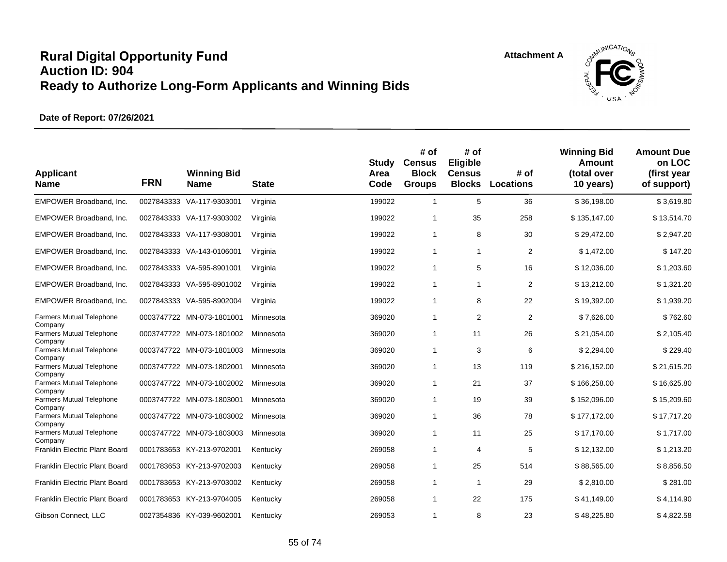# Rural Digital Opportunity Fund
# Auction ID: 904
# Ready to Authorize Long-Form Applicants and Winning Bids

Attachment A

**Date of Report: 07/26/2021**

| Applicant Name | FRN | Winning Bid Name | State | Study Area Code | # of Census Block Groups | # of Eligible Census Blocks | # of Locations | Winning Bid Amount (total over 10 years) | Amount Due on LOC (first year of support) |
|---|---|---|---|---|---|---|---|---|---|
| EMPOWER Broadband, Inc. | 0027843333 | VA-117-9303001 | Virginia | 199022 | 1 | 5 | 36 | $ 36,198.00 | $ 3,619.80 |
| EMPOWER Broadband, Inc. | 0027843333 | VA-117-9303002 | Virginia | 199022 | 1 | 35 | 258 | $ 135,147.00 | $ 13,514.70 |
| EMPOWER Broadband, Inc. | 0027843333 | VA-117-9308001 | Virginia | 199022 | 1 | 8 | 30 | $ 29,472.00 | $ 2,947.20 |
| EMPOWER Broadband, Inc. | 0027843333 | VA-143-0106001 | Virginia | 199022 | 1 | 1 | 2 | $ 1,472.00 | $ 147.20 |
| EMPOWER Broadband, Inc. | 0027843333 | VA-595-8901001 | Virginia | 199022 | 1 | 5 | 16 | $ 12,036.00 | $ 1,203.60 |
| EMPOWER Broadband, Inc. | 0027843333 | VA-595-8901002 | Virginia | 199022 | 1 | 1 | 2 | $ 13,212.00 | $ 1,321.20 |
| EMPOWER Broadband, Inc. | 0027843333 | VA-595-8902004 | Virginia | 199022 | 1 | 8 | 22 | $ 19,392.00 | $ 1,939.20 |
| Farmers Mutual Telephone Company | 0003747722 | MN-073-1801001 | Minnesota | 369020 | 1 | 2 | 2 | $ 7,626.00 | $ 762.60 |
| Farmers Mutual Telephone Company | 0003747722 | MN-073-1801002 | Minnesota | 369020 | 1 | 11 | 26 | $ 21,054.00 | $ 2,105.40 |
| Farmers Mutual Telephone Company | 0003747722 | MN-073-1801003 | Minnesota | 369020 | 1 | 3 | 6 | $ 2,294.00 | $ 229.40 |
| Farmers Mutual Telephone Company | 0003747722 | MN-073-1802001 | Minnesota | 369020 | 1 | 13 | 119 | $ 216,152.00 | $ 21,615.20 |
| Farmers Mutual Telephone Company | 0003747722 | MN-073-1802002 | Minnesota | 369020 | 1 | 21 | 37 | $ 166,258.00 | $ 16,625.80 |
| Farmers Mutual Telephone Company | 0003747722 | MN-073-1803001 | Minnesota | 369020 | 1 | 19 | 39 | $ 152,096.00 | $ 15,209.60 |
| Farmers Mutual Telephone Company | 0003747722 | MN-073-1803002 | Minnesota | 369020 | 1 | 36 | 78 | $ 177,172.00 | $ 17,717.20 |
| Farmers Mutual Telephone Company | 0003747722 | MN-073-1803003 | Minnesota | 369020 | 1 | 11 | 25 | $ 17,170.00 | $ 1,717.00 |
| Franklin Electric Plant Board | 0001783653 | KY-213-9702001 | Kentucky | 269058 | 1 | 4 | 5 | $ 12,132.00 | $ 1,213.20 |
| Franklin Electric Plant Board | 0001783653 | KY-213-9702003 | Kentucky | 269058 | 1 | 25 | 514 | $ 88,565.00 | $ 8,856.50 |
| Franklin Electric Plant Board | 0001783653 | KY-213-9703002 | Kentucky | 269058 | 1 | 1 | 29 | $ 2,810.00 | $ 281.00 |
| Franklin Electric Plant Board | 0001783653 | KY-213-9704005 | Kentucky | 269058 | 1 | 22 | 175 | $ 41,149.00 | $ 4,114.90 |
| Gibson Connect, LLC | 0027354836 | KY-039-9602001 | Kentucky | 269053 | 1 | 8 | 23 | $ 48,225.80 | $ 4,822.58 |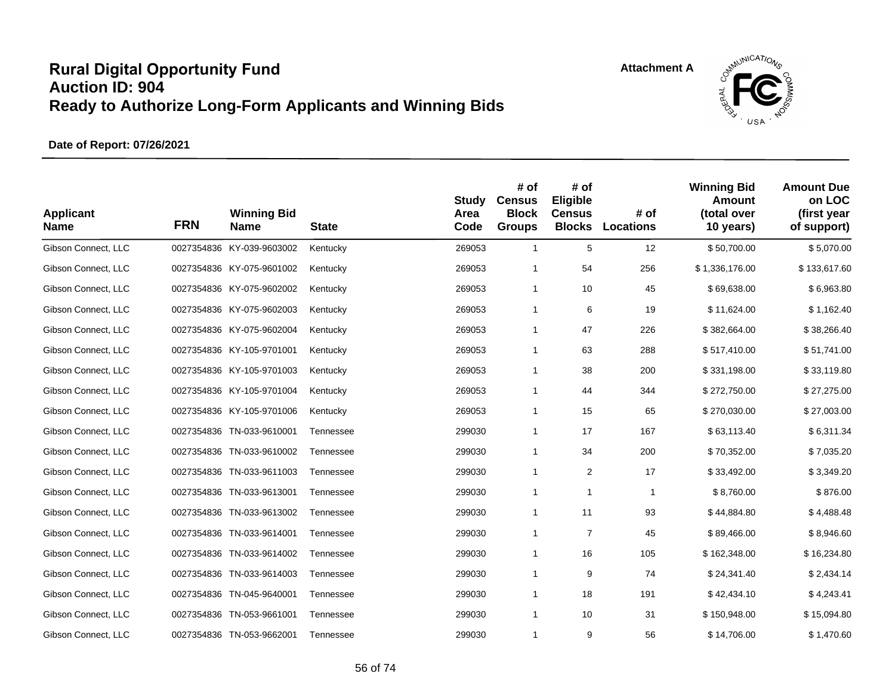# Rural Digital Opportunity Fund
# Auction ID: 904
# Ready to Authorize Long-Form Applicants and Winning Bids

Attachment A

**Date of Report: 07/26/2021**

| Applicant Name | FRN | Winning Bid Name | State | Study Area Code | # of Census Block Groups | # of Eligible Census Blocks | # of Locations | Winning Bid Amount (total over 10 years) | Amount Due on LOC (first year of support) |
|---|---|---|---|---|---|---|---|---|---|
| Gibson Connect, LLC | 0027354836 | KY-039-9603002 | Kentucky | 269053 | 1 | 5 | 12 | $ 50,700.00 | $ 5,070.00 |
| Gibson Connect, LLC | 0027354836 | KY-075-9601002 | Kentucky | 269053 | 1 | 54 | 256 | $ 1,336,176.00 | $ 133,617.60 |
| Gibson Connect, LLC | 0027354836 | KY-075-9602002 | Kentucky | 269053 | 1 | 10 | 45 | $ 69,638.00 | $ 6,963.80 |
| Gibson Connect, LLC | 0027354836 | KY-075-9602003 | Kentucky | 269053 | 1 | 6 | 19 | $ 11,624.00 | $ 1,162.40 |
| Gibson Connect, LLC | 0027354836 | KY-075-9602004 | Kentucky | 269053 | 1 | 47 | 226 | $ 382,664.00 | $ 38,266.40 |
| Gibson Connect, LLC | 0027354836 | KY-105-9701001 | Kentucky | 269053 | 1 | 63 | 288 | $ 517,410.00 | $ 51,741.00 |
| Gibson Connect, LLC | 0027354836 | KY-105-9701003 | Kentucky | 269053 | 1 | 38 | 200 | $ 331,198.00 | $ 33,119.80 |
| Gibson Connect, LLC | 0027354836 | KY-105-9701004 | Kentucky | 269053 | 1 | 44 | 344 | $ 272,750.00 | $ 27,275.00 |
| Gibson Connect, LLC | 0027354836 | KY-105-9701006 | Kentucky | 269053 | 1 | 15 | 65 | $ 270,030.00 | $ 27,003.00 |
| Gibson Connect, LLC | 0027354836 | TN-033-9610001 | Tennessee | 299030 | 1 | 17 | 167 | $ 63,113.40 | $ 6,311.34 |
| Gibson Connect, LLC | 0027354836 | TN-033-9610002 | Tennessee | 299030 | 1 | 34 | 200 | $ 70,352.00 | $ 7,035.20 |
| Gibson Connect, LLC | 0027354836 | TN-033-9611003 | Tennessee | 299030 | 1 | 2 | 17 | $ 33,492.00 | $ 3,349.20 |
| Gibson Connect, LLC | 0027354836 | TN-033-9613001 | Tennessee | 299030 | 1 | 1 | 1 | $ 8,760.00 | $ 876.00 |
| Gibson Connect, LLC | 0027354836 | TN-033-9613002 | Tennessee | 299030 | 1 | 11 | 93 | $ 44,884.80 | $ 4,488.48 |
| Gibson Connect, LLC | 0027354836 | TN-033-9614001 | Tennessee | 299030 | 1 | 7 | 45 | $ 89,466.00 | $ 8,946.60 |
| Gibson Connect, LLC | 0027354836 | TN-033-9614002 | Tennessee | 299030 | 1 | 16 | 105 | $ 162,348.00 | $ 16,234.80 |
| Gibson Connect, LLC | 0027354836 | TN-033-9614003 | Tennessee | 299030 | 1 | 9 | 74 | $ 24,341.40 | $ 2,434.14 |
| Gibson Connect, LLC | 0027354836 | TN-045-9640001 | Tennessee | 299030 | 1 | 18 | 191 | $ 42,434.10 | $ 4,243.41 |
| Gibson Connect, LLC | 0027354836 | TN-053-9661001 | Tennessee | 299030 | 1 | 10 | 31 | $ 150,948.00 | $ 15,094.80 |
| Gibson Connect, LLC | 0027354836 | TN-053-9662001 | Tennessee | 299030 | 1 | 9 | 56 | $ 14,706.00 | $ 1,470.60 |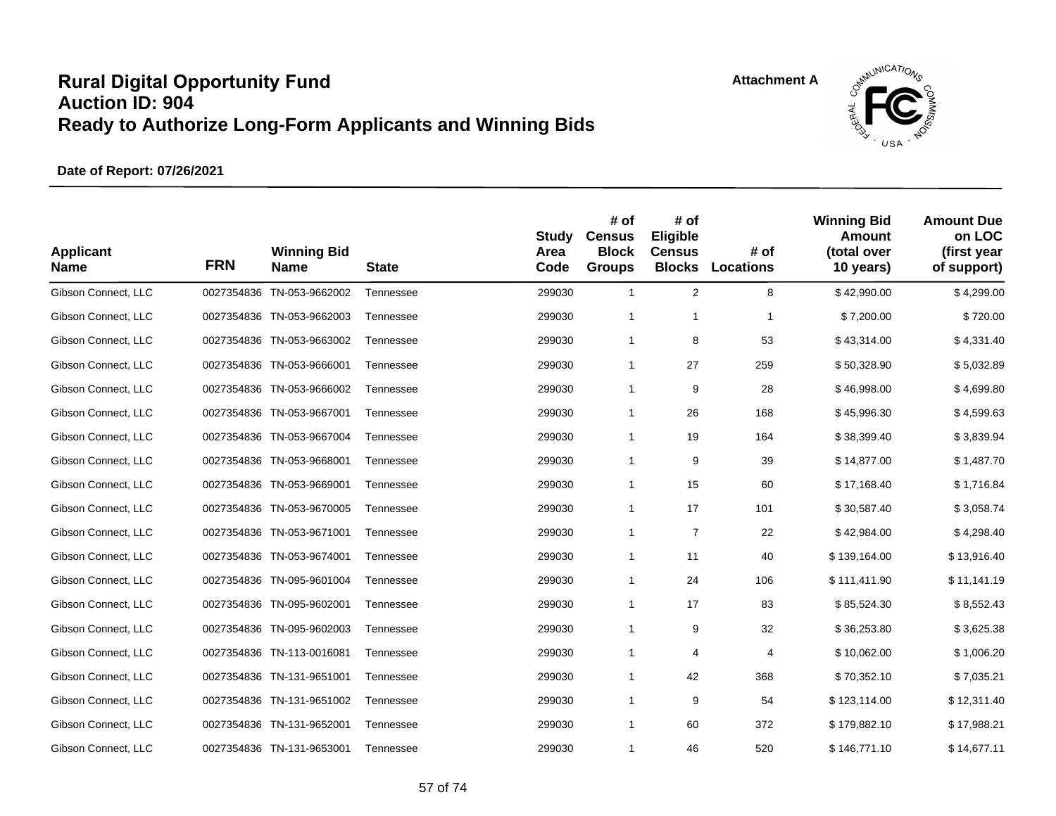# Rural Digital Opportunity Fund
## Auction ID: 904
## Ready to Authorize Long-Form Applicants and Winning Bids

Attachment A

**Date of Report: 07/26/2021**

| Applicant Name | FRN | Winning Bid Name | State | Study Area Code | # of Census Block Groups | # of Eligible Census Blocks | # of Locations | Winning Bid Amount (total over 10 years) | Amount Due on LOC (first year of support) |
|---|---|---|---|---|---|---|---|---|---|
| Gibson Connect, LLC | 0027354836 | TN-053-9662002 | Tennessee | 299030 | 1 | 2 | 8 | $ 42,990.00 | $ 4,299.00 |
| Gibson Connect, LLC | 0027354836 | TN-053-9662003 | Tennessee | 299030 | 1 | 1 | 1 | $ 7,200.00 | $ 720.00 |
| Gibson Connect, LLC | 0027354836 | TN-053-9663002 | Tennessee | 299030 | 1 | 8 | 53 | $ 43,314.00 | $ 4,331.40 |
| Gibson Connect, LLC | 0027354836 | TN-053-9666001 | Tennessee | 299030 | 1 | 27 | 259 | $ 50,328.90 | $ 5,032.89 |
| Gibson Connect, LLC | 0027354836 | TN-053-9666002 | Tennessee | 299030 | 1 | 9 | 28 | $ 46,998.00 | $ 4,699.80 |
| Gibson Connect, LLC | 0027354836 | TN-053-9667001 | Tennessee | 299030 | 1 | 26 | 168 | $ 45,996.30 | $ 4,599.63 |
| Gibson Connect, LLC | 0027354836 | TN-053-9667004 | Tennessee | 299030 | 1 | 19 | 164 | $ 38,399.40 | $ 3,839.94 |
| Gibson Connect, LLC | 0027354836 | TN-053-9668001 | Tennessee | 299030 | 1 | 9 | 39 | $ 14,877.00 | $ 1,487.70 |
| Gibson Connect, LLC | 0027354836 | TN-053-9669001 | Tennessee | 299030 | 1 | 15 | 60 | $ 17,168.40 | $ 1,716.84 |
| Gibson Connect, LLC | 0027354836 | TN-053-9670005 | Tennessee | 299030 | 1 | 17 | 101 | $ 30,587.40 | $ 3,058.74 |
| Gibson Connect, LLC | 0027354836 | TN-053-9671001 | Tennessee | 299030 | 1 | 7 | 22 | $ 42,984.00 | $ 4,298.40 |
| Gibson Connect, LLC | 0027354836 | TN-053-9674001 | Tennessee | 299030 | 1 | 11 | 40 | $ 139,164.00 | $ 13,916.40 |
| Gibson Connect, LLC | 0027354836 | TN-095-9601004 | Tennessee | 299030 | 1 | 24 | 106 | $ 111,411.90 | $ 11,141.19 |
| Gibson Connect, LLC | 0027354836 | TN-095-9602001 | Tennessee | 299030 | 1 | 17 | 83 | $ 85,524.30 | $ 8,552.43 |
| Gibson Connect, LLC | 0027354836 | TN-095-9602003 | Tennessee | 299030 | 1 | 9 | 32 | $ 36,253.80 | $ 3,625.38 |
| Gibson Connect, LLC | 0027354836 | TN-113-0016081 | Tennessee | 299030 | 1 | 4 | 4 | $ 10,062.00 | $ 1,006.20 |
| Gibson Connect, LLC | 0027354836 | TN-131-9651001 | Tennessee | 299030 | 1 | 42 | 368 | $ 70,352.10 | $ 7,035.21 |
| Gibson Connect, LLC | 0027354836 | TN-131-9651002 | Tennessee | 299030 | 1 | 9 | 54 | $ 123,114.00 | $ 12,311.40 |
| Gibson Connect, LLC | 0027354836 | TN-131-9652001 | Tennessee | 299030 | 1 | 60 | 372 | $ 179,882.10 | $ 17,988.21 |
| Gibson Connect, LLC | 0027354836 | TN-131-9653001 | Tennessee | 299030 | 1 | 46 | 520 | $ 146,771.10 | $ 14,677.11 |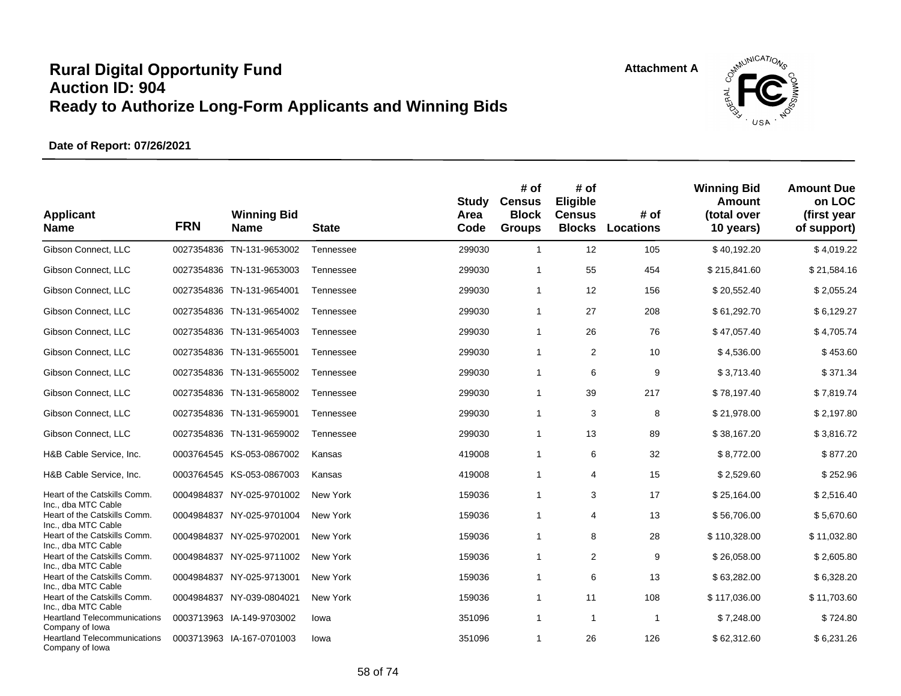# Rural Digital Opportunity Fund
# Auction ID: 904
# Ready to Authorize Long-Form Applicants and Winning Bids

Attachment A

**Date of Report: 07/26/2021**

| Applicant Name | FRN | Winning Bid Name | State | Study Area Code | # of Census Block Groups | # of Eligible Census Blocks | # of Locations | Winning Bid Amount (total over 10 years) | Amount Due on LOC (first year of support) |
|---|---|---|---|---|---|---|---|---|---|
| Gibson Connect, LLC | 0027354836 | TN-131-9653002 | Tennessee | 299030 | 1 | 12 | 105 | $ 40,192.20 | $ 4,019.22 |
| Gibson Connect, LLC | 0027354836 | TN-131-9653003 | Tennessee | 299030 | 1 | 55 | 454 | $ 215,841.60 | $ 21,584.16 |
| Gibson Connect, LLC | 0027354836 | TN-131-9654001 | Tennessee | 299030 | 1 | 12 | 156 | $ 20,552.40 | $ 2,055.24 |
| Gibson Connect, LLC | 0027354836 | TN-131-9654002 | Tennessee | 299030 | 1 | 27 | 208 | $ 61,292.70 | $ 6,129.27 |
| Gibson Connect, LLC | 0027354836 | TN-131-9654003 | Tennessee | 299030 | 1 | 26 | 76 | $ 47,057.40 | $ 4,705.74 |
| Gibson Connect, LLC | 0027354836 | TN-131-9655001 | Tennessee | 299030 | 1 | 2 | 10 | $ 4,536.00 | $ 453.60 |
| Gibson Connect, LLC | 0027354836 | TN-131-9655002 | Tennessee | 299030 | 1 | 6 | 9 | $ 3,713.40 | $ 371.34 |
| Gibson Connect, LLC | 0027354836 | TN-131-9658002 | Tennessee | 299030 | 1 | 39 | 217 | $ 78,197.40 | $ 7,819.74 |
| Gibson Connect, LLC | 0027354836 | TN-131-9659001 | Tennessee | 299030 | 1 | 3 | 8 | $ 21,978.00 | $ 2,197.80 |
| Gibson Connect, LLC | 0027354836 | TN-131-9659002 | Tennessee | 299030 | 1 | 13 | 89 | $ 38,167.20 | $ 3,816.72 |
| H&B Cable Service, Inc. | 0003764545 | KS-053-0867002 | Kansas | 419008 | 1 | 6 | 32 | $ 8,772.00 | $ 877.20 |
| H&B Cable Service, Inc. | 0003764545 | KS-053-0867003 | Kansas | 419008 | 1 | 4 | 15 | $ 2,529.60 | $ 252.96 |
| Heart of the Catskills Comm. Inc., dba MTC Cable | 0004984837 | NY-025-9701002 | New York | 159036 | 1 | 3 | 17 | $ 25,164.00 | $ 2,516.40 |
| Heart of the Catskills Comm. Inc., dba MTC Cable | 0004984837 | NY-025-9701004 | New York | 159036 | 1 | 4 | 13 | $ 56,706.00 | $ 5,670.60 |
| Heart of the Catskills Comm. Inc., dba MTC Cable | 0004984837 | NY-025-9702001 | New York | 159036 | 1 | 8 | 28 | $ 110,328.00 | $ 11,032.80 |
| Heart of the Catskills Comm. Inc., dba MTC Cable | 0004984837 | NY-025-9711002 | New York | 159036 | 1 | 2 | 9 | $ 26,058.00 | $ 2,605.80 |
| Heart of the Catskills Comm. Inc., dba MTC Cable | 0004984837 | NY-025-9713001 | New York | 159036 | 1 | 6 | 13 | $ 63,282.00 | $ 6,328.20 |
| Heart of the Catskills Comm. Inc., dba MTC Cable | 0004984837 | NY-039-0804021 | New York | 159036 | 1 | 11 | 108 | $ 117,036.00 | $ 11,703.60 |
| Heartland Telecommunications Company of Iowa | 0003713963 | IA-149-9703002 | Iowa | 351096 | 1 | 1 | 1 | $ 7,248.00 | $ 724.80 |
| Heartland Telecommunications Company of Iowa | 0003713963 | IA-167-0701003 | Iowa | 351096 | 1 | 26 | 126 | $ 62,312.60 | $ 6,231.26 |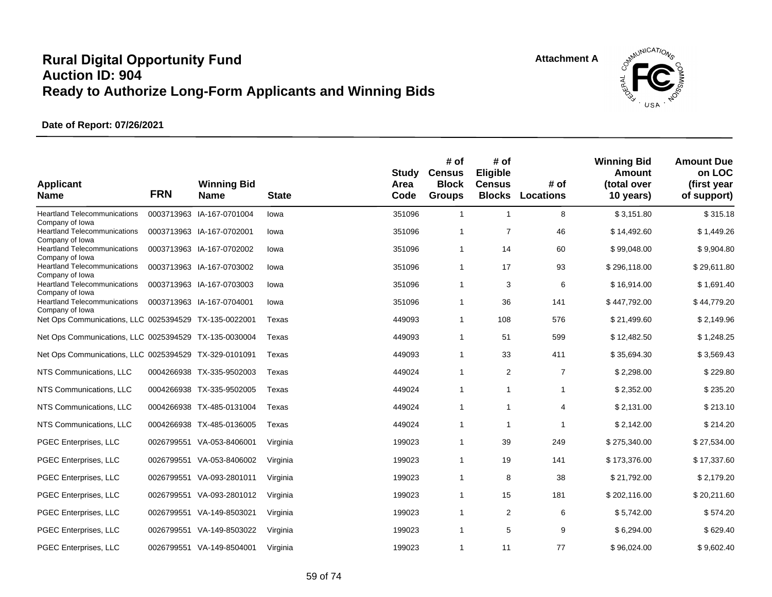# Rural Digital Opportunity Fund
# Auction ID: 904
# Ready to Authorize Long-Form Applicants and Winning Bids

Attachment A

**Date of Report: 07/26/2021**

| Applicant Name | FRN | Winning Bid Name | State | Study Area Code | # of Census Block Groups | # of Eligible Census Blocks | # of Locations | Winning Bid Amount (total over 10 years) | Amount Due on LOC (first year of support) |
|---|---|---|---|---|---|---|---|---|---|
| Heartland Telecommunications Company of Iowa | 0003713963 | IA-167-0701004 | Iowa | 351096 | 1 | 1 | 8 | $ 3,151.80 | $ 315.18 |
| Heartland Telecommunications Company of Iowa | 0003713963 | IA-167-0702001 | Iowa | 351096 | 1 | 7 | 46 | $ 14,492.60 | $ 1,449.26 |
| Heartland Telecommunications Company of Iowa | 0003713963 | IA-167-0702002 | Iowa | 351096 | 1 | 14 | 60 | $ 99,048.00 | $ 9,904.80 |
| Heartland Telecommunications Company of Iowa | 0003713963 | IA-167-0703002 | Iowa | 351096 | 1 | 17 | 93 | $ 296,118.00 | $ 29,611.80 |
| Heartland Telecommunications Company of Iowa | 0003713963 | IA-167-0703003 | Iowa | 351096 | 1 | 3 | 6 | $ 16,914.00 | $ 1,691.40 |
| Heartland Telecommunications Company of Iowa | 0003713963 | IA-167-0704001 | Iowa | 351096 | 1 | 36 | 141 | $ 447,792.00 | $ 44,779.20 |
| Net Ops Communications, LLC | 0025394529 | TX-135-0022001 | Texas | 449093 | 1 | 108 | 576 | $ 21,499.60 | $ 2,149.96 |
| Net Ops Communications, LLC | 0025394529 | TX-135-0030004 | Texas | 449093 | 1 | 51 | 599 | $ 12,482.50 | $ 1,248.25 |
| Net Ops Communications, LLC | 0025394529 | TX-329-0101091 | Texas | 449093 | 1 | 33 | 411 | $ 35,694.30 | $ 3,569.43 |
| NTS Communications, LLC | 0004266938 | TX-335-9502003 | Texas | 449024 | 1 | 2 | 7 | $ 2,298.00 | $ 229.80 |
| NTS Communications, LLC | 0004266938 | TX-335-9502005 | Texas | 449024 | 1 | 1 | 1 | $ 2,352.00 | $ 235.20 |
| NTS Communications, LLC | 0004266938 | TX-485-0131004 | Texas | 449024 | 1 | 1 | 4 | $ 2,131.00 | $ 213.10 |
| NTS Communications, LLC | 0004266938 | TX-485-0136005 | Texas | 449024 | 1 | 1 | 1 | $ 2,142.00 | $ 214.20 |
| PGEC Enterprises, LLC | 0026799551 | VA-053-8406001 | Virginia | 199023 | 1 | 39 | 249 | $ 275,340.00 | $ 27,534.00 |
| PGEC Enterprises, LLC | 0026799551 | VA-053-8406002 | Virginia | 199023 | 1 | 19 | 141 | $ 173,376.00 | $ 17,337.60 |
| PGEC Enterprises, LLC | 0026799551 | VA-093-2801011 | Virginia | 199023 | 1 | 8 | 38 | $ 21,792.00 | $ 2,179.20 |
| PGEC Enterprises, LLC | 0026799551 | VA-093-2801012 | Virginia | 199023 | 1 | 15 | 181 | $ 202,116.00 | $ 20,211.60 |
| PGEC Enterprises, LLC | 0026799551 | VA-149-8503021 | Virginia | 199023 | 1 | 2 | 6 | $ 5,742.00 | $ 574.20 |
| PGEC Enterprises, LLC | 0026799551 | VA-149-8503022 | Virginia | 199023 | 1 | 5 | 9 | $ 6,294.00 | $ 629.40 |
| PGEC Enterprises, LLC | 0026799551 | VA-149-8504001 | Virginia | 199023 | 1 | 11 | 77 | $ 96,024.00 | $ 9,602.40 |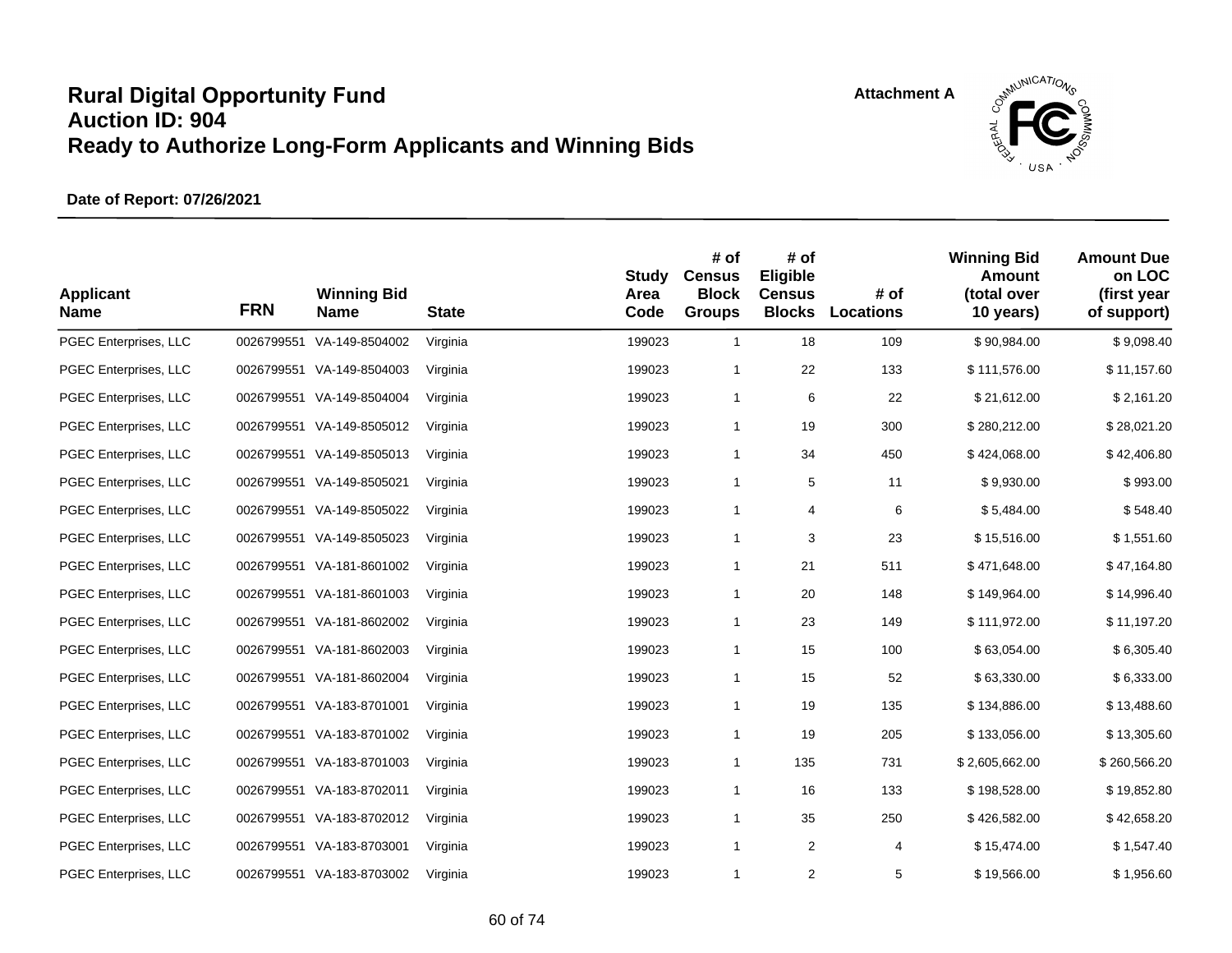# Rural Digital Opportunity Fund
# Auction ID: 904
# Ready to Authorize Long-Form Applicants and Winning Bids

Attachment A

**Date of Report: 07/26/2021**

| Applicant Name | FRN | Winning Bid Name | State | Study Area Code | # of Census Block Groups | # of Eligible Census Blocks | # of Locations | Winning Bid Amount (total over 10 years) | Amount Due on LOC (first year of support) |
|---|---|---|---|---|---|---|---|---|---|
| PGEC Enterprises, LLC | 0026799551 | VA-149-8504002 | Virginia | 199023 | 1 | 18 | 109 | $ 90,984.00 | $ 9,098.40 |
| PGEC Enterprises, LLC | 0026799551 | VA-149-8504003 | Virginia | 199023 | 1 | 22 | 133 | $ 111,576.00 | $ 11,157.60 |
| PGEC Enterprises, LLC | 0026799551 | VA-149-8504004 | Virginia | 199023 | 1 | 6 | 22 | $ 21,612.00 | $ 2,161.20 |
| PGEC Enterprises, LLC | 0026799551 | VA-149-8505012 | Virginia | 199023 | 1 | 19 | 300 | $ 280,212.00 | $ 28,021.20 |
| PGEC Enterprises, LLC | 0026799551 | VA-149-8505013 | Virginia | 199023 | 1 | 34 | 450 | $ 424,068.00 | $ 42,406.80 |
| PGEC Enterprises, LLC | 0026799551 | VA-149-8505021 | Virginia | 199023 | 1 | 5 | 11 | $ 9,930.00 | $ 993.00 |
| PGEC Enterprises, LLC | 0026799551 | VA-149-8505022 | Virginia | 199023 | 1 | 4 | 6 | $ 5,484.00 | $ 548.40 |
| PGEC Enterprises, LLC | 0026799551 | VA-149-8505023 | Virginia | 199023 | 1 | 3 | 23 | $ 15,516.00 | $ 1,551.60 |
| PGEC Enterprises, LLC | 0026799551 | VA-181-8601002 | Virginia | 199023 | 1 | 21 | 511 | $ 471,648.00 | $ 47,164.80 |
| PGEC Enterprises, LLC | 0026799551 | VA-181-8601003 | Virginia | 199023 | 1 | 20 | 148 | $ 149,964.00 | $ 14,996.40 |
| PGEC Enterprises, LLC | 0026799551 | VA-181-8602002 | Virginia | 199023 | 1 | 23 | 149 | $ 111,972.00 | $ 11,197.20 |
| PGEC Enterprises, LLC | 0026799551 | VA-181-8602003 | Virginia | 199023 | 1 | 15 | 100 | $ 63,054.00 | $ 6,305.40 |
| PGEC Enterprises, LLC | 0026799551 | VA-181-8602004 | Virginia | 199023 | 1 | 15 | 52 | $ 63,330.00 | $ 6,333.00 |
| PGEC Enterprises, LLC | 0026799551 | VA-183-8701001 | Virginia | 199023 | 1 | 19 | 135 | $ 134,886.00 | $ 13,488.60 |
| PGEC Enterprises, LLC | 0026799551 | VA-183-8701002 | Virginia | 199023 | 1 | 19 | 205 | $ 133,056.00 | $ 13,305.60 |
| PGEC Enterprises, LLC | 0026799551 | VA-183-8701003 | Virginia | 199023 | 1 | 135 | 731 | $ 2,605,662.00 | $ 260,566.20 |
| PGEC Enterprises, LLC | 0026799551 | VA-183-8702011 | Virginia | 199023 | 1 | 16 | 133 | $ 198,528.00 | $ 19,852.80 |
| PGEC Enterprises, LLC | 0026799551 | VA-183-8702012 | Virginia | 199023 | 1 | 35 | 250 | $ 426,582.00 | $ 42,658.20 |
| PGEC Enterprises, LLC | 0026799551 | VA-183-8703001 | Virginia | 199023 | 1 | 2 | 4 | $ 15,474.00 | $ 1,547.40 |
| PGEC Enterprises, LLC | 0026799551 | VA-183-8703002 | Virginia | 199023 | 1 | 2 | 5 | $ 19,566.00 | $ 1,956.60 |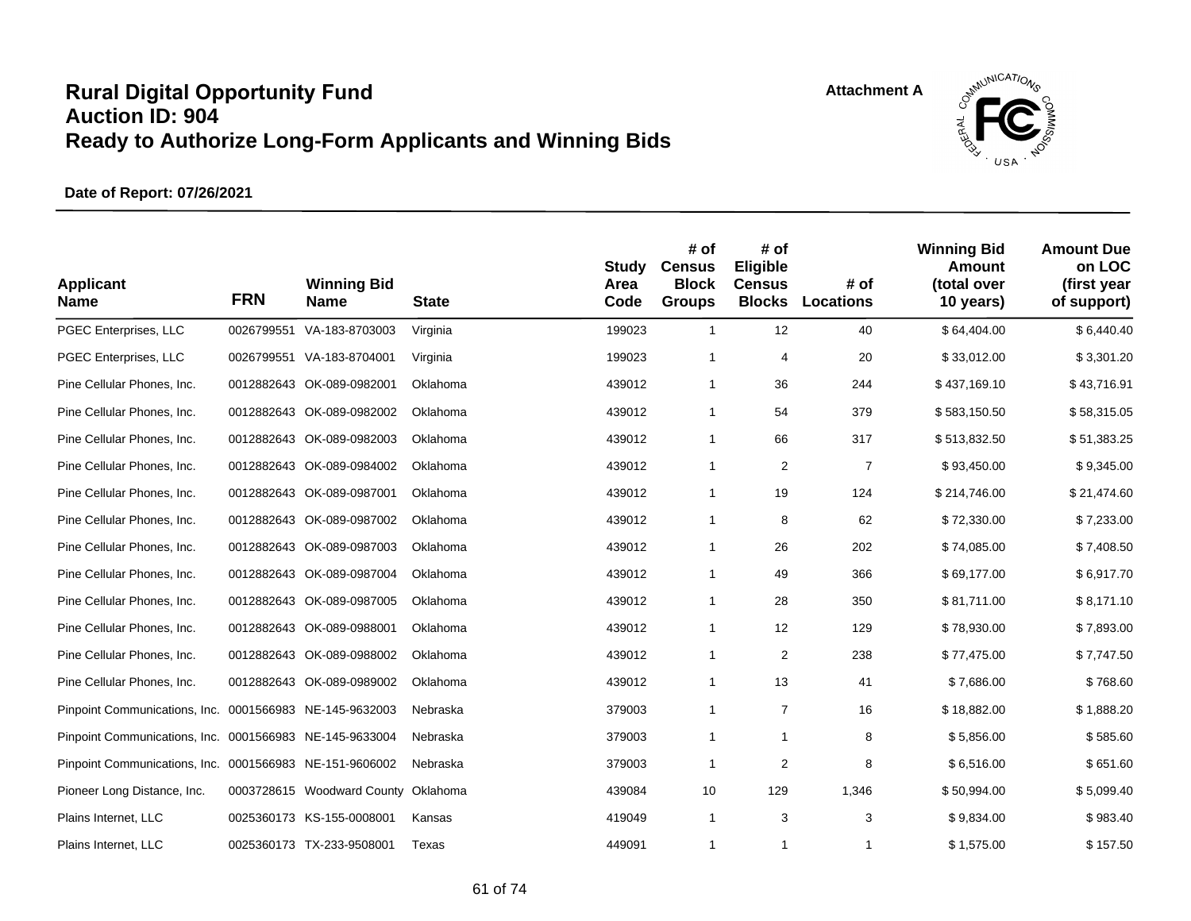# Rural Digital Opportunity Fund
# Auction ID: 904
# Ready to Authorize Long-Form Applicants and Winning Bids

**Attachment A**

**Date of Report: 07/26/2021**

| Applicant Name | FRN | Winning Bid Name | State | Study Area Code | # of Census Block Groups | # of Eligible Census Blocks | # of Locations | Winning Bid Amount (total over 10 years) | Amount Due on LOC (first year of support) |
|---|---|---|---|---|---|---|---|---|---|
| PGEC Enterprises, LLC | 0026799551 | VA-183-8703003 | Virginia | 199023 | 1 | 12 | 40 | $ 64,404.00 | $ 6,440.40 |
| PGEC Enterprises, LLC | 0026799551 | VA-183-8704001 | Virginia | 199023 | 1 | 4 | 20 | $ 33,012.00 | $ 3,301.20 |
| Pine Cellular Phones, Inc. | 0012882643 | OK-089-0982001 | Oklahoma | 439012 | 1 | 36 | 244 | $ 437,169.10 | $ 43,716.91 |
| Pine Cellular Phones, Inc. | 0012882643 | OK-089-0982002 | Oklahoma | 439012 | 1 | 54 | 379 | $ 583,150.50 | $ 58,315.05 |
| Pine Cellular Phones, Inc. | 0012882643 | OK-089-0982003 | Oklahoma | 439012 | 1 | 66 | 317 | $ 513,832.50 | $ 51,383.25 |
| Pine Cellular Phones, Inc. | 0012882643 | OK-089-0984002 | Oklahoma | 439012 | 1 | 2 | 7 | $ 93,450.00 | $ 9,345.00 |
| Pine Cellular Phones, Inc. | 0012882643 | OK-089-0987001 | Oklahoma | 439012 | 1 | 19 | 124 | $ 214,746.00 | $ 21,474.60 |
| Pine Cellular Phones, Inc. | 0012882643 | OK-089-0987002 | Oklahoma | 439012 | 1 | 8 | 62 | $ 72,330.00 | $ 7,233.00 |
| Pine Cellular Phones, Inc. | 0012882643 | OK-089-0987003 | Oklahoma | 439012 | 1 | 26 | 202 | $ 74,085.00 | $ 7,408.50 |
| Pine Cellular Phones, Inc. | 0012882643 | OK-089-0987004 | Oklahoma | 439012 | 1 | 49 | 366 | $ 69,177.00 | $ 6,917.70 |
| Pine Cellular Phones, Inc. | 0012882643 | OK-089-0987005 | Oklahoma | 439012 | 1 | 28 | 350 | $ 81,711.00 | $ 8,171.10 |
| Pine Cellular Phones, Inc. | 0012882643 | OK-089-0988001 | Oklahoma | 439012 | 1 | 12 | 129 | $ 78,930.00 | $ 7,893.00 |
| Pine Cellular Phones, Inc. | 0012882643 | OK-089-0988002 | Oklahoma | 439012 | 1 | 2 | 238 | $ 77,475.00 | $ 7,747.50 |
| Pine Cellular Phones, Inc. | 0012882643 | OK-089-0989002 | Oklahoma | 439012 | 1 | 13 | 41 | $ 7,686.00 | $ 768.60 |
| Pinpoint Communications, Inc. | 0001566983 | NE-145-9632003 | Nebraska | 379003 | 1 | 7 | 16 | $ 18,882.00 | $ 1,888.20 |
| Pinpoint Communications, Inc. | 0001566983 | NE-145-9633004 | Nebraska | 379003 | 1 | 1 | 8 | $ 5,856.00 | $ 585.60 |
| Pinpoint Communications, Inc. | 0001566983 | NE-151-9606002 | Nebraska | 379003 | 1 | 2 | 8 | $ 6,516.00 | $ 651.60 |
| Pioneer Long Distance, Inc. | 0003728615 | Woodward County | Oklahoma | 439084 | 10 | 129 | 1,346 | $ 50,994.00 | $ 5,099.40 |
| Plains Internet, LLC | 0025360173 | KS-155-0008001 | Kansas | 419049 | 1 | 3 | 3 | $ 9,834.00 | $ 983.40 |
| Plains Internet, LLC | 0025360173 | TX-233-9508001 | Texas | 449091 | 1 | 1 | 1 | $ 1,575.00 | $ 157.50 |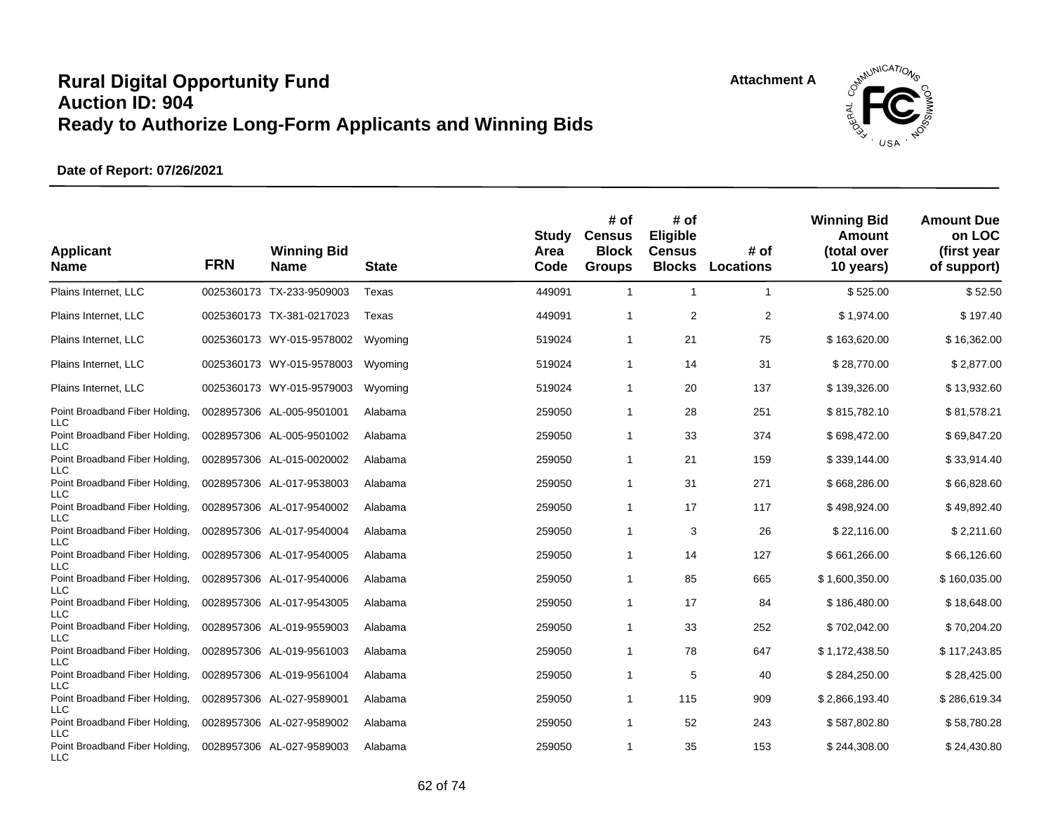# Rural Digital Opportunity Fund
# Auction ID: 904
# Ready to Authorize Long-Form Applicants and Winning Bids

Attachment A

**Date of Report: 07/26/2021**

| Applicant Name | FRN | Winning Bid Name | State | Study Area Code | # of Census Block Groups | # of Eligible Census Blocks | # of Locations | Winning Bid Amount (total over 10 years) | Amount Due on LOC (first year of support) |
|---|---|---|---|---|---|---|---|---|---|
| Plains Internet, LLC | 0025360173 | TX-233-9509003 | Texas | 449091 | 1 | 1 | 1 | $ 525.00 | $ 52.50 |
| Plains Internet, LLC | 0025360173 | TX-381-0217023 | Texas | 449091 | 1 | 2 | 2 | $ 1,974.00 | $ 197.40 |
| Plains Internet, LLC | 0025360173 | WY-015-9578002 | Wyoming | 519024 | 1 | 21 | 75 | $ 163,620.00 | $ 16,362.00 |
| Plains Internet, LLC | 0025360173 | WY-015-9578003 | Wyoming | 519024 | 1 | 14 | 31 | $ 28,770.00 | $ 2,877.00 |
| Plains Internet, LLC | 0025360173 | WY-015-9579003 | Wyoming | 519024 | 1 | 20 | 137 | $ 139,326.00 | $ 13,932.60 |
| Point Broadband Fiber Holding, LLC | 0028957306 | AL-005-9501001 | Alabama | 259050 | 1 | 28 | 251 | $ 815,782.10 | $ 81,578.21 |
| Point Broadband Fiber Holding, LLC | 0028957306 | AL-005-9501002 | Alabama | 259050 | 1 | 33 | 374 | $ 698,472.00 | $ 69,847.20 |
| Point Broadband Fiber Holding, LLC | 0028957306 | AL-015-0020002 | Alabama | 259050 | 1 | 21 | 159 | $ 339,144.00 | $ 33,914.40 |
| Point Broadband Fiber Holding, LLC | 0028957306 | AL-017-9538003 | Alabama | 259050 | 1 | 31 | 271 | $ 668,286.00 | $ 66,828.60 |
| Point Broadband Fiber Holding, LLC | 0028957306 | AL-017-9540002 | Alabama | 259050 | 1 | 17 | 117 | $ 498,924.00 | $ 49,892.40 |
| Point Broadband Fiber Holding, LLC | 0028957306 | AL-017-9540004 | Alabama | 259050 | 1 | 3 | 26 | $ 22,116.00 | $ 2,211.60 |
| Point Broadband Fiber Holding, LLC | 0028957306 | AL-017-9540005 | Alabama | 259050 | 1 | 14 | 127 | $ 661,266.00 | $ 66,126.60 |
| Point Broadband Fiber Holding, LLC | 0028957306 | AL-017-9540006 | Alabama | 259050 | 1 | 85 | 665 | $ 1,600,350.00 | $ 160,035.00 |
| Point Broadband Fiber Holding, LLC | 0028957306 | AL-017-9543005 | Alabama | 259050 | 1 | 17 | 84 | $ 186,480.00 | $ 18,648.00 |
| Point Broadband Fiber Holding, LLC | 0028957306 | AL-019-9559003 | Alabama | 259050 | 1 | 33 | 252 | $ 702,042.00 | $ 70,204.20 |
| Point Broadband Fiber Holding, LLC | 0028957306 | AL-019-9561003 | Alabama | 259050 | 1 | 78 | 647 | $ 1,172,438.50 | $ 117,243.85 |
| Point Broadband Fiber Holding, LLC | 0028957306 | AL-019-9561004 | Alabama | 259050 | 1 | 5 | 40 | $ 284,250.00 | $ 28,425.00 |
| Point Broadband Fiber Holding, LLC | 0028957306 | AL-027-9589001 | Alabama | 259050 | 1 | 115 | 909 | $ 2,866,193.40 | $ 286,619.34 |
| Point Broadband Fiber Holding, LLC | 0028957306 | AL-027-9589002 | Alabama | 259050 | 1 | 52 | 243 | $ 587,802.80 | $ 58,780.28 |
| Point Broadband Fiber Holding, LLC | 0028957306 | AL-027-9589003 | Alabama | 259050 | 1 | 35 | 153 | $ 244,308.00 | $ 24,430.80 |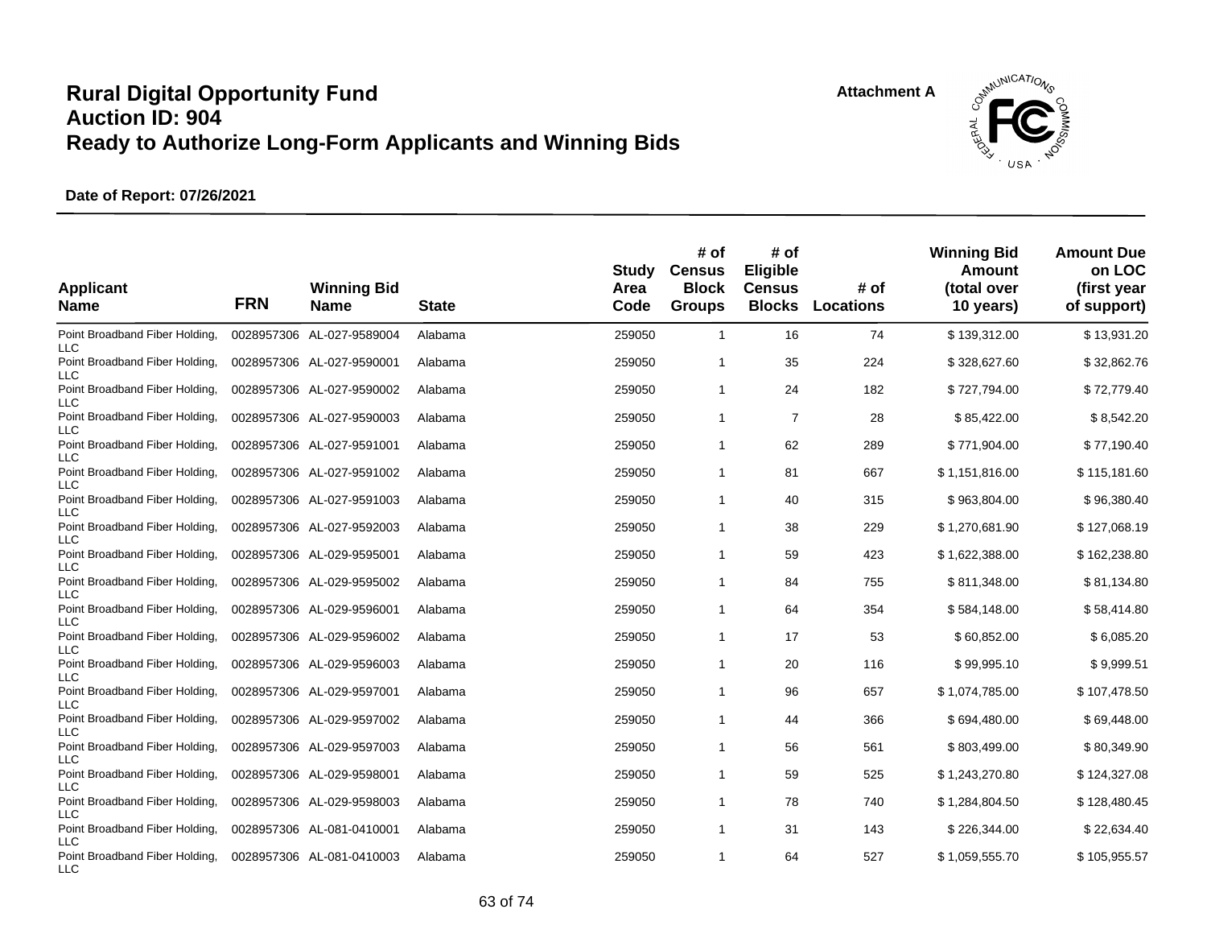# Rural Digital Opportunity Fund
# Auction ID: 904
# Ready to Authorize Long-Form Applicants and Winning Bids

**Attachment A**

**Date of Report: 07/26/2021**

| Applicant Name | FRN | Winning Bid Name | State | Study Area Code | # of Census Block Groups | # of Eligible Census Blocks | # of Locations | Winning Bid Amount (total over 10 years) | Amount Due on LOC (first year of support) |
|---|---|---|---|---|---|---|---|---|---|
| Point Broadband Fiber Holding, LLC | 0028957306 | AL-027-9589004 | Alabama | 259050 | 1 | 16 | 74 | $ 139,312.00 | $ 13,931.20 |
| Point Broadband Fiber Holding, LLC | 0028957306 | AL-027-9590001 | Alabama | 259050 | 1 | 35 | 224 | $ 328,627.60 | $ 32,862.76 |
| Point Broadband Fiber Holding, LLC | 0028957306 | AL-027-9590002 | Alabama | 259050 | 1 | 24 | 182 | $ 727,794.00 | $ 72,779.40 |
| Point Broadband Fiber Holding, LLC | 0028957306 | AL-027-9590003 | Alabama | 259050 | 1 | 7 | 28 | $ 85,422.00 | $ 8,542.20 |
| Point Broadband Fiber Holding, LLC | 0028957306 | AL-027-9591001 | Alabama | 259050 | 1 | 62 | 289 | $ 771,904.00 | $ 77,190.40 |
| Point Broadband Fiber Holding, LLC | 0028957306 | AL-027-9591002 | Alabama | 259050 | 1 | 81 | 667 | $ 1,151,816.00 | $ 115,181.60 |
| Point Broadband Fiber Holding, LLC | 0028957306 | AL-027-9591003 | Alabama | 259050 | 1 | 40 | 315 | $ 963,804.00 | $ 96,380.40 |
| Point Broadband Fiber Holding, LLC | 0028957306 | AL-027-9592003 | Alabama | 259050 | 1 | 38 | 229 | $ 1,270,681.90 | $ 127,068.19 |
| Point Broadband Fiber Holding, LLC | 0028957306 | AL-029-9595001 | Alabama | 259050 | 1 | 59 | 423 | $ 1,622,388.00 | $ 162,238.80 |
| Point Broadband Fiber Holding, LLC | 0028957306 | AL-029-9595002 | Alabama | 259050 | 1 | 84 | 755 | $ 811,348.00 | $ 81,134.80 |
| Point Broadband Fiber Holding, LLC | 0028957306 | AL-029-9596001 | Alabama | 259050 | 1 | 64 | 354 | $ 584,148.00 | $ 58,414.80 |
| Point Broadband Fiber Holding, LLC | 0028957306 | AL-029-9596002 | Alabama | 259050 | 1 | 17 | 53 | $ 60,852.00 | $ 6,085.20 |
| Point Broadband Fiber Holding, LLC | 0028957306 | AL-029-9596003 | Alabama | 259050 | 1 | 20 | 116 | $ 99,995.10 | $ 9,999.51 |
| Point Broadband Fiber Holding, LLC | 0028957306 | AL-029-9597001 | Alabama | 259050 | 1 | 96 | 657 | $ 1,074,785.00 | $ 107,478.50 |
| Point Broadband Fiber Holding, LLC | 0028957306 | AL-029-9597002 | Alabama | 259050 | 1 | 44 | 366 | $ 694,480.00 | $ 69,448.00 |
| Point Broadband Fiber Holding, LLC | 0028957306 | AL-029-9597003 | Alabama | 259050 | 1 | 56 | 561 | $ 803,499.00 | $ 80,349.90 |
| Point Broadband Fiber Holding, LLC | 0028957306 | AL-029-9598001 | Alabama | 259050 | 1 | 59 | 525 | $ 1,243,270.80 | $ 124,327.08 |
| Point Broadband Fiber Holding, LLC | 0028957306 | AL-029-9598003 | Alabama | 259050 | 1 | 78 | 740 | $ 1,284,804.50 | $ 128,480.45 |
| Point Broadband Fiber Holding, LLC | 0028957306 | AL-081-0410001 | Alabama | 259050 | 1 | 31 | 143 | $ 226,344.00 | $ 22,634.40 |
| Point Broadband Fiber Holding, LLC | 0028957306 | AL-081-0410003 | Alabama | 259050 | 1 | 64 | 527 | $ 1,059,555.70 | $ 105,955.57 |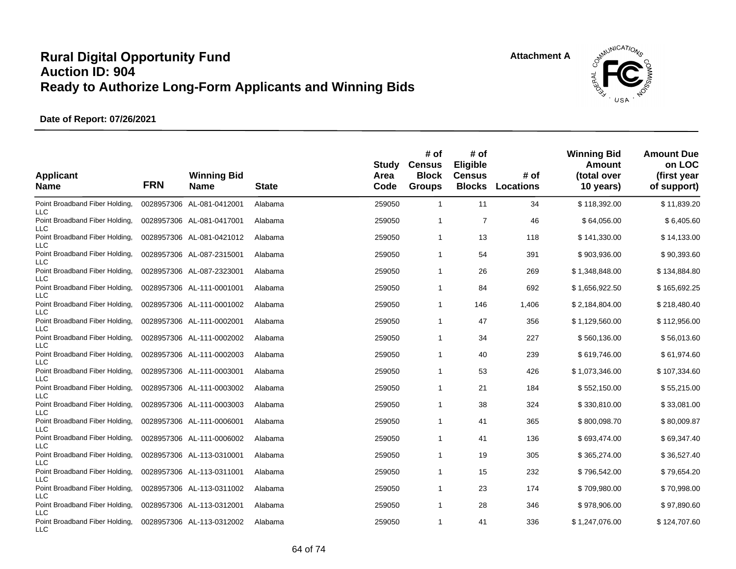# Rural Digital Opportunity Fund
# Auction ID: 904
# Ready to Authorize Long-Form Applicants and Winning Bids

Attachment A

**Date of Report: 07/26/2021**

| Applicant Name | FRN | Winning Bid Name | State | Study Area Code | # of Census Block Groups | # of Eligible Census Blocks | # of Locations | Winning Bid Amount (total over 10 years) | Amount Due on LOC (first year of support) |
|---|---|---|---|---|---|---|---|---|---|
| Point Broadband Fiber Holding, LLC | 0028957306 | AL-081-0412001 | Alabama | 259050 | 1 | 11 | 34 | $ 118,392.00 | $ 11,839.20 |
| Point Broadband Fiber Holding, LLC | 0028957306 | AL-081-0417001 | Alabama | 259050 | 1 | 7 | 46 | $ 64,056.00 | $ 6,405.60 |
| Point Broadband Fiber Holding, LLC | 0028957306 | AL-081-0421012 | Alabama | 259050 | 1 | 13 | 118 | $ 141,330.00 | $ 14,133.00 |
| Point Broadband Fiber Holding, LLC | 0028957306 | AL-087-2315001 | Alabama | 259050 | 1 | 54 | 391 | $ 903,936.00 | $ 90,393.60 |
| Point Broadband Fiber Holding, LLC | 0028957306 | AL-087-2323001 | Alabama | 259050 | 1 | 26 | 269 | $ 1,348,848.00 | $ 134,884.80 |
| Point Broadband Fiber Holding, LLC | 0028957306 | AL-111-0001001 | Alabama | 259050 | 1 | 84 | 692 | $ 1,656,922.50 | $ 165,692.25 |
| Point Broadband Fiber Holding, LLC | 0028957306 | AL-111-0001002 | Alabama | 259050 | 1 | 146 | 1,406 | $ 2,184,804.00 | $ 218,480.40 |
| Point Broadband Fiber Holding, LLC | 0028957306 | AL-111-0002001 | Alabama | 259050 | 1 | 47 | 356 | $ 1,129,560.00 | $ 112,956.00 |
| Point Broadband Fiber Holding, LLC | 0028957306 | AL-111-0002002 | Alabama | 259050 | 1 | 34 | 227 | $ 560,136.00 | $ 56,013.60 |
| Point Broadband Fiber Holding, LLC | 0028957306 | AL-111-0002003 | Alabama | 259050 | 1 | 40 | 239 | $ 619,746.00 | $ 61,974.60 |
| Point Broadband Fiber Holding, LLC | 0028957306 | AL-111-0003001 | Alabama | 259050 | 1 | 53 | 426 | $ 1,073,346.00 | $ 107,334.60 |
| Point Broadband Fiber Holding, LLC | 0028957306 | AL-111-0003002 | Alabama | 259050 | 1 | 21 | 184 | $ 552,150.00 | $ 55,215.00 |
| Point Broadband Fiber Holding, LLC | 0028957306 | AL-111-0003003 | Alabama | 259050 | 1 | 38 | 324 | $ 330,810.00 | $ 33,081.00 |
| Point Broadband Fiber Holding, LLC | 0028957306 | AL-111-0006001 | Alabama | 259050 | 1 | 41 | 365 | $ 800,098.70 | $ 80,009.87 |
| Point Broadband Fiber Holding, LLC | 0028957306 | AL-111-0006002 | Alabama | 259050 | 1 | 41 | 136 | $ 693,474.00 | $ 69,347.40 |
| Point Broadband Fiber Holding, LLC | 0028957306 | AL-113-0310001 | Alabama | 259050 | 1 | 19 | 305 | $ 365,274.00 | $ 36,527.40 |
| Point Broadband Fiber Holding, LLC | 0028957306 | AL-113-0311001 | Alabama | 259050 | 1 | 15 | 232 | $ 796,542.00 | $ 79,654.20 |
| Point Broadband Fiber Holding, LLC | 0028957306 | AL-113-0311002 | Alabama | 259050 | 1 | 23 | 174 | $ 709,980.00 | $ 70,998.00 |
| Point Broadband Fiber Holding, LLC | 0028957306 | AL-113-0312001 | Alabama | 259050 | 1 | 28 | 346 | $ 978,906.00 | $ 97,890.60 |
| Point Broadband Fiber Holding, LLC | 0028957306 | AL-113-0312002 | Alabama | 259050 | 1 | 41 | 336 | $ 1,247,076.00 | $ 124,707.60 |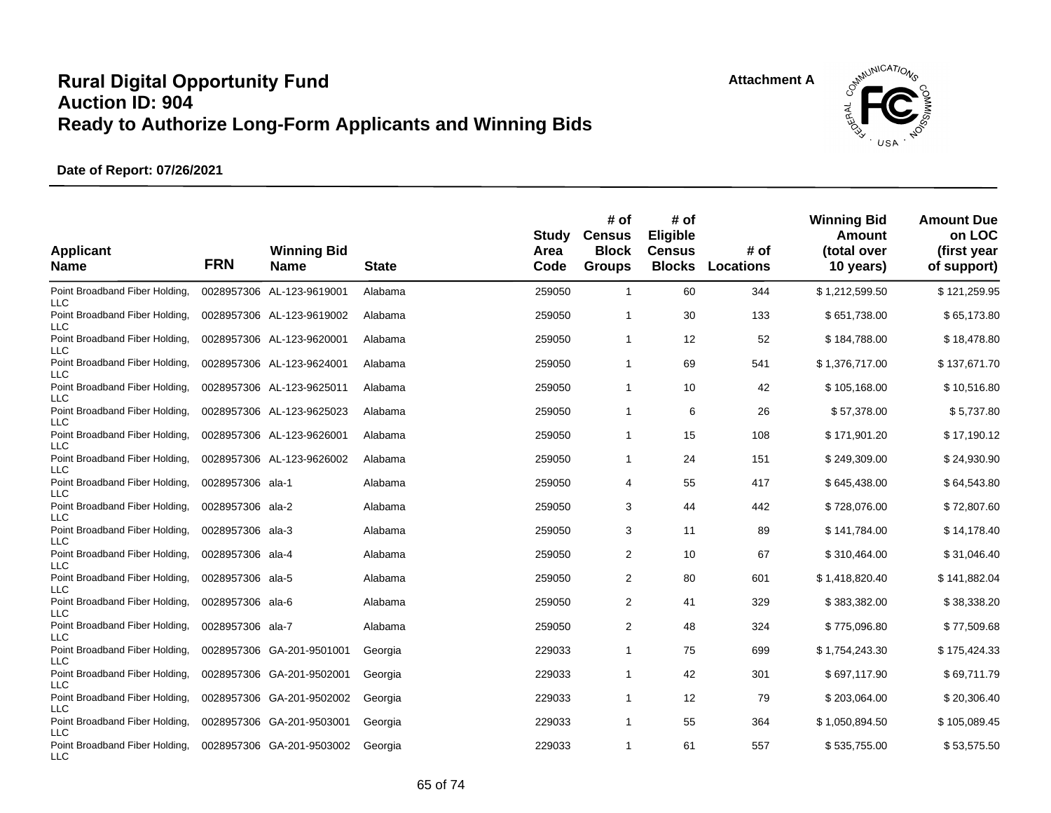# Rural Digital Opportunity Fund
## Auction ID: 904
## Ready to Authorize Long-Form Applicants and Winning Bids

**Attachment A**

**Date of Report: 07/26/2021**

| Applicant Name | FRN | Winning Bid Name | State | Study Area Code | # of Census Block Groups | # of Eligible Census Blocks | # of Locations | Winning Bid Amount (total over 10 years) | Amount Due on LOC (first year of support) |
|---|---|---|---|---|---|---|---|---|---|
| Point Broadband Fiber Holding, LLC | 0028957306 | AL-123-9619001 | Alabama | 259050 | 1 | 60 | 344 | $ 1,212,599.50 | $ 121,259.95 |
| Point Broadband Fiber Holding, LLC | 0028957306 | AL-123-9619002 | Alabama | 259050 | 1 | 30 | 133 | $ 651,738.00 | $ 65,173.80 |
| Point Broadband Fiber Holding, LLC | 0028957306 | AL-123-9620001 | Alabama | 259050 | 1 | 12 | 52 | $ 184,788.00 | $ 18,478.80 |
| Point Broadband Fiber Holding, LLC | 0028957306 | AL-123-9624001 | Alabama | 259050 | 1 | 69 | 541 | $ 1,376,717.00 | $ 137,671.70 |
| Point Broadband Fiber Holding, LLC | 0028957306 | AL-123-9625011 | Alabama | 259050 | 1 | 10 | 42 | $ 105,168.00 | $ 10,516.80 |
| Point Broadband Fiber Holding, LLC | 0028957306 | AL-123-9625023 | Alabama | 259050 | 1 | 6 | 26 | $ 57,378.00 | $ 5,737.80 |
| Point Broadband Fiber Holding, LLC | 0028957306 | AL-123-9626001 | Alabama | 259050 | 1 | 15 | 108 | $ 171,901.20 | $ 17,190.12 |
| Point Broadband Fiber Holding, LLC | 0028957306 | AL-123-9626002 | Alabama | 259050 | 1 | 24 | 151 | $ 249,309.00 | $ 24,930.90 |
| Point Broadband Fiber Holding, LLC | 0028957306 | ala-1 | Alabama | 259050 | 4 | 55 | 417 | $ 645,438.00 | $ 64,543.80 |
| Point Broadband Fiber Holding, LLC | 0028957306 | ala-2 | Alabama | 259050 | 3 | 44 | 442 | $ 728,076.00 | $ 72,807.60 |
| Point Broadband Fiber Holding, LLC | 0028957306 | ala-3 | Alabama | 259050 | 3 | 11 | 89 | $ 141,784.00 | $ 14,178.40 |
| Point Broadband Fiber Holding, LLC | 0028957306 | ala-4 | Alabama | 259050 | 2 | 10 | 67 | $ 310,464.00 | $ 31,046.40 |
| Point Broadband Fiber Holding, LLC | 0028957306 | ala-5 | Alabama | 259050 | 2 | 80 | 601 | $ 1,418,820.40 | $ 141,882.04 |
| Point Broadband Fiber Holding, LLC | 0028957306 | ala-6 | Alabama | 259050 | 2 | 41 | 329 | $ 383,382.00 | $ 38,338.20 |
| Point Broadband Fiber Holding, LLC | 0028957306 | ala-7 | Alabama | 259050 | 2 | 48 | 324 | $ 775,096.80 | $ 77,509.68 |
| Point Broadband Fiber Holding, LLC | 0028957306 | GA-201-9501001 | Georgia | 229033 | 1 | 75 | 699 | $ 1,754,243.30 | $ 175,424.33 |
| Point Broadband Fiber Holding, LLC | 0028957306 | GA-201-9502001 | Georgia | 229033 | 1 | 42 | 301 | $ 697,117.90 | $ 69,711.79 |
| Point Broadband Fiber Holding, LLC | 0028957306 | GA-201-9502002 | Georgia | 229033 | 1 | 12 | 79 | $ 203,064.00 | $ 20,306.40 |
| Point Broadband Fiber Holding, LLC | 0028957306 | GA-201-9503001 | Georgia | 229033 | 1 | 55 | 364 | $ 1,050,894.50 | $ 105,089.45 |
| Point Broadband Fiber Holding, LLC | 0028957306 | GA-201-9503002 | Georgia | 229033 | 1 | 61 | 557 | $ 535,755.00 | $ 53,575.50 |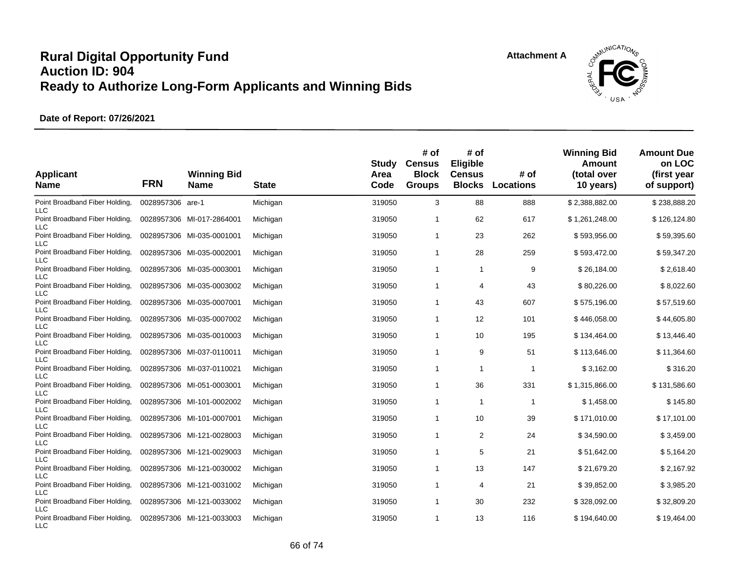# Rural Digital Opportunity Fund
# Auction ID: 904
# Ready to Authorize Long-Form Applicants and Winning Bids

**Attachment A**

**Date of Report: 07/26/2021**

| Applicant Name | FRN | Winning Bid Name | State | Study Area Code | # of Census Block Groups | # of Eligible Census Blocks | # of Locations | Winning Bid Amount (total over 10 years) | Amount Due on LOC (first year of support) |
|---|---|---|---|---|---|---|---|---|---|
| Point Broadband Fiber Holding, LLC | 0028957306 | are-1 | Michigan | 319050 | 3 | 88 | 888 | $ 2,388,882.00 | $ 238,888.20 |
| Point Broadband Fiber Holding, LLC | 0028957306 | MI-017-2864001 | Michigan | 319050 | 1 | 62 | 617 | $ 1,261,248.00 | $ 126,124.80 |
| Point Broadband Fiber Holding, LLC | 0028957306 | MI-035-0001001 | Michigan | 319050 | 1 | 23 | 262 | $ 593,956.00 | $ 59,395.60 |
| Point Broadband Fiber Holding, LLC | 0028957306 | MI-035-0002001 | Michigan | 319050 | 1 | 28 | 259 | $ 593,472.00 | $ 59,347.20 |
| Point Broadband Fiber Holding, LLC | 0028957306 | MI-035-0003001 | Michigan | 319050 | 1 | 1 | 9 | $ 26,184.00 | $ 2,618.40 |
| Point Broadband Fiber Holding, LLC | 0028957306 | MI-035-0003002 | Michigan | 319050 | 1 | 4 | 43 | $ 80,226.00 | $ 8,022.60 |
| Point Broadband Fiber Holding, LLC | 0028957306 | MI-035-0007001 | Michigan | 319050 | 1 | 43 | 607 | $ 575,196.00 | $ 57,519.60 |
| Point Broadband Fiber Holding, LLC | 0028957306 | MI-035-0007002 | Michigan | 319050 | 1 | 12 | 101 | $ 446,058.00 | $ 44,605.80 |
| Point Broadband Fiber Holding, LLC | 0028957306 | MI-035-0010003 | Michigan | 319050 | 1 | 10 | 195 | $ 134,464.00 | $ 13,446.40 |
| Point Broadband Fiber Holding, LLC | 0028957306 | MI-037-0110011 | Michigan | 319050 | 1 | 9 | 51 | $ 113,646.00 | $ 11,364.60 |
| Point Broadband Fiber Holding, LLC | 0028957306 | MI-037-0110021 | Michigan | 319050 | 1 | 1 | 1 | $ 3,162.00 | $ 316.20 |
| Point Broadband Fiber Holding, LLC | 0028957306 | MI-051-0003001 | Michigan | 319050 | 1 | 36 | 331 | $ 1,315,866.00 | $ 131,586.60 |
| Point Broadband Fiber Holding, LLC | 0028957306 | MI-101-0002002 | Michigan | 319050 | 1 | 1 | 1 | $ 1,458.00 | $ 145.80 |
| Point Broadband Fiber Holding, LLC | 0028957306 | MI-101-0007001 | Michigan | 319050 | 1 | 10 | 39 | $ 171,010.00 | $ 17,101.00 |
| Point Broadband Fiber Holding, LLC | 0028957306 | MI-121-0028003 | Michigan | 319050 | 1 | 2 | 24 | $ 34,590.00 | $ 3,459.00 |
| Point Broadband Fiber Holding, LLC | 0028957306 | MI-121-0029003 | Michigan | 319050 | 1 | 5 | 21 | $ 51,642.00 | $ 5,164.20 |
| Point Broadband Fiber Holding, LLC | 0028957306 | MI-121-0030002 | Michigan | 319050 | 1 | 13 | 147 | $ 21,679.20 | $ 2,167.92 |
| Point Broadband Fiber Holding, LLC | 0028957306 | MI-121-0031002 | Michigan | 319050 | 1 | 4 | 21 | $ 39,852.00 | $ 3,985.20 |
| Point Broadband Fiber Holding, LLC | 0028957306 | MI-121-0033002 | Michigan | 319050 | 1 | 30 | 232 | $ 328,092.00 | $ 32,809.20 |
| Point Broadband Fiber Holding, LLC | 0028957306 | MI-121-0033003 | Michigan | 319050 | 1 | 13 | 116 | $ 194,640.00 | $ 19,464.00 |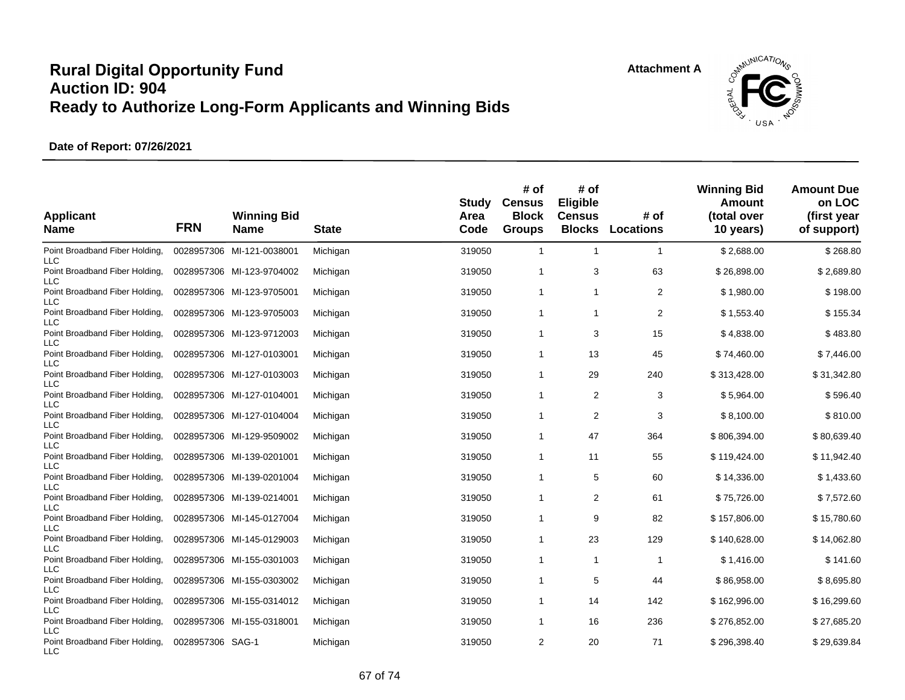# Rural Digital Opportunity Fund
# Auction ID: 904
# Ready to Authorize Long-Form Applicants and Winning Bids

**Attachment A**

**Date of Report: 07/26/2021**

| Applicant Name | FRN | Winning Bid Name | State | Study Area Code | # of Census Block Groups | # of Eligible Census Blocks | # of Locations | Winning Bid Amount (total over 10 years) | Amount Due on LOC (first year of support) |
|---|---|---|---|---|---|---|---|---|---|
| Point Broadband Fiber Holding, LLC | 0028957306 | MI-121-0038001 | Michigan | 319050 | 1 | 1 | 1 | $ 2,688.00 | $ 268.80 |
| Point Broadband Fiber Holding, LLC | 0028957306 | MI-123-9704002 | Michigan | 319050 | 1 | 3 | 63 | $ 26,898.00 | $ 2,689.80 |
| Point Broadband Fiber Holding, LLC | 0028957306 | MI-123-9705001 | Michigan | 319050 | 1 | 1 | 2 | $ 1,980.00 | $ 198.00 |
| Point Broadband Fiber Holding, LLC | 0028957306 | MI-123-9705003 | Michigan | 319050 | 1 | 1 | 2 | $ 1,553.40 | $ 155.34 |
| Point Broadband Fiber Holding, LLC | 0028957306 | MI-123-9712003 | Michigan | 319050 | 1 | 3 | 15 | $ 4,838.00 | $ 483.80 |
| Point Broadband Fiber Holding, LLC | 0028957306 | MI-127-0103001 | Michigan | 319050 | 1 | 13 | 45 | $ 74,460.00 | $ 7,446.00 |
| Point Broadband Fiber Holding, LLC | 0028957306 | MI-127-0103003 | Michigan | 319050 | 1 | 29 | 240 | $ 313,428.00 | $ 31,342.80 |
| Point Broadband Fiber Holding, LLC | 0028957306 | MI-127-0104001 | Michigan | 319050 | 1 | 2 | 3 | $ 5,964.00 | $ 596.40 |
| Point Broadband Fiber Holding, LLC | 0028957306 | MI-127-0104004 | Michigan | 319050 | 1 | 2 | 3 | $ 8,100.00 | $ 810.00 |
| Point Broadband Fiber Holding, LLC | 0028957306 | MI-129-9509002 | Michigan | 319050 | 1 | 47 | 364 | $ 806,394.00 | $ 80,639.40 |
| Point Broadband Fiber Holding, LLC | 0028957306 | MI-139-0201001 | Michigan | 319050 | 1 | 11 | 55 | $ 119,424.00 | $ 11,942.40 |
| Point Broadband Fiber Holding, LLC | 0028957306 | MI-139-0201004 | Michigan | 319050 | 1 | 5 | 60 | $ 14,336.00 | $ 1,433.60 |
| Point Broadband Fiber Holding, LLC | 0028957306 | MI-139-0214001 | Michigan | 319050 | 1 | 2 | 61 | $ 75,726.00 | $ 7,572.60 |
| Point Broadband Fiber Holding, LLC | 0028957306 | MI-145-0127004 | Michigan | 319050 | 1 | 9 | 82 | $ 157,806.00 | $ 15,780.60 |
| Point Broadband Fiber Holding, LLC | 0028957306 | MI-145-0129003 | Michigan | 319050 | 1 | 23 | 129 | $ 140,628.00 | $ 14,062.80 |
| Point Broadband Fiber Holding, LLC | 0028957306 | MI-155-0301003 | Michigan | 319050 | 1 | 1 | 1 | $ 1,416.00 | $ 141.60 |
| Point Broadband Fiber Holding, LLC | 0028957306 | MI-155-0303002 | Michigan | 319050 | 1 | 5 | 44 | $ 86,958.00 | $ 8,695.80 |
| Point Broadband Fiber Holding, LLC | 0028957306 | MI-155-0314012 | Michigan | 319050 | 1 | 14 | 142 | $ 162,996.00 | $ 16,299.60 |
| Point Broadband Fiber Holding, LLC | 0028957306 | MI-155-0318001 | Michigan | 319050 | 1 | 16 | 236 | $ 276,852.00 | $ 27,685.20 |
| Point Broadband Fiber Holding, LLC | 0028957306 | SAG-1 | Michigan | 319050 | 2 | 20 | 71 | $ 296,398.40 | $ 29,639.84 |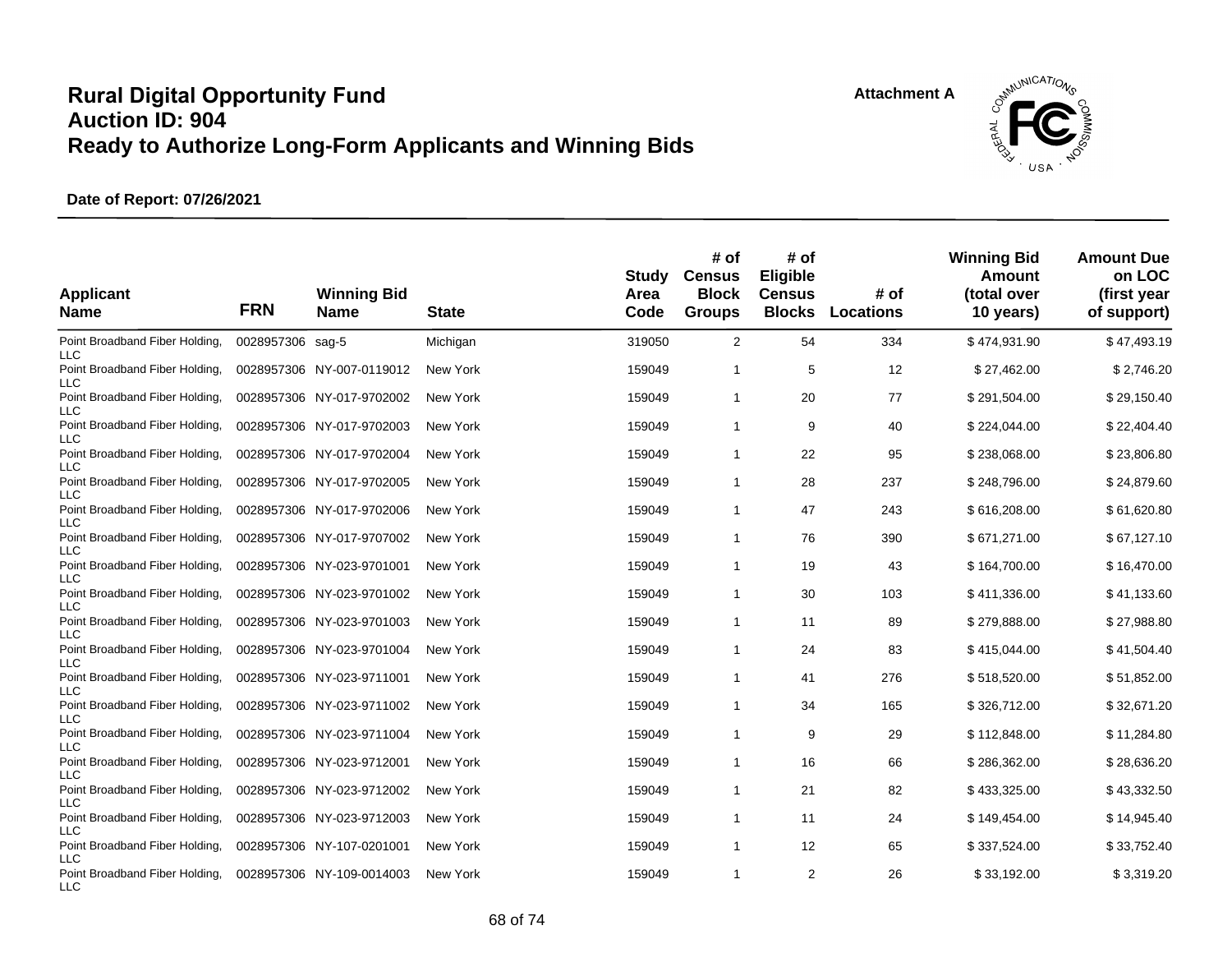# Rural Digital Opportunity Fund
# Auction ID: 904
# Ready to Authorize Long-Form Applicants and Winning Bids

Attachment A

**Date of Report: 07/26/2021**

| Applicant Name | FRN | Winning Bid Name | State | Study Area Code | # of Census Block Groups | # of Eligible Census Blocks | # of Locations | Winning Bid Amount (total over 10 years) | Amount Due on LOC (first year of support) |
|---|---|---|---|---|---|---|---|---|---|
| Point Broadband Fiber Holding, LLC | 0028957306 | sag-5 | Michigan | 319050 | 2 | 54 | 334 | $ 474,931.90 | $ 47,493.19 |
| Point Broadband Fiber Holding, LLC | 0028957306 | NY-007-0119012 | New York | 159049 | 1 | 5 | 12 | $ 27,462.00 | $ 2,746.20 |
| Point Broadband Fiber Holding, LLC | 0028957306 | NY-017-9702002 | New York | 159049 | 1 | 20 | 77 | $ 291,504.00 | $ 29,150.40 |
| Point Broadband Fiber Holding, LLC | 0028957306 | NY-017-9702003 | New York | 159049 | 1 | 9 | 40 | $ 224,044.00 | $ 22,404.40 |
| Point Broadband Fiber Holding, LLC | 0028957306 | NY-017-9702004 | New York | 159049 | 1 | 22 | 95 | $ 238,068.00 | $ 23,806.80 |
| Point Broadband Fiber Holding, LLC | 0028957306 | NY-017-9702005 | New York | 159049 | 1 | 28 | 237 | $ 248,796.00 | $ 24,879.60 |
| Point Broadband Fiber Holding, LLC | 0028957306 | NY-017-9702006 | New York | 159049 | 1 | 47 | 243 | $ 616,208.00 | $ 61,620.80 |
| Point Broadband Fiber Holding, LLC | 0028957306 | NY-017-9707002 | New York | 159049 | 1 | 76 | 390 | $ 671,271.00 | $ 67,127.10 |
| Point Broadband Fiber Holding, LLC | 0028957306 | NY-023-9701001 | New York | 159049 | 1 | 19 | 43 | $ 164,700.00 | $ 16,470.00 |
| Point Broadband Fiber Holding, LLC | 0028957306 | NY-023-9701002 | New York | 159049 | 1 | 30 | 103 | $ 411,336.00 | $ 41,133.60 |
| Point Broadband Fiber Holding, LLC | 0028957306 | NY-023-9701003 | New York | 159049 | 1 | 11 | 89 | $ 279,888.00 | $ 27,988.80 |
| Point Broadband Fiber Holding, LLC | 0028957306 | NY-023-9701004 | New York | 159049 | 1 | 24 | 83 | $ 415,044.00 | $ 41,504.40 |
| Point Broadband Fiber Holding, LLC | 0028957306 | NY-023-9711001 | New York | 159049 | 1 | 41 | 276 | $ 518,520.00 | $ 51,852.00 |
| Point Broadband Fiber Holding, LLC | 0028957306 | NY-023-9711002 | New York | 159049 | 1 | 34 | 165 | $ 326,712.00 | $ 32,671.20 |
| Point Broadband Fiber Holding, LLC | 0028957306 | NY-023-9711004 | New York | 159049 | 1 | 9 | 29 | $ 112,848.00 | $ 11,284.80 |
| Point Broadband Fiber Holding, LLC | 0028957306 | NY-023-9712001 | New York | 159049 | 1 | 16 | 66 | $ 286,362.00 | $ 28,636.20 |
| Point Broadband Fiber Holding, LLC | 0028957306 | NY-023-9712002 | New York | 159049 | 1 | 21 | 82 | $ 433,325.00 | $ 43,332.50 |
| Point Broadband Fiber Holding, LLC | 0028957306 | NY-023-9712003 | New York | 159049 | 1 | 11 | 24 | $ 149,454.00 | $ 14,945.40 |
| Point Broadband Fiber Holding, LLC | 0028957306 | NY-107-0201001 | New York | 159049 | 1 | 12 | 65 | $ 337,524.00 | $ 33,752.40 |
| Point Broadband Fiber Holding, LLC | 0028957306 | NY-109-0014003 | New York | 159049 | 1 | 2 | 26 | $ 33,192.00 | $ 3,319.20 |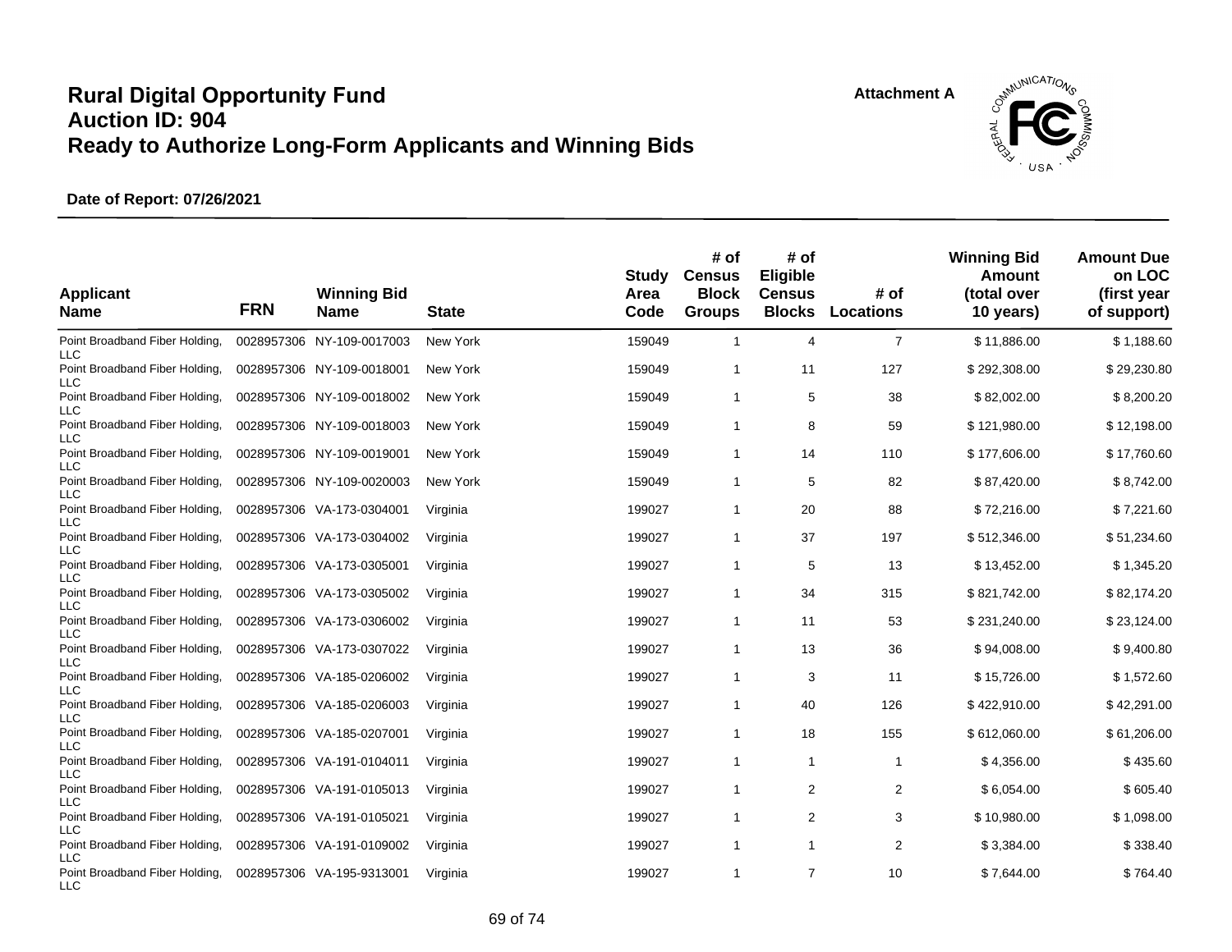# Rural Digital Opportunity Fund
# Auction ID: 904
# Ready to Authorize Long-Form Applicants and Winning Bids

Attachment A

**Date of Report: 07/26/2021**

| Applicant Name | FRN | Winning Bid Name | State | Study Area Code | # of Census Block Groups | # of Eligible Census Blocks | # of Locations | Winning Bid Amount (total over 10 years) | Amount Due on LOC (first year of support) |
|---|---|---|---|---|---|---|---|---|---|
| Point Broadband Fiber Holding, LLC | 0028957306 | NY-109-0017003 | New York | 159049 | 1 | 4 | 7 | $ 11,886.00 | $ 1,188.60 |
| Point Broadband Fiber Holding, LLC | 0028957306 | NY-109-0018001 | New York | 159049 | 1 | 11 | 127 | $ 292,308.00 | $ 29,230.80 |
| Point Broadband Fiber Holding, LLC | 0028957306 | NY-109-0018002 | New York | 159049 | 1 | 5 | 38 | $ 82,002.00 | $ 8,200.20 |
| Point Broadband Fiber Holding, LLC | 0028957306 | NY-109-0018003 | New York | 159049 | 1 | 8 | 59 | $ 121,980.00 | $ 12,198.00 |
| Point Broadband Fiber Holding, LLC | 0028957306 | NY-109-0019001 | New York | 159049 | 1 | 14 | 110 | $ 177,606.00 | $ 17,760.60 |
| Point Broadband Fiber Holding, LLC | 0028957306 | NY-109-0020003 | New York | 159049 | 1 | 5 | 82 | $ 87,420.00 | $ 8,742.00 |
| Point Broadband Fiber Holding, LLC | 0028957306 | VA-173-0304001 | Virginia | 199027 | 1 | 20 | 88 | $ 72,216.00 | $ 7,221.60 |
| Point Broadband Fiber Holding, LLC | 0028957306 | VA-173-0304002 | Virginia | 199027 | 1 | 37 | 197 | $ 512,346.00 | $ 51,234.60 |
| Point Broadband Fiber Holding, LLC | 0028957306 | VA-173-0305001 | Virginia | 199027 | 1 | 5 | 13 | $ 13,452.00 | $ 1,345.20 |
| Point Broadband Fiber Holding, LLC | 0028957306 | VA-173-0305002 | Virginia | 199027 | 1 | 34 | 315 | $ 821,742.00 | $ 82,174.20 |
| Point Broadband Fiber Holding, LLC | 0028957306 | VA-173-0306002 | Virginia | 199027 | 1 | 11 | 53 | $ 231,240.00 | $ 23,124.00 |
| Point Broadband Fiber Holding, LLC | 0028957306 | VA-173-0307022 | Virginia | 199027 | 1 | 13 | 36 | $ 94,008.00 | $ 9,400.80 |
| Point Broadband Fiber Holding, LLC | 0028957306 | VA-185-0206002 | Virginia | 199027 | 1 | 3 | 11 | $ 15,726.00 | $ 1,572.60 |
| Point Broadband Fiber Holding, LLC | 0028957306 | VA-185-0206003 | Virginia | 199027 | 1 | 40 | 126 | $ 422,910.00 | $ 42,291.00 |
| Point Broadband Fiber Holding, LLC | 0028957306 | VA-185-0207001 | Virginia | 199027 | 1 | 18 | 155 | $ 612,060.00 | $ 61,206.00 |
| Point Broadband Fiber Holding, LLC | 0028957306 | VA-191-0104011 | Virginia | 199027 | 1 | 1 | 1 | $ 4,356.00 | $ 435.60 |
| Point Broadband Fiber Holding, LLC | 0028957306 | VA-191-0105013 | Virginia | 199027 | 1 | 2 | 2 | $ 6,054.00 | $ 605.40 |
| Point Broadband Fiber Holding, LLC | 0028957306 | VA-191-0105021 | Virginia | 199027 | 1 | 2 | 3 | $ 10,980.00 | $ 1,098.00 |
| Point Broadband Fiber Holding, LLC | 0028957306 | VA-191-0109002 | Virginia | 199027 | 1 | 1 | 2 | $ 3,384.00 | $ 338.40 |
| Point Broadband Fiber Holding, LLC | 0028957306 | VA-195-9313001 | Virginia | 199027 | 1 | 7 | 10 | $ 7,644.00 | $ 764.40 |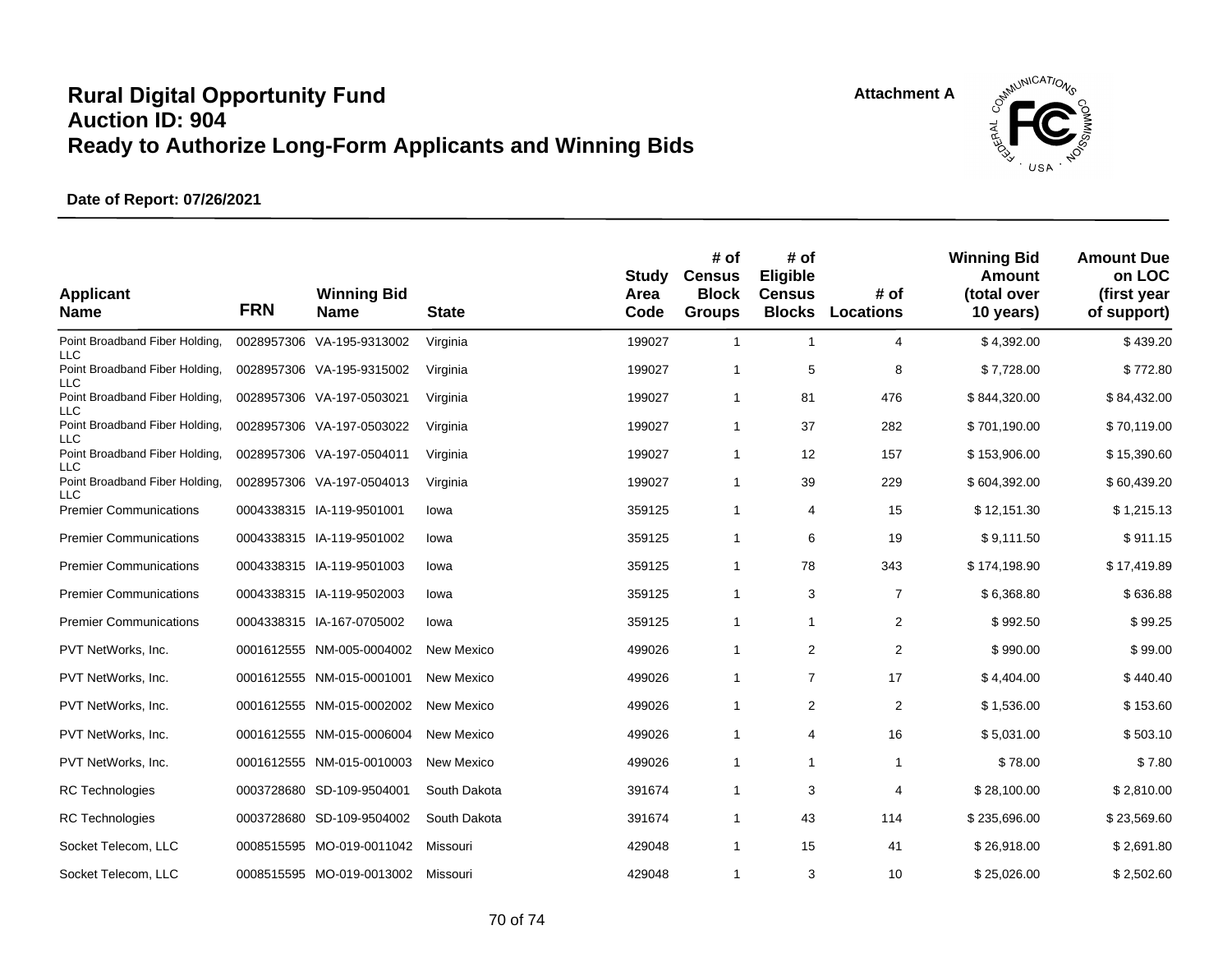# Rural Digital Opportunity Fund
# Auction ID: 904
# Ready to Authorize Long-Form Applicants and Winning Bids

Attachment A

**Date of Report: 07/26/2021**

| Applicant Name | FRN | Winning Bid Name | State | Study Area Code | # of Census Block Groups | # of Eligible Census Blocks | # of Locations | Winning Bid Amount (total over 10 years) | Amount Due on LOC (first year of support) |
|---|---|---|---|---|---|---|---|---|---|
| Point Broadband Fiber Holding, LLC | 0028957306 | VA-195-9313002 | Virginia | 199027 | 1 | 1 | 4 | $ 4,392.00 | $ 439.20 |
| Point Broadband Fiber Holding, LLC | 0028957306 | VA-195-9315002 | Virginia | 199027 | 1 | 5 | 8 | $ 7,728.00 | $ 772.80 |
| Point Broadband Fiber Holding, LLC | 0028957306 | VA-197-0503021 | Virginia | 199027 | 1 | 81 | 476 | $ 844,320.00 | $ 84,432.00 |
| Point Broadband Fiber Holding, LLC | 0028957306 | VA-197-0503022 | Virginia | 199027 | 1 | 37 | 282 | $ 701,190.00 | $ 70,119.00 |
| Point Broadband Fiber Holding, LLC | 0028957306 | VA-197-0504011 | Virginia | 199027 | 1 | 12 | 157 | $ 153,906.00 | $ 15,390.60 |
| Point Broadband Fiber Holding, LLC | 0028957306 | VA-197-0504013 | Virginia | 199027 | 1 | 39 | 229 | $ 604,392.00 | $ 60,439.20 |
| Premier Communications | 0004338315 | IA-119-9501001 | Iowa | 359125 | 1 | 4 | 15 | $ 12,151.30 | $ 1,215.13 |
| Premier Communications | 0004338315 | IA-119-9501002 | Iowa | 359125 | 1 | 6 | 19 | $ 9,111.50 | $ 911.15 |
| Premier Communications | 0004338315 | IA-119-9501003 | Iowa | 359125 | 1 | 78 | 343 | $ 174,198.90 | $ 17,419.89 |
| Premier Communications | 0004338315 | IA-119-9502003 | Iowa | 359125 | 1 | 3 | 7 | $ 6,368.80 | $ 636.88 |
| Premier Communications | 0004338315 | IA-167-0705002 | Iowa | 359125 | 1 | 1 | 2 | $ 992.50 | $ 99.25 |
| PVT NetWorks, Inc. | 0001612555 | NM-005-0004002 | New Mexico | 499026 | 1 | 2 | 2 | $ 990.00 | $ 99.00 |
| PVT NetWorks, Inc. | 0001612555 | NM-015-0001001 | New Mexico | 499026 | 1 | 7 | 17 | $ 4,404.00 | $ 440.40 |
| PVT NetWorks, Inc. | 0001612555 | NM-015-0002002 | New Mexico | 499026 | 1 | 2 | 2 | $ 1,536.00 | $ 153.60 |
| PVT NetWorks, Inc. | 0001612555 | NM-015-0006004 | New Mexico | 499026 | 1 | 4 | 16 | $ 5,031.00 | $ 503.10 |
| PVT NetWorks, Inc. | 0001612555 | NM-015-0010003 | New Mexico | 499026 | 1 | 1 | 1 | $ 78.00 | $ 7.80 |
| RC Technologies | 0003728680 | SD-109-9504001 | South Dakota | 391674 | 1 | 3 | 4 | $ 28,100.00 | $ 2,810.00 |
| RC Technologies | 0003728680 | SD-109-9504002 | South Dakota | 391674 | 1 | 43 | 114 | $ 235,696.00 | $ 23,569.60 |
| Socket Telecom, LLC | 0008515595 | MO-019-0011042 | Missouri | 429048 | 1 | 15 | 41 | $ 26,918.00 | $ 2,691.80 |
| Socket Telecom, LLC | 0008515595 | MO-019-0013002 | Missouri | 429048 | 1 | 3 | 10 | $ 25,026.00 | $ 2,502.60 |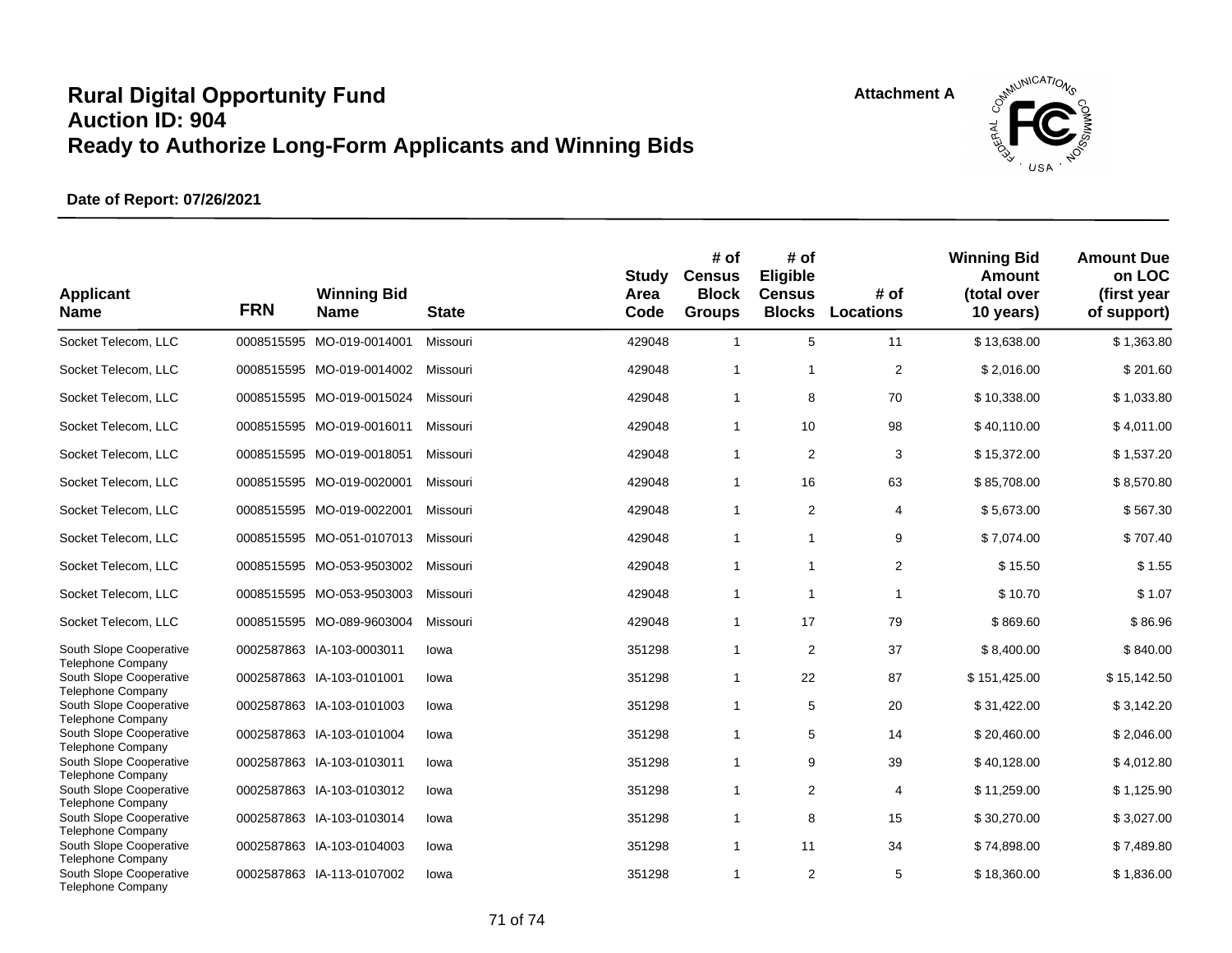# Rural Digital Opportunity Fund
# Auction ID: 904
# Ready to Authorize Long-Form Applicants and Winning Bids

Attachment A

**Date of Report: 07/26/2021**

| Applicant Name | FRN | Winning Bid Name | State | Study Area Code | # of Census Block Groups | # of Eligible Census Blocks | # of Locations | Winning Bid Amount (total over 10 years) | Amount Due on LOC (first year of support) |
|---|---|---|---|---|---|---|---|---|---|
| Socket Telecom, LLC | 0008515595 | MO-019-0014001 | Missouri | 429048 | 1 | 5 | 11 | $ 13,638.00 | $ 1,363.80 |
| Socket Telecom, LLC | 0008515595 | MO-019-0014002 | Missouri | 429048 | 1 | 1 | 2 | $ 2,016.00 | $ 201.60 |
| Socket Telecom, LLC | 0008515595 | MO-019-0015024 | Missouri | 429048 | 1 | 8 | 70 | $ 10,338.00 | $ 1,033.80 |
| Socket Telecom, LLC | 0008515595 | MO-019-0016011 | Missouri | 429048 | 1 | 10 | 98 | $ 40,110.00 | $ 4,011.00 |
| Socket Telecom, LLC | 0008515595 | MO-019-0018051 | Missouri | 429048 | 1 | 2 | 3 | $ 15,372.00 | $ 1,537.20 |
| Socket Telecom, LLC | 0008515595 | MO-019-0020001 | Missouri | 429048 | 1 | 16 | 63 | $ 85,708.00 | $ 8,570.80 |
| Socket Telecom, LLC | 0008515595 | MO-019-0022001 | Missouri | 429048 | 1 | 2 | 4 | $ 5,673.00 | $ 567.30 |
| Socket Telecom, LLC | 0008515595 | MO-051-0107013 | Missouri | 429048 | 1 | 1 | 9 | $ 7,074.00 | $ 707.40 |
| Socket Telecom, LLC | 0008515595 | MO-053-9503002 | Missouri | 429048 | 1 | 1 | 2 | $ 15.50 | $ 1.55 |
| Socket Telecom, LLC | 0008515595 | MO-053-9503003 | Missouri | 429048 | 1 | 1 | 1 | $ 10.70 | $ 1.07 |
| Socket Telecom, LLC | 0008515595 | MO-089-9603004 | Missouri | 429048 | 1 | 17 | 79 | $ 869.60 | $ 86.96 |
| South Slope Cooperative Telephone Company | 0002587863 | IA-103-0003011 | Iowa | 351298 | 1 | 2 | 37 | $ 8,400.00 | $ 840.00 |
| South Slope Cooperative Telephone Company | 0002587863 | IA-103-0101001 | Iowa | 351298 | 1 | 22 | 87 | $ 151,425.00 | $ 15,142.50 |
| South Slope Cooperative Telephone Company | 0002587863 | IA-103-0101003 | Iowa | 351298 | 1 | 5 | 20 | $ 31,422.00 | $ 3,142.20 |
| South Slope Cooperative Telephone Company | 0002587863 | IA-103-0101004 | Iowa | 351298 | 1 | 5 | 14 | $ 20,460.00 | $ 2,046.00 |
| South Slope Cooperative Telephone Company | 0002587863 | IA-103-0103011 | Iowa | 351298 | 1 | 9 | 39 | $ 40,128.00 | $ 4,012.80 |
| South Slope Cooperative Telephone Company | 0002587863 | IA-103-0103012 | Iowa | 351298 | 1 | 2 | 4 | $ 11,259.00 | $ 1,125.90 |
| South Slope Cooperative Telephone Company | 0002587863 | IA-103-0103014 | Iowa | 351298 | 1 | 8 | 15 | $ 30,270.00 | $ 3,027.00 |
| South Slope Cooperative Telephone Company | 0002587863 | IA-103-0104003 | Iowa | 351298 | 1 | 11 | 34 | $ 74,898.00 | $ 7,489.80 |
| South Slope Cooperative Telephone Company | 0002587863 | IA-113-0107002 | Iowa | 351298 | 1 | 2 | 5 | $ 18,360.00 | $ 1,836.00 |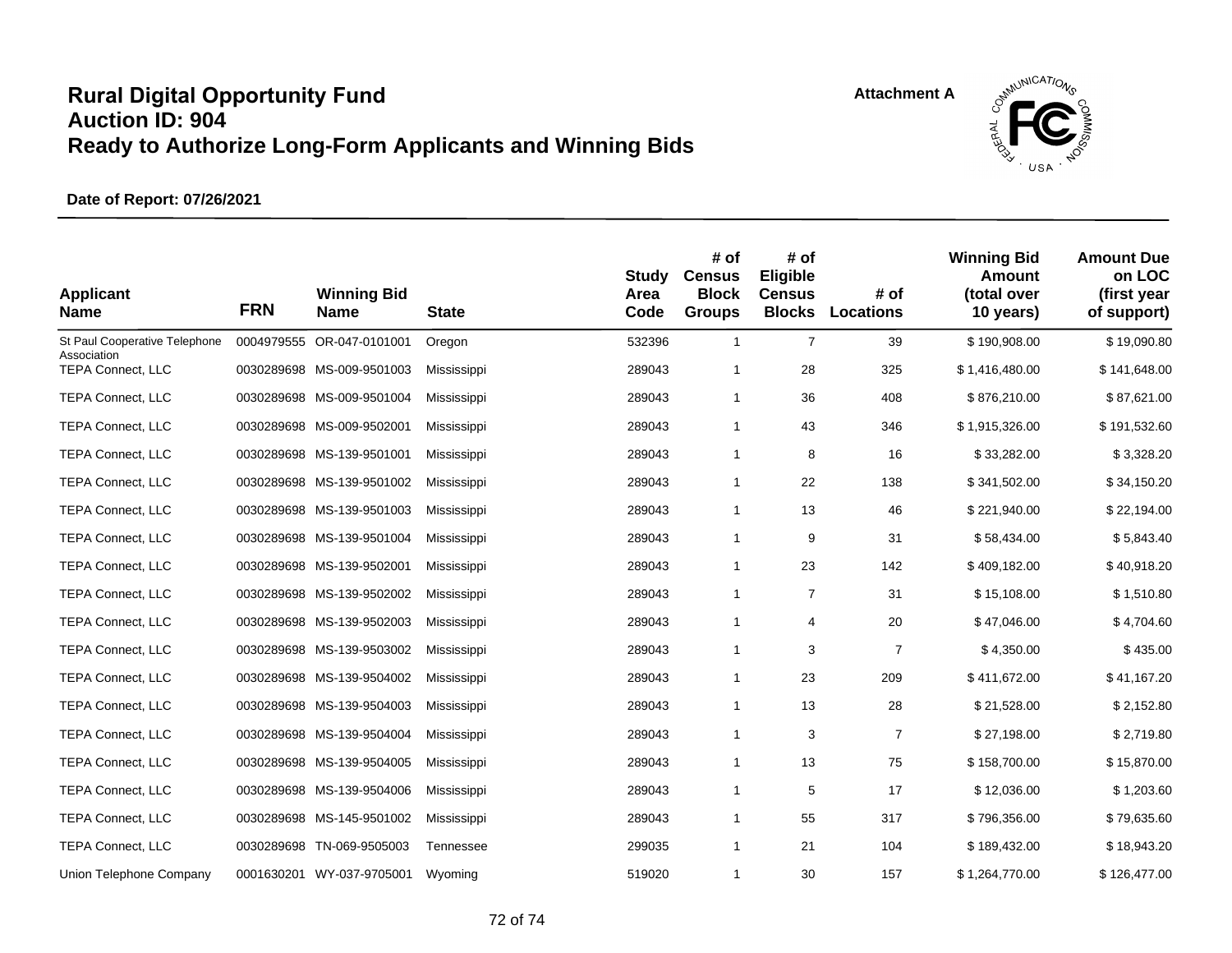# Rural Digital Opportunity Fund
# Auction ID: 904
# Ready to Authorize Long-Form Applicants and Winning Bids

**Attachment A**

**Date of Report: 07/26/2021**

| Applicant Name | FRN | Winning Bid Name | State | Study Area Code | # of Census Block Groups | # of Eligible Census Blocks | # of Locations | Winning Bid Amount (total over 10 years) | Amount Due on LOC (first year of support) |
|---|---|---|---|---|---|---|---|---|---|
| St Paul Cooperative Telephone Association | 0004979555 | OR-047-0101001 | Oregon | 532396 | 1 | 7 | 39 | $ 190,908.00 | $ 19,090.80 |
| TEPA Connect, LLC | 0030289698 | MS-009-9501003 | Mississippi | 289043 | 1 | 28 | 325 | $ 1,416,480.00 | $ 141,648.00 |
| TEPA Connect, LLC | 0030289698 | MS-009-9501004 | Mississippi | 289043 | 1 | 36 | 408 | $ 876,210.00 | $ 87,621.00 |
| TEPA Connect, LLC | 0030289698 | MS-009-9502001 | Mississippi | 289043 | 1 | 43 | 346 | $ 1,915,326.00 | $ 191,532.60 |
| TEPA Connect, LLC | 0030289698 | MS-139-9501001 | Mississippi | 289043 | 1 | 8 | 16 | $ 33,282.00 | $ 3,328.20 |
| TEPA Connect, LLC | 0030289698 | MS-139-9501002 | Mississippi | 289043 | 1 | 22 | 138 | $ 341,502.00 | $ 34,150.20 |
| TEPA Connect, LLC | 0030289698 | MS-139-9501003 | Mississippi | 289043 | 1 | 13 | 46 | $ 221,940.00 | $ 22,194.00 |
| TEPA Connect, LLC | 0030289698 | MS-139-9501004 | Mississippi | 289043 | 1 | 9 | 31 | $ 58,434.00 | $ 5,843.40 |
| TEPA Connect, LLC | 0030289698 | MS-139-9502001 | Mississippi | 289043 | 1 | 23 | 142 | $ 409,182.00 | $ 40,918.20 |
| TEPA Connect, LLC | 0030289698 | MS-139-9502002 | Mississippi | 289043 | 1 | 7 | 31 | $ 15,108.00 | $ 1,510.80 |
| TEPA Connect, LLC | 0030289698 | MS-139-9502003 | Mississippi | 289043 | 1 | 4 | 20 | $ 47,046.00 | $ 4,704.60 |
| TEPA Connect, LLC | 0030289698 | MS-139-9503002 | Mississippi | 289043 | 1 | 3 | 7 | $ 4,350.00 | $ 435.00 |
| TEPA Connect, LLC | 0030289698 | MS-139-9504002 | Mississippi | 289043 | 1 | 23 | 209 | $ 411,672.00 | $ 41,167.20 |
| TEPA Connect, LLC | 0030289698 | MS-139-9504003 | Mississippi | 289043 | 1 | 13 | 28 | $ 21,528.00 | $ 2,152.80 |
| TEPA Connect, LLC | 0030289698 | MS-139-9504004 | Mississippi | 289043 | 1 | 3 | 7 | $ 27,198.00 | $ 2,719.80 |
| TEPA Connect, LLC | 0030289698 | MS-139-9504005 | Mississippi | 289043 | 1 | 13 | 75 | $ 158,700.00 | $ 15,870.00 |
| TEPA Connect, LLC | 0030289698 | MS-139-9504006 | Mississippi | 289043 | 1 | 5 | 17 | $ 12,036.00 | $ 1,203.60 |
| TEPA Connect, LLC | 0030289698 | MS-145-9501002 | Mississippi | 289043 | 1 | 55 | 317 | $ 796,356.00 | $ 79,635.60 |
| TEPA Connect, LLC | 0030289698 | TN-069-9505003 | Tennessee | 299035 | 1 | 21 | 104 | $ 189,432.00 | $ 18,943.20 |
| Union Telephone Company | 0001630201 | WY-037-9705001 | Wyoming | 519020 | 1 | 30 | 157 | $ 1,264,770.00 | $ 126,477.00 |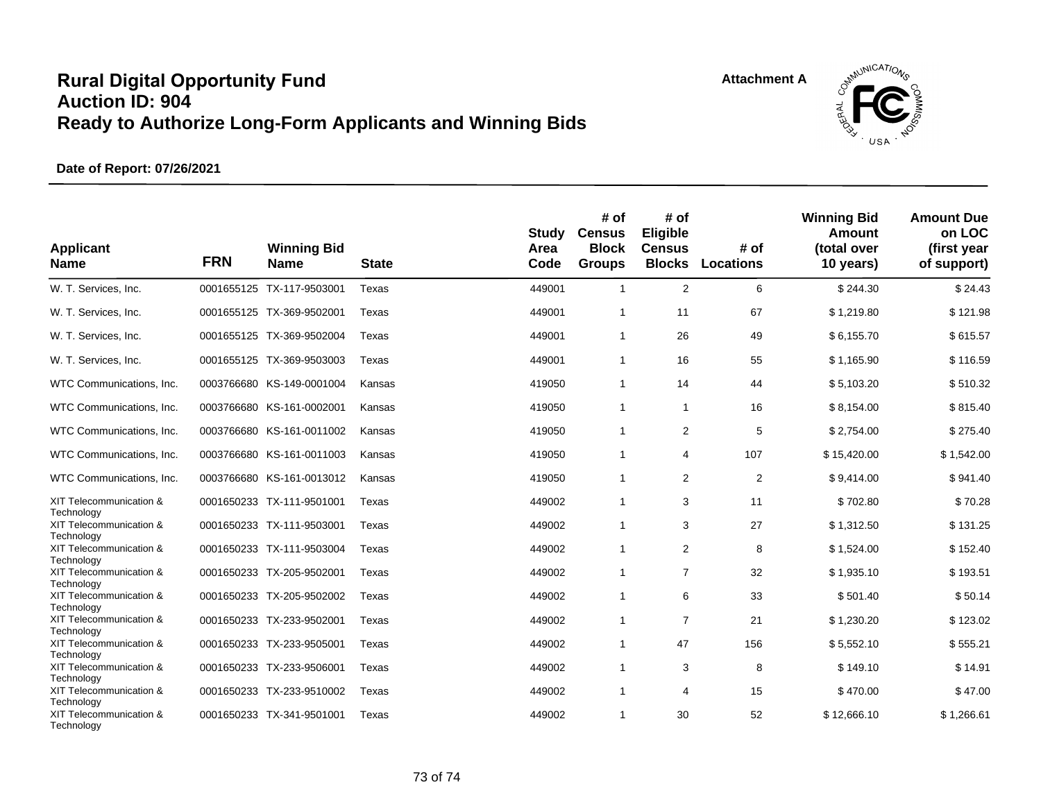# Rural Digital Opportunity Fund
## Auction ID: 904
## Ready to Authorize Long-Form Applicants and Winning Bids

Attachment A

**Date of Report: 07/26/2021**

| Applicant Name | FRN | Winning Bid Name | State | Study Area Code | # of Census Block Groups | # of Eligible Census Blocks | # of Locations | Winning Bid Amount (total over 10 years) | Amount Due on LOC (first year of support) |
|---|---|---|---|---|---|---|---|---|---|
| W. T. Services, Inc. | 0001655125 | TX-117-9503001 | Texas | 449001 | 1 | 2 | 6 | $ 244.30 | $ 24.43 |
| W. T. Services, Inc. | 0001655125 | TX-369-9502001 | Texas | 449001 | 1 | 11 | 67 | $ 1,219.80 | $ 121.98 |
| W. T. Services, Inc. | 0001655125 | TX-369-9502004 | Texas | 449001 | 1 | 26 | 49 | $ 6,155.70 | $ 615.57 |
| W. T. Services, Inc. | 0001655125 | TX-369-9503003 | Texas | 449001 | 1 | 16 | 55 | $ 1,165.90 | $ 116.59 |
| WTC Communications, Inc. | 0003766680 | KS-149-0001004 | Kansas | 419050 | 1 | 14 | 44 | $ 5,103.20 | $ 510.32 |
| WTC Communications, Inc. | 0003766680 | KS-161-0002001 | Kansas | 419050 | 1 | 1 | 16 | $ 8,154.00 | $ 815.40 |
| WTC Communications, Inc. | 0003766680 | KS-161-0011002 | Kansas | 419050 | 1 | 2 | 5 | $ 2,754.00 | $ 275.40 |
| WTC Communications, Inc. | 0003766680 | KS-161-0011003 | Kansas | 419050 | 1 | 4 | 107 | $ 15,420.00 | $ 1,542.00 |
| WTC Communications, Inc. | 0003766680 | KS-161-0013012 | Kansas | 419050 | 1 | 2 | 2 | $ 9,414.00 | $ 941.40 |
| XIT Telecommunication & Technology | 0001650233 | TX-111-9501001 | Texas | 449002 | 1 | 3 | 11 | $ 702.80 | $ 70.28 |
| XIT Telecommunication & Technology | 0001650233 | TX-111-9503001 | Texas | 449002 | 1 | 3 | 27 | $ 1,312.50 | $ 131.25 |
| XIT Telecommunication & Technology | 0001650233 | TX-111-9503004 | Texas | 449002 | 1 | 2 | 8 | $ 1,524.00 | $ 152.40 |
| XIT Telecommunication & Technology | 0001650233 | TX-205-9502001 | Texas | 449002 | 1 | 7 | 32 | $ 1,935.10 | $ 193.51 |
| XIT Telecommunication & Technology | 0001650233 | TX-205-9502002 | Texas | 449002 | 1 | 6 | 33 | $ 501.40 | $ 50.14 |
| XIT Telecommunication & Technology | 0001650233 | TX-233-9502001 | Texas | 449002 | 1 | 7 | 21 | $ 1,230.20 | $ 123.02 |
| XIT Telecommunication & Technology | 0001650233 | TX-233-9505001 | Texas | 449002 | 1 | 47 | 156 | $ 5,552.10 | $ 555.21 |
| XIT Telecommunication & Technology | 0001650233 | TX-233-9506001 | Texas | 449002 | 1 | 3 | 8 | $ 149.10 | $ 14.91 |
| XIT Telecommunication & Technology | 0001650233 | TX-233-9510002 | Texas | 449002 | 1 | 4 | 15 | $ 470.00 | $ 47.00 |
| XIT Telecommunication & Technology | 0001650233 | TX-341-9501001 | Texas | 449002 | 1 | 30 | 52 | $ 12,666.10 | $ 1,266.61 |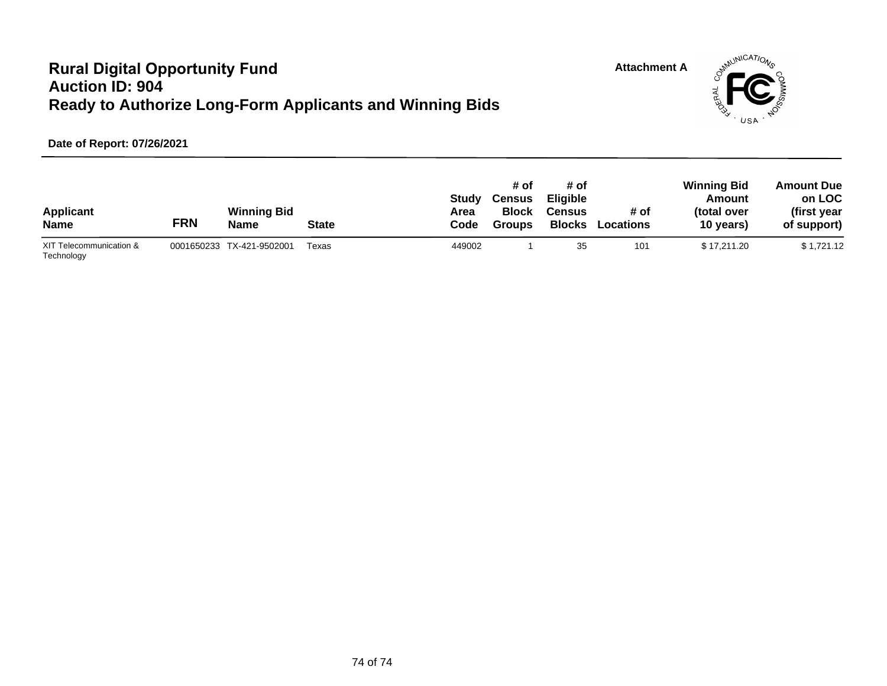# Rural Digital Opportunity Fund
## Auction ID: 904
## Ready to Authorize Long-Form Applicants and Winning Bids

Attachment A

**Date of Report: 07/26/2021**

| Applicant Name | FRN | Winning Bid Name | State | Study Area Code | # of Census Block Groups | # of Eligible Census Blocks | # of Locations | Winning Bid Amount (total over 10 years) | Amount Due on LOC (first year of support) |
|---|---|---|---|---|---|---|---|---|---|
| XIT Telecommunication & Technology | 0001650233 | TX-421-9502001 | Texas | 449002 | 1 | 35 | 101 | $ 17,211.20 | $ 1,721.12 |